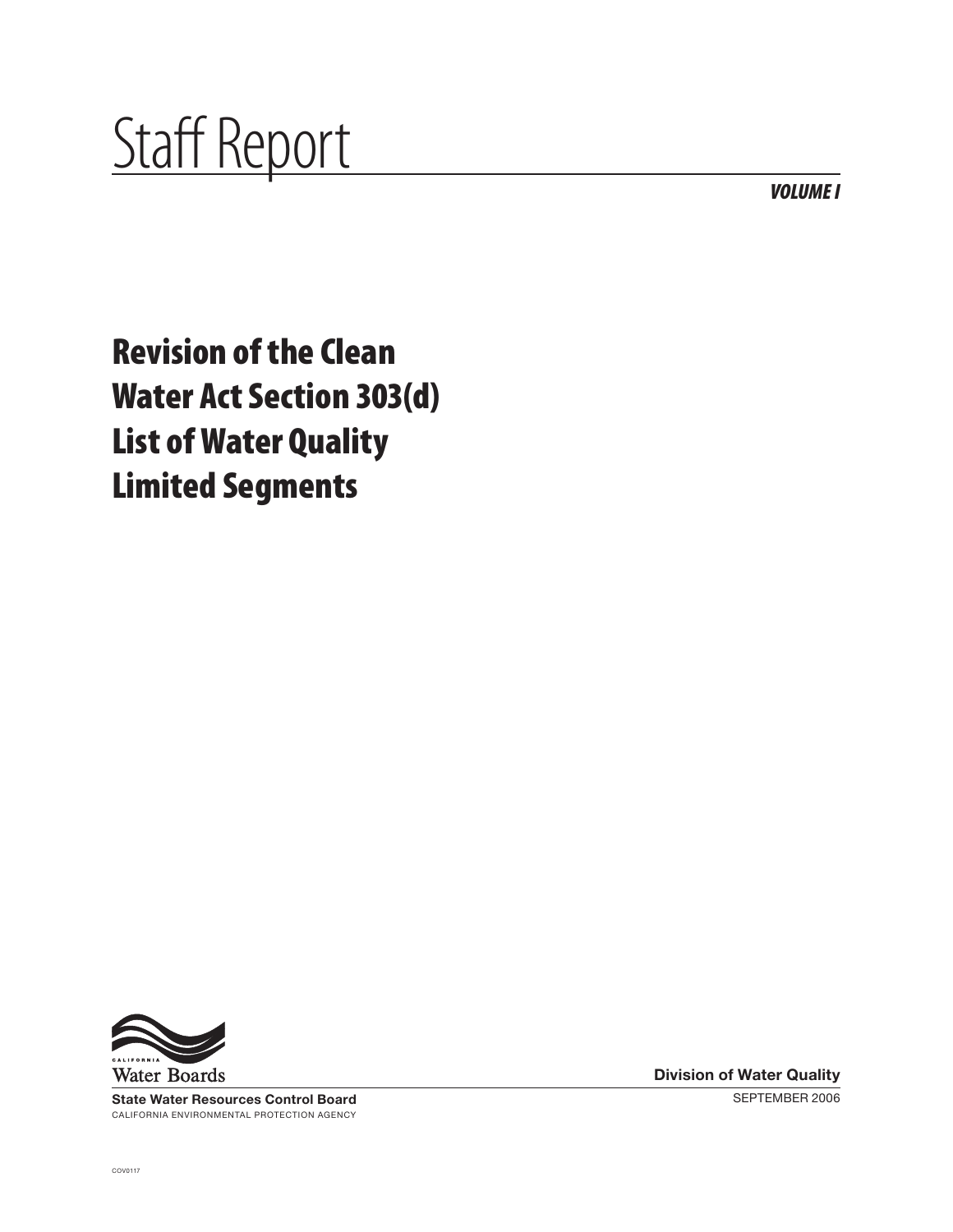# Staff Report

***VOLUME I***

## Revision of the Clean Water Act Section 303(d) List of Water Quality Limited Segments

CALIFORNIA
Water Boards

**State Water Resources Control Board**
CALIFORNIA ENVIRONMENTAL PROTECTION AGENCY

**Division of Water Quality**
SEPTEMBER 2006

COV0117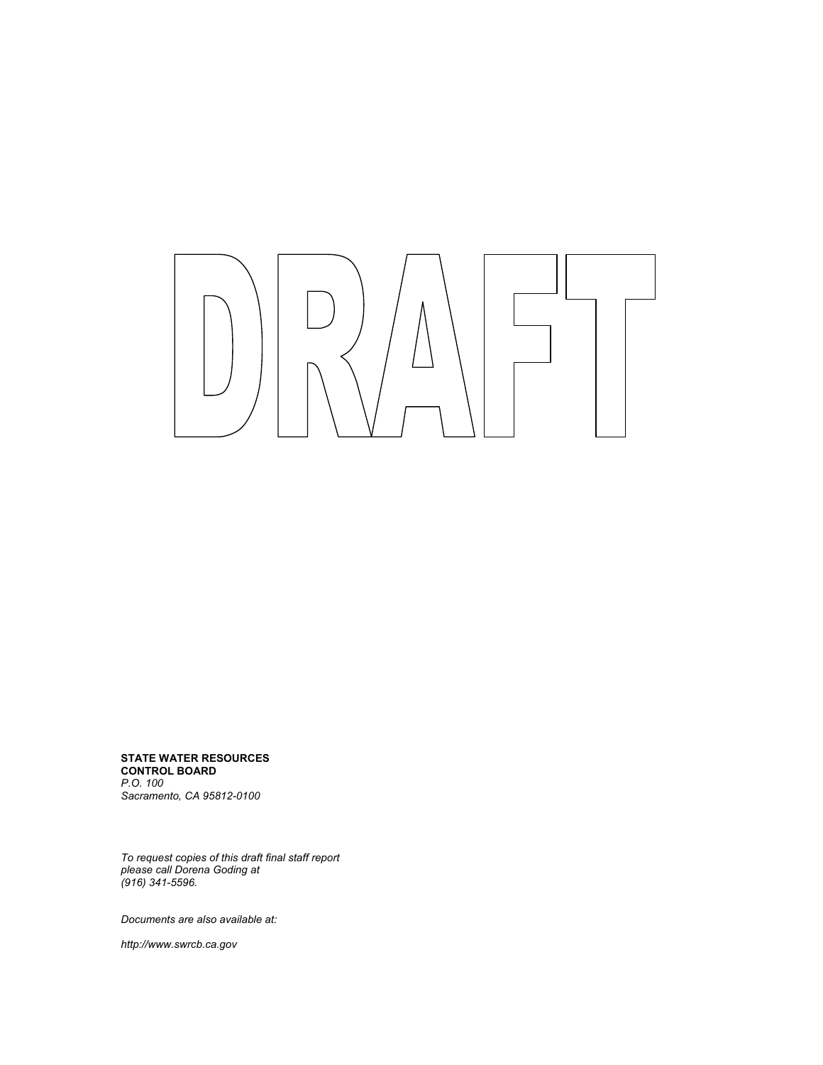# DRAFT

**STATE WATER RESOURCES CONTROL BOARD**
*P.O. 100*
*Sacramento, CA 95812-0100*

*To request copies of this draft final staff report please call Dorena Goding at (916) 341-5596.*

*Documents are also available at:*

*http://www.swrcb.ca.gov*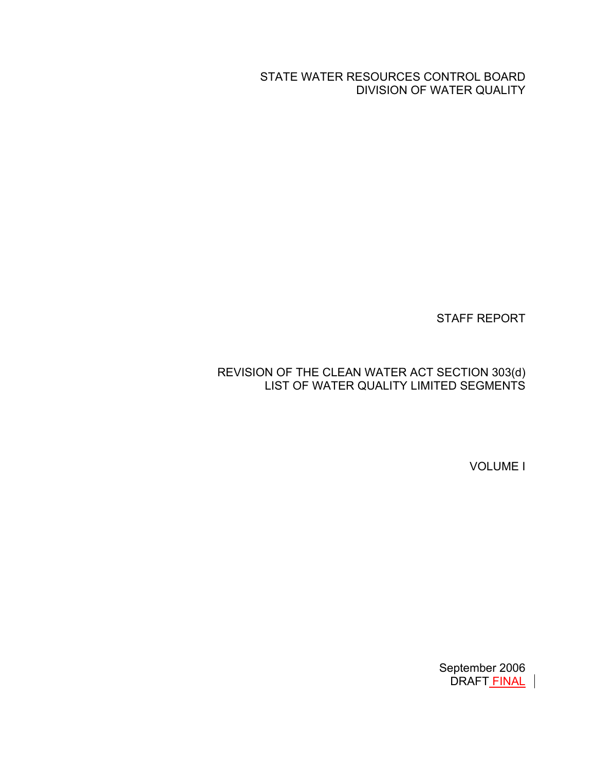STATE WATER RESOURCES CONTROL BOARD
DIVISION OF WATER QUALITY

STAFF REPORT

REVISION OF THE CLEAN WATER ACT SECTION 303(d)
LIST OF WATER QUALITY LIMITED SEGMENTS

VOLUME I

September 2006
DRAFT FINAL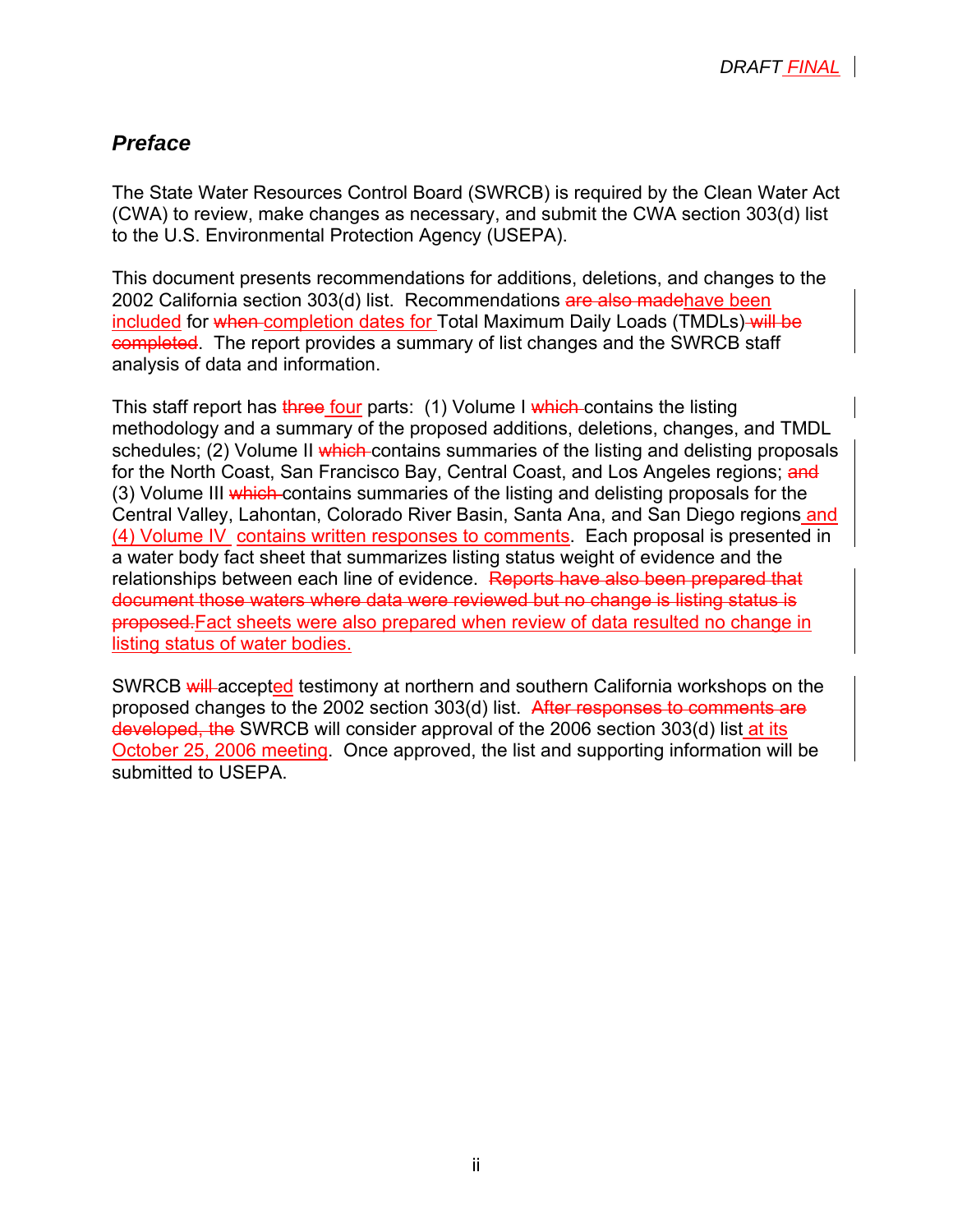## *Preface*

The State Water Resources Control Board (SWRCB) is required by the Clean Water Act (CWA) to review, make changes as necessary, and submit the CWA section 303(d) list to the U.S. Environmental Protection Agency (USEPA).

This document presents recommendations for additions, deletions, and changes to the 2002 California section 303(d) list. Recommendations ~~are also made~~have been included for ~~when~~ completion dates for Total Maximum Daily Loads (TMDLs) ~~will be completed~~. The report provides a summary of list changes and the SWRCB staff analysis of data and information.

This staff report has ~~three~~ four parts: (1) Volume I ~~which~~ contains the listing methodology and a summary of the proposed additions, deletions, changes, and TMDL schedules; (2) Volume II ~~which~~ contains summaries of the listing and delisting proposals for the North Coast, San Francisco Bay, Central Coast, and Los Angeles regions; ~~and~~ (3) Volume III ~~which~~ contains summaries of the listing and delisting proposals for the Central Valley, Lahontan, Colorado River Basin, Santa Ana, and San Diego regions and (4) Volume IV contains written responses to comments. Each proposal is presented in a water body fact sheet that summarizes listing status weight of evidence and the relationships between each line of evidence. ~~Reports have also been prepared that document those waters where data were reviewed but no change is listing status is proposed.~~Fact sheets were also prepared when review of data resulted no change in listing status of water bodies.

SWRCB ~~will~~ accepted testimony at northern and southern California workshops on the proposed changes to the 2002 section 303(d) list. ~~After responses to comments are developed, the~~ SWRCB will consider approval of the 2006 section 303(d) list at its October 25, 2006 meeting. Once approved, the list and supporting information will be submitted to USEPA.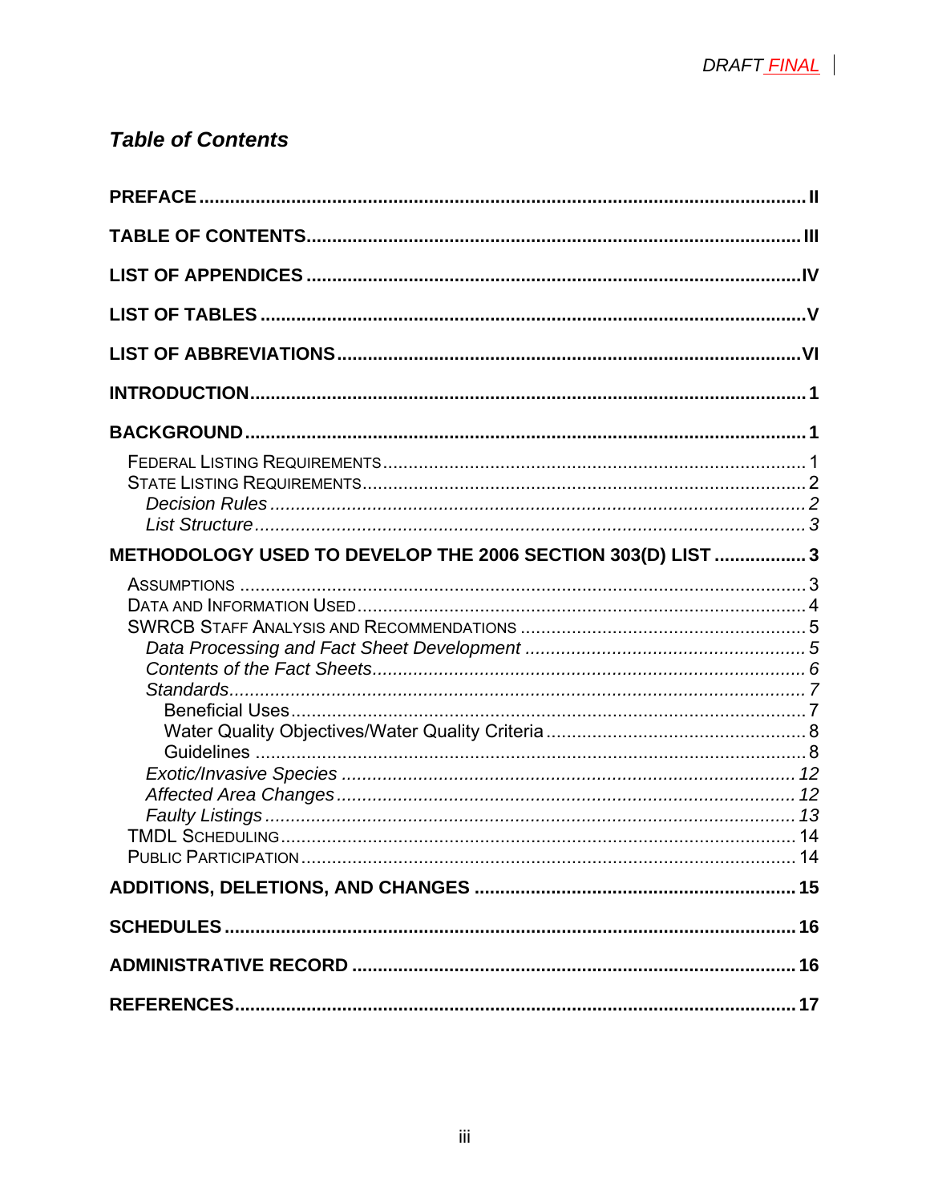## *Table of Contents*

**PREFACE** ..................................................................................................... II

**TABLE OF CONTENTS** ............................................................................... III

**LIST OF APPENDICES** ............................................................................... IV

**LIST OF TABLES** ........................................................................................ V

**LIST OF ABBREVIATIONS** ......................................................................... VI

**INTRODUCTION** ........................................................................................ 1

**BACKGROUND** ........................................................................................... 1

- FEDERAL LISTING REQUIREMENTS ........................................................... 1
- STATE LISTING REQUIREMENTS ................................................................ 2
  - *Decision Rules* ....................................................................................... 2
  - *List Structure* ......................................................................................... 3

**METHODOLOGY USED TO DEVELOP THE 2006 SECTION 303(D) LIST** .................. 3

- ASSUMPTIONS .......................................................................................... 3
- DATA AND INFORMATION USED ................................................................. 4
- SWRCB STAFF ANALYSIS AND RECOMMENDATIONS ................................ 5
  - *Data Processing and Fact Sheet Development* ........................................ 5
  - *Contents of the Fact Sheets* ................................................................... 6
  - *Standards* .............................................................................................. 7
    - Beneficial Uses .................................................................................... 7
    - Water Quality Objectives/Water Quality Criteria ................................... 8
    - Guidelines ........................................................................................... 8
  - *Exotic/Invasive Species* ........................................................................ 12
  - *Affected Area Changes* ......................................................................... 12
  - *Faulty Listings* ..................................................................................... 13
- TMDL SCHEDULING .................................................................................. 14
- PUBLIC PARTICIPATION ............................................................................ 14

**ADDITIONS, DELETIONS, AND CHANGES** ................................................. 15

**SCHEDULES** ............................................................................................. 16

**ADMINISTRATIVE RECORD** ...................................................................... 16

**REFERENCES** ........................................................................................... 17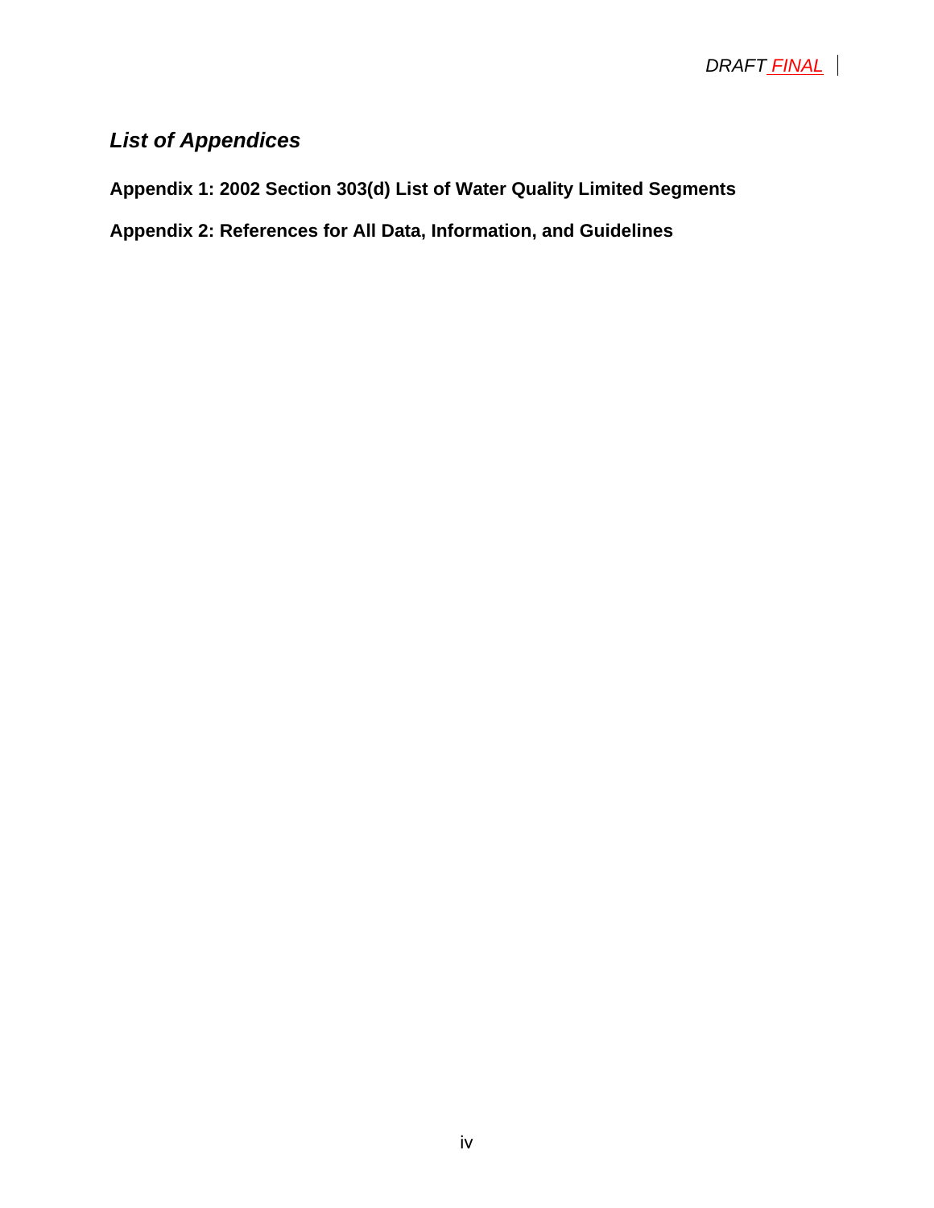## *List of Appendices*

**Appendix 1: 2002 Section 303(d) List of Water Quality Limited Segments**

**Appendix 2: References for All Data, Information, and Guidelines**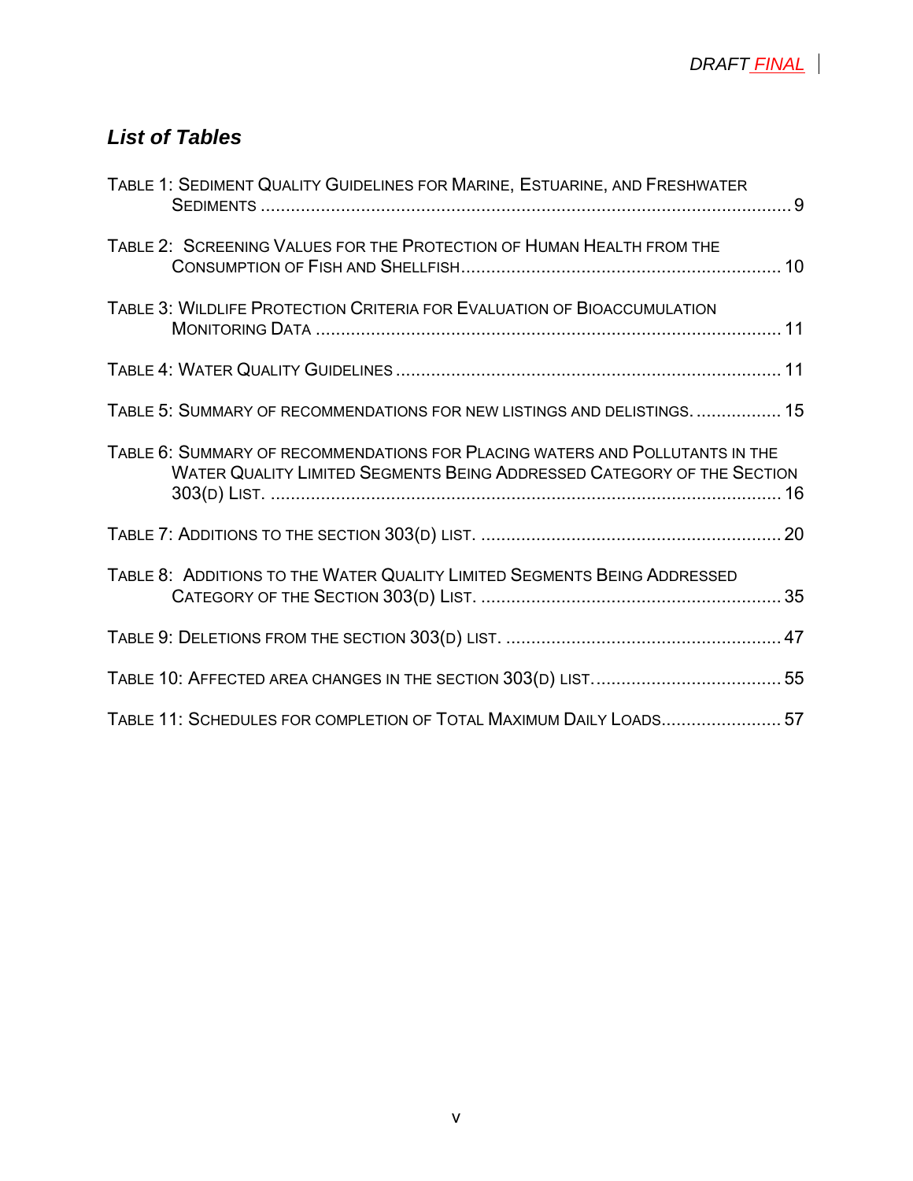## *List of Tables*

Table 1: Sediment Quality Guidelines for Marine, Estuarine, and Freshwater Sediments .......... 9

Table 2: Screening Values for the Protection of Human Health from the Consumption of Fish and Shellfish .......... 10

Table 3: Wildlife Protection Criteria for Evaluation of Bioaccumulation Monitoring Data .......... 11

Table 4: Water Quality Guidelines .......... 11

Table 5: Summary of recommendations for new listings and delistings. .......... 15

Table 6: Summary of recommendations for Placing waters and Pollutants in the Water Quality Limited Segments Being Addressed Category of the Section 303(d) List. .......... 16

Table 7: Additions to the section 303(d) list. .......... 20

Table 8: Additions to the Water Quality Limited Segments Being Addressed Category of the Section 303(d) List. .......... 35

Table 9: Deletions from the section 303(d) list. .......... 47

Table 10: Affected area changes in the section 303(d) list. .......... 55

Table 11: Schedules for completion of Total Maximum Daily Loads .......... 57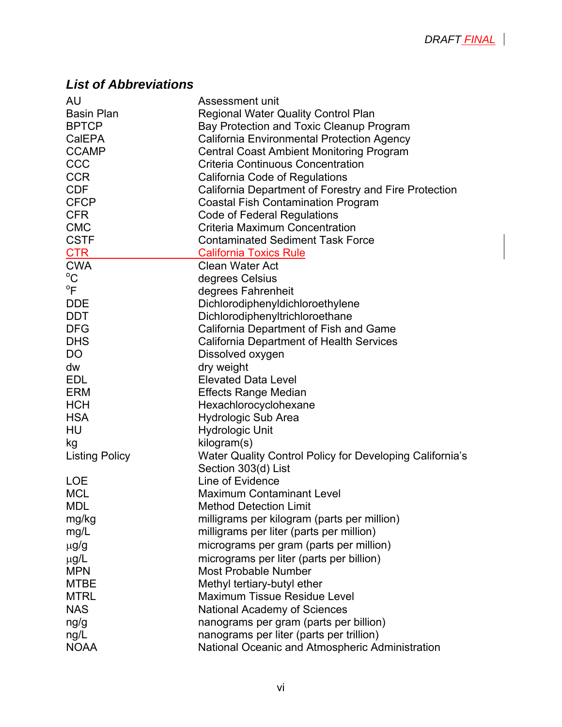### *List of Abbreviations*

| | |
|---|---|
| AU | Assessment unit |
| Basin Plan | Regional Water Quality Control Plan |
| BPTCP | Bay Protection and Toxic Cleanup Program |
| CalEPA | California Environmental Protection Agency |
| CCAMP | Central Coast Ambient Monitoring Program |
| CCC | Criteria Continuous Concentration |
| CCR | California Code of Regulations |
| CDF | California Department of Forestry and Fire Protection |
| CFCP | Coastal Fish Contamination Program |
| CFR | Code of Federal Regulations |
| CMC | Criteria Maximum Concentration |
| CSTF | Contaminated Sediment Task Force |
| CTR | California Toxics Rule |
| CWA | Clean Water Act |
| °C | degrees Celsius |
| °F | degrees Fahrenheit |
| DDE | Dichlorodiphenyldichloroethylene |
| DDT | Dichlorodiphenyltrichloroethane |
| DFG | California Department of Fish and Game |
| DHS | California Department of Health Services |
| DO | Dissolved oxygen |
| dw | dry weight |
| EDL | Elevated Data Level |
| ERM | Effects Range Median |
| HCH | Hexachlorocyclohexane |
| HSA | Hydrologic Sub Area |
| HU | Hydrologic Unit |
| kg | kilogram(s) |
| Listing Policy | Water Quality Control Policy for Developing California's Section 303(d) List |
| LOE | Line of Evidence |
| MCL | Maximum Contaminant Level |
| MDL | Method Detection Limit |
| mg/kg | milligrams per kilogram (parts per million) |
| mg/L | milligrams per liter (parts per million) |
| µg/g | micrograms per gram (parts per million) |
| µg/L | micrograms per liter (parts per billion) |
| MPN | Most Probable Number |
| MTBE | Methyl tertiary-butyl ether |
| MTRL | Maximum Tissue Residue Level |
| NAS | National Academy of Sciences |
| ng/g | nanograms per gram (parts per billion) |
| ng/L | nanograms per liter (parts per trillion) |
| NOAA | National Oceanic and Atmospheric Administration |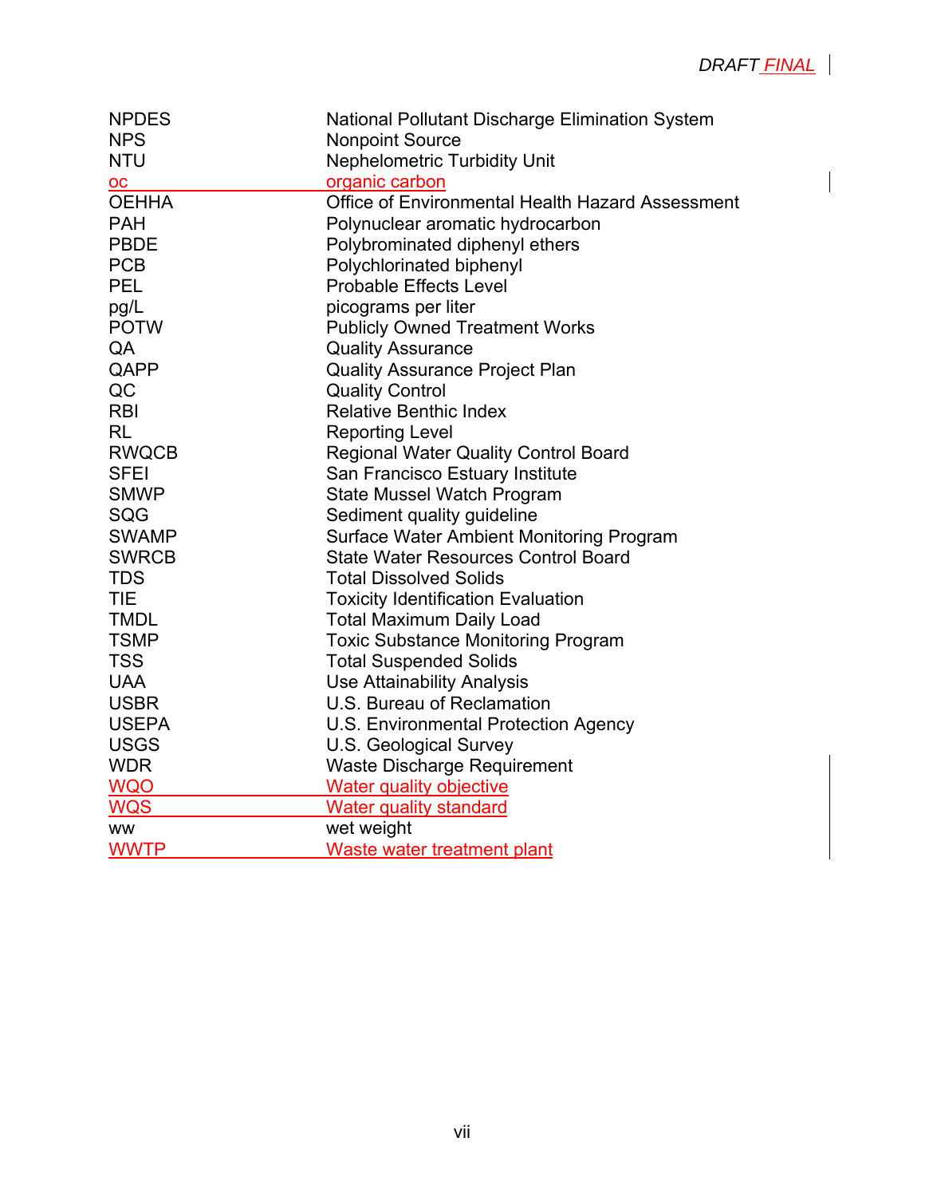| | |
|---|---|
| NPDES | National Pollutant Discharge Elimination System |
| NPS | Nonpoint Source |
| NTU | Nephelometric Turbidity Unit |
| oc | organic carbon |
| OEHHA | Office of Environmental Health Hazard Assessment |
| PAH | Polynuclear aromatic hydrocarbon |
| PBDE | Polybrominated diphenyl ethers |
| PCB | Polychlorinated biphenyl |
| PEL | Probable Effects Level |
| pg/L | picograms per liter |
| POTW | Publicly Owned Treatment Works |
| QA | Quality Assurance |
| QAPP | Quality Assurance Project Plan |
| QC | Quality Control |
| RBI | Relative Benthic Index |
| RL | Reporting Level |
| RWQCB | Regional Water Quality Control Board |
| SFEI | San Francisco Estuary Institute |
| SMWP | State Mussel Watch Program |
| SQG | Sediment quality guideline |
| SWAMP | Surface Water Ambient Monitoring Program |
| SWRCB | State Water Resources Control Board |
| TDS | Total Dissolved Solids |
| TIE | Toxicity Identification Evaluation |
| TMDL | Total Maximum Daily Load |
| TSMP | Toxic Substance Monitoring Program |
| TSS | Total Suspended Solids |
| UAA | Use Attainability Analysis |
| USBR | U.S. Bureau of Reclamation |
| USEPA | U.S. Environmental Protection Agency |
| USGS | U.S. Geological Survey |
| WDR | Waste Discharge Requirement |
| WQO | Water quality objective |
| WQS | Water quality standard |
| ww | wet weight |
| WWTP | Waste water treatment plant |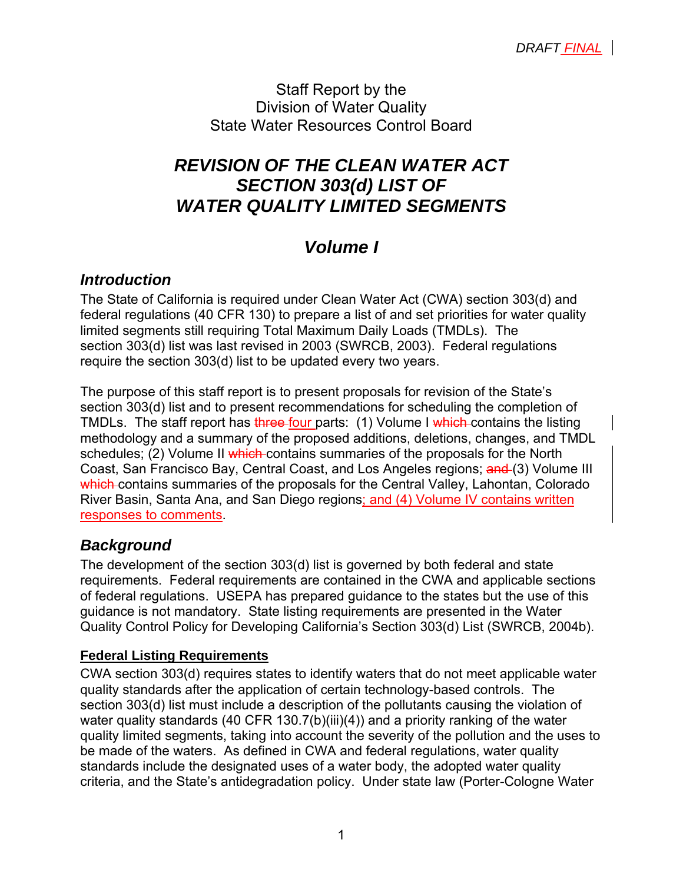DRAFT FINAL

Staff Report by the
Division of Water Quality
State Water Resources Control Board

# *REVISION OF THE CLEAN WATER ACT SECTION 303(d) LIST OF WATER QUALITY LIMITED SEGMENTS*

## *Volume I*

### *Introduction*

The State of California is required under Clean Water Act (CWA) section 303(d) and federal regulations (40 CFR 130) to prepare a list of and set priorities for water quality limited segments still requiring Total Maximum Daily Loads (TMDLs). The section 303(d) list was last revised in 2003 (SWRCB, 2003). Federal regulations require the section 303(d) list to be updated every two years.

The purpose of this staff report is to present proposals for revision of the State's section 303(d) list and to present recommendations for scheduling the completion of TMDLs. The staff report has ~~three~~ four parts: (1) Volume I ~~which~~ contains the listing methodology and a summary of the proposed additions, deletions, changes, and TMDL schedules; (2) Volume II ~~which~~ contains summaries of the proposals for the North Coast, San Francisco Bay, Central Coast, and Los Angeles regions; ~~and~~ (3) Volume III ~~which~~ contains summaries of the proposals for the Central Valley, Lahontan, Colorado River Basin, Santa Ana, and San Diego regions; and (4) Volume IV contains written responses to comments.

### *Background*

The development of the section 303(d) list is governed by both federal and state requirements. Federal requirements are contained in the CWA and applicable sections of federal regulations. USEPA has prepared guidance to the states but the use of this guidance is not mandatory. State listing requirements are presented in the Water Quality Control Policy for Developing California's Section 303(d) List (SWRCB, 2004b).

#### **Federal Listing Requirements**

CWA section 303(d) requires states to identify waters that do not meet applicable water quality standards after the application of certain technology-based controls. The section 303(d) list must include a description of the pollutants causing the violation of water quality standards (40 CFR 130.7(b)(iii)(4)) and a priority ranking of the water quality limited segments, taking into account the severity of the pollution and the uses to be made of the waters. As defined in CWA and federal regulations, water quality standards include the designated uses of a water body, the adopted water quality criteria, and the State's antidegradation policy. Under state law (Porter-Cologne Water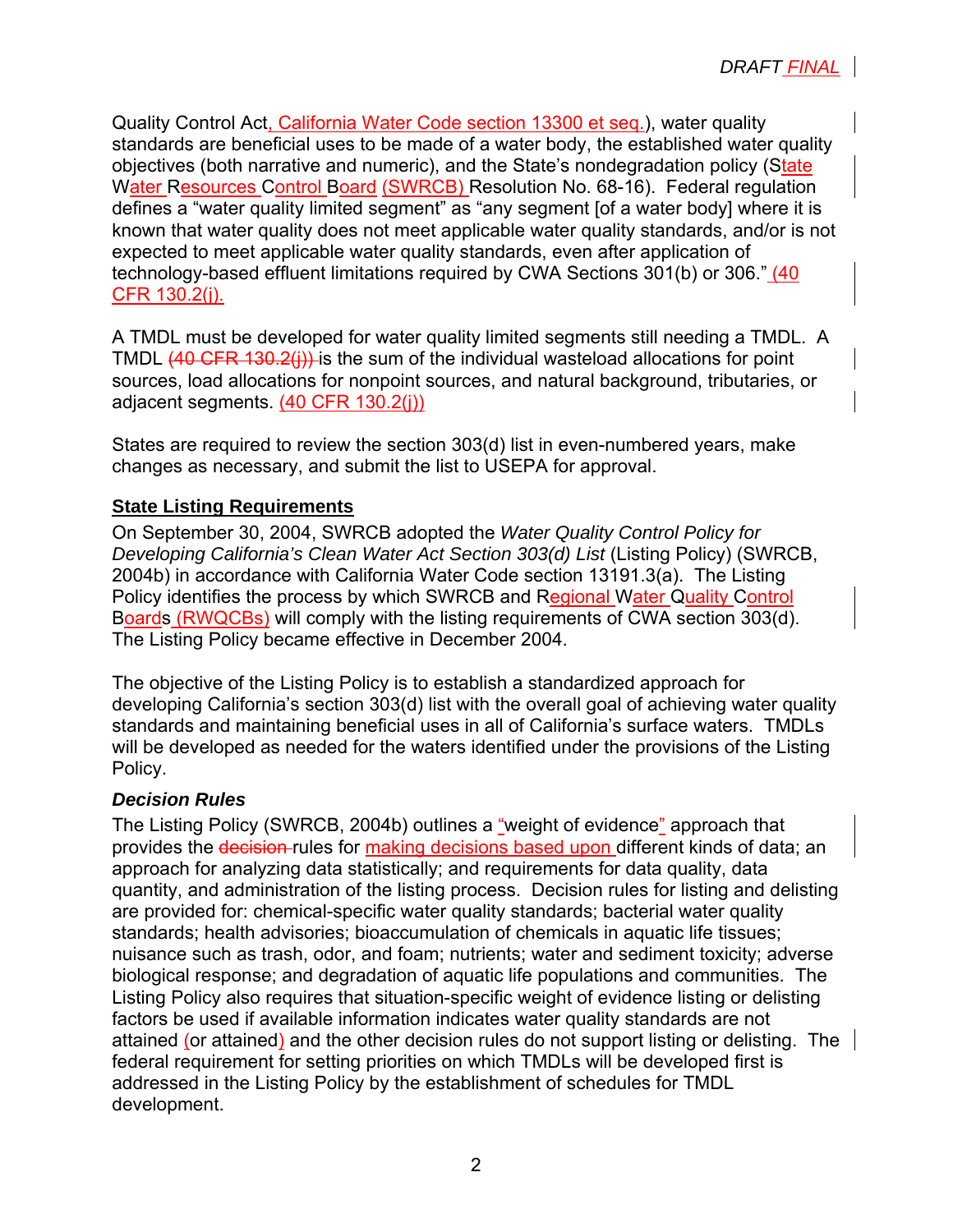Quality Control Act, California Water Code section 13300 et seq.), water quality standards are beneficial uses to be made of a water body, the established water quality objectives (both narrative and numeric), and the State's nondegradation policy (State Water Resources Control Board (SWRCB) Resolution No. 68-16). Federal regulation defines a "water quality limited segment" as "any segment [of a water body] where it is known that water quality does not meet applicable water quality standards, and/or is not expected to meet applicable water quality standards, even after application of technology-based effluent limitations required by CWA Sections 301(b) or 306." (40 CFR 130.2(j).

A TMDL must be developed for water quality limited segments still needing a TMDL. A TMDL ~~(40 CFR 130.2(j))~~ is the sum of the individual wasteload allocations for point sources, load allocations for nonpoint sources, and natural background, tributaries, or adjacent segments. (40 CFR 130.2(j))

States are required to review the section 303(d) list in even-numbered years, make changes as necessary, and submit the list to USEPA for approval.

**State Listing Requirements**

On September 30, 2004, SWRCB adopted the *Water Quality Control Policy for Developing California's Clean Water Act Section 303(d) List* (Listing Policy) (SWRCB, 2004b) in accordance with California Water Code section 13191.3(a). The Listing Policy identifies the process by which SWRCB and Regional Water Quality Control Boards (RWQCBs) will comply with the listing requirements of CWA section 303(d). The Listing Policy became effective in December 2004.

The objective of the Listing Policy is to establish a standardized approach for developing California's section 303(d) list with the overall goal of achieving water quality standards and maintaining beneficial uses in all of California's surface waters. TMDLs will be developed as needed for the waters identified under the provisions of the Listing Policy.

***Decision Rules***

The Listing Policy (SWRCB, 2004b) outlines a "weight of evidence" approach that provides the ~~decision~~ rules for making decisions based upon different kinds of data; an approach for analyzing data statistically; and requirements for data quality, data quantity, and administration of the listing process. Decision rules for listing and delisting are provided for: chemical-specific water quality standards; bacterial water quality standards; health advisories; bioaccumulation of chemicals in aquatic life tissues; nuisance such as trash, odor, and foam; nutrients; water and sediment toxicity; adverse biological response; and degradation of aquatic life populations and communities. The Listing Policy also requires that situation-specific weight of evidence listing or delisting factors be used if available information indicates water quality standards are not attained (or attained) and the other decision rules do not support listing or delisting. The federal requirement for setting priorities on which TMDLs will be developed first is addressed in the Listing Policy by the establishment of schedules for TMDL development.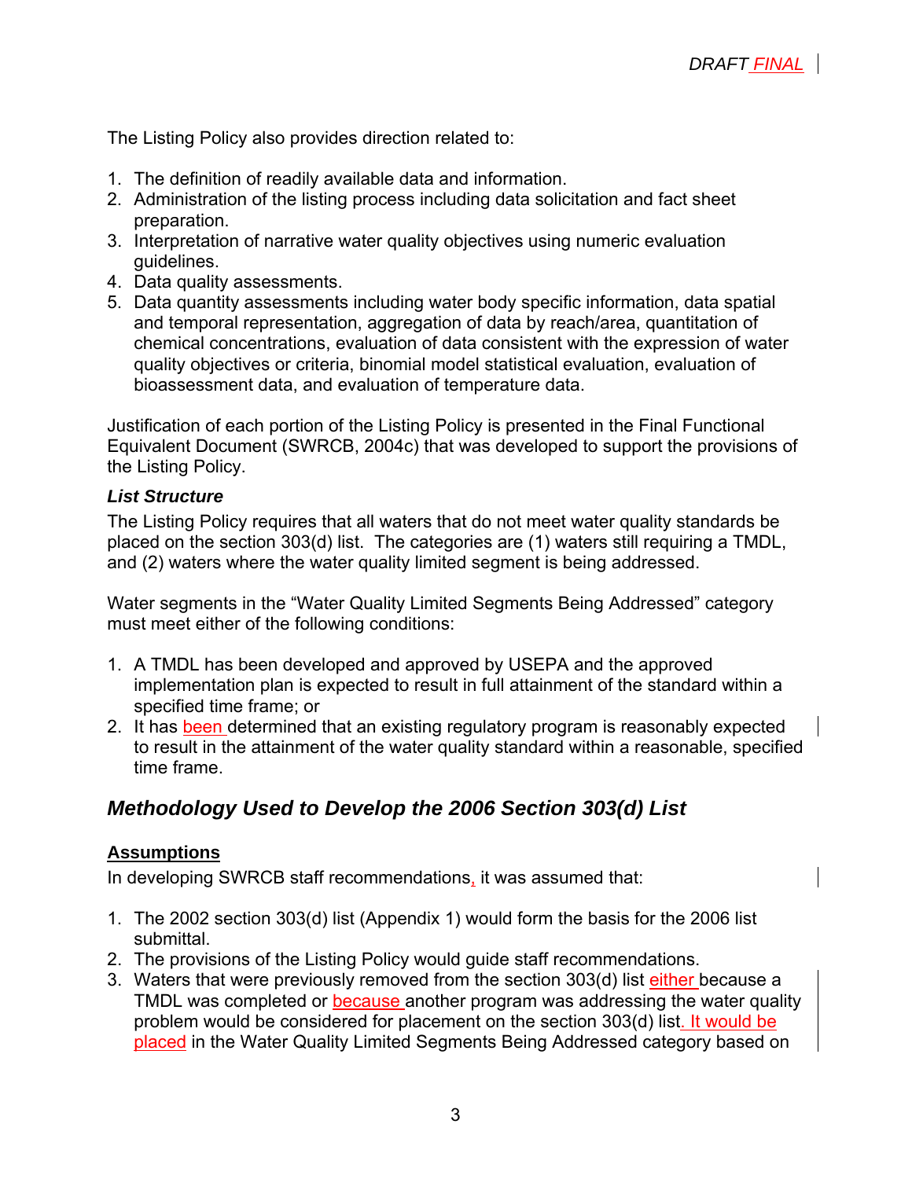The Listing Policy also provides direction related to:

1. The definition of readily available data and information.
2. Administration of the listing process including data solicitation and fact sheet preparation.
3. Interpretation of narrative water quality objectives using numeric evaluation guidelines.
4. Data quality assessments.
5. Data quantity assessments including water body specific information, data spatial and temporal representation, aggregation of data by reach/area, quantitation of chemical concentrations, evaluation of data consistent with the expression of water quality objectives or criteria, binomial model statistical evaluation, evaluation of bioassessment data, and evaluation of temperature data.

Justification of each portion of the Listing Policy is presented in the Final Functional Equivalent Document (SWRCB, 2004c) that was developed to support the provisions of the Listing Policy.

***List Structure***

The Listing Policy requires that all waters that do not meet water quality standards be placed on the section 303(d) list. The categories are (1) waters still requiring a TMDL, and (2) waters where the water quality limited segment is being addressed.

Water segments in the "Water Quality Limited Segments Being Addressed" category must meet either of the following conditions:

1. A TMDL has been developed and approved by USEPA and the approved implementation plan is expected to result in full attainment of the standard within a specified time frame; or
2. It has been determined that an existing regulatory program is reasonably expected to result in the attainment of the water quality standard within a reasonable, specified time frame.

## *Methodology Used to Develop the 2006 Section 303(d) List*

**Assumptions**

In developing SWRCB staff recommendations, it was assumed that:

1. The 2002 section 303(d) list (Appendix 1) would form the basis for the 2006 list submittal.
2. The provisions of the Listing Policy would guide staff recommendations.
3. Waters that were previously removed from the section 303(d) list either because a TMDL was completed or because another program was addressing the water quality problem would be considered for placement on the section 303(d) list. It would be placed in the Water Quality Limited Segments Being Addressed category based on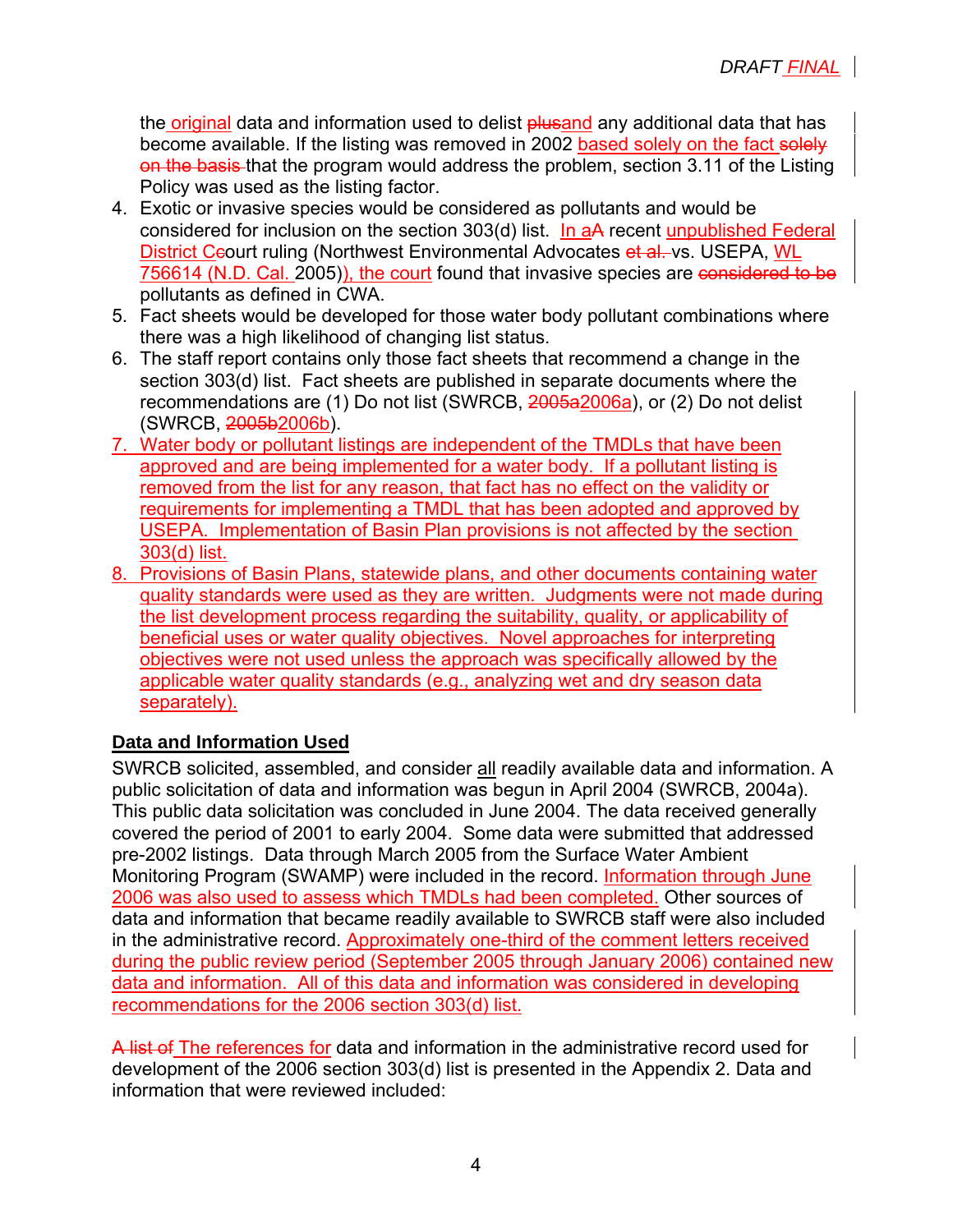the original data and information used to delist ~~plus~~and any additional data that has become available. If the listing was removed in 2002 based solely on the fact ~~solely on the basis~~ that the program would address the problem, section 3.11 of the Listing Policy was used as the listing factor.

4. Exotic or invasive species would be considered as pollutants and would be considered for inclusion on the section 303(d) list. In a~~A~~ recent unpublished Federal District C~~c~~ourt ruling (Northwest Environmental Advocates ~~et al.~~ vs. USEPA, WL 756614 (N.D. Cal. 2005)), the court found that invasive species are ~~considered to be~~ pollutants as defined in CWA.
5. Fact sheets would be developed for those water body pollutant combinations where there was a high likelihood of changing list status.
6. The staff report contains only those fact sheets that recommend a change in the section 303(d) list. Fact sheets are published in separate documents where the recommendations are (1) Do not list (SWRCB, ~~2005a~~2006a), or (2) Do not delist (SWRCB, ~~2005b~~2006b).
7. Water body or pollutant listings are independent of the TMDLs that have been approved and are being implemented for a water body. If a pollutant listing is removed from the list for any reason, that fact has no effect on the validity or requirements for implementing a TMDL that has been adopted and approved by USEPA. Implementation of Basin Plan provisions is not affected by the section 303(d) list.
8. Provisions of Basin Plans, statewide plans, and other documents containing water quality standards were used as they are written. Judgments were not made during the list development process regarding the suitability, quality, or applicability of beneficial uses or water quality objectives. Novel approaches for interpreting objectives were not used unless the approach was specifically allowed by the applicable water quality standards (e.g., analyzing wet and dry season data separately).

## Data and Information Used

SWRCB solicited, assembled, and consider all readily available data and information. A public solicitation of data and information was begun in April 2004 (SWRCB, 2004a). This public data solicitation was concluded in June 2004. The data received generally covered the period of 2001 to early 2004. Some data were submitted that addressed pre-2002 listings. Data through March 2005 from the Surface Water Ambient Monitoring Program (SWAMP) were included in the record. Information through June 2006 was also used to assess which TMDLs had been completed. Other sources of data and information that became readily available to SWRCB staff were also included in the administrative record. Approximately one-third of the comment letters received during the public review period (September 2005 through January 2006) contained new data and information. All of this data and information was considered in developing recommendations for the 2006 section 303(d) list.

~~A list of~~ The references for data and information in the administrative record used for development of the 2006 section 303(d) list is presented in the Appendix 2. Data and information that were reviewed included: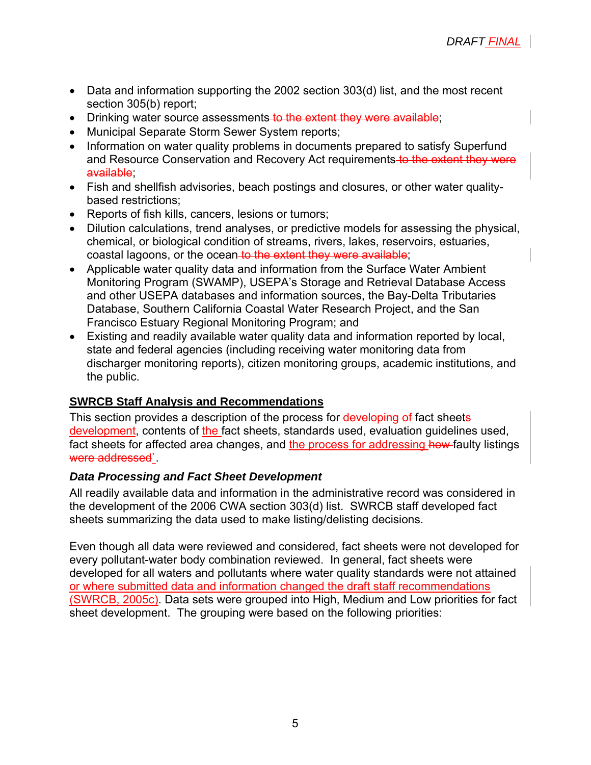- Data and information supporting the 2002 section 303(d) list, and the most recent section 305(b) report;
- Drinking water source assessments ~~to the extent they were available~~;
- Municipal Separate Storm Sewer System reports;
- Information on water quality problems in documents prepared to satisfy Superfund and Resource Conservation and Recovery Act requirements ~~to the extent they were available~~;
- Fish and shellfish advisories, beach postings and closures, or other water quality-based restrictions;
- Reports of fish kills, cancers, lesions or tumors;
- Dilution calculations, trend analyses, or predictive models for assessing the physical, chemical, or biological condition of streams, rivers, lakes, reservoirs, estuaries, coastal lagoons, or the ocean ~~to the extent they were available~~;
- Applicable water quality data and information from the Surface Water Ambient Monitoring Program (SWAMP), USEPA's Storage and Retrieval Database Access and other USEPA databases and information sources, the Bay-Delta Tributaries Database, Southern California Coastal Water Research Project, and the San Francisco Estuary Regional Monitoring Program; and
- Existing and readily available water quality data and information reported by local, state and federal agencies (including receiving water monitoring data from discharger monitoring reports), citizen monitoring groups, academic institutions, and the public.

## SWRCB Staff Analysis and Recommendations

This section provides a description of the process for ~~developing of~~ fact sheet~~s~~ development, contents of the fact sheets, standards used, evaluation guidelines used, fact sheets for affected area changes, and the process for addressing ~~how~~ faulty listings ~~were addressed`~~.

### *Data Processing and Fact Sheet Development*

All readily available data and information in the administrative record was considered in the development of the 2006 CWA section 303(d) list. SWRCB staff developed fact sheets summarizing the data used to make listing/delisting decisions.

Even though all data were reviewed and considered, fact sheets were not developed for every pollutant-water body combination reviewed. In general, fact sheets were developed for all waters and pollutants where water quality standards were not attained or where submitted data and information changed the draft staff recommendations (SWRCB, 2005c). Data sets were grouped into High, Medium and Low priorities for fact sheet development. The grouping were based on the following priorities: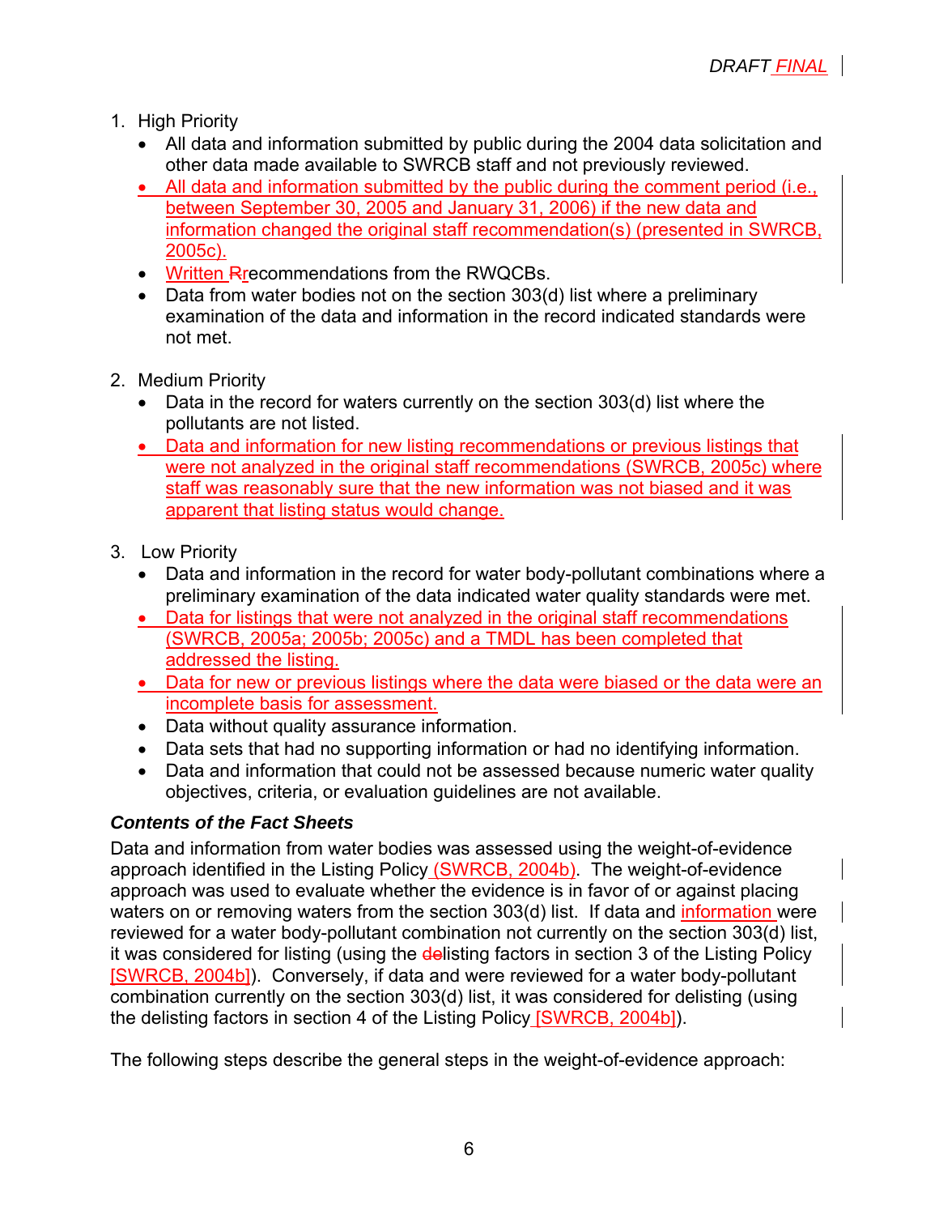1. High Priority
   - All data and information submitted by public during the 2004 data solicitation and other data made available to SWRCB staff and not previously reviewed.
   - All data and information submitted by the public during the comment period (i.e., between September 30, 2005 and January 31, 2006) if the new data and information changed the original staff recommendation(s) (presented in SWRCB, 2005c).
   - Written Rrecommendations from the RWQCBs.
   - Data from water bodies not on the section 303(d) list where a preliminary examination of the data and information in the record indicated standards were not met.

2. Medium Priority
   - Data in the record for waters currently on the section 303(d) list where the pollutants are not listed.
   - Data and information for new listing recommendations or previous listings that were not analyzed in the original staff recommendations (SWRCB, 2005c) where staff was reasonably sure that the new information was not biased and it was apparent that listing status would change.

3. Low Priority
   - Data and information in the record for water body-pollutant combinations where a preliminary examination of the data indicated water quality standards were met.
   - Data for listings that were not analyzed in the original staff recommendations (SWRCB, 2005a; 2005b; 2005c) and a TMDL has been completed that addressed the listing.
   - Data for new or previous listings where the data were biased or the data were an incomplete basis for assessment.
   - Data without quality assurance information.
   - Data sets that had no supporting information or had no identifying information.
   - Data and information that could not be assessed because numeric water quality objectives, criteria, or evaluation guidelines are not available.

***Contents of the Fact Sheets***

Data and information from water bodies was assessed using the weight-of-evidence approach identified in the Listing Policy (SWRCB, 2004b). The weight-of-evidence approach was used to evaluate whether the evidence is in favor of or against placing waters on or removing waters from the section 303(d) list. If data and information were reviewed for a water body-pollutant combination not currently on the section 303(d) list, it was considered for listing (using the delisting factors in section 3 of the Listing Policy [SWRCB, 2004b]). Conversely, if data and were reviewed for a water body-pollutant combination currently on the section 303(d) list, it was considered for delisting (using the delisting factors in section 4 of the Listing Policy [SWRCB, 2004b]).

The following steps describe the general steps in the weight-of-evidence approach: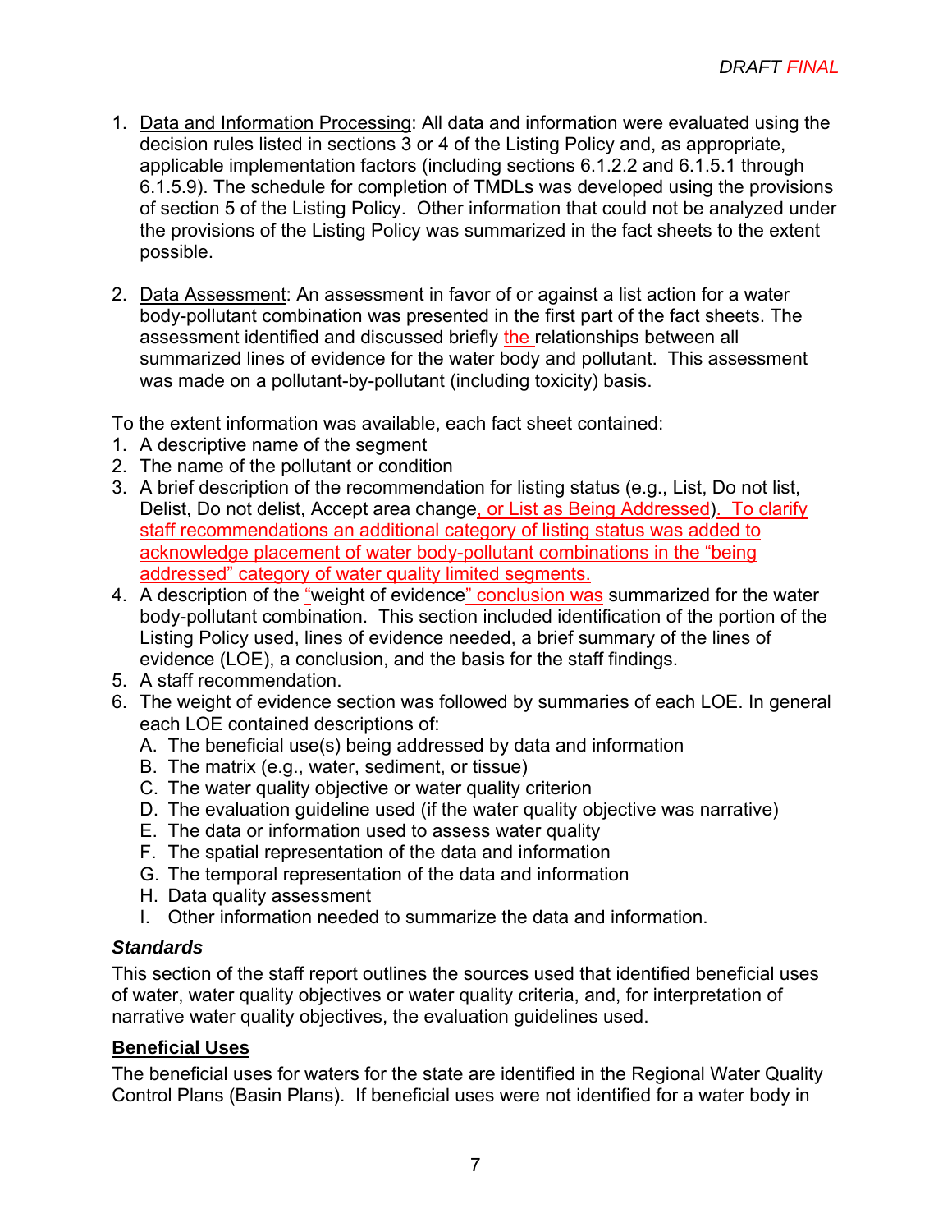1. Data and Information Processing: All data and information were evaluated using the decision rules listed in sections 3 or 4 of the Listing Policy and, as appropriate, applicable implementation factors (including sections 6.1.2.2 and 6.1.5.1 through 6.1.5.9). The schedule for completion of TMDLs was developed using the provisions of section 5 of the Listing Policy. Other information that could not be analyzed under the provisions of the Listing Policy was summarized in the fact sheets to the extent possible.

2. Data Assessment: An assessment in favor of or against a list action for a water body-pollutant combination was presented in the first part of the fact sheets. The assessment identified and discussed briefly the relationships between all summarized lines of evidence for the water body and pollutant. This assessment was made on a pollutant-by-pollutant (including toxicity) basis.

To the extent information was available, each fact sheet contained:

1. A descriptive name of the segment
2. The name of the pollutant or condition
3. A brief description of the recommendation for listing status (e.g., List, Do not list, Delist, Do not delist, Accept area change, or List as Being Addressed). To clarify staff recommendations an additional category of listing status was added to acknowledge placement of water body-pollutant combinations in the "being addressed" category of water quality limited segments.
4. A description of the "weight of evidence" conclusion was summarized for the water body-pollutant combination. This section included identification of the portion of the Listing Policy used, lines of evidence needed, a brief summary of the lines of evidence (LOE), a conclusion, and the basis for the staff findings.
5. A staff recommendation.
6. The weight of evidence section was followed by summaries of each LOE. In general each LOE contained descriptions of:
   A. The beneficial use(s) being addressed by data and information
   B. The matrix (e.g., water, sediment, or tissue)
   C. The water quality objective or water quality criterion
   D. The evaluation guideline used (if the water quality objective was narrative)
   E. The data or information used to assess water quality
   F. The spatial representation of the data and information
   G. The temporal representation of the data and information
   H. Data quality assessment
   I. Other information needed to summarize the data and information.

### *Standards*

This section of the staff report outlines the sources used that identified beneficial uses of water, water quality objectives or water quality criteria, and, for interpretation of narrative water quality objectives, the evaluation guidelines used.

#### **Beneficial Uses**

The beneficial uses for waters for the state are identified in the Regional Water Quality Control Plans (Basin Plans). If beneficial uses were not identified for a water body in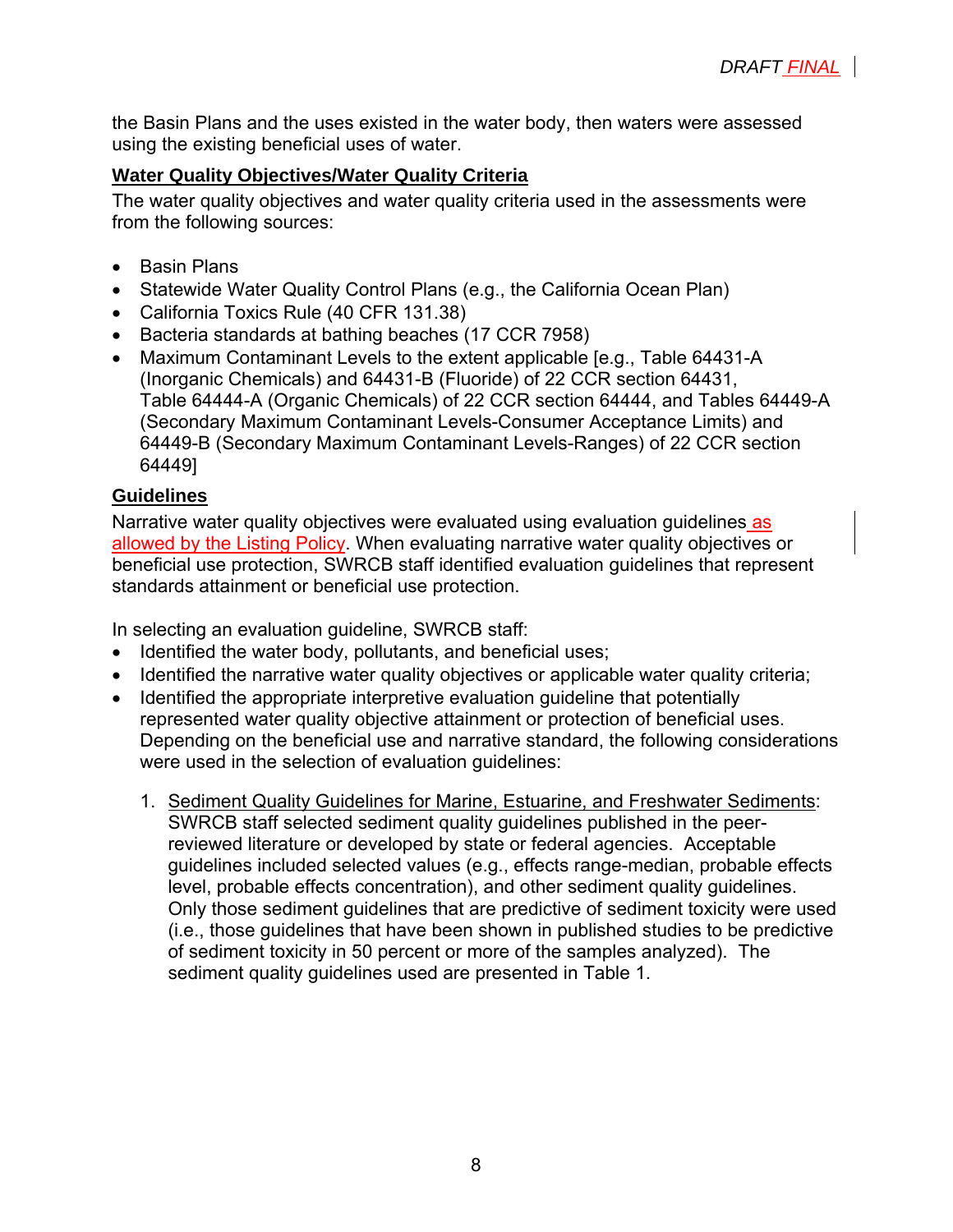the Basin Plans and the uses existed in the water body, then waters were assessed using the existing beneficial uses of water.

**Water Quality Objectives/Water Quality Criteria**

The water quality objectives and water quality criteria used in the assessments were from the following sources:

- Basin Plans
- Statewide Water Quality Control Plans (e.g., the California Ocean Plan)
- California Toxics Rule (40 CFR 131.38)
- Bacteria standards at bathing beaches (17 CCR 7958)
- Maximum Contaminant Levels to the extent applicable [e.g., Table 64431-A (Inorganic Chemicals) and 64431-B (Fluoride) of 22 CCR section 64431, Table 64444-A (Organic Chemicals) of 22 CCR section 64444, and Tables 64449-A (Secondary Maximum Contaminant Levels-Consumer Acceptance Limits) and 64449-B (Secondary Maximum Contaminant Levels-Ranges) of 22 CCR section 64449]

**Guidelines**

Narrative water quality objectives were evaluated using evaluation guidelines as allowed by the Listing Policy. When evaluating narrative water quality objectives or beneficial use protection, SWRCB staff identified evaluation guidelines that represent standards attainment or beneficial use protection.

In selecting an evaluation guideline, SWRCB staff:

- Identified the water body, pollutants, and beneficial uses;
- Identified the narrative water quality objectives or applicable water quality criteria;
- Identified the appropriate interpretive evaluation guideline that potentially represented water quality objective attainment or protection of beneficial uses. Depending on the beneficial use and narrative standard, the following considerations were used in the selection of evaluation guidelines:

  1. Sediment Quality Guidelines for Marine, Estuarine, and Freshwater Sediments: SWRCB staff selected sediment quality guidelines published in the peer-reviewed literature or developed by state or federal agencies. Acceptable guidelines included selected values (e.g., effects range-median, probable effects level, probable effects concentration), and other sediment quality guidelines. Only those sediment guidelines that are predictive of sediment toxicity were used (i.e., those guidelines that have been shown in published studies to be predictive of sediment toxicity in 50 percent or more of the samples analyzed). The sediment quality guidelines used are presented in Table 1.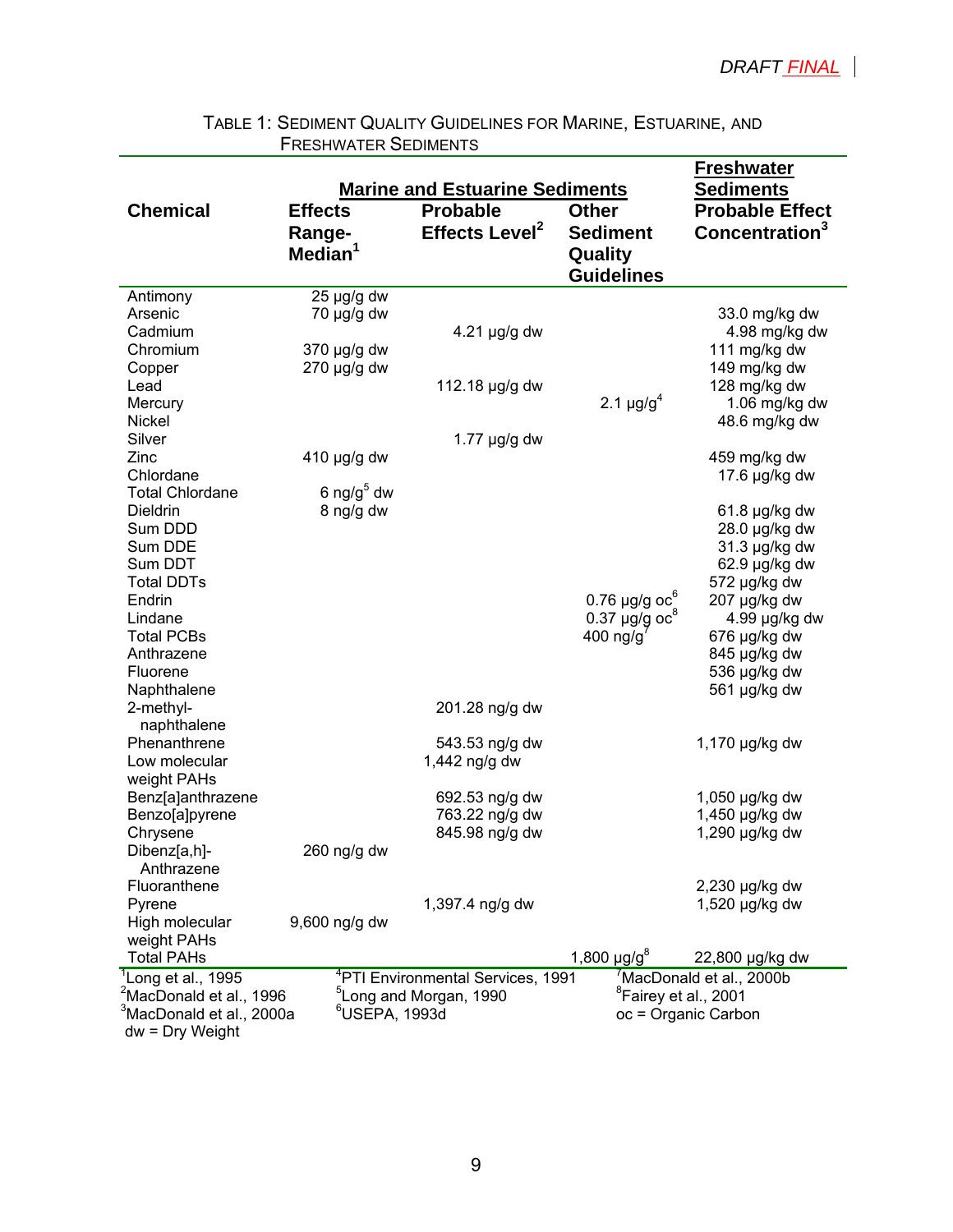DRAFT FINAL

TABLE 1: SEDIMENT QUALITY GUIDELINES FOR MARINE, ESTUARINE, AND FRESHWATER SEDIMENTS

| Chemical | Marine and Estuarine Sediments | | | Freshwater Sediments |
|---|---|---|---|---|
| | Effects Range-Median[1] | Probable Effects Level[2] | Other Sediment Quality Guidelines | Probable Effect Concentration[3] |
| Antimony | 25 µg/g dw | | | |
| Arsenic | 70 µg/g dw | | | 33.0 mg/kg dw |
| Cadmium | | 4.21 µg/g dw | | 4.98 mg/kg dw |
| Chromium | 370 µg/g dw | | | 111 mg/kg dw |
| Copper | 270 µg/g dw | | | 149 mg/kg dw |
| Lead | | 112.18 µg/g dw | | 128 mg/kg dw |
| Mercury | | | 2.1 µg/g[4] | 1.06 mg/kg dw |
| Nickel | | | | 48.6 mg/kg dw |
| Silver | | 1.77 µg/g dw | | |
| Zinc | 410 µg/g dw | | | 459 mg/kg dw |
| Chlordane | | | | 17.6 µg/kg dw |
| Total Chlordane | 6 ng/g[5] dw | | | |
| Dieldrin | 8 ng/g dw | | | 61.8 µg/kg dw |
| Sum DDD | | | | 28.0 µg/kg dw |
| Sum DDE | | | | 31.3 µg/kg dw |
| Sum DDT | | | | 62.9 µg/kg dw |
| Total DDTs | | | | 572 µg/kg dw |
| Endrin | | | 0.76 µg/g oc[6] | 207 µg/kg dw |
| Lindane | | | 0.37 µg/g oc[8] | 4.99 µg/kg dw |
| Total PCBs | | | 400 ng/g[7] | 676 µg/kg dw |
| Anthrazene | | | | 845 µg/kg dw |
| Fluorene | | | | 536 µg/kg dw |
| Naphthalene | | | | 561 µg/kg dw |
| 2-methyl-naphthalene | | 201.28 ng/g dw | | |
| Phenanthrene | | 543.53 ng/g dw | | 1,170 µg/kg dw |
| Low molecular weight PAHs | | 1,442 ng/g dw | | |
| Benz[a]anthrazene | | 692.53 ng/g dw | | 1,050 µg/kg dw |
| Benzo[a]pyrene | | 763.22 ng/g dw | | 1,450 µg/kg dw |
| Chrysene | | 845.98 ng/g dw | | 1,290 µg/kg dw |
| Dibenz[a,h]-Anthrazene | 260 ng/g dw | | | |
| Fluoranthene | | | | 2,230 µg/kg dw |
| Pyrene | | 1,397.4 ng/g dw | | 1,520 µg/kg dw |
| High molecular weight PAHs | 9,600 ng/g dw | | | |
| Total PAHs | | | 1,800 µg/g[8] | 22,800 µg/kg dw |

[1]Long et al., 1995
[2]MacDonald et al., 1996
[3]MacDonald et al., 2000a
dw = Dry Weight
[4]PTI Environmental Services, 1991
[5]Long and Morgan, 1990
[6]USEPA, 1993d
[7]MacDonald et al., 2000b
[8]Fairey et al., 2001
oc = Organic Carbon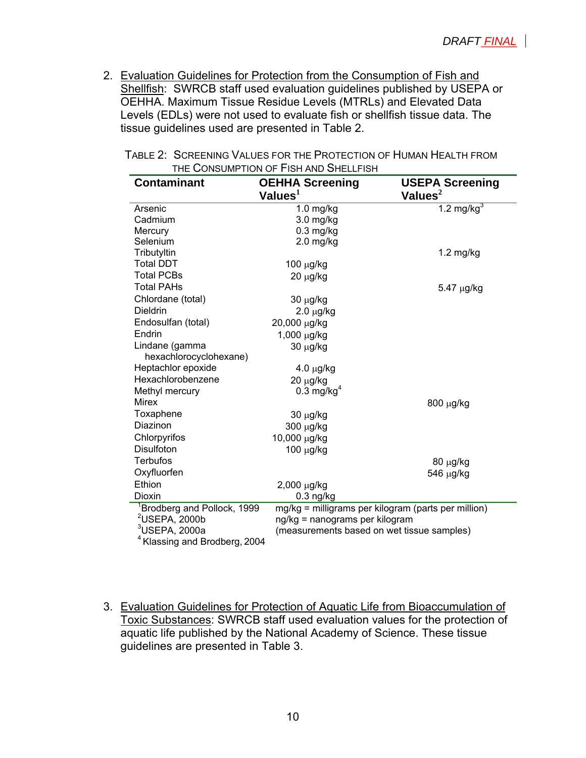2. Evaluation Guidelines for Protection from the Consumption of Fish and Shellfish: SWRCB staff used evaluation guidelines published by USEPA or OEHHA. Maximum Tissue Residue Levels (MTRLs) and Elevated Data Levels (EDLs) were not used to evaluate fish or shellfish tissue data. The tissue guidelines used are presented in Table 2.

TABLE 2: SCREENING VALUES FOR THE PROTECTION OF HUMAN HEALTH FROM THE CONSUMPTION OF FISH AND SHELLFISH

| Contaminant | OEHHA Screening Values[1] | USEPA Screening Values[2] |
|---|---|---|
| Arsenic | 1.0 mg/kg | 1.2 mg/kg[3] |
| Cadmium | 3.0 mg/kg | |
| Mercury | 0.3 mg/kg | |
| Selenium | 2.0 mg/kg | |
| Tributyltin | | 1.2 mg/kg |
| Total DDT | 100 µg/kg | |
| Total PCBs | 20 µg/kg | |
| Total PAHs | | 5.47 µg/kg |
| Chlordane (total) | 30 µg/kg | |
| Dieldrin | 2.0 µg/kg | |
| Endosulfan (total) | 20,000 µg/kg | |
| Endrin | 1,000 µg/kg | |
| Lindane (gamma hexachlorocyclohexane) | 30 µg/kg | |
| Heptachlor epoxide | 4.0 µg/kg | |
| Hexachlorobenzene | 20 µg/kg | |
| Methyl mercury | 0.3 mg/kg[4] | |
| Mirex | | 800 µg/kg |
| Toxaphene | 30 µg/kg | |
| Diazinon | 300 µg/kg | |
| Chlorpyrifos | 10,000 µg/kg | |
| Disulfoton | 100 µg/kg | |
| Terbufos | | 80 µg/kg |
| Oxyfluorfen | | 546 µg/kg |
| Ethion | 2,000 µg/kg | |
| Dioxin | 0.3 ng/kg | |

[1]Brodberg and Pollock, 1999
[2]USEPA, 2000b
[3]USEPA, 2000a
[4] Klassing and Brodberg, 2004

mg/kg = milligrams per kilogram (parts per million)
ng/kg = nanograms per kilogram
(measurements based on wet tissue samples)

3. Evaluation Guidelines for Protection of Aquatic Life from Bioaccumulation of Toxic Substances: SWRCB staff used evaluation values for the protection of aquatic life published by the National Academy of Science. These tissue guidelines are presented in Table 3.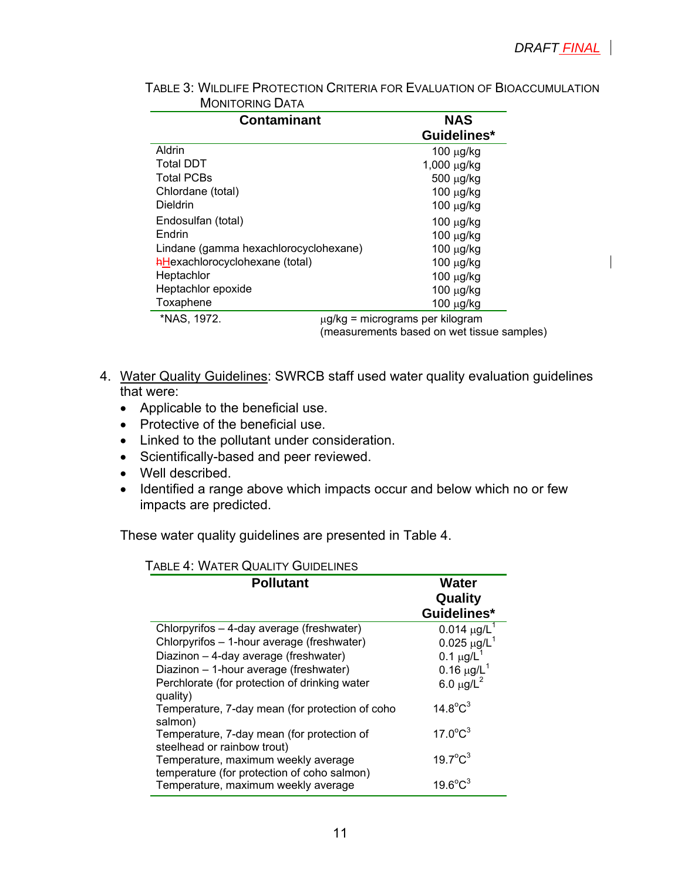Table 3: Wildlife Protection Criteria for Evaluation of Bioaccumulation Monitoring Data

| Contaminant | NAS Guidelines* |
|---|---|
| Aldrin | 100 μg/kg |
| Total DDT | 1,000 μg/kg |
| Total PCBs | 500 μg/kg |
| Chlordane (total) | 100 μg/kg |
| Dieldrin | 100 μg/kg |
| Endosulfan (total) | 100 μg/kg |
| Endrin | 100 μg/kg |
| Lindane (gamma hexachlorocyclohexane) | 100 μg/kg |
| Hexachlorocyclohexane (total) | 100 μg/kg |
| Heptachlor | 100 μg/kg |
| Heptachlor epoxide | 100 μg/kg |
| Toxaphene | 100 μg/kg |

*NAS, 1972. μg/kg = micrograms per kilogram (measurements based on wet tissue samples)

4. Water Quality Guidelines: SWRCB staff used water quality evaluation guidelines that were:
   - Applicable to the beneficial use.
   - Protective of the beneficial use.
   - Linked to the pollutant under consideration.
   - Scientifically-based and peer reviewed.
   - Well described.
   - Identified a range above which impacts occur and below which no or few impacts are predicted.

   These water quality guidelines are presented in Table 4.

Table 4: Water Quality Guidelines

| Pollutant | Water Quality Guidelines* |
|---|---|
| Chlorpyrifos – 4-day average (freshwater) | 0.014 μg/L[1] |
| Chlorpyrifos – 1-hour average (freshwater) | 0.025 μg/L[1] |
| Diazinon – 4-day average (freshwater) | 0.1 μg/L[1] |
| Diazinon – 1-hour average (freshwater) | 0.16 μg/L[1] |
| Perchlorate (for protection of drinking water quality) | 6.0 μg/L[2] |
| Temperature, 7-day mean (for protection of coho salmon) | 14.8°C[3] |
| Temperature, 7-day mean (for protection of steelhead or rainbow trout) | 17.0°C[3] |
| Temperature, maximum weekly average temperature (for protection of coho salmon) | 19.7°C[3] |
| Temperature, maximum weekly average | 19.6°C[3] |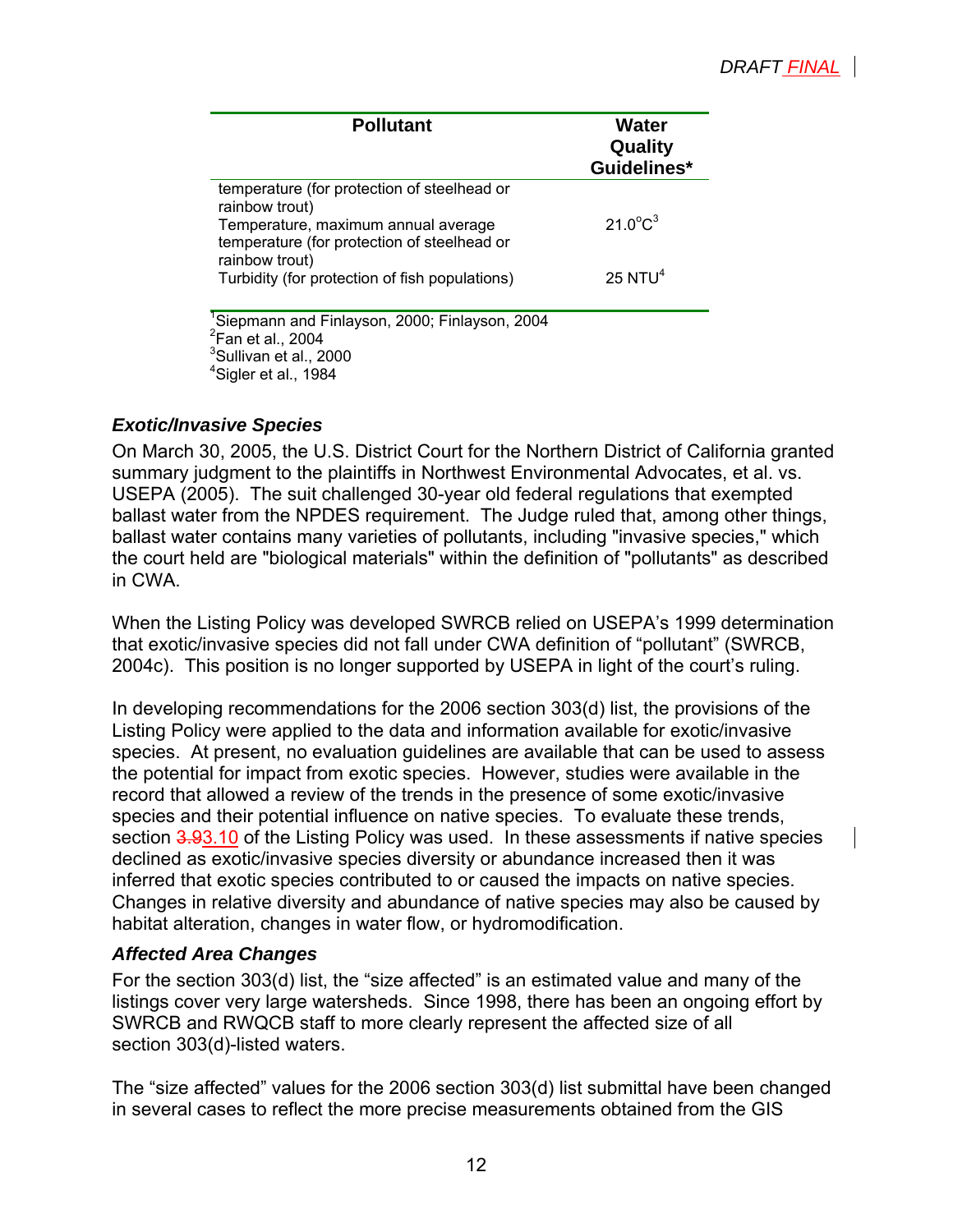| Pollutant | Water Quality Guidelines* |
|---|---|
| temperature (for protection of steelhead or rainbow trout) | |
| Temperature, maximum annual average temperature (for protection of steelhead or rainbow trout) | 21.0°C[3] |
| Turbidity (for protection of fish populations) | 25 NTU[4] |

[1]Siepmann and Finlayson, 2000; Finlayson, 2004
[2]Fan et al., 2004
[3]Sullivan et al., 2000
[4]Sigler et al., 1984

### *Exotic/Invasive Species*

On March 30, 2005, the U.S. District Court for the Northern District of California granted summary judgment to the plaintiffs in Northwest Environmental Advocates, et al. vs. USEPA (2005). The suit challenged 30-year old federal regulations that exempted ballast water from the NPDES requirement. The Judge ruled that, among other things, ballast water contains many varieties of pollutants, including "invasive species," which the court held are "biological materials" within the definition of "pollutants" as described in CWA.

When the Listing Policy was developed SWRCB relied on USEPA's 1999 determination that exotic/invasive species did not fall under CWA definition of "pollutant" (SWRCB, 2004c). This position is no longer supported by USEPA in light of the court's ruling.

In developing recommendations for the 2006 section 303(d) list, the provisions of the Listing Policy were applied to the data and information available for exotic/invasive species. At present, no evaluation guidelines are available that can be used to assess the potential for impact from exotic species. However, studies were available in the record that allowed a review of the trends in the presence of some exotic/invasive species and their potential influence on native species. To evaluate these trends, section ~~3.9~~3.10 of the Listing Policy was used. In these assessments if native species declined as exotic/invasive species diversity or abundance increased then it was inferred that exotic species contributed to or caused the impacts on native species. Changes in relative diversity and abundance of native species may also be caused by habitat alteration, changes in water flow, or hydromodification.

### *Affected Area Changes*

For the section 303(d) list, the "size affected" is an estimated value and many of the listings cover very large watersheds. Since 1998, there has been an ongoing effort by SWRCB and RWQCB staff to more clearly represent the affected size of all section 303(d)-listed waters.

The "size affected" values for the 2006 section 303(d) list submittal have been changed in several cases to reflect the more precise measurements obtained from the GIS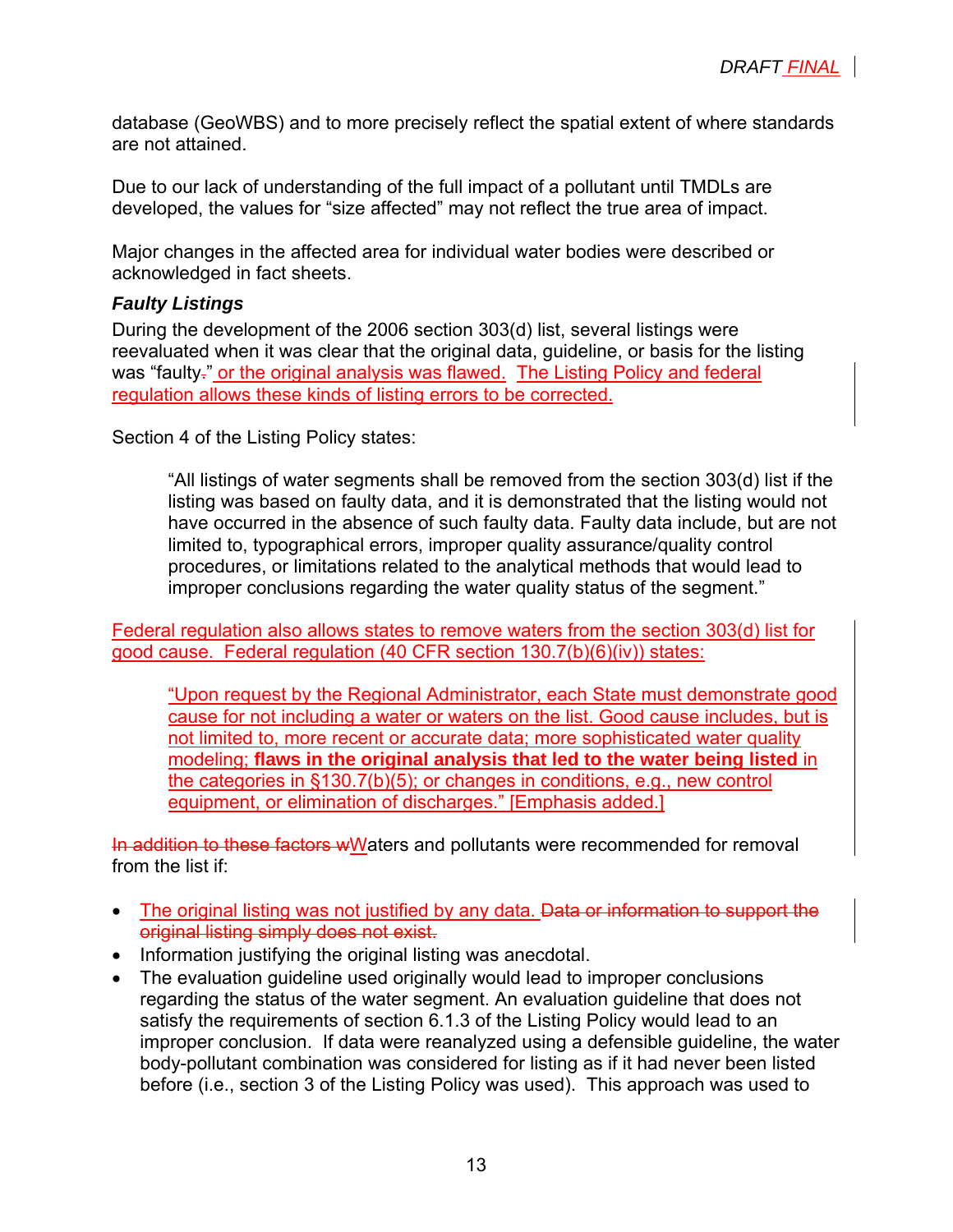database (GeoWBS) and to more precisely reflect the spatial extent of where standards are not attained.

Due to our lack of understanding of the full impact of a pollutant until TMDLs are developed, the values for "size affected" may not reflect the true area of impact.

Major changes in the affected area for individual water bodies were described or acknowledged in fact sheets.

### *Faulty Listings*

During the development of the 2006 section 303(d) list, several listings were reevaluated when it was clear that the original data, guideline, or basis for the listing was "faulty." or the original analysis was flawed. The Listing Policy and federal regulation allows these kinds of listing errors to be corrected.

Section 4 of the Listing Policy states:

> "All listings of water segments shall be removed from the section 303(d) list if the listing was based on faulty data, and it is demonstrated that the listing would not have occurred in the absence of such faulty data. Faulty data include, but are not limited to, typographical errors, improper quality assurance/quality control procedures, or limitations related to the analytical methods that would lead to improper conclusions regarding the water quality status of the segment."

Federal regulation also allows states to remove waters from the section 303(d) list for good cause. Federal regulation (40 CFR section 130.7(b)(6)(iv)) states:

> "Upon request by the Regional Administrator, each State must demonstrate good cause for not including a water or waters on the list. Good cause includes, but is not limited to, more recent or accurate data; more sophisticated water quality modeling; **flaws in the original analysis that led to the water being listed** in the categories in §130.7(b)(5); or changes in conditions, e.g., new control equipment, or elimination of discharges." [Emphasis added.]

~~In addition to these factors w~~Waters and pollutants were recommended for removal from the list if:

- The original listing was not justified by any data. ~~Data or information to support the original listing simply does not exist.~~
- Information justifying the original listing was anecdotal.
- The evaluation guideline used originally would lead to improper conclusions regarding the status of the water segment. An evaluation guideline that does not satisfy the requirements of section 6.1.3 of the Listing Policy would lead to an improper conclusion. If data were reanalyzed using a defensible guideline, the water body-pollutant combination was considered for listing as if it had never been listed before (i.e., section 3 of the Listing Policy was used). This approach was used to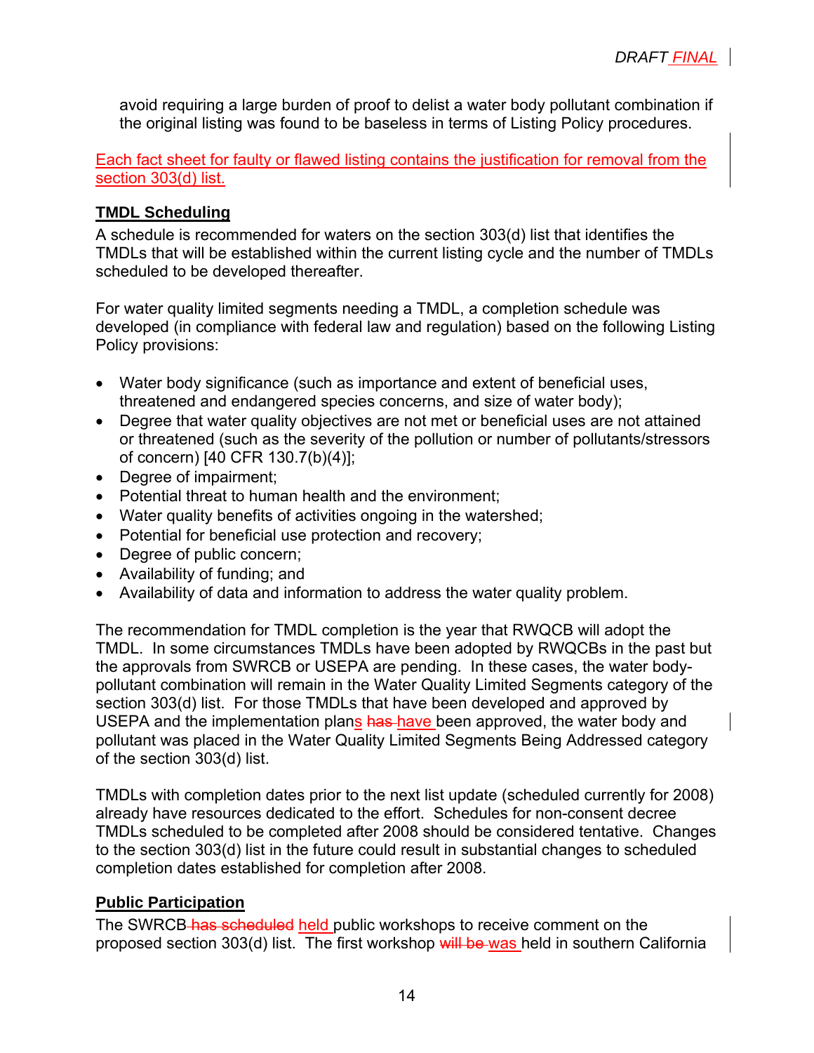avoid requiring a large burden of proof to delist a water body pollutant combination if the original listing was found to be baseless in terms of Listing Policy procedures.

Each fact sheet for faulty or flawed listing contains the justification for removal from the section 303(d) list.

## TMDL Scheduling

A schedule is recommended for waters on the section 303(d) list that identifies the TMDLs that will be established within the current listing cycle and the number of TMDLs scheduled to be developed thereafter.

For water quality limited segments needing a TMDL, a completion schedule was developed (in compliance with federal law and regulation) based on the following Listing Policy provisions:

- Water body significance (such as importance and extent of beneficial uses, threatened and endangered species concerns, and size of water body);
- Degree that water quality objectives are not met or beneficial uses are not attained or threatened (such as the severity of the pollution or number of pollutants/stressors of concern) [40 CFR 130.7(b)(4)];
- Degree of impairment;
- Potential threat to human health and the environment;
- Water quality benefits of activities ongoing in the watershed;
- Potential for beneficial use protection and recovery;
- Degree of public concern;
- Availability of funding; and
- Availability of data and information to address the water quality problem.

The recommendation for TMDL completion is the year that RWQCB will adopt the TMDL. In some circumstances TMDLs have been adopted by RWQCBs in the past but the approvals from SWRCB or USEPA are pending. In these cases, the water body-pollutant combination will remain in the Water Quality Limited Segments category of the section 303(d) list. For those TMDLs that have been developed and approved by USEPA and the implementation plans ~~has~~ have been approved, the water body and pollutant was placed in the Water Quality Limited Segments Being Addressed category of the section 303(d) list.

TMDLs with completion dates prior to the next list update (scheduled currently for 2008) already have resources dedicated to the effort. Schedules for non-consent decree TMDLs scheduled to be completed after 2008 should be considered tentative. Changes to the section 303(d) list in the future could result in substantial changes to scheduled completion dates established for completion after 2008.

## Public Participation

The SWRCB ~~has scheduled~~ held public workshops to receive comment on the proposed section 303(d) list. The first workshop ~~will be~~ was held in southern California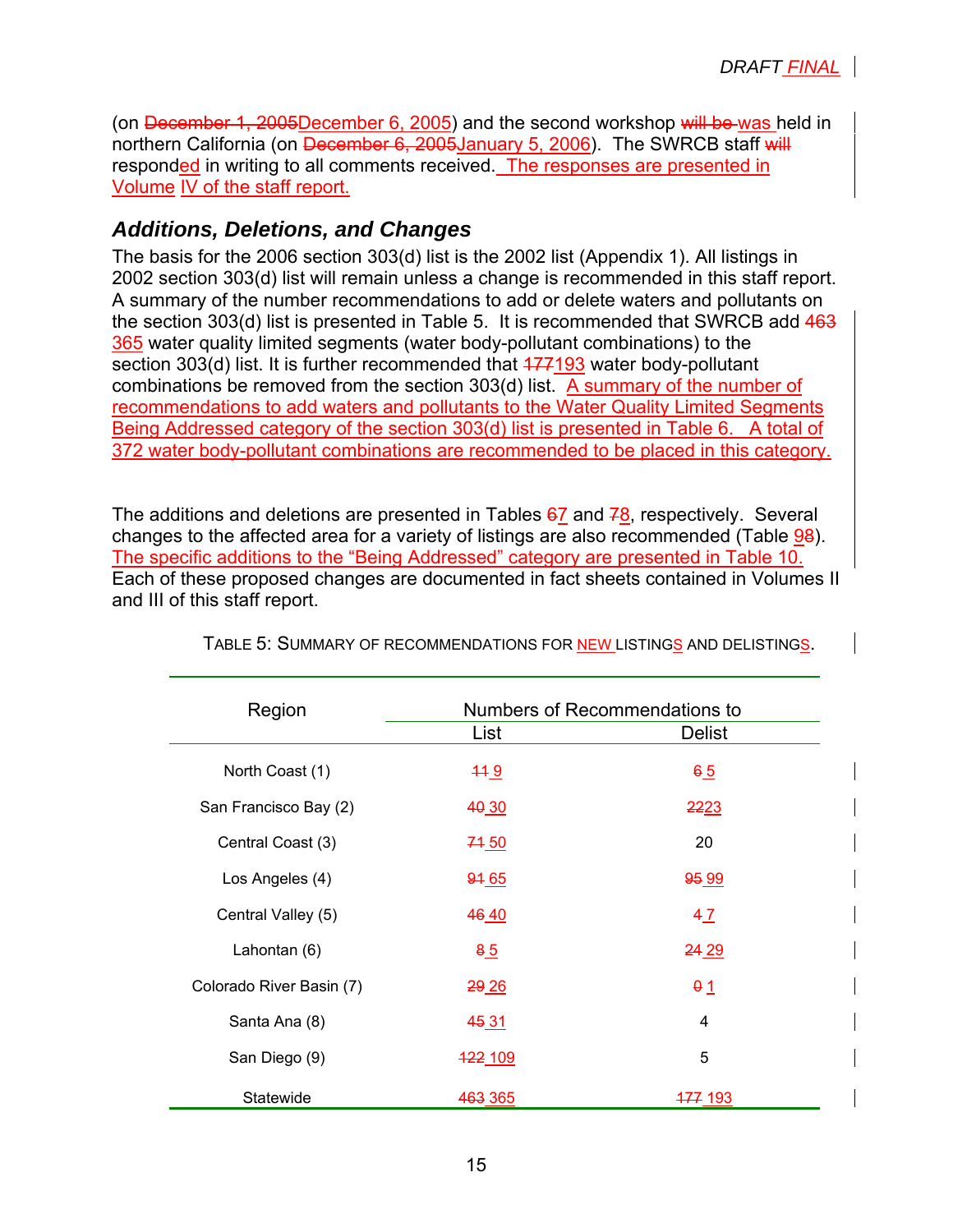(on ~~December 1, 2005~~December 6, 2005) and the second workshop ~~will be~~ was held in northern California (on ~~December 6, 2005~~January 5, 2006). The SWRCB staff ~~will~~ responded in writing to all comments received. The responses are presented in Volume IV of the staff report.

## *Additions, Deletions, and Changes*

The basis for the 2006 section 303(d) list is the 2002 list (Appendix 1). All listings in 2002 section 303(d) list will remain unless a change is recommended in this staff report. A summary of the number recommendations to add or delete waters and pollutants on the section 303(d) list is presented in Table 5. It is recommended that SWRCB add ~~463~~ 365 water quality limited segments (water body-pollutant combinations) to the section 303(d) list. It is further recommended that ~~177~~193 water body-pollutant combinations be removed from the section 303(d) list. A summary of the number of recommendations to add waters and pollutants to the Water Quality Limited Segments Being Addressed category of the section 303(d) list is presented in Table 6. A total of 372 water body-pollutant combinations are recommended to be placed in this category.

The additions and deletions are presented in Tables ~~6~~7 and ~~7~~8, respectively. Several changes to the affected area for a variety of listings are also recommended (Table ~~9~~8). The specific additions to the "Being Addressed" category are presented in Table 10. Each of these proposed changes are documented in fact sheets contained in Volumes II and III of this staff report.

TABLE 5: SUMMARY OF RECOMMENDATIONS FOR NEW LISTINGS AND DELISTINGS.

| Region | Numbers of Recommendations to | |
|---|---|---|
| | List | Delist |
| North Coast (1) | ~~11~~ 9 | ~~6~~ 5 |
| San Francisco Bay (2) | ~~40~~ 30 | ~~22~~23 |
| Central Coast (3) | ~~71~~ 50 | 20 |
| Los Angeles (4) | ~~91~~ 65 | ~~95~~ 99 |
| Central Valley (5) | ~~46~~ 40 | ~~4~~ 7 |
| Lahontan (6) | ~~8~~ 5 | ~~24~~ 29 |
| Colorado River Basin (7) | ~~29~~ 26 | ~~0~~ 1 |
| Santa Ana (8) | ~~45~~ 31 | 4 |
| San Diego (9) | ~~122~~ 109 | 5 |
| Statewide | ~~463~~ 365 | ~~177~~ 193 |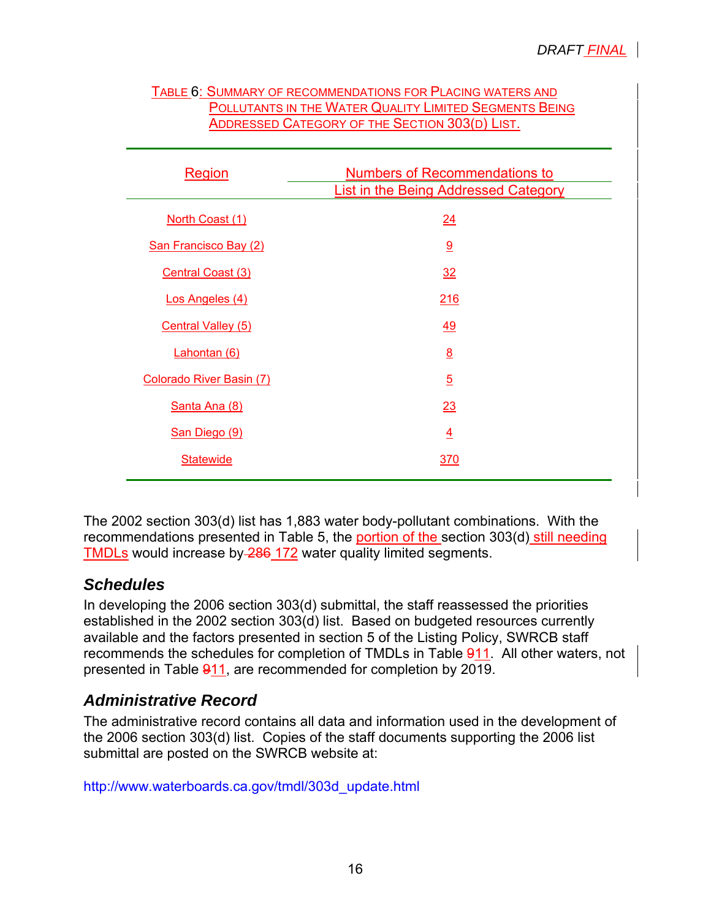TABLE 6: SUMMARY OF RECOMMENDATIONS FOR PLACING WATERS AND POLLUTANTS IN THE WATER QUALITY LIMITED SEGMENTS BEING ADDRESSED CATEGORY OF THE SECTION 303(D) LIST.

| Region | Numbers of Recommendations to List in the Being Addressed Category |
|---|---|
| North Coast (1) | 24 |
| San Francisco Bay (2) | 9 |
| Central Coast (3) | 32 |
| Los Angeles (4) | 216 |
| Central Valley (5) | 49 |
| Lahontan (6) | 8 |
| Colorado River Basin (7) | 5 |
| Santa Ana (8) | 23 |
| San Diego (9) | 4 |
| Statewide | 370 |

The 2002 section 303(d) list has 1,883 water body-pollutant combinations. With the recommendations presented in Table 5, the portion of the section 303(d) still needing TMDLs would increase by ~~286~~ 172 water quality limited segments.

### Schedules

In developing the 2006 section 303(d) submittal, the staff reassessed the priorities established in the 2002 section 303(d) list. Based on budgeted resources currently available and the factors presented in section 5 of the Listing Policy, SWRCB staff recommends the schedules for completion of TMDLs in Table ~~9~~11. All other waters, not presented in Table ~~9~~11, are recommended for completion by 2019.

### Administrative Record

The administrative record contains all data and information used in the development of the 2006 section 303(d) list. Copies of the staff documents supporting the 2006 list submittal are posted on the SWRCB website at:

http://www.waterboards.ca.gov/tmdl/303d_update.html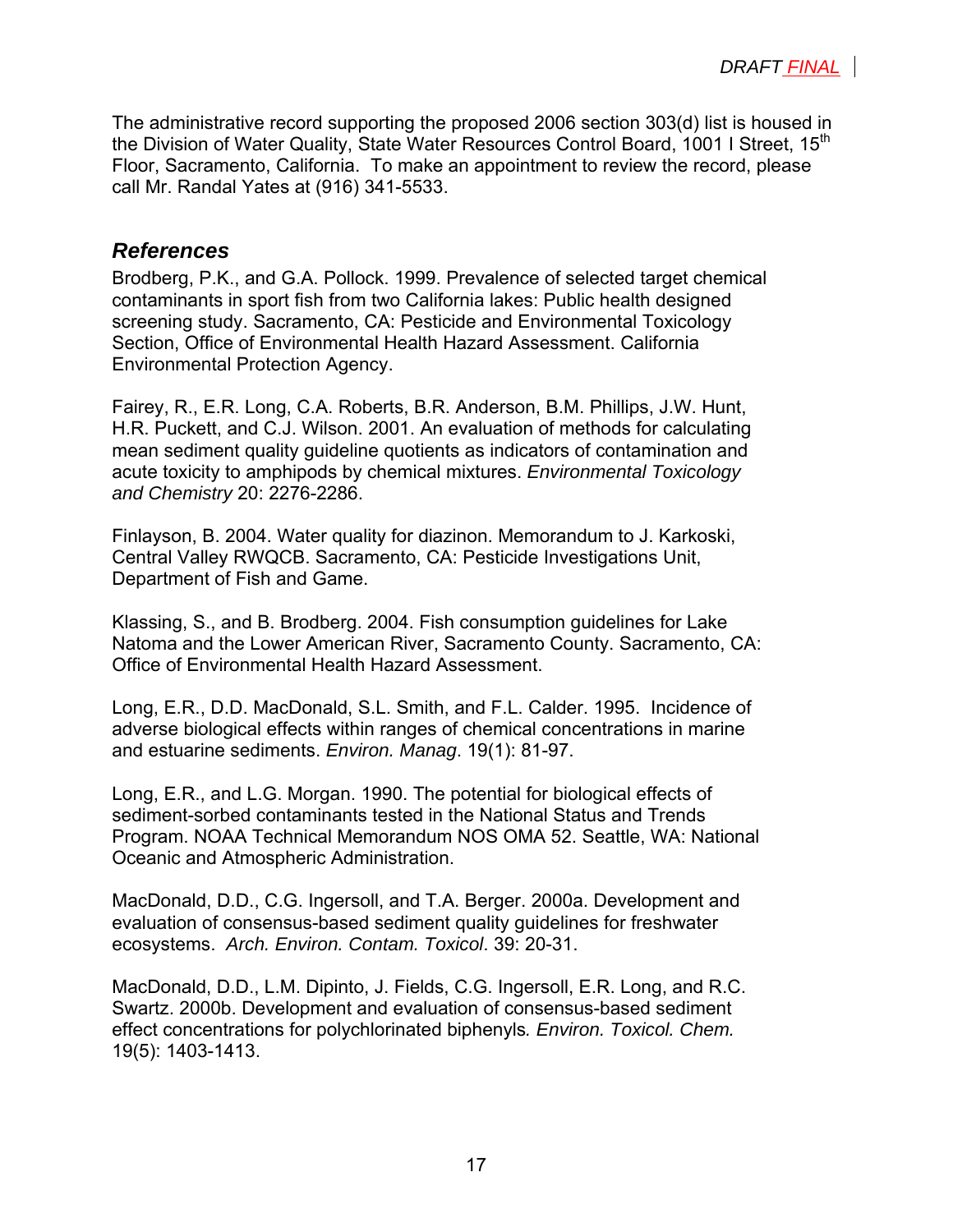The administrative record supporting the proposed 2006 section 303(d) list is housed in the Division of Water Quality, State Water Resources Control Board, 1001 I Street, 15th Floor, Sacramento, California. To make an appointment to review the record, please call Mr. Randal Yates at (916) 341-5533.

## References

Brodberg, P.K., and G.A. Pollock. 1999. Prevalence of selected target chemical contaminants in sport fish from two California lakes: Public health designed screening study. Sacramento, CA: Pesticide and Environmental Toxicology Section, Office of Environmental Health Hazard Assessment. California Environmental Protection Agency.

Fairey, R., E.R. Long, C.A. Roberts, B.R. Anderson, B.M. Phillips, J.W. Hunt, H.R. Puckett, and C.J. Wilson. 2001. An evaluation of methods for calculating mean sediment quality guideline quotients as indicators of contamination and acute toxicity to amphipods by chemical mixtures. *Environmental Toxicology and Chemistry* 20: 2276-2286.

Finlayson, B. 2004. Water quality for diazinon. Memorandum to J. Karkoski, Central Valley RWQCB. Sacramento, CA: Pesticide Investigations Unit, Department of Fish and Game.

Klassing, S., and B. Brodberg. 2004. Fish consumption guidelines for Lake Natoma and the Lower American River, Sacramento County. Sacramento, CA: Office of Environmental Health Hazard Assessment.

Long, E.R., D.D. MacDonald, S.L. Smith, and F.L. Calder. 1995. Incidence of adverse biological effects within ranges of chemical concentrations in marine and estuarine sediments. *Environ. Manag*. 19(1): 81-97.

Long, E.R., and L.G. Morgan. 1990. The potential for biological effects of sediment-sorbed contaminants tested in the National Status and Trends Program. NOAA Technical Memorandum NOS OMA 52. Seattle, WA: National Oceanic and Atmospheric Administration.

MacDonald, D.D., C.G. Ingersoll, and T.A. Berger. 2000a. Development and evaluation of consensus-based sediment quality guidelines for freshwater ecosystems. *Arch. Environ. Contam. Toxicol*. 39: 20-31.

MacDonald, D.D., L.M. Dipinto, J. Fields, C.G. Ingersoll, E.R. Long, and R.C. Swartz. 2000b. Development and evaluation of consensus-based sediment effect concentrations for polychlorinated biphenyls*. Environ. Toxicol. Chem.* 19(5): 1403-1413.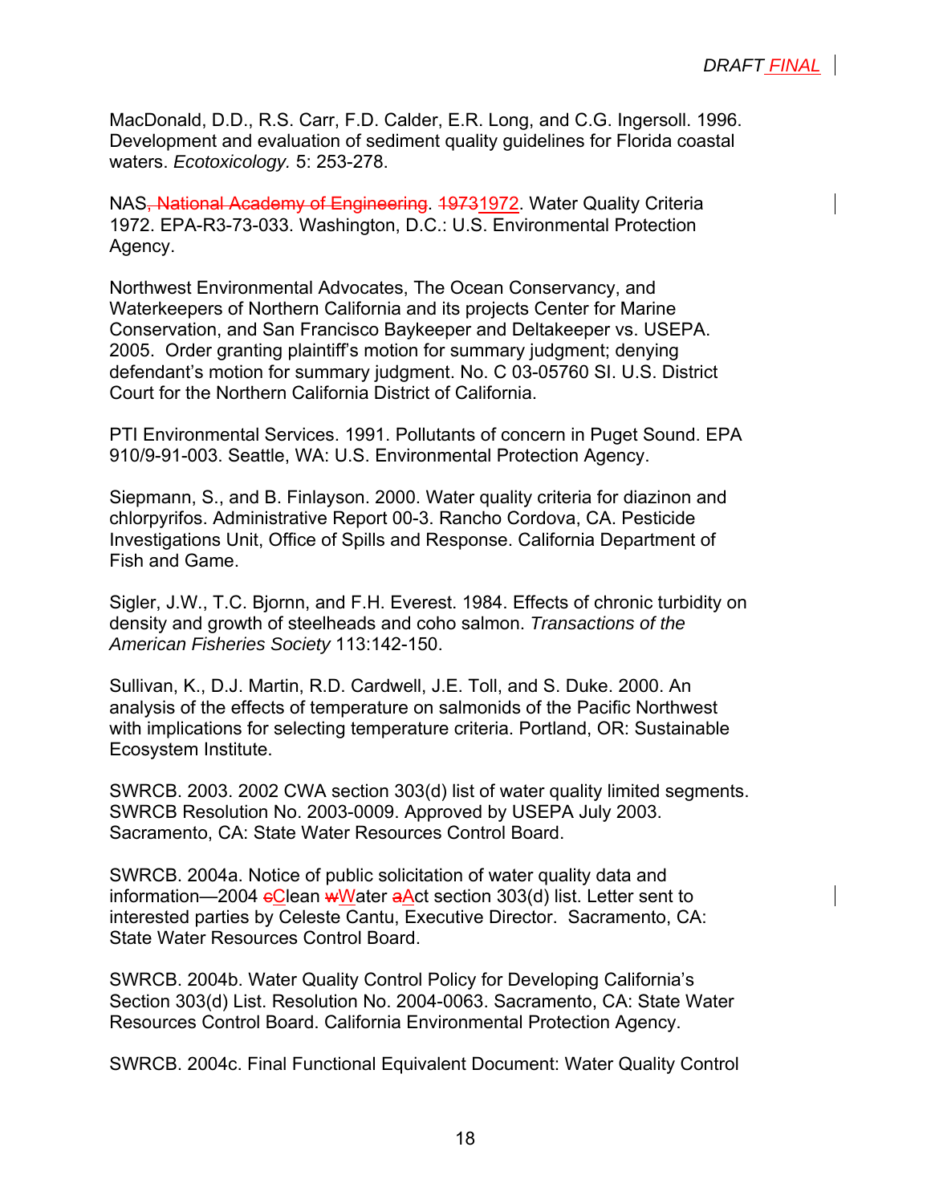MacDonald, D.D., R.S. Carr, F.D. Calder, E.R. Long, and C.G. Ingersoll. 1996. Development and evaluation of sediment quality guidelines for Florida coastal waters. *Ecotoxicology.* 5: 253-278.

NAS~~, National Academy of Engineering~~. ~~1973~~1972. Water Quality Criteria 1972. EPA-R3-73-033. Washington, D.C.: U.S. Environmental Protection Agency.

Northwest Environmental Advocates, The Ocean Conservancy, and Waterkeepers of Northern California and its projects Center for Marine Conservation, and San Francisco Baykeeper and Deltakeeper vs. USEPA. 2005. Order granting plaintiff's motion for summary judgment; denying defendant's motion for summary judgment. No. C 03-05760 SI. U.S. District Court for the Northern California District of California.

PTI Environmental Services. 1991. Pollutants of concern in Puget Sound. EPA 910/9-91-003. Seattle, WA: U.S. Environmental Protection Agency.

Siepmann, S., and B. Finlayson. 2000. Water quality criteria for diazinon and chlorpyrifos. Administrative Report 00-3. Rancho Cordova, CA. Pesticide Investigations Unit, Office of Spills and Response. California Department of Fish and Game.

Sigler, J.W., T.C. Bjornn, and F.H. Everest. 1984. Effects of chronic turbidity on density and growth of steelheads and coho salmon. *Transactions of the American Fisheries Society* 113:142-150.

Sullivan, K., D.J. Martin, R.D. Cardwell, J.E. Toll, and S. Duke. 2000. An analysis of the effects of temperature on salmonids of the Pacific Northwest with implications for selecting temperature criteria. Portland, OR: Sustainable Ecosystem Institute.

SWRCB. 2003. 2002 CWA section 303(d) list of water quality limited segments. SWRCB Resolution No. 2003-0009. Approved by USEPA July 2003. Sacramento, CA: State Water Resources Control Board.

SWRCB. 2004a. Notice of public solicitation of water quality data and information—2004 ~~c~~Clean ~~w~~Water ~~a~~Act section 303(d) list. Letter sent to interested parties by Celeste Cantu, Executive Director. Sacramento, CA: State Water Resources Control Board.

SWRCB. 2004b. Water Quality Control Policy for Developing California's Section 303(d) List. Resolution No. 2004-0063. Sacramento, CA: State Water Resources Control Board. California Environmental Protection Agency.

SWRCB. 2004c. Final Functional Equivalent Document: Water Quality Control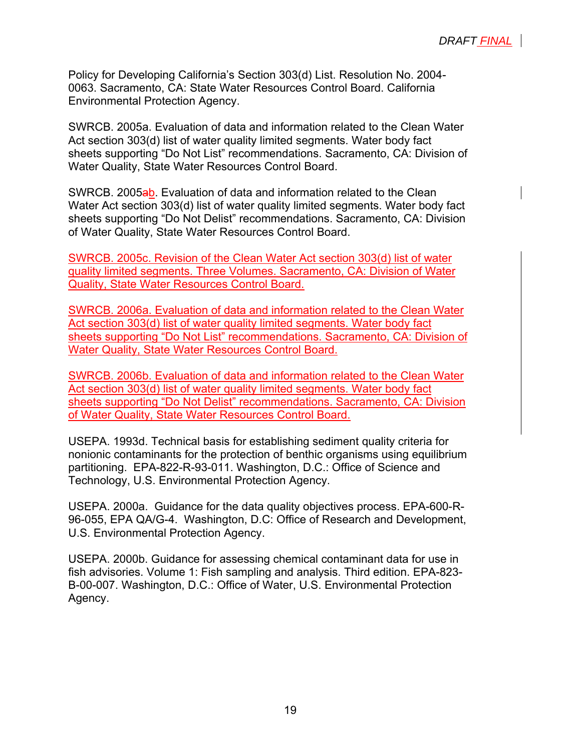Policy for Developing California's Section 303(d) List. Resolution No. 2004-0063. Sacramento, CA: State Water Resources Control Board. California Environmental Protection Agency.

SWRCB. 2005a. Evaluation of data and information related to the Clean Water Act section 303(d) list of water quality limited segments. Water body fact sheets supporting "Do Not List" recommendations. Sacramento, CA: Division of Water Quality, State Water Resources Control Board.

SWRCB. 2005ab. Evaluation of data and information related to the Clean Water Act section 303(d) list of water quality limited segments. Water body fact sheets supporting "Do Not Delist" recommendations. Sacramento, CA: Division of Water Quality, State Water Resources Control Board.

SWRCB. 2005c. Revision of the Clean Water Act section 303(d) list of water quality limited segments. Three Volumes. Sacramento, CA: Division of Water Quality, State Water Resources Control Board.

SWRCB. 2006a. Evaluation of data and information related to the Clean Water Act section 303(d) list of water quality limited segments. Water body fact sheets supporting "Do Not List" recommendations. Sacramento, CA: Division of Water Quality, State Water Resources Control Board.

SWRCB. 2006b. Evaluation of data and information related to the Clean Water Act section 303(d) list of water quality limited segments. Water body fact sheets supporting "Do Not Delist" recommendations. Sacramento, CA: Division of Water Quality, State Water Resources Control Board.

USEPA. 1993d. Technical basis for establishing sediment quality criteria for nonionic contaminants for the protection of benthic organisms using equilibrium partitioning. EPA-822-R-93-011. Washington, D.C.: Office of Science and Technology, U.S. Environmental Protection Agency.

USEPA. 2000a. Guidance for the data quality objectives process. EPA-600-R-96-055, EPA QA/G-4. Washington, D.C: Office of Research and Development, U.S. Environmental Protection Agency.

USEPA. 2000b. Guidance for assessing chemical contaminant data for use in fish advisories. Volume 1: Fish sampling and analysis. Third edition. EPA-823-B-00-007. Washington, D.C.: Office of Water, U.S. Environmental Protection Agency.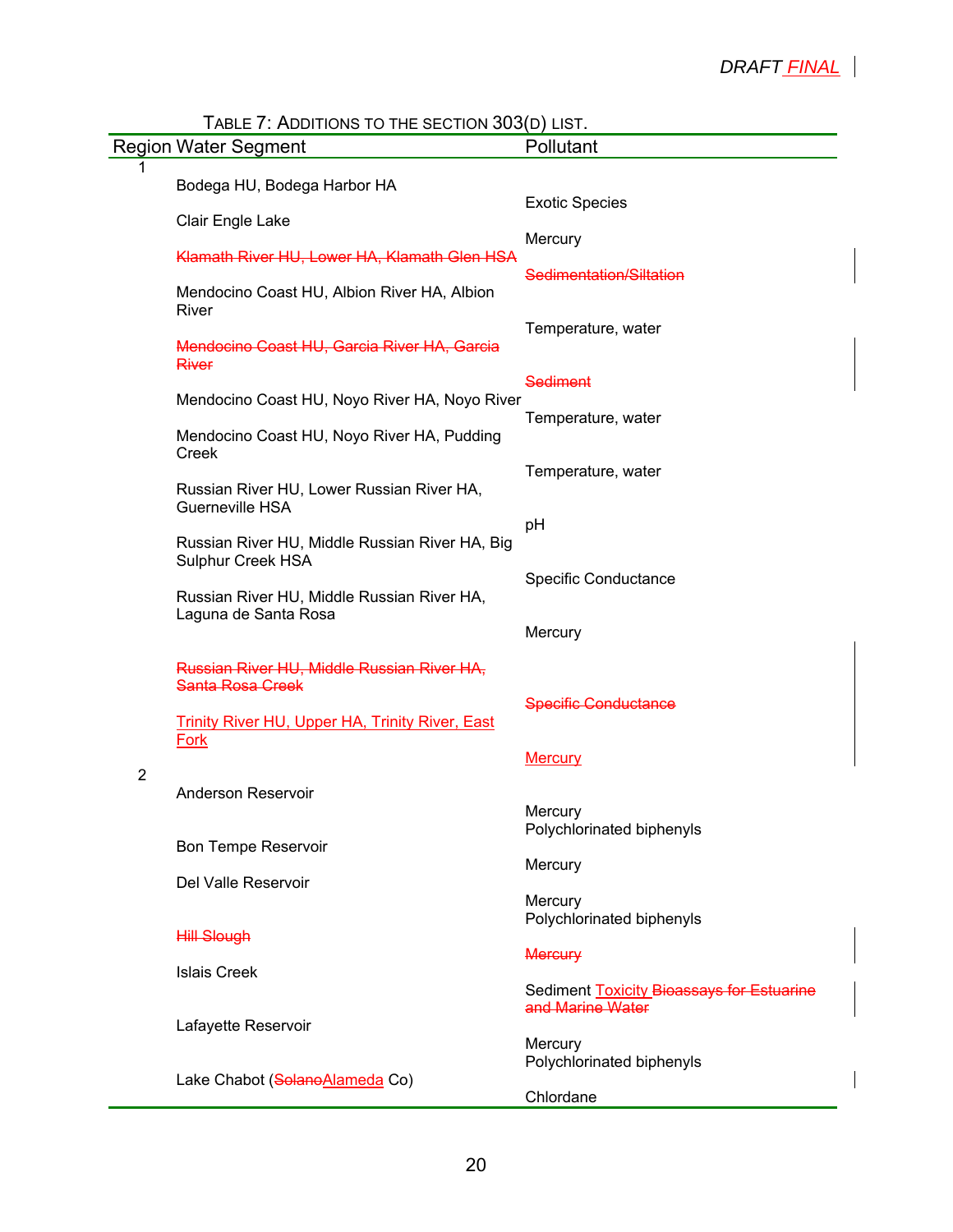TABLE 7: ADDITIONS TO THE SECTION 303(D) LIST.

| Region | Water Segment | Pollutant |
|---|---|---|
| 1 | Bodega HU, Bodega Harbor HA | Exotic Species |
| | Clair Engle Lake | Mercury |
| | ~~Klamath River HU, Lower HA, Klamath Glen HSA~~ | ~~Sedimentation/Siltation~~ |
| | Mendocino Coast HU, Albion River HA, Albion River | Temperature, water |
| | ~~Mendocino Coast HU, Garcia River HA, Garcia River~~ | ~~Sediment~~ |
| | Mendocino Coast HU, Noyo River HA, Noyo River | Temperature, water |
| | Mendocino Coast HU, Noyo River HA, Pudding Creek | Temperature, water |
| | Russian River HU, Lower Russian River HA, Guerneville HSA | pH |
| | Russian River HU, Middle Russian River HA, Big Sulphur Creek HSA | Specific Conductance |
| | Russian River HU, Middle Russian River HA, Laguna de Santa Rosa | Mercury |
| | ~~Russian River HU, Middle Russian River HA, Santa Rosa Creek~~ | ~~Specific Conductance~~ |
| | Trinity River HU, Upper HA, Trinity River, East Fork | Mercury |
| 2 | Anderson Reservoir | Mercury<br>Polychlorinated biphenyls |
| | Bon Tempe Reservoir | Mercury |
| | Del Valle Reservoir | Mercury<br>Polychlorinated biphenyls |
| | ~~Hill Slough~~ | ~~Mercury~~ |
| | Islais Creek | Sediment Toxicity ~~Bioassays for Estuarine and Marine Water~~ |
| | Lafayette Reservoir | Mercury<br>Polychlorinated biphenyls |
| | Lake Chabot (~~Solano~~Alameda Co) | Chlordane |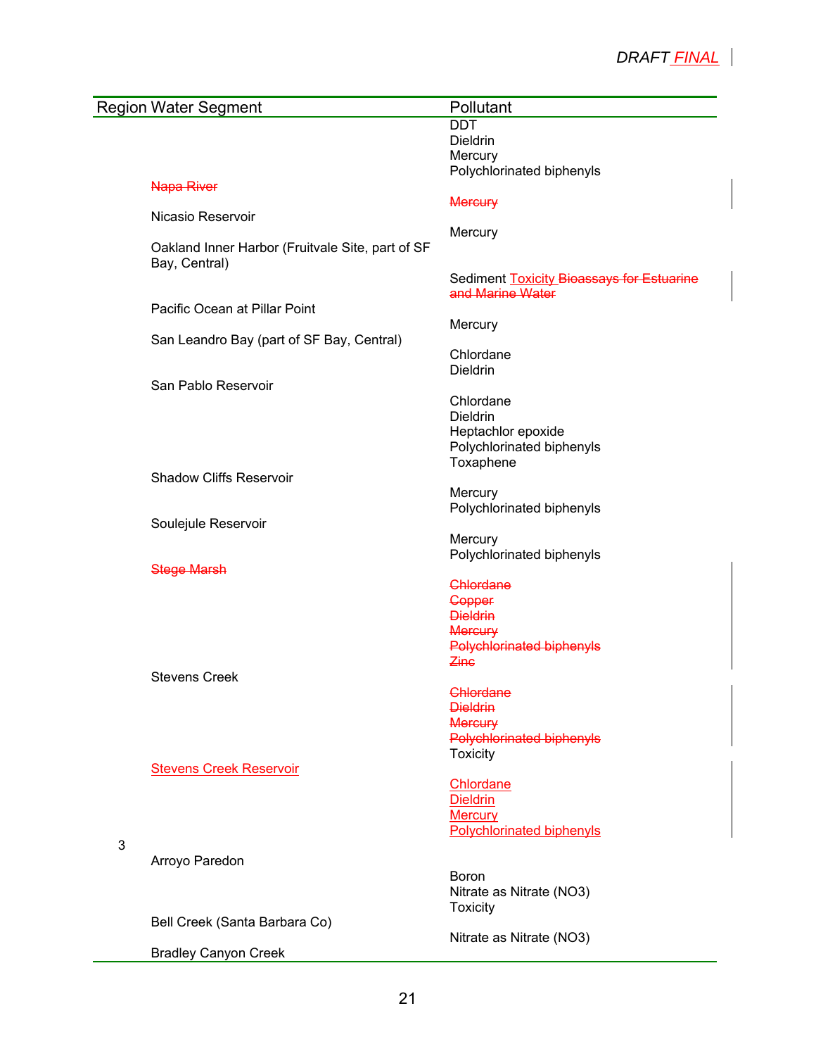| Region | Water Segment | Pollutant |
|---|---|---|
| | | DDT<br>Dieldrin<br>Mercury<br>Polychlorinated biphenyls |
| | ~~Napa River~~ | ~~Mercury~~ |
| | Nicasio Reservoir | Mercury |
| | Oakland Inner Harbor (Fruitvale Site, part of SF Bay, Central) | Sediment <u>Toxicity</u> ~~Bioassays for Estuarine and Marine Water~~ |
| | Pacific Ocean at Pillar Point | Mercury |
| | San Leandro Bay (part of SF Bay, Central) | Chlordane<br>Dieldrin |
| | San Pablo Reservoir | Chlordane<br>Dieldrin<br>Heptachlor epoxide<br>Polychlorinated biphenyls<br>Toxaphene |
| | Shadow Cliffs Reservoir | Mercury<br>Polychlorinated biphenyls |
| | Soulejule Reservoir | Mercury<br>Polychlorinated biphenyls |
| | ~~Stege Marsh~~ | ~~Chlordane~~<br>~~Copper~~<br>~~Dieldrin~~<br>~~Mercury~~<br>~~Polychlorinated biphenyls~~<br>~~Zinc~~ |
| | Stevens Creek | ~~Chlordane~~<br>~~Dieldrin~~<br>~~Mercury~~<br>~~Polychlorinated biphenyls~~<br>Toxicity |
| | <u>Stevens Creek Reservoir</u> | <u>Chlordane</u><br><u>Dieldrin</u><br><u>Mercury</u><br><u>Polychlorinated biphenyls</u> |
| 3 | Arroyo Paredon | Boron<br>Nitrate as Nitrate ($NO_3$)<br>Toxicity |
| | Bell Creek (Santa Barbara Co) | Nitrate as Nitrate ($NO_3$) |
| | Bradley Canyon Creek | |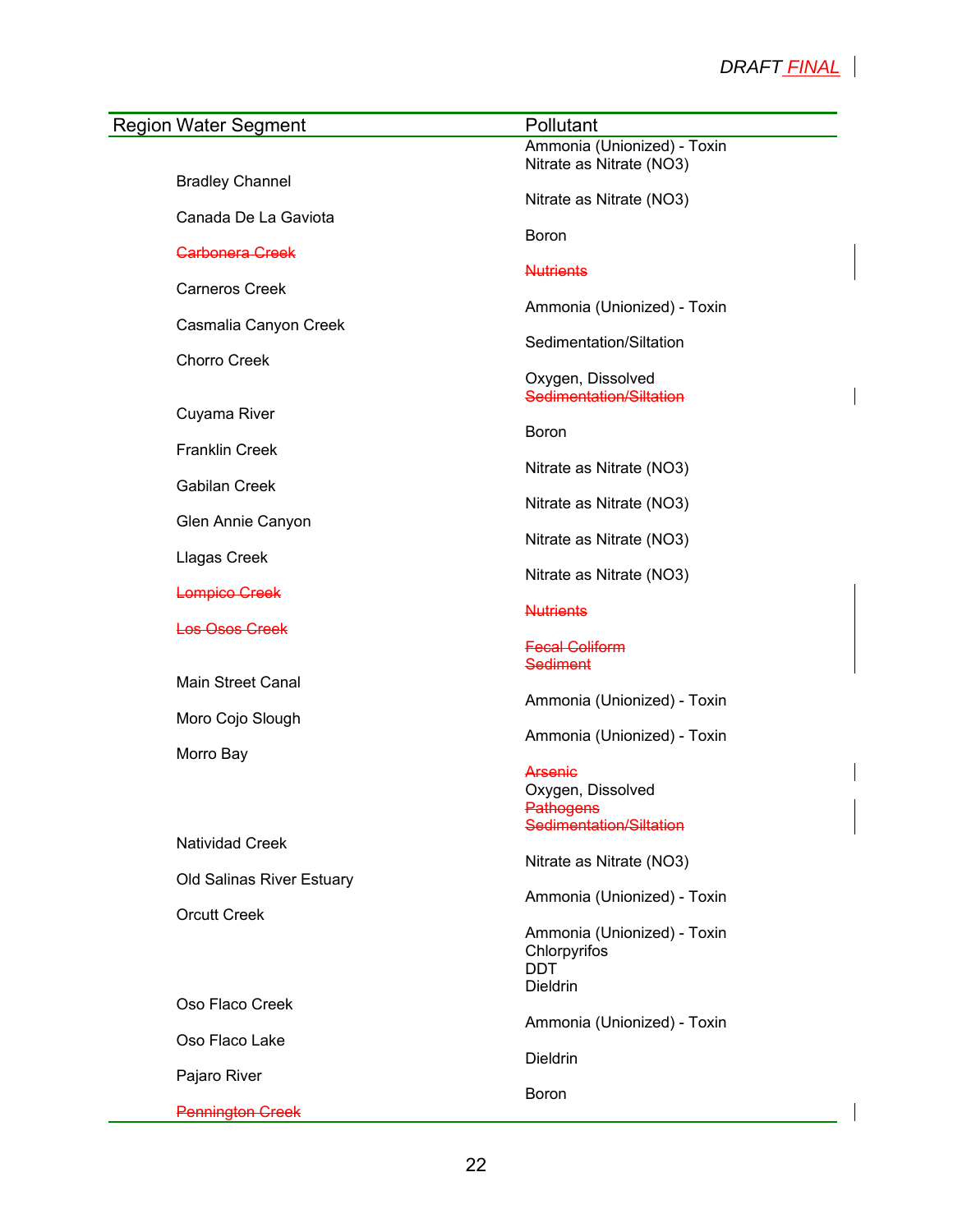| Region Water Segment | Pollutant |
|---|---|
| | Ammonia (Unionized) - Toxin<br>Nitrate as Nitrate (NO3) |
| Bradley Channel | Nitrate as Nitrate (NO3) |
| Canada De La Gaviota | Boron |
| ~~Carbonera Creek~~ | ~~Nutrients~~ |
| Carneros Creek | Ammonia (Unionized) - Toxin |
| Casmalia Canyon Creek | Sedimentation/Siltation |
| Chorro Creek | Oxygen, Dissolved<br>~~Sedimentation/Siltation~~ |
| Cuyama River | Boron |
| Franklin Creek | Nitrate as Nitrate (NO3) |
| Gabilan Creek | Nitrate as Nitrate (NO3) |
| Glen Annie Canyon | Nitrate as Nitrate (NO3) |
| Llagas Creek | Nitrate as Nitrate (NO3) |
| ~~Lompico Creek~~ | ~~Nutrients~~ |
| ~~Los Osos Creek~~ | ~~Fecal Coliform~~<br>~~Sediment~~ |
| Main Street Canal | Ammonia (Unionized) - Toxin |
| Moro Cojo Slough | Ammonia (Unionized) - Toxin |
| Morro Bay | ~~Arsenic~~<br>Oxygen, Dissolved<br>~~Pathogens~~<br>~~Sedimentation/Siltation~~ |
| Natividad Creek | Nitrate as Nitrate (NO3) |
| Old Salinas River Estuary | Ammonia (Unionized) - Toxin |
| Orcutt Creek | Ammonia (Unionized) - Toxin<br>Chlorpyrifos<br>DDT<br>Dieldrin |
| Oso Flaco Creek | Ammonia (Unionized) - Toxin |
| Oso Flaco Lake | Dieldrin |
| Pajaro River | Boron |
| ~~Pennington Creek~~ | |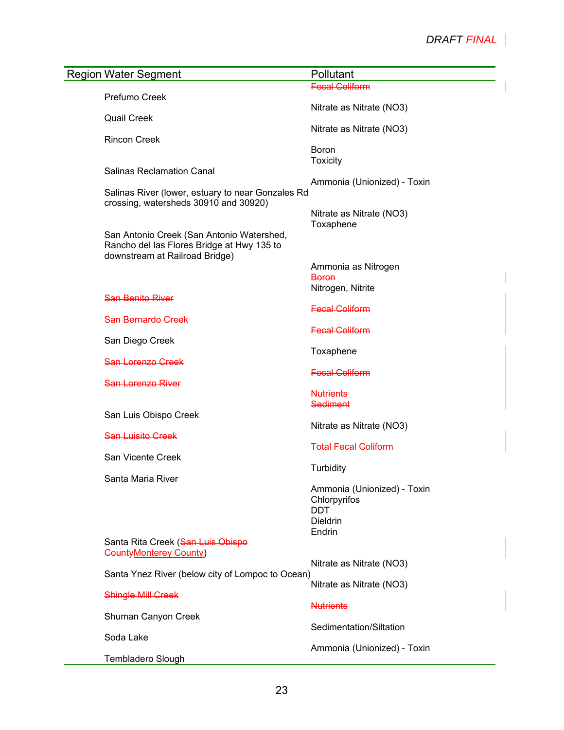| Region Water Segment | Pollutant |
|---|---|
| | ~~Fecal Coliform~~ |
| Prefumo Creek | Nitrate as Nitrate (NO3) |
| Quail Creek | Nitrate as Nitrate (NO3) |
| Rincon Creek | Boron<br>Toxicity |
| Salinas Reclamation Canal | Ammonia (Unionized) - Toxin |
| Salinas River (lower, estuary to near Gonzales Rd crossing, watersheds 30910 and 30920) | Nitrate as Nitrate (NO3)<br>Toxaphene |
| San Antonio Creek (San Antonio Watershed, Rancho del las Flores Bridge at Hwy 135 to downstream at Railroad Bridge) | Ammonia as Nitrogen<br>~~Boron~~<br>Nitrogen, Nitrite |
| ~~San Benito River~~ | ~~Fecal Coliform~~ |
| ~~San Bernardo Creek~~ | ~~Fecal Coliform~~ |
| San Diego Creek | Toxaphene |
| ~~San Lorenzo Creek~~ | ~~Fecal Coliform~~ |
| ~~San Lorenzo River~~ | ~~Nutrients~~<br>~~Sediment~~ |
| San Luis Obispo Creek | Nitrate as Nitrate (NO3) |
| ~~San Luisito Creek~~ | ~~Total Fecal Coliform~~ |
| San Vicente Creek | Turbidity |
| Santa Maria River | Ammonia (Unionized) - Toxin<br>Chlorpyrifos<br>DDT<br>Dieldrin<br>Endrin |
| Santa Rita Creek (~~San Luis Obispo County~~<u>Monterey County</u>) | Nitrate as Nitrate (NO3) |
| Santa Ynez River (below city of Lompoc to Ocean) | Nitrate as Nitrate (NO3) |
| ~~Shingle Mill Creek~~ | ~~Nutrients~~ |
| Shuman Canyon Creek | Sedimentation/Siltation |
| Soda Lake | Ammonia (Unionized) - Toxin |
| Tembladero Slough | |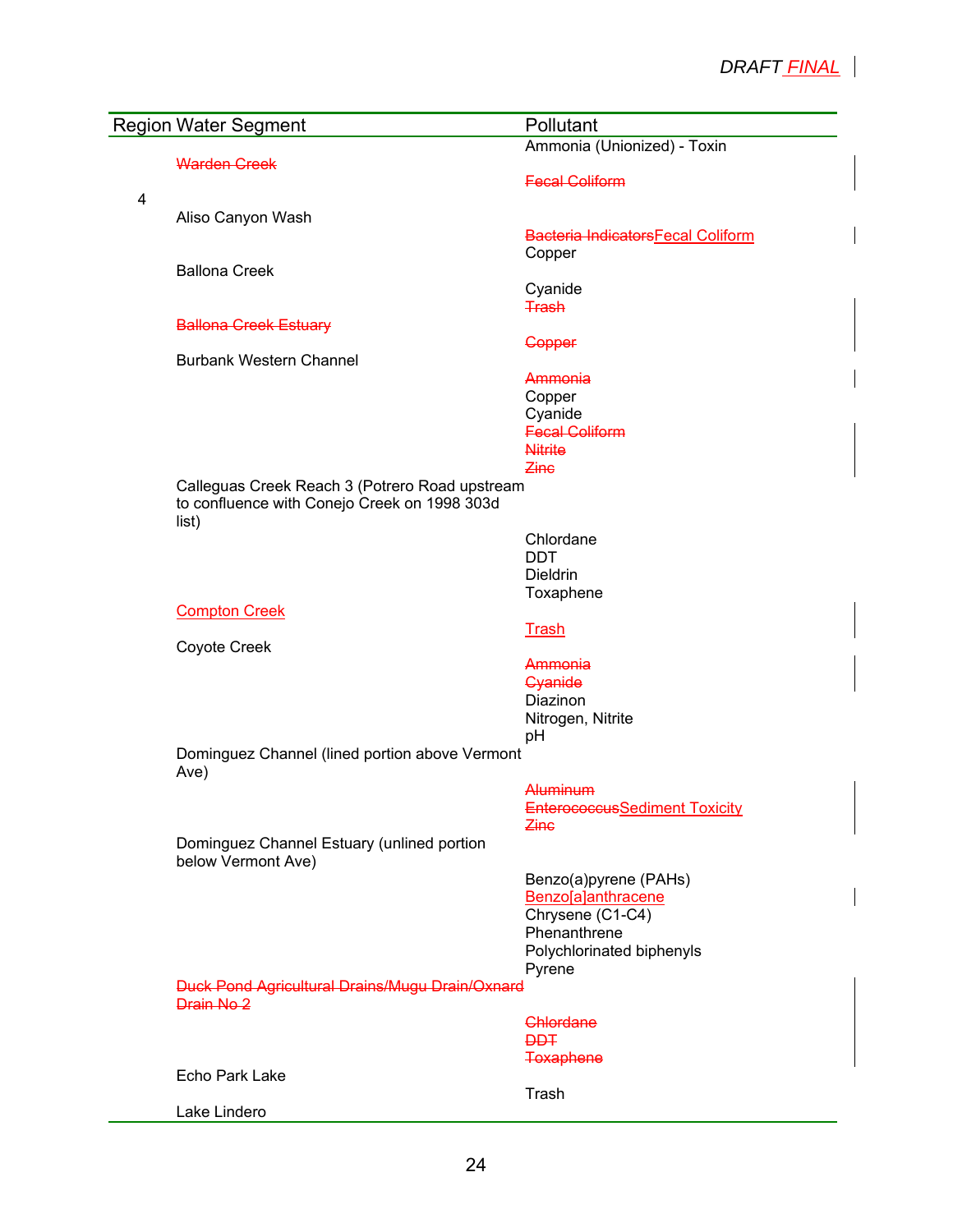| Region | Water Segment | Pollutant |
|---|---|---|
| | | Ammonia (Unionized) - Toxin |
| | ~~Warden Creek~~ | |
| | | ~~Fecal Coliform~~ |
| 4 | | |
| | Aliso Canyon Wash | |
| | | ~~Bacteria Indicators~~Fecal Coliform |
| | | Copper |
| | Ballona Creek | |
| | | Cyanide |
| | | ~~Trash~~ |
| | ~~Ballona Creek Estuary~~ | |
| | | ~~Copper~~ |
| | Burbank Western Channel | |
| | | ~~Ammonia~~ |
| | | Copper |
| | | Cyanide |
| | | ~~Fecal Coliform~~ |
| | | ~~Nitrite~~ |
| | | ~~Zinc~~ |
| | Calleguas Creek Reach 3 (Potrero Road upstream to confluence with Conejo Creek on 1998 303d list) | |
| | | Chlordane |
| | | DDT |
| | | Dieldrin |
| | | Toxaphene |
| | Compton Creek | |
| | | Trash |
| | Coyote Creek | |
| | | ~~Ammonia~~ |
| | | ~~Cyanide~~ |
| | | Diazinon |
| | | Nitrogen, Nitrite |
| | | pH |
| | Dominguez Channel (lined portion above Vermont Ave) | |
| | | ~~Aluminum~~ |
| | | ~~Enterococcus~~Sediment Toxicity |
| | | ~~Zinc~~ |
| | Dominguez Channel Estuary (unlined portion below Vermont Ave) | |
| | | Benzo(a)pyrene (PAHs) |
| | | Benzo[a]anthracene |
| | | Chrysene (C1-C4) |
| | | Phenanthrene |
| | | Polychlorinated biphenyls |
| | | Pyrene |
| | ~~Duck Pond Agricultural Drains/Mugu Drain/Oxnard Drain No 2~~ | |
| | | ~~Chlordane~~ |
| | | ~~DDT~~ |
| | | ~~Toxaphene~~ |
| | Echo Park Lake | |
| | | Trash |
| | Lake Lindero | |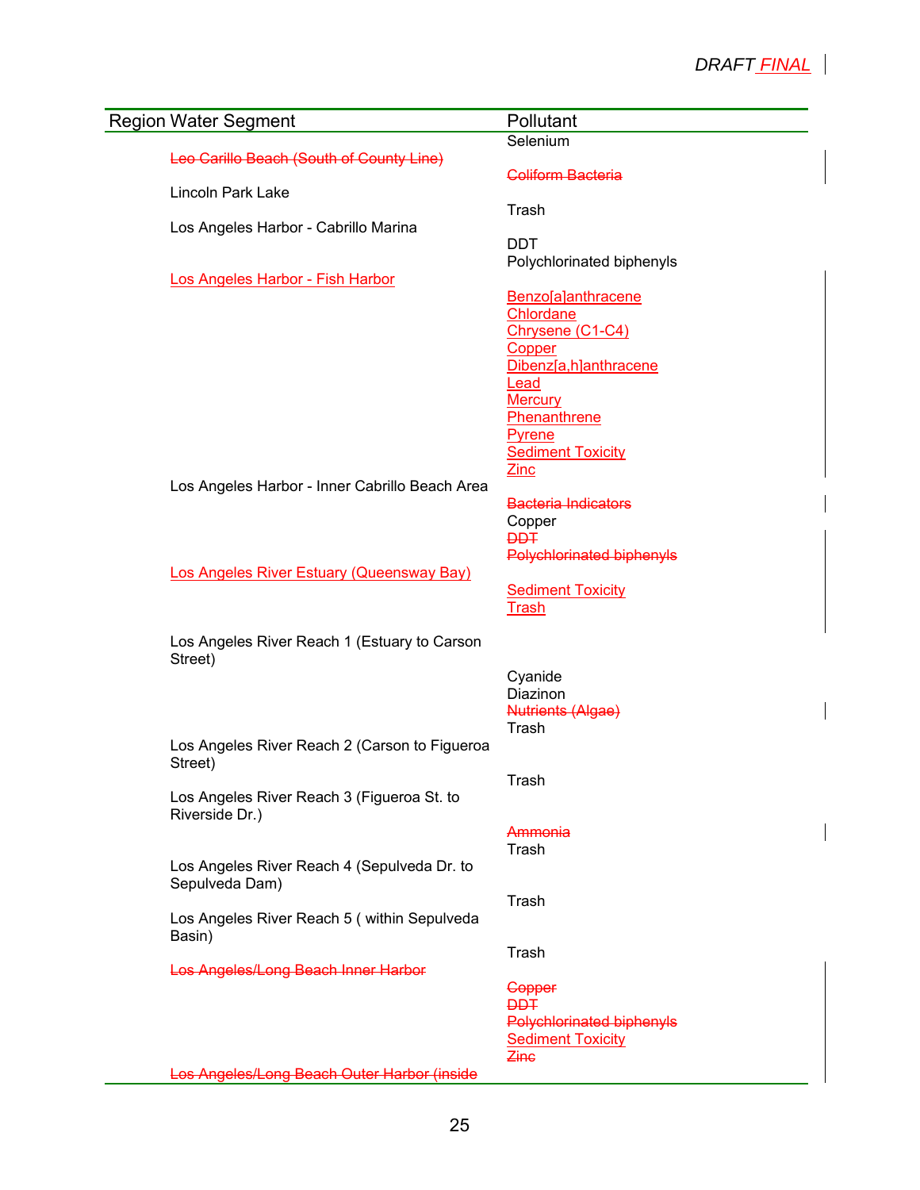| Region Water Segment | Pollutant |
|---|---|
| | Selenium |
| ~~Leo Carillo Beach (South of County Line)~~ | |
| | ~~Coliform Bacteria~~ |
| Lincoln Park Lake | |
| | Trash |
| Los Angeles Harbor - Cabrillo Marina | |
| | DDT |
| | Polychlorinated biphenyls |
| Los Angeles Harbor - Fish Harbor | |
| | Benzo[a]anthracene |
| | Chlordane |
| | Chrysene (C1-C4) |
| | Copper |
| | Dibenz[a,h]anthracene |
| | Lead |
| | Mercury |
| | Phenanthrene |
| | Pyrene |
| | Sediment Toxicity |
| | Zinc |
| Los Angeles Harbor - Inner Cabrillo Beach Area | |
| | ~~Bacteria Indicators~~ |
| | Copper |
| | ~~DDT~~ |
| | ~~Polychlorinated biphenyls~~ |
| Los Angeles River Estuary (Queensway Bay) | |
| | Sediment Toxicity |
| | Trash |
| Los Angeles River Reach 1 (Estuary to Carson Street) | |
| | Cyanide |
| | Diazinon |
| | ~~Nutrients (Algae)~~ |
| | Trash |
| Los Angeles River Reach 2 (Carson to Figueroa Street) | |
| | Trash |
| Los Angeles River Reach 3 (Figueroa St. to Riverside Dr.) | |
| | ~~Ammonia~~ |
| | Trash |
| Los Angeles River Reach 4 (Sepulveda Dr. to Sepulveda Dam) | |
| | Trash |
| Los Angeles River Reach 5 ( within Sepulveda Basin) | |
| | Trash |
| ~~Los Angeles/Long Beach Inner Harbor~~ | |
| | ~~Copper~~ |
| | ~~DDT~~ |
| | ~~Polychlorinated biphenyls~~ |
| | Sediment Toxicity |
| | ~~Zinc~~ |
| ~~Los Angeles/Long Beach Outer Harbor (inside~~ | |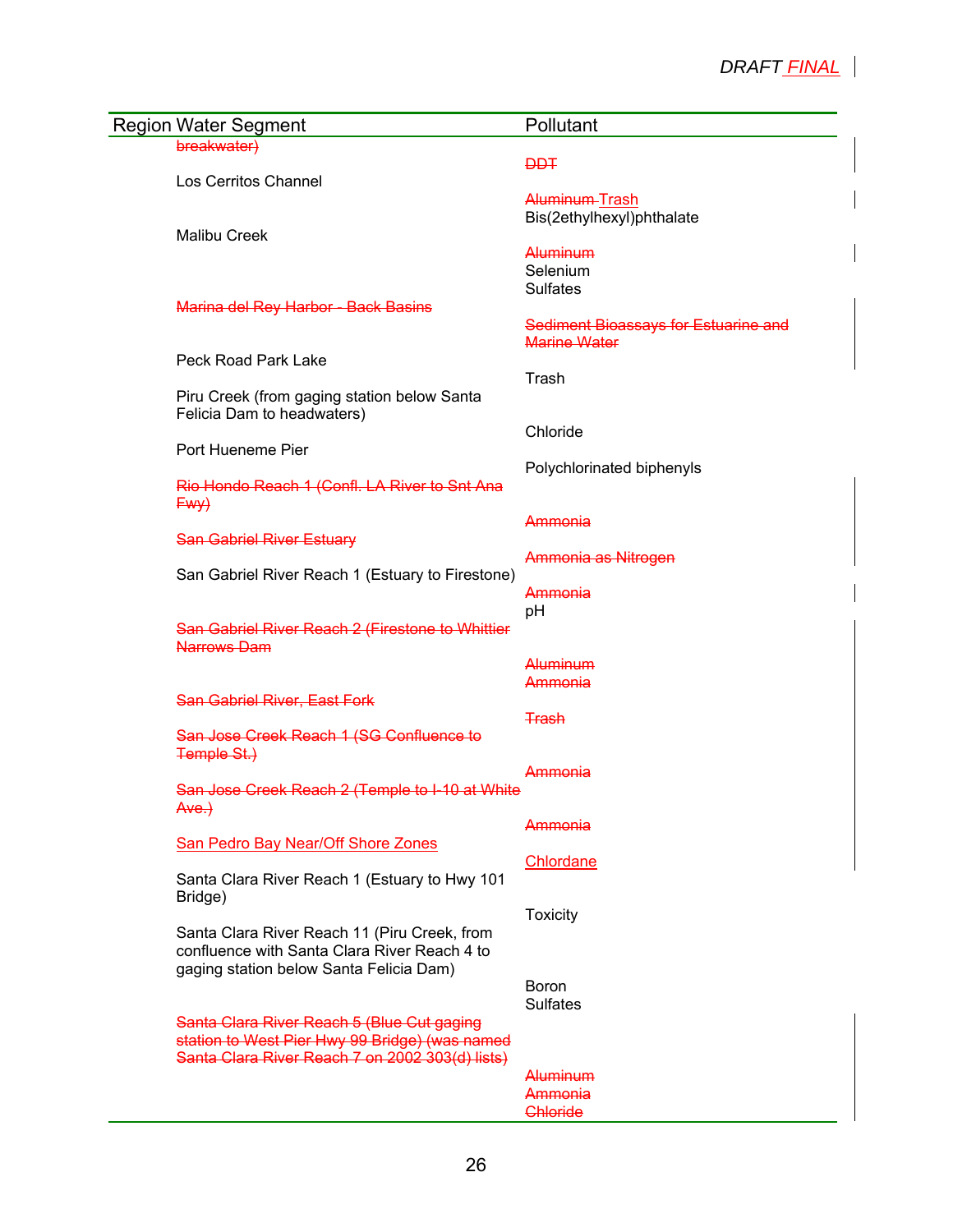| Region | Water Segment | Pollutant |
|---|---|---|
| | ~~breakwater)~~ | |
| | | ~~DDT~~ |
| | Los Cerritos Channel | |
| | | ~~Aluminum~~ Trash |
| | | Bis(2ethylhexyl)phthalate |
| | Malibu Creek | |
| | | ~~Aluminum~~ |
| | | Selenium |
| | | Sulfates |
| | ~~Marina del Rey Harbor - Back Basins~~ | |
| | | ~~Sediment Bioassays for Estuarine and Marine Water~~ |
| | Peck Road Park Lake | |
| | | Trash |
| | Piru Creek (from gaging station below Santa Felicia Dam to headwaters) | |
| | | Chloride |
| | Port Hueneme Pier | |
| | | Polychlorinated biphenyls |
| | ~~Rio Hondo Reach 1 (Confl. LA River to Snt Ana Fwy)~~ | |
| | | ~~Ammonia~~ |
| | ~~San Gabriel River Estuary~~ | |
| | | ~~Ammonia as Nitrogen~~ |
| | San Gabriel River Reach 1 (Estuary to Firestone) | |
| | | ~~Ammonia~~ |
| | | pH |
| | ~~San Gabriel River Reach 2 (Firestone to Whittier Narrows Dam~~ | |
| | | ~~Aluminum~~ |
| | | ~~Ammonia~~ |
| | ~~San Gabriel River, East Fork~~ | |
| | | ~~Trash~~ |
| | ~~San Jose Creek Reach 1 (SG Confluence to Temple St.)~~ | |
| | | ~~Ammonia~~ |
| | ~~San Jose Creek Reach 2 (Temple to I-10 at White Ave.)~~ | |
| | | ~~Ammonia~~ |
| | San Pedro Bay Near/Off Shore Zones | |
| | | Chlordane |
| | Santa Clara River Reach 1 (Estuary to Hwy 101 Bridge) | |
| | | Toxicity |
| | Santa Clara River Reach 11 (Piru Creek, from confluence with Santa Clara River Reach 4 to gaging station below Santa Felicia Dam) | |
| | | Boron |
| | | Sulfates |
| | ~~Santa Clara River Reach 5 (Blue Cut gaging station to West Pier Hwy 99 Bridge) (was named Santa Clara River Reach 7 on 2002 303(d) lists)~~ | |
| | | ~~Aluminum~~ |
| | | ~~Ammonia~~ |
| | | ~~Chloride~~ |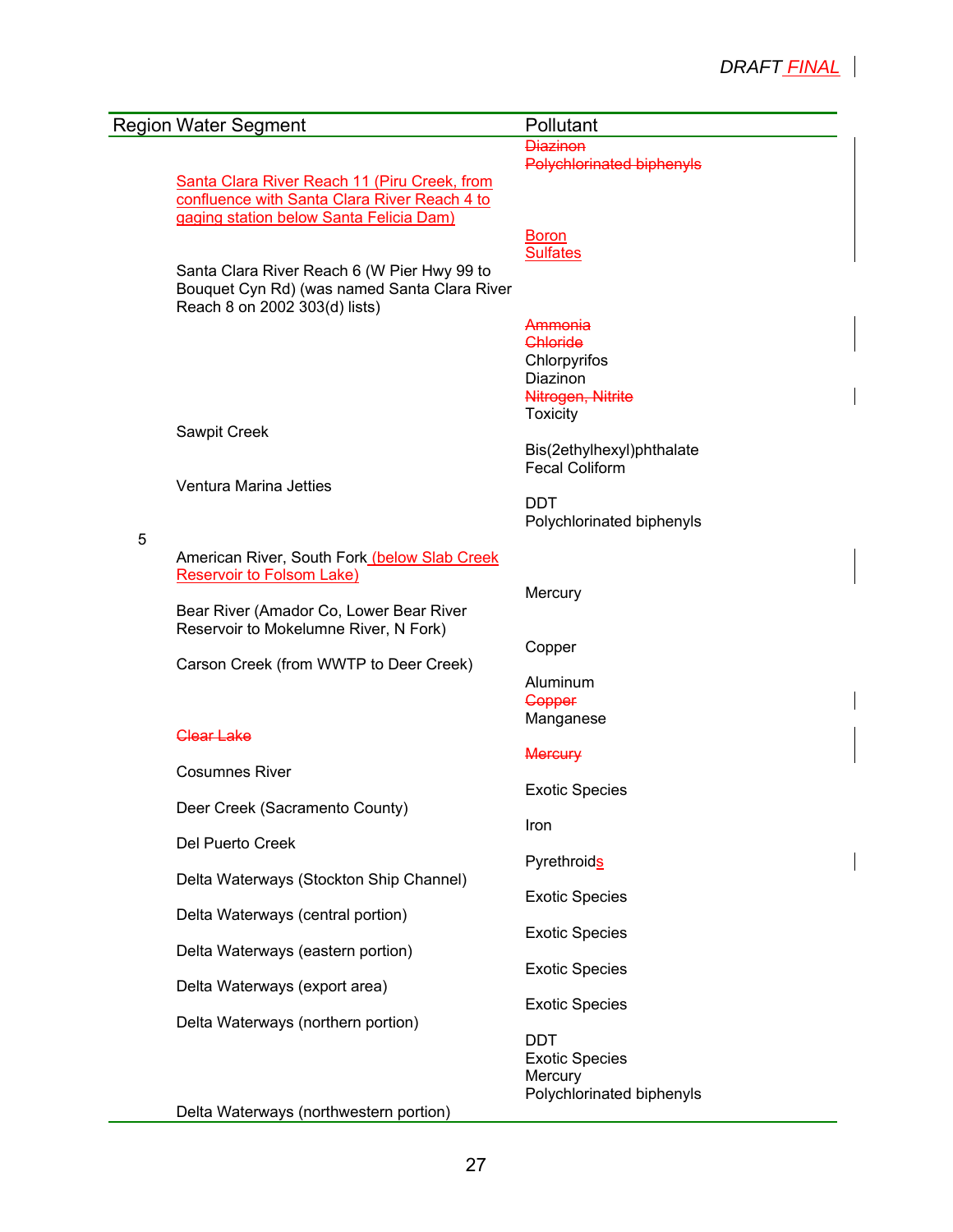| Region | Water Segment | Pollutant |
|---|---|---|
| | | ~~Diazinon~~<br>~~Polychlorinated biphenyls~~ |
| | Santa Clara River Reach 11 (Piru Creek, from confluence with Santa Clara River Reach 4 to gaging station below Santa Felicia Dam) | Boron<br>Sulfates |
| | Santa Clara River Reach 6 (W Pier Hwy 99 to Bouquet Cyn Rd) (was named Santa Clara River Reach 8 on 2002 303(d) lists) | ~~Ammonia~~<br>~~Chloride~~<br>Chlorpyrifos<br>Diazinon<br>~~Nitrogen, Nitrite~~<br>Toxicity |
| | Sawpit Creek | Bis(2ethylhexyl)phthalate<br>Fecal Coliform |
| | Ventura Marina Jetties | DDT<br>Polychlorinated biphenyls |
| 5 | | |
| | American River, South Fork (below Slab Creek Reservoir to Folsom Lake) | Mercury |
| | Bear River (Amador Co, Lower Bear River Reservoir to Mokelumne River, N Fork) | Copper |
| | Carson Creek (from WWTP to Deer Creek) | Aluminum<br>~~Copper~~<br>Manganese |
| | ~~Clear Lake~~ | ~~Mercury~~ |
| | Cosumnes River | Exotic Species |
| | Deer Creek (Sacramento County) | Iron |
| | Del Puerto Creek | Pyrethroids |
| | Delta Waterways (Stockton Ship Channel) | Exotic Species |
| | Delta Waterways (central portion) | Exotic Species |
| | Delta Waterways (eastern portion) | Exotic Species |
| | Delta Waterways (export area) | Exotic Species |
| | Delta Waterways (northern portion) | DDT<br>Exotic Species<br>Mercury<br>Polychlorinated biphenyls |
| | Delta Waterways (northwestern portion) | |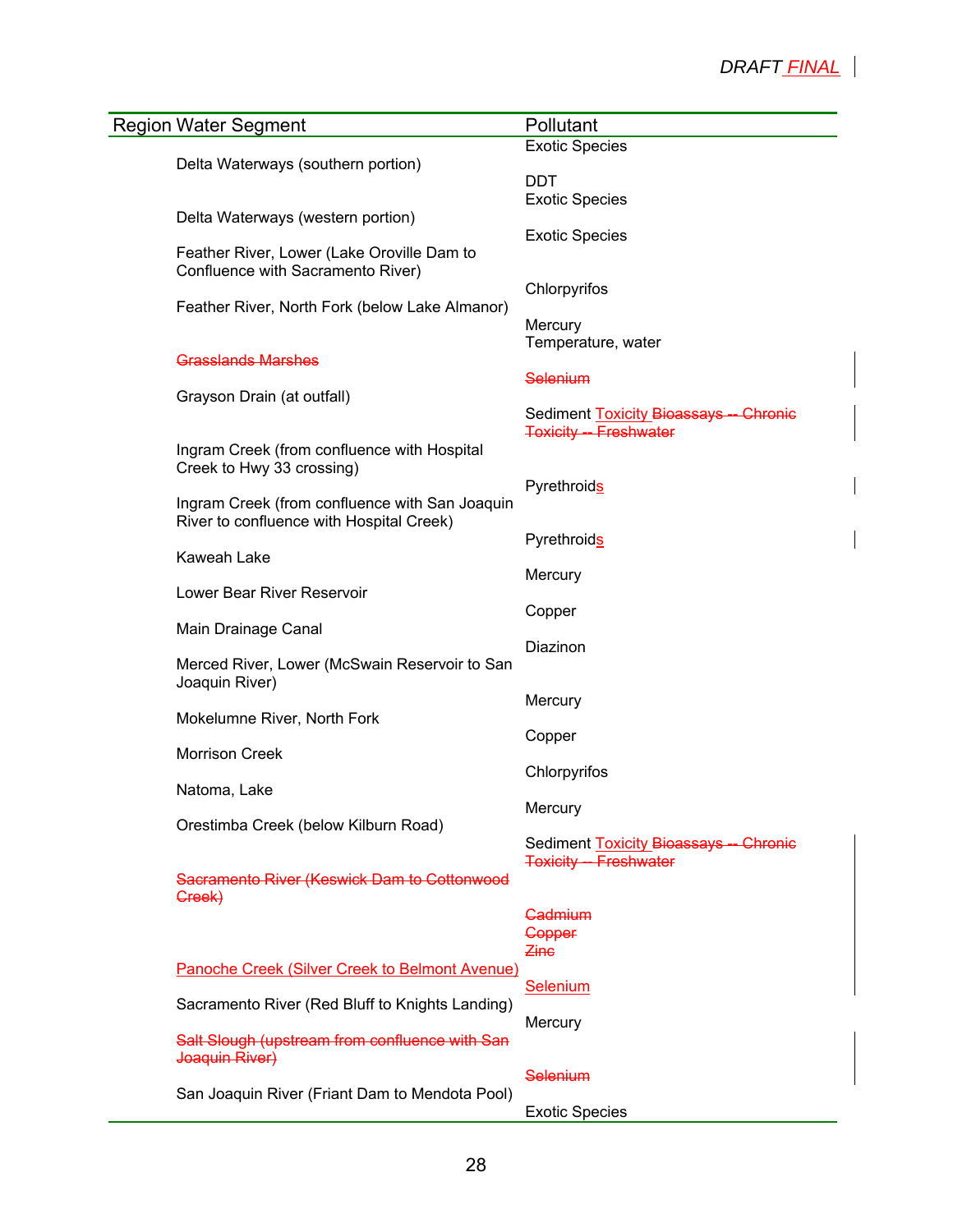| Region | Water Segment | Pollutant |
|---|---|---|
| | | Exotic Species |
| | Delta Waterways (southern portion) | DDT |
| | | Exotic Species |
| | Delta Waterways (western portion) | Exotic Species |
| | Feather River, Lower (Lake Oroville Dam to Confluence with Sacramento River) | Chlorpyrifos |
| | Feather River, North Fork (below Lake Almanor) | Mercury |
| | | Temperature, water |
| | ~~Grasslands Marshes~~ | ~~Selenium~~ |
| | Grayson Drain (at outfall) | Sediment Toxicity ~~Bioassays -- Chronic Toxicity -- Freshwater~~ |
| | Ingram Creek (from confluence with Hospital Creek to Hwy 33 crossing) | Pyrethroids |
| | Ingram Creek (from confluence with San Joaquin River to confluence with Hospital Creek) | Pyrethroids |
| | Kaweah Lake | Mercury |
| | Lower Bear River Reservoir | Copper |
| | Main Drainage Canal | Diazinon |
| | Merced River, Lower (McSwain Reservoir to San Joaquin River) | Mercury |
| | Mokelumne River, North Fork | Copper |
| | Morrison Creek | Chlorpyrifos |
| | Natoma, Lake | Mercury |
| | Orestimba Creek (below Kilburn Road) | Sediment Toxicity ~~Bioassays -- Chronic Toxicity -- Freshwater~~ |
| | ~~Sacramento River (Keswick Dam to Cottonwood Creek)~~ | ~~Cadmium~~ |
| | | ~~Copper~~ |
| | | ~~Zinc~~ |
| | Panoche Creek (Silver Creek to Belmont Avenue) | Selenium |
| | Sacramento River (Red Bluff to Knights Landing) | Mercury |
| | ~~Salt Slough (upstream from confluence with San Joaquin River)~~ | ~~Selenium~~ |
| | San Joaquin River (Friant Dam to Mendota Pool) | Exotic Species |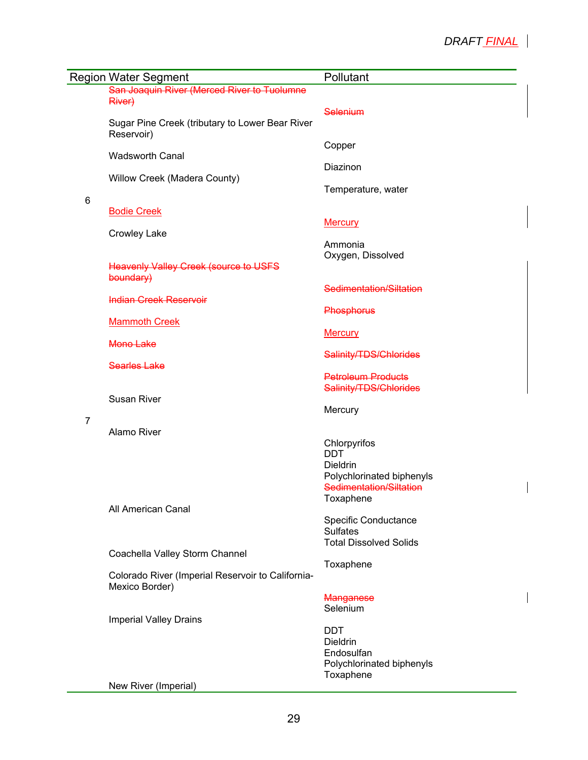| Region | Water Segment | Pollutant |
|---|---|---|
| | ~~San Joaquin River (Merced River to Tuolumne River)~~ | ~~Selenium~~ |
| | Sugar Pine Creek (tributary to Lower Bear River Reservoir) | Copper |
| | Wadsworth Canal | Diazinon |
| | Willow Creek (Madera County) | Temperature, water |
| 6 | | |
| | Bodie Creek | Mercury |
| | Crowley Lake | Ammonia<br>Oxygen, Dissolved |
| | ~~Heavenly Valley Creek (source to USFS boundary)~~ | ~~Sedimentation/Siltation~~ |
| | ~~Indian Creek Reservoir~~ | ~~Phosphorus~~ |
| | Mammoth Creek | Mercury |
| | ~~Mono Lake~~ | ~~Salinity/TDS/Chlorides~~ |
| | ~~Searles Lake~~ | ~~Petroleum Products~~<br>~~Salinity/TDS/Chlorides~~ |
| | Susan River | Mercury |
| 7 | | |
| | Alamo River | Chlorpyrifos<br>DDT<br>Dieldrin<br>Polychlorinated biphenyls<br>~~Sedimentation/Siltation~~<br>Toxaphene |
| | All American Canal | Specific Conductance<br>Sulfates<br>Total Dissolved Solids |
| | Coachella Valley Storm Channel | Toxaphene |
| | Colorado River (Imperial Reservoir to California-Mexico Border) | ~~Manganese~~<br>Selenium |
| | Imperial Valley Drains | DDT<br>Dieldrin<br>Endosulfan<br>Polychlorinated biphenyls<br>Toxaphene |
| | New River (Imperial) | |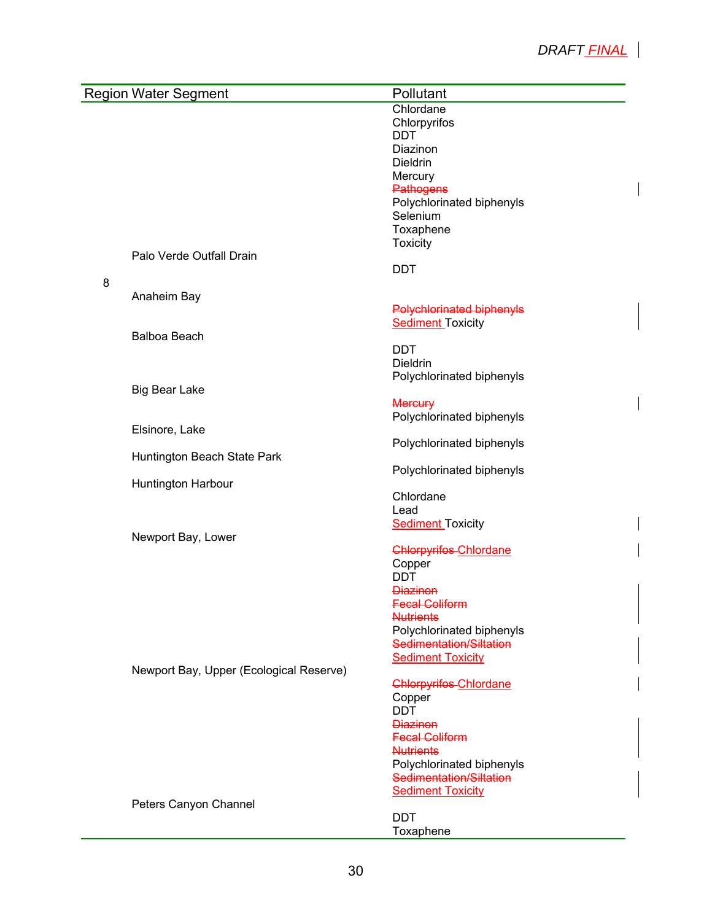*DRAFT ~~~~* *FINAL*

| Region | Water Segment | Pollutant |
|---|---|---|
| | | Chlordane |
| | | Chlorpyrifos |
| | | DDT |
| | | Diazinon |
| | | Dieldrin |
| | | Mercury |
| | | ~~Pathogens~~ |
| | | Polychlorinated biphenyls |
| | | Selenium |
| | | Toxaphene |
| | | Toxicity |
| | Palo Verde Outfall Drain | |
| | | DDT |
| 8 | | |
| | Anaheim Bay | |
| | | ~~Polychlorinated biphenyls~~ |
| | | Sediment Toxicity |
| | Balboa Beach | |
| | | DDT |
| | | Dieldrin |
| | | Polychlorinated biphenyls |
| | Big Bear Lake | |
| | | ~~Mercury~~ |
| | | Polychlorinated biphenyls |
| | Elsinore, Lake | |
| | | Polychlorinated biphenyls |
| | Huntington Beach State Park | |
| | | Polychlorinated biphenyls |
| | Huntington Harbour | |
| | | Chlordane |
| | | Lead |
| | | Sediment Toxicity |
| | Newport Bay, Lower | |
| | | ~~Chlorpyrifos~~ Chlordane |
| | | Copper |
| | | DDT |
| | | ~~Diazinon~~ |
| | | ~~Fecal Coliform~~ |
| | | ~~Nutrients~~ |
| | | Polychlorinated biphenyls |
| | | ~~Sedimentation/Siltation~~ |
| | | Sediment Toxicity |
| | Newport Bay, Upper (Ecological Reserve) | |
| | | ~~Chlorpyrifos~~ Chlordane |
| | | Copper |
| | | DDT |
| | | ~~Diazinon~~ |
| | | ~~Fecal Coliform~~ |
| | | ~~Nutrients~~ |
| | | Polychlorinated biphenyls |
| | | ~~Sedimentation/Siltation~~ |
| | | Sediment Toxicity |
| | Peters Canyon Channel | |
| | | DDT |
| | | Toxaphene |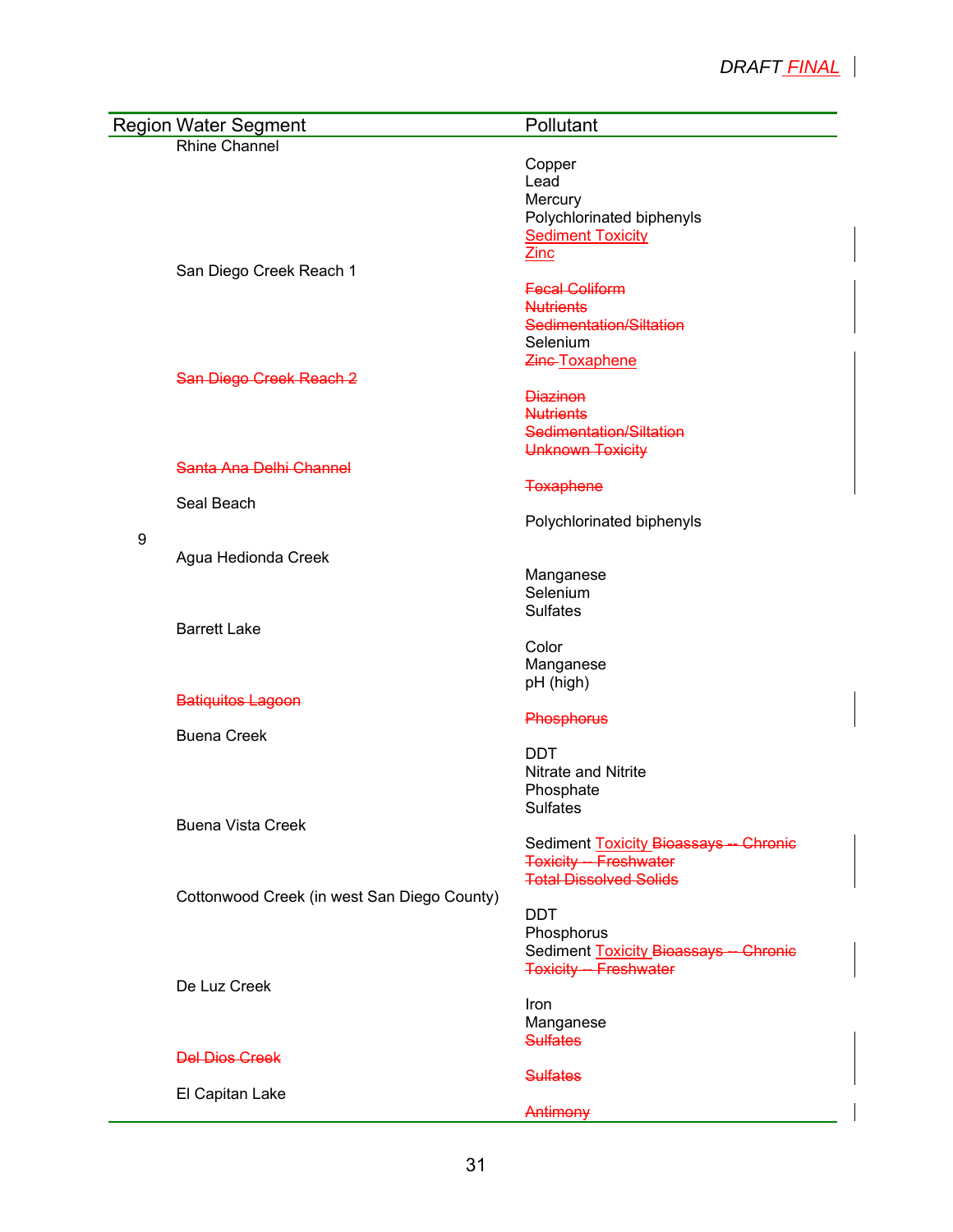| Region | Water Segment | Pollutant |
|---|---|---|
| | Rhine Channel | |
| | | Copper |
| | | Lead |
| | | Mercury |
| | | Polychlorinated biphenyls |
| | | Sediment Toxicity |
| | | Zinc |
| | San Diego Creek Reach 1 | |
| | | ~~Fecal Coliform~~ |
| | | ~~Nutrients~~ |
| | | ~~Sedimentation/Siltation~~ |
| | | Selenium |
| | | ~~Zinc~~ Toxaphene |
| | ~~San Diego Creek Reach 2~~ | |
| | | ~~Diazinon~~ |
| | | ~~Nutrients~~ |
| | | ~~Sedimentation/Siltation~~ |
| | | ~~Unknown Toxicity~~ |
| | ~~Santa Ana Delhi Channel~~ | |
| | | ~~Toxaphene~~ |
| | Seal Beach | |
| | | Polychlorinated biphenyls |
| 9 | | |
| | Agua Hedionda Creek | |
| | | Manganese |
| | | Selenium |
| | | Sulfates |
| | Barrett Lake | |
| | | Color |
| | | Manganese |
| | | pH (high) |
| | ~~Batiquitos Lagoon~~ | |
| | | ~~Phosphorus~~ |
| | Buena Creek | |
| | | DDT |
| | | Nitrate and Nitrite |
| | | Phosphate |
| | | Sulfates |
| | Buena Vista Creek | |
| | | Sediment Toxicity ~~Bioassays -- Chronic Toxicity -- Freshwater~~ |
| | | ~~Total Dissolved Solids~~ |
| | Cottonwood Creek (in west San Diego County) | |
| | | DDT |
| | | Phosphorus |
| | | Sediment Toxicity ~~Bioassays -- Chronic Toxicity -- Freshwater~~ |
| | De Luz Creek | |
| | | Iron |
| | | Manganese |
| | | ~~Sulfates~~ |
| | ~~Del Dios Creek~~ | |
| | | ~~Sulfates~~ |
| | El Capitan Lake | |
| | | ~~Antimony~~ |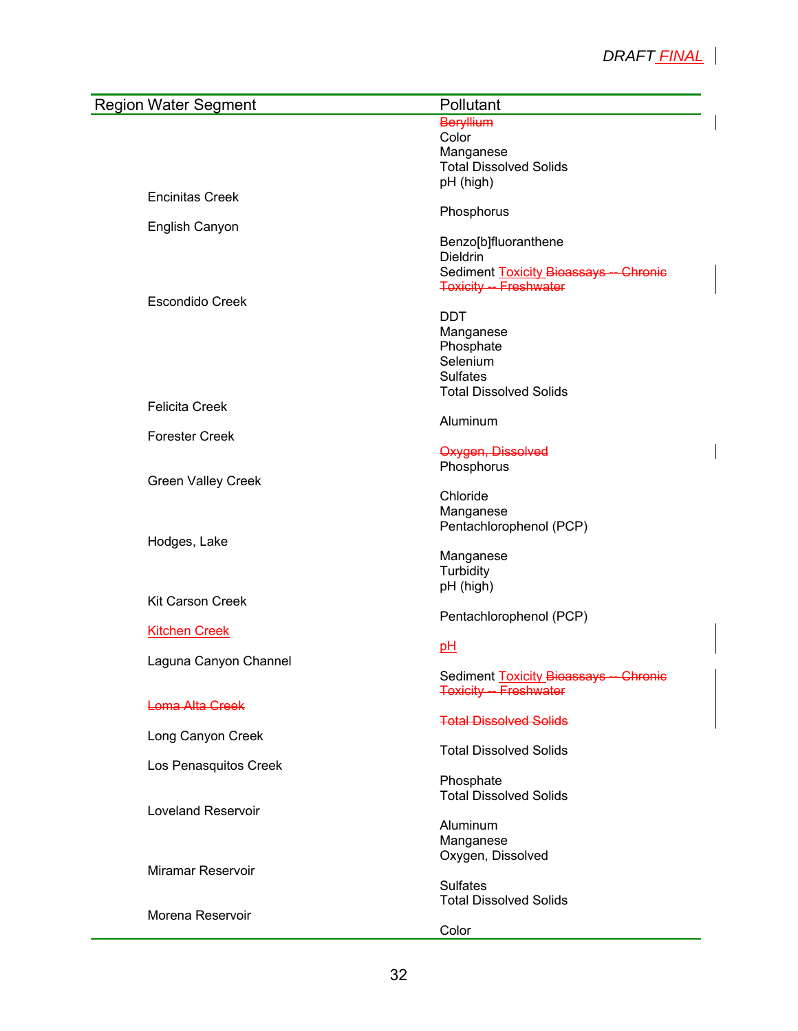| Region | Water Segment | Pollutant |
|---|---|---|
| | | ~~Beryllium~~ |
| | | Color |
| | | Manganese |
| | | Total Dissolved Solids |
| | | pH (high) |
| | Encinitas Creek | |
| | | Phosphorus |
| | English Canyon | |
| | | Benzo[b]fluoranthene |
| | | Dieldrin |
| | | Sediment Toxicity ~~Bioassays -- Chronic Toxicity -- Freshwater~~ |
| | Escondido Creek | |
| | | DDT |
| | | Manganese |
| | | Phosphate |
| | | Selenium |
| | | Sulfates |
| | | Total Dissolved Solids |
| | Felicita Creek | |
| | | Aluminum |
| | Forester Creek | |
| | | ~~Oxygen, Dissolved~~ |
| | | Phosphorus |
| | Green Valley Creek | |
| | | Chloride |
| | | Manganese |
| | | Pentachlorophenol (PCP) |
| | Hodges, Lake | |
| | | Manganese |
| | | Turbidity |
| | | pH (high) |
| | Kit Carson Creek | |
| | | Pentachlorophenol (PCP) |
| | Kitchen Creek | |
| | | pH |
| | Laguna Canyon Channel | |
| | | Sediment Toxicity ~~Bioassays -- Chronic Toxicity -- Freshwater~~ |
| | ~~Loma Alta Creek~~ | |
| | | ~~Total Dissolved Solids~~ |
| | Long Canyon Creek | |
| | | Total Dissolved Solids |
| | Los Penasquitos Creek | |
| | | Phosphate |
| | | Total Dissolved Solids |
| | Loveland Reservoir | |
| | | Aluminum |
| | | Manganese |
| | | Oxygen, Dissolved |
| | Miramar Reservoir | |
| | | Sulfates |
| | | Total Dissolved Solids |
| | Morena Reservoir | |
| | | Color |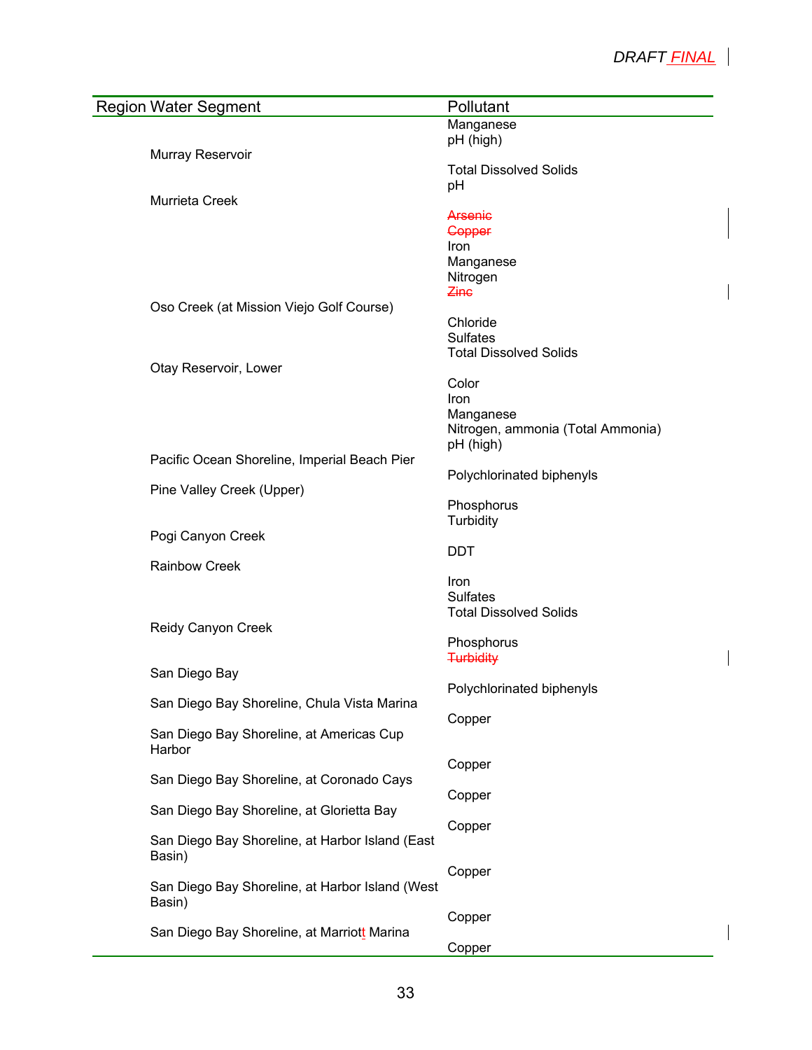| Region Water Segment | Pollutant |
|---|---|
| | Manganese |
| | pH (high) |
| Murray Reservoir | |
| | Total Dissolved Solids |
| | pH |
| Murrieta Creek | |
| | ~~Arsenic~~ |
| | ~~Copper~~ |
| | Iron |
| | Manganese |
| | Nitrogen |
| | ~~Zinc~~ |
| Oso Creek (at Mission Viejo Golf Course) | |
| | Chloride |
| | Sulfates |
| | Total Dissolved Solids |
| Otay Reservoir, Lower | |
| | Color |
| | Iron |
| | Manganese |
| | Nitrogen, ammonia (Total Ammonia) |
| | pH (high) |
| Pacific Ocean Shoreline, Imperial Beach Pier | |
| | Polychlorinated biphenyls |
| Pine Valley Creek (Upper) | |
| | Phosphorus |
| | Turbidity |
| Pogi Canyon Creek | |
| | DDT |
| Rainbow Creek | |
| | Iron |
| | Sulfates |
| | Total Dissolved Solids |
| Reidy Canyon Creek | |
| | Phosphorus |
| | ~~Turbidity~~ |
| San Diego Bay | |
| | Polychlorinated biphenyls |
| San Diego Bay Shoreline, Chula Vista Marina | |
| | Copper |
| San Diego Bay Shoreline, at Americas Cup Harbor | |
| | Copper |
| San Diego Bay Shoreline, at Coronado Cays | |
| | Copper |
| San Diego Bay Shoreline, at Glorietta Bay | |
| | Copper |
| San Diego Bay Shoreline, at Harbor Island (East Basin) | |
| | Copper |
| San Diego Bay Shoreline, at Harbor Island (West Basin) | |
| | Copper |
| San Diego Bay Shoreline, at Marriott Marina | |
| | Copper |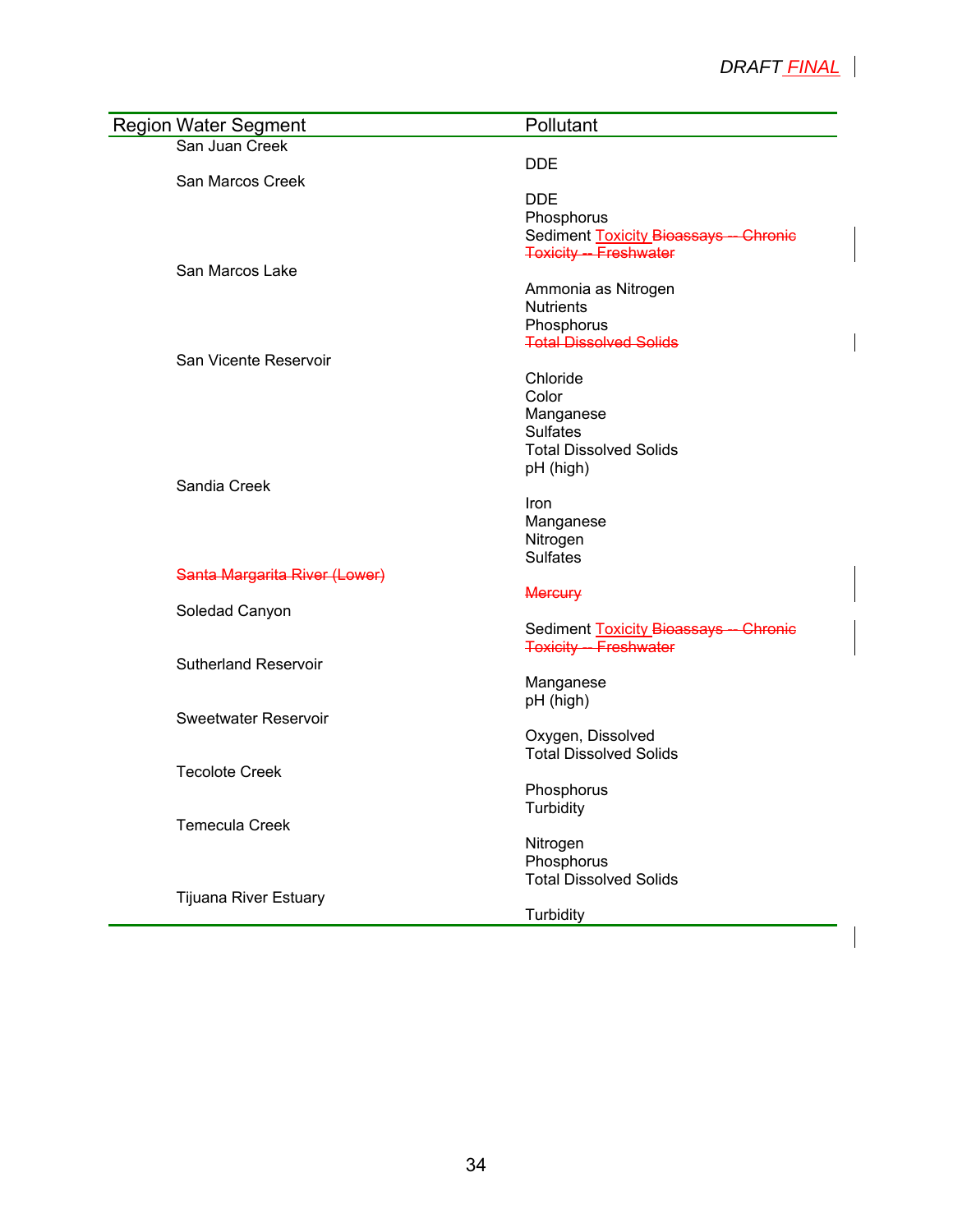| Region | Water Segment | Pollutant |
|---|---|---|
| | San Juan Creek | |
| | | DDE |
| | San Marcos Creek | |
| | | DDE |
| | | Phosphorus |
| | | Sediment Toxicity ~~Bioassays -- Chronic Toxicity -- Freshwater~~ |
| | San Marcos Lake | |
| | | Ammonia as Nitrogen |
| | | Nutrients |
| | | Phosphorus |
| | | ~~Total Dissolved Solids~~ |
| | San Vicente Reservoir | |
| | | Chloride |
| | | Color |
| | | Manganese |
| | | Sulfates |
| | | Total Dissolved Solids |
| | | pH (high) |
| | Sandia Creek | |
| | | Iron |
| | | Manganese |
| | | Nitrogen |
| | | Sulfates |
| | ~~Santa Margarita River (Lower)~~ | |
| | | ~~Mercury~~ |
| | Soledad Canyon | |
| | | Sediment Toxicity ~~Bioassays -- Chronic Toxicity -- Freshwater~~ |
| | Sutherland Reservoir | |
| | | Manganese |
| | | pH (high) |
| | Sweetwater Reservoir | |
| | | Oxygen, Dissolved |
| | | Total Dissolved Solids |
| | Tecolote Creek | |
| | | Phosphorus |
| | | Turbidity |
| | Temecula Creek | |
| | | Nitrogen |
| | | Phosphorus |
| | | Total Dissolved Solids |
| | Tijuana River Estuary | |
| | | Turbidity |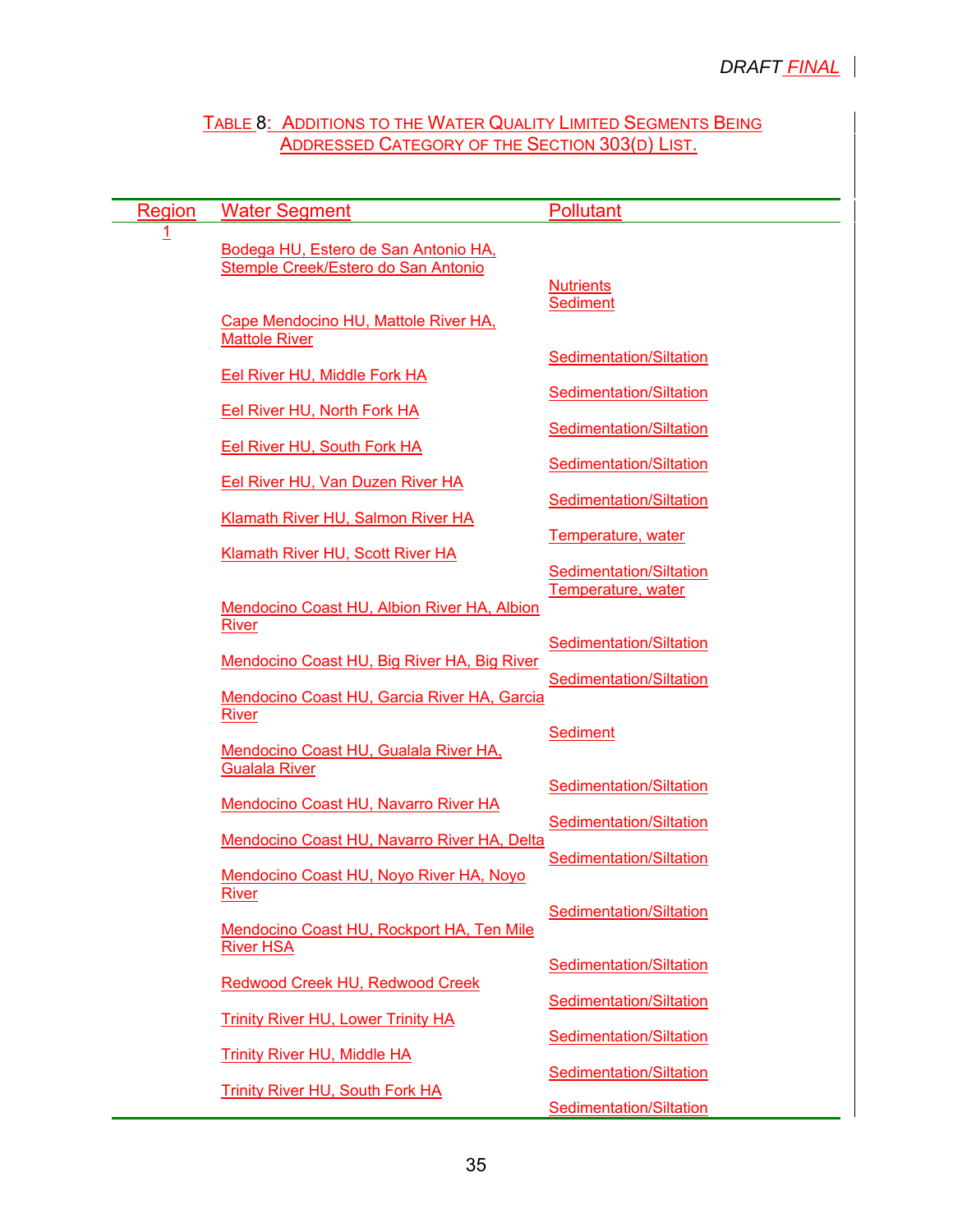## TABLE 8: ADDITIONS TO THE WATER QUALITY LIMITED SEGMENTS BEING ADDRESSED CATEGORY OF THE SECTION 303(D) LIST.

| Region | Water Segment | Pollutant |
|---|---|---|
| 1 | Bodega HU, Estero de San Antonio HA, Stemple Creek/Estero do San Antonio | Nutrients<br>Sediment |
| | Cape Mendocino HU, Mattole River HA, Mattole River | Sedimentation/Siltation |
| | Eel River HU, Middle Fork HA | Sedimentation/Siltation |
| | Eel River HU, North Fork HA | Sedimentation/Siltation |
| | Eel River HU, South Fork HA | Sedimentation/Siltation |
| | Eel River HU, Van Duzen River HA | Sedimentation/Siltation |
| | Klamath River HU, Salmon River HA | Temperature, water |
| | Klamath River HU, Scott River HA | Sedimentation/Siltation<br>Temperature, water |
| | Mendocino Coast HU, Albion River HA, Albion River | Sedimentation/Siltation |
| | Mendocino Coast HU, Big River HA, Big River | Sedimentation/Siltation |
| | Mendocino Coast HU, Garcia River HA, Garcia River | Sediment |
| | Mendocino Coast HU, Gualala River HA, Gualala River | Sedimentation/Siltation |
| | Mendocino Coast HU, Navarro River HA | Sedimentation/Siltation |
| | Mendocino Coast HU, Navarro River HA, Delta | Sedimentation/Siltation |
| | Mendocino Coast HU, Noyo River HA, Noyo River | Sedimentation/Siltation |
| | Mendocino Coast HU, Rockport HA, Ten Mile River HSA | Sedimentation/Siltation |
| | Redwood Creek HU, Redwood Creek | Sedimentation/Siltation |
| | Trinity River HU, Lower Trinity HA | Sedimentation/Siltation |
| | Trinity River HU, Middle HA | Sedimentation/Siltation |
| | Trinity River HU, South Fork HA | Sedimentation/Siltation |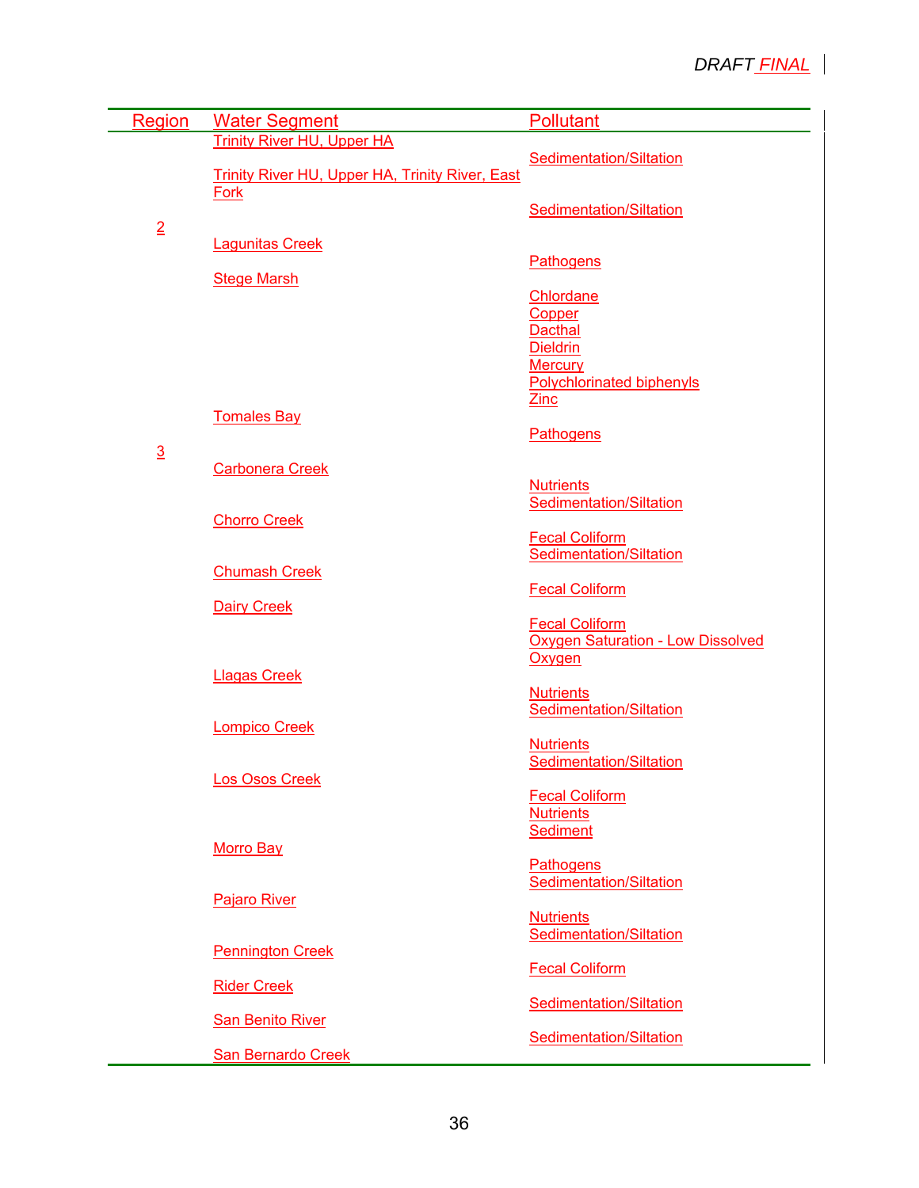| Region | Water Segment | Pollutant |
|---|---|---|
| | Trinity River HU, Upper HA | Sedimentation/Siltation |
| | Trinity River HU, Upper HA, Trinity River, East Fork | Sedimentation/Siltation |
| 2 | | |
| | Lagunitas Creek | Pathogens |
| | Stege Marsh | Chlordane<br>Copper<br>Dacthal<br>Dieldrin<br>Mercury<br>Polychlorinated biphenyls<br>Zinc |
| | Tomales Bay | Pathogens |
| 3 | | |
| | Carbonera Creek | Nutrients<br>Sedimentation/Siltation |
| | Chorro Creek | Fecal Coliform<br>Sedimentation/Siltation |
| | Chumash Creek | Fecal Coliform |
| | Dairy Creek | Fecal Coliform<br>Oxygen Saturation - Low Dissolved Oxygen |
| | Llagas Creek | Nutrients<br>Sedimentation/Siltation |
| | Lompico Creek | Nutrients<br>Sedimentation/Siltation |
| | Los Osos Creek | Fecal Coliform<br>Nutrients<br>Sediment |
| | Morro Bay | Pathogens<br>Sedimentation/Siltation |
| | Pajaro River | Nutrients<br>Sedimentation/Siltation |
| | Pennington Creek | Fecal Coliform |
| | Rider Creek | Sedimentation/Siltation |
| | San Benito River | Sedimentation/Siltation |
| | San Bernardo Creek | |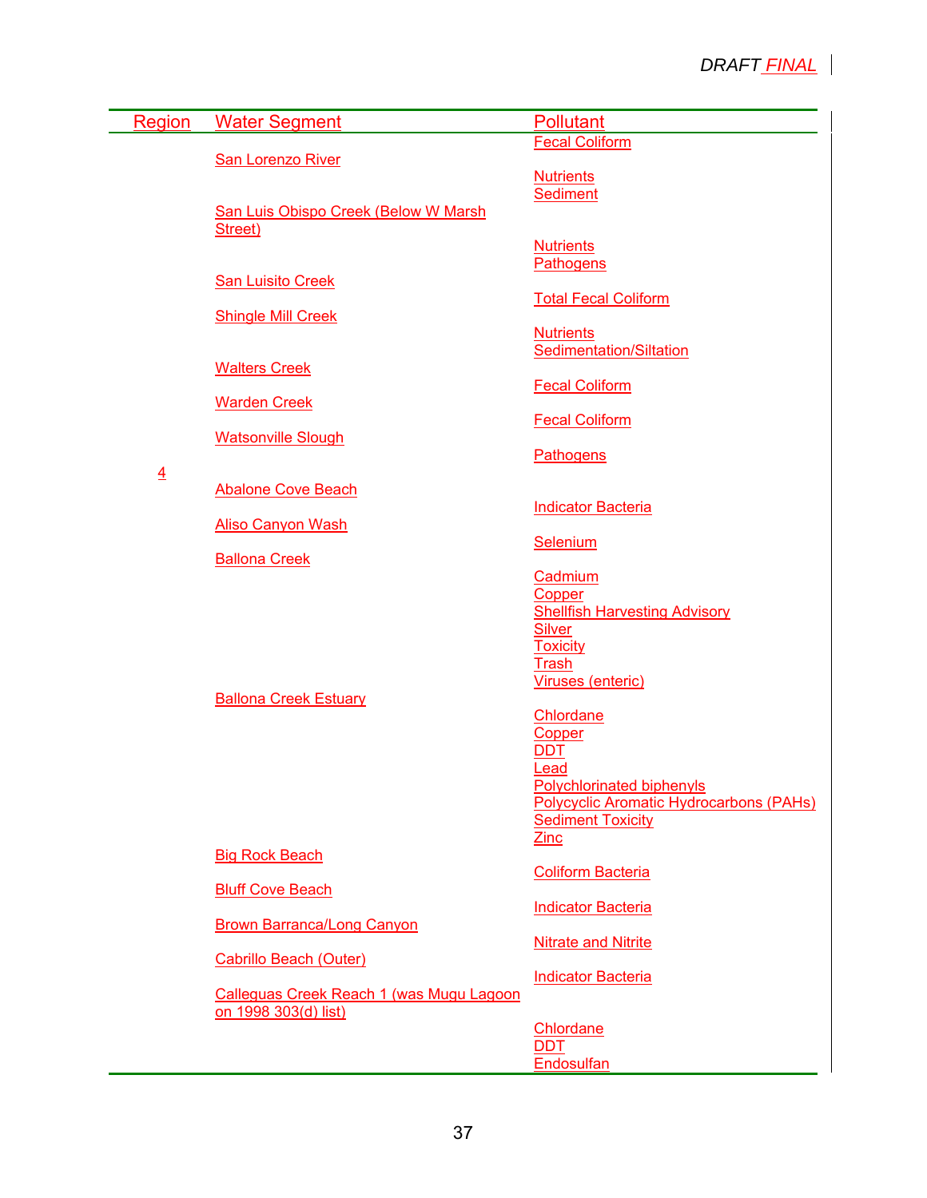| Region | Water Segment | Pollutant |
|---|---|---|
| | San Lorenzo River | Fecal Coliform |
| | | Nutrients |
| | | Sediment |
| | San Luis Obispo Creek (Below W Marsh Street) | Nutrients |
| | | Pathogens |
| | San Luisito Creek | Total Fecal Coliform |
| | Shingle Mill Creek | Nutrients |
| | | Sedimentation/Siltation |
| | Walters Creek | Fecal Coliform |
| | Warden Creek | Fecal Coliform |
| | Watsonville Slough | Pathogens |
| 4 | Abalone Cove Beach | Indicator Bacteria |
| | Aliso Canyon Wash | Selenium |
| | Ballona Creek | Cadmium |
| | | Copper |
| | | Shellfish Harvesting Advisory |
| | | Silver |
| | | Toxicity |
| | | Trash |
| | | Viruses (enteric) |
| | Ballona Creek Estuary | Chlordane |
| | | Copper |
| | | DDT |
| | | Lead |
| | | Polychlorinated biphenyls |
| | | Polycyclic Aromatic Hydrocarbons (PAHs) |
| | | Sediment Toxicity |
| | | Zinc |
| | Big Rock Beach | Coliform Bacteria |
| | Bluff Cove Beach | Indicator Bacteria |
| | Brown Barranca/Long Canyon | Nitrate and Nitrite |
| | Cabrillo Beach (Outer) | Indicator Bacteria |
| | Calleguas Creek Reach 1 (was Mugu Lagoon on 1998 303(d) list) | Chlordane |
| | | DDT |
| | | Endosulfan |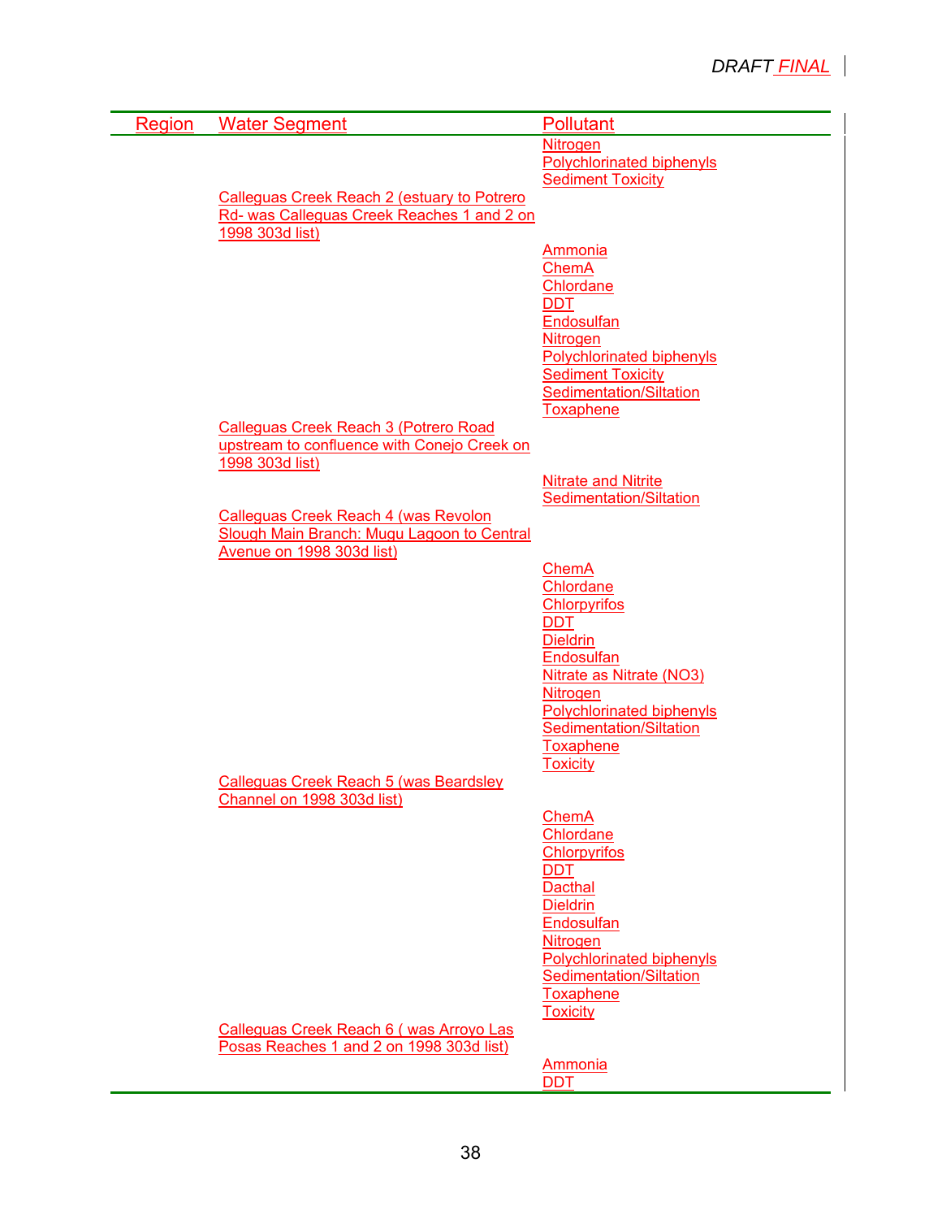| Region | Water Segment | Pollutant |
|---|---|---|
| | | Nitrogen |
| | | Polychlorinated biphenyls |
| | | Sediment Toxicity |
| | Calleguas Creek Reach 2 (estuary to Potrero Rd- was Calleguas Creek Reaches 1 and 2 on 1998 303d list) | |
| | | Ammonia |
| | | ChemA |
| | | Chlordane |
| | | DDT |
| | | Endosulfan |
| | | Nitrogen |
| | | Polychlorinated biphenyls |
| | | Sediment Toxicity |
| | | Sedimentation/Siltation |
| | | Toxaphene |
| | Calleguas Creek Reach 3 (Potrero Road upstream to confluence with Conejo Creek on 1998 303d list) | |
| | | Nitrate and Nitrite |
| | | Sedimentation/Siltation |
| | Calleguas Creek Reach 4 (was Revolon Slough Main Branch: Mugu Lagoon to Central Avenue on 1998 303d list) | |
| | | ChemA |
| | | Chlordane |
| | | Chlorpyrifos |
| | | DDT |
| | | Dieldrin |
| | | Endosulfan |
| | | Nitrate as Nitrate (NO3) |
| | | Nitrogen |
| | | Polychlorinated biphenyls |
| | | Sedimentation/Siltation |
| | | Toxaphene |
| | | Toxicity |
| | Calleguas Creek Reach 5 (was Beardsley Channel on 1998 303d list) | |
| | | ChemA |
| | | Chlordane |
| | | Chlorpyrifos |
| | | DDT |
| | | Dacthal |
| | | Dieldrin |
| | | Endosulfan |
| | | Nitrogen |
| | | Polychlorinated biphenyls |
| | | Sedimentation/Siltation |
| | | Toxaphene |
| | | Toxicity |
| | Calleguas Creek Reach 6 ( was Arroyo Las Posas Reaches 1 and 2 on 1998 303d list) | |
| | | Ammonia |
| | | DDT |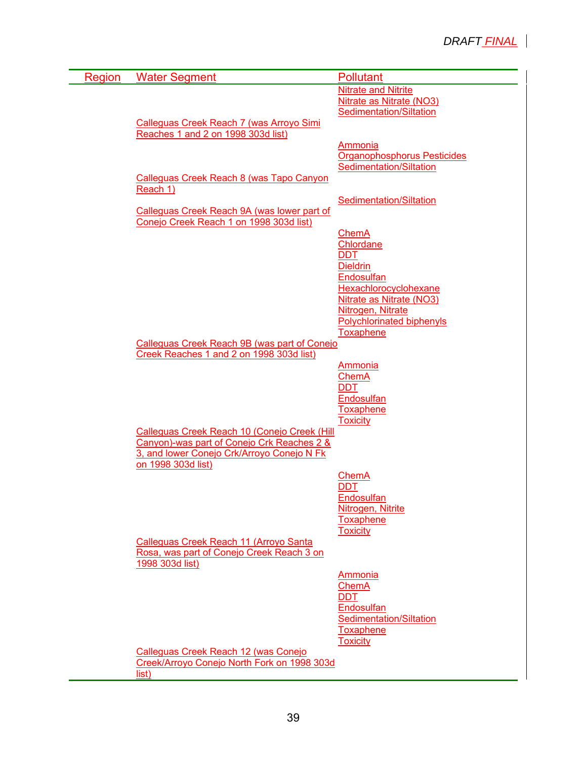| Region | Water Segment | Pollutant |
|---|---|---|
| | | Nitrate and Nitrite<br>Nitrate as Nitrate (NO3)<br>Sedimentation/Siltation |
| | Calleguas Creek Reach 7 (was Arroyo Simi Reaches 1 and 2 on 1998 303d list) | |
| | | Ammonia<br>Organophosphorus Pesticides<br>Sedimentation/Siltation |
| | Calleguas Creek Reach 8 (was Tapo Canyon Reach 1) | |
| | | Sedimentation/Siltation |
| | Calleguas Creek Reach 9A (was lower part of Conejo Creek Reach 1 on 1998 303d list) | |
| | | ChemA<br>Chlordane<br>DDT<br>Dieldrin<br>Endosulfan<br>Hexachlorocyclohexane<br>Nitrate as Nitrate (NO3)<br>Nitrogen, Nitrate<br>Polychlorinated biphenyls<br>Toxaphene |
| | Calleguas Creek Reach 9B (was part of Conejo Creek Reaches 1 and 2 on 1998 303d list) | |
| | | Ammonia<br>ChemA<br>DDT<br>Endosulfan<br>Toxaphene<br>Toxicity |
| | Calleguas Creek Reach 10 (Conejo Creek (Hill Canyon)-was part of Conejo Crk Reaches 2 & 3, and lower Conejo Crk/Arroyo Conejo N Fk on 1998 303d list) | |
| | | ChemA<br>DDT<br>Endosulfan<br>Nitrogen, Nitrite<br>Toxaphene<br>Toxicity |
| | Calleguas Creek Reach 11 (Arroyo Santa Rosa, was part of Conejo Creek Reach 3 on 1998 303d list) | |
| | | Ammonia<br>ChemA<br>DDT<br>Endosulfan<br>Sedimentation/Siltation<br>Toxaphene<br>Toxicity |
| | Calleguas Creek Reach 12 (was Conejo Creek/Arroyo Conejo North Fork on 1998 303d list) | |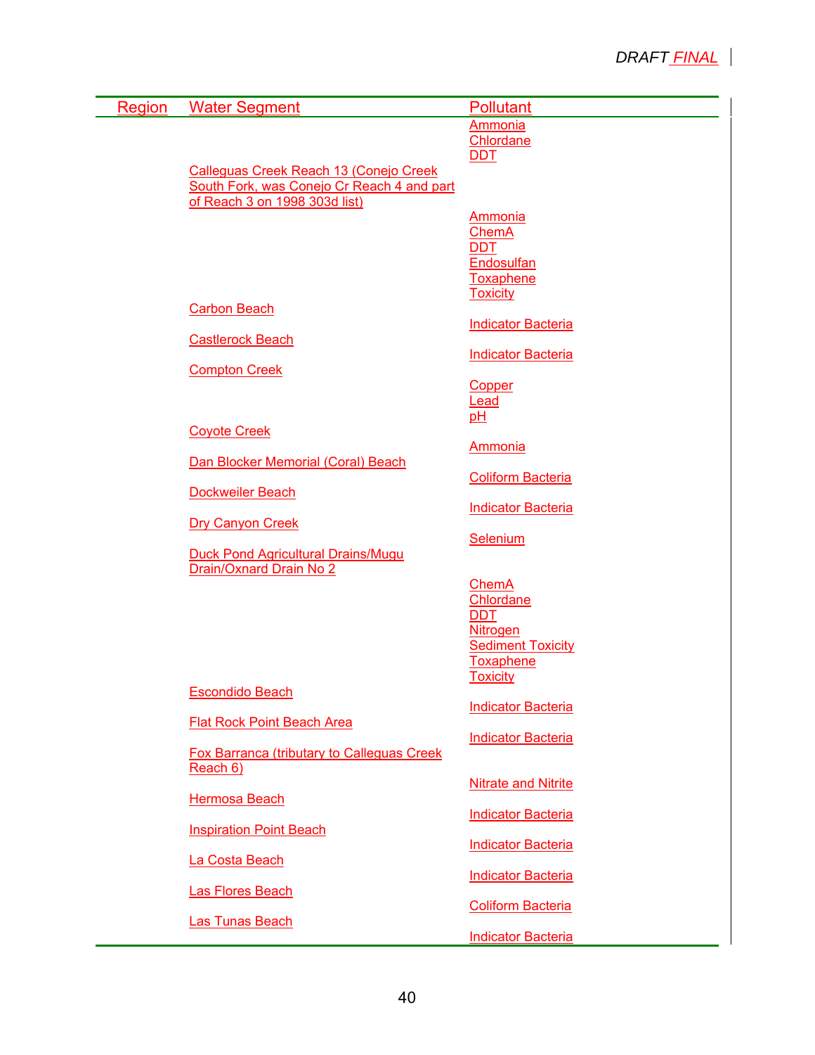| Region | Water Segment | Pollutant |
|---|---|---|
| | | Ammonia |
| | | Chlordane |
| | | DDT |
| | Calleguas Creek Reach 13 (Conejo Creek South Fork, was Conejo Cr Reach 4 and part of Reach 3 on 1998 303d list) | Ammonia |
| | | ChemA |
| | | DDT |
| | | Endosulfan |
| | | Toxaphene |
| | | Toxicity |
| | Carbon Beach | Indicator Bacteria |
| | Castlerock Beach | Indicator Bacteria |
| | Compton Creek | Copper |
| | | Lead |
| | | pH |
| | Coyote Creek | Ammonia |
| | Dan Blocker Memorial (Coral) Beach | Coliform Bacteria |
| | Dockweiler Beach | Indicator Bacteria |
| | Dry Canyon Creek | Selenium |
| | Duck Pond Agricultural Drains/Mugu Drain/Oxnard Drain No 2 | ChemA |
| | | Chlordane |
| | | DDT |
| | | Nitrogen |
| | | Sediment Toxicity |
| | | Toxaphene |
| | | Toxicity |
| | Escondido Beach | Indicator Bacteria |
| | Flat Rock Point Beach Area | Indicator Bacteria |
| | Fox Barranca (tributary to Calleguas Creek Reach 6) | Nitrate and Nitrite |
| | Hermosa Beach | Indicator Bacteria |
| | Inspiration Point Beach | Indicator Bacteria |
| | La Costa Beach | Indicator Bacteria |
| | Las Flores Beach | Coliform Bacteria |
| | Las Tunas Beach | Indicator Bacteria |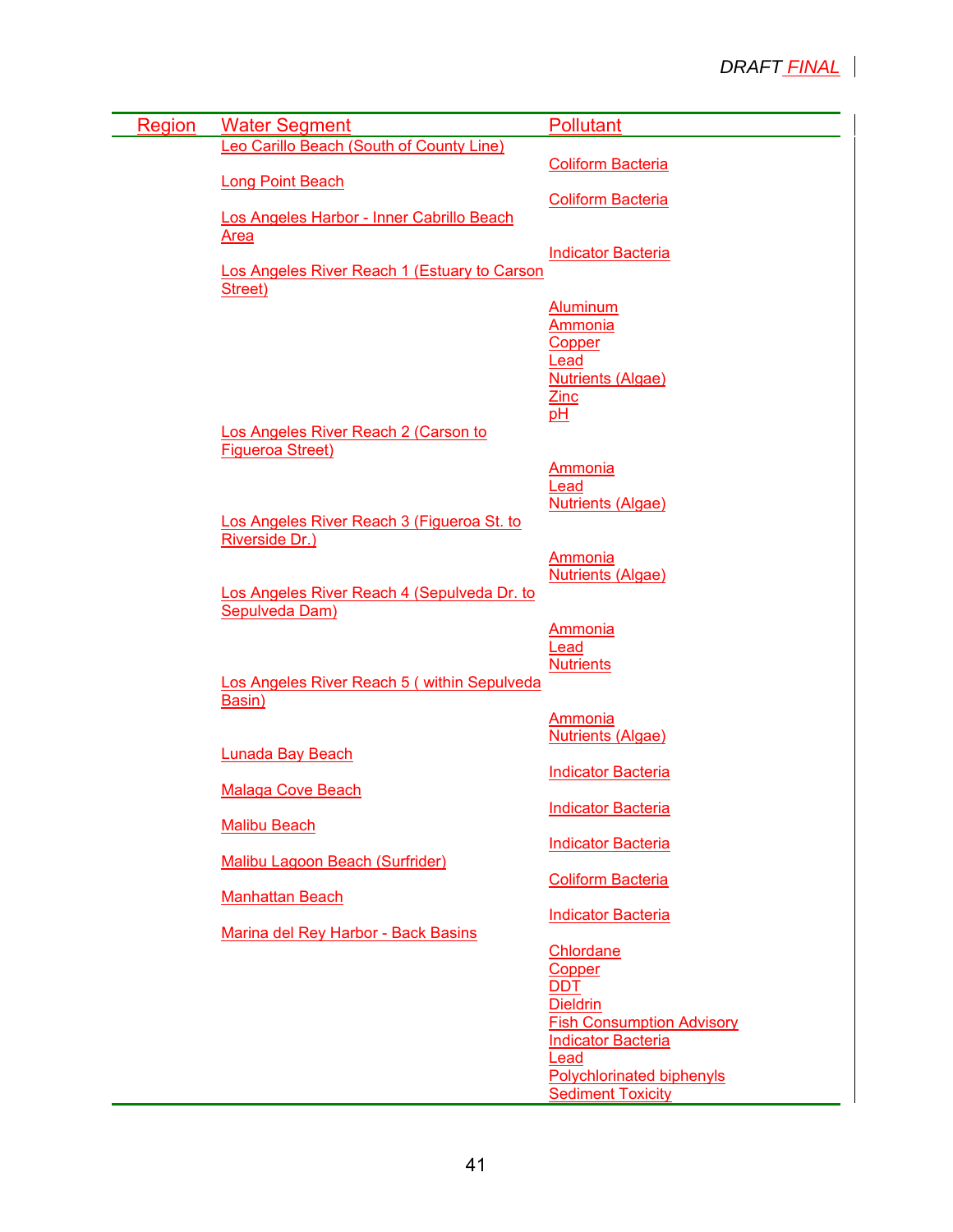| Region | Water Segment | Pollutant |
|---|---|---|
| | Leo Carillo Beach (South of County Line) | Coliform Bacteria |
| | Long Point Beach | Coliform Bacteria |
| | Los Angeles Harbor - Inner Cabrillo Beach Area | Indicator Bacteria |
| | Los Angeles River Reach 1 (Estuary to Carson Street) | Aluminum |
| | | Ammonia |
| | | Copper |
| | | Lead |
| | | Nutrients (Algae) |
| | | Zinc |
| | | pH |
| | Los Angeles River Reach 2 (Carson to Figueroa Street) | Ammonia |
| | | Lead |
| | | Nutrients (Algae) |
| | Los Angeles River Reach 3 (Figueroa St. to Riverside Dr.) | Ammonia |
| | | Nutrients (Algae) |
| | Los Angeles River Reach 4 (Sepulveda Dr. to Sepulveda Dam) | Ammonia |
| | | Lead |
| | | Nutrients |
| | Los Angeles River Reach 5 ( within Sepulveda Basin) | Ammonia |
| | | Nutrients (Algae) |
| | Lunada Bay Beach | Indicator Bacteria |
| | Malaga Cove Beach | Indicator Bacteria |
| | Malibu Beach | Indicator Bacteria |
| | Malibu Lagoon Beach (Surfrider) | Coliform Bacteria |
| | Manhattan Beach | Indicator Bacteria |
| | Marina del Rey Harbor - Back Basins | Chlordane |
| | | Copper |
| | | DDT |
| | | Dieldrin |
| | | Fish Consumption Advisory |
| | | Indicator Bacteria |
| | | Lead |
| | | Polychlorinated biphenyls |
| | | Sediment Toxicity |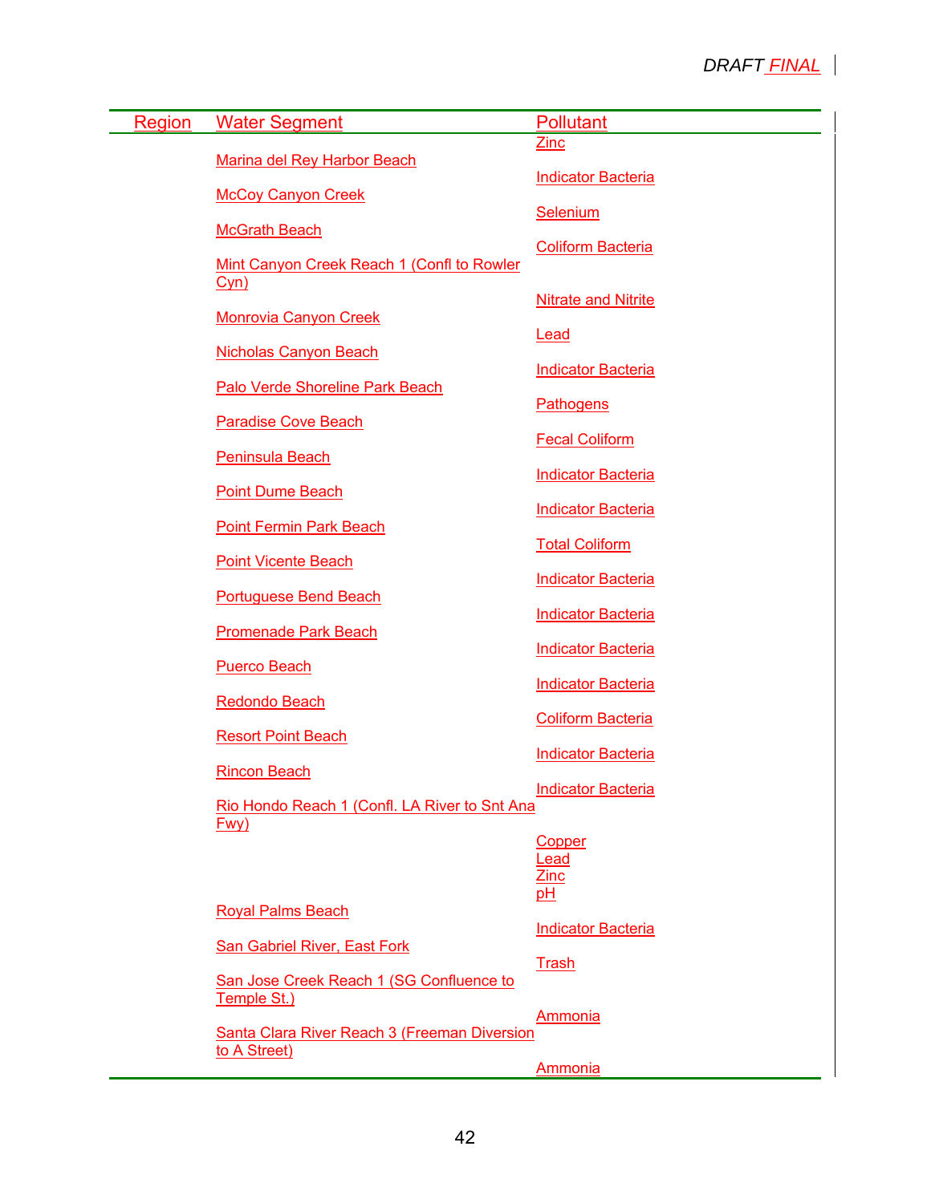| Region | Water Segment | Pollutant |
|---|---|---|
| | | Zinc |
| | Marina del Rey Harbor Beach | Indicator Bacteria |
| | McCoy Canyon Creek | Selenium |
| | McGrath Beach | Coliform Bacteria |
| | Mint Canyon Creek Reach 1 (Confl to Rowler Cyn) | Nitrate and Nitrite |
| | Monrovia Canyon Creek | Lead |
| | Nicholas Canyon Beach | Indicator Bacteria |
| | Palo Verde Shoreline Park Beach | Pathogens |
| | Paradise Cove Beach | Fecal Coliform |
| | Peninsula Beach | Indicator Bacteria |
| | Point Dume Beach | Indicator Bacteria |
| | Point Fermin Park Beach | Total Coliform |
| | Point Vicente Beach | Indicator Bacteria |
| | Portuguese Bend Beach | Indicator Bacteria |
| | Promenade Park Beach | Indicator Bacteria |
| | Puerco Beach | Indicator Bacteria |
| | Redondo Beach | Coliform Bacteria |
| | Resort Point Beach | Indicator Bacteria |
| | Rincon Beach | Indicator Bacteria |
| | Rio Hondo Reach 1 (Confl. LA River to Snt Ana Fwy) | Copper<br>Lead<br>Zinc<br>pH |
| | Royal Palms Beach | Indicator Bacteria |
| | San Gabriel River, East Fork | Trash |
| | San Jose Creek Reach 1 (SG Confluence to Temple St.) | Ammonia |
| | Santa Clara River Reach 3 (Freeman Diversion to A Street) | Ammonia |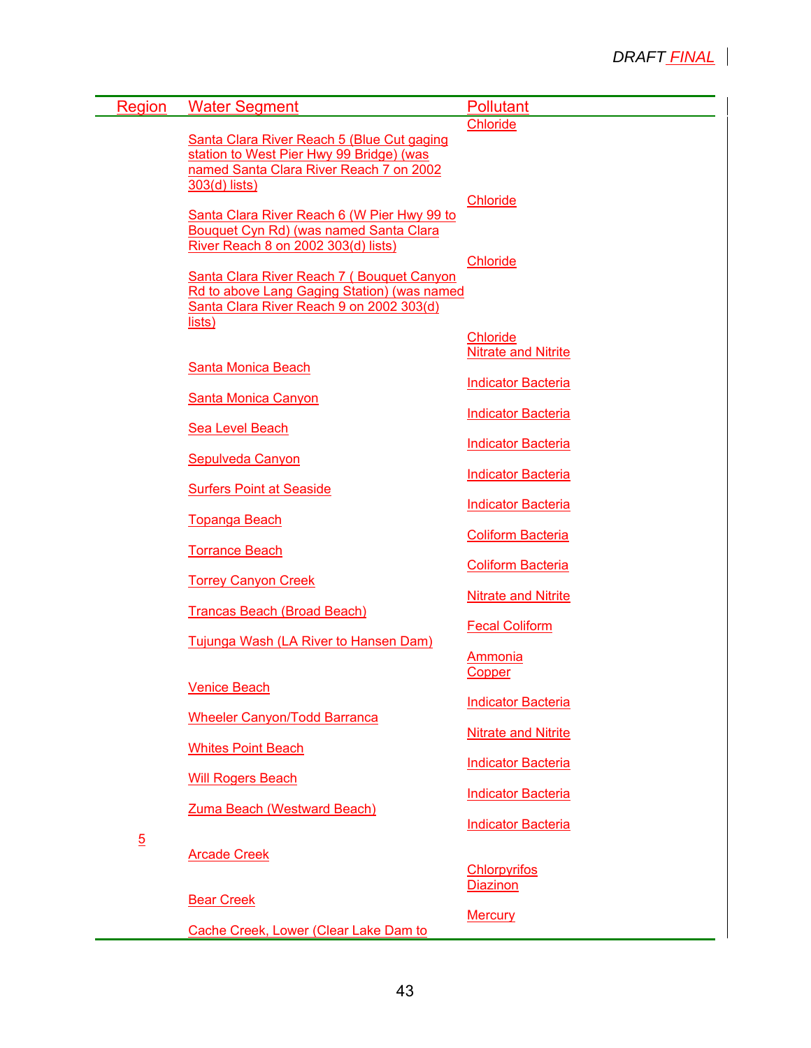| Region | Water Segment | Pollutant |
|---|---|---|
| | Santa Clara River Reach 5 (Blue Cut gaging station to West Pier Hwy 99 Bridge) (was named Santa Clara River Reach 7 on 2002 303(d) lists) | Chloride |
| | Santa Clara River Reach 6 (W Pier Hwy 99 to Bouquet Cyn Rd) (was named Santa Clara River Reach 8 on 2002 303(d) lists) | Chloride |
| | Santa Clara River Reach 7 ( Bouquet Canyon Rd to above Lang Gaging Station) (was named Santa Clara River Reach 9 on 2002 303(d) lists) | Chloride |
| | | Chloride<br>Nitrate and Nitrite |
| | Santa Monica Beach | Indicator Bacteria |
| | Santa Monica Canyon | Indicator Bacteria |
| | Sea Level Beach | Indicator Bacteria |
| | Sepulveda Canyon | Indicator Bacteria |
| | Surfers Point at Seaside | Indicator Bacteria |
| | Topanga Beach | Coliform Bacteria |
| | Torrance Beach | Coliform Bacteria |
| | Torrey Canyon Creek | Nitrate and Nitrite |
| | Trancas Beach (Broad Beach) | Fecal Coliform |
| | Tujunga Wash (LA River to Hansen Dam) | Ammonia<br>Copper |
| | Venice Beach | Indicator Bacteria |
| | Wheeler Canyon/Todd Barranca | Nitrate and Nitrite |
| | Whites Point Beach | Indicator Bacteria |
| | Will Rogers Beach | Indicator Bacteria |
| | Zuma Beach (Westward Beach) | Indicator Bacteria |
| 5 | Arcade Creek | Chlorpyrifos<br>Diazinon |
| | Bear Creek | Mercury |
| | Cache Creek, Lower (Clear Lake Dam to | |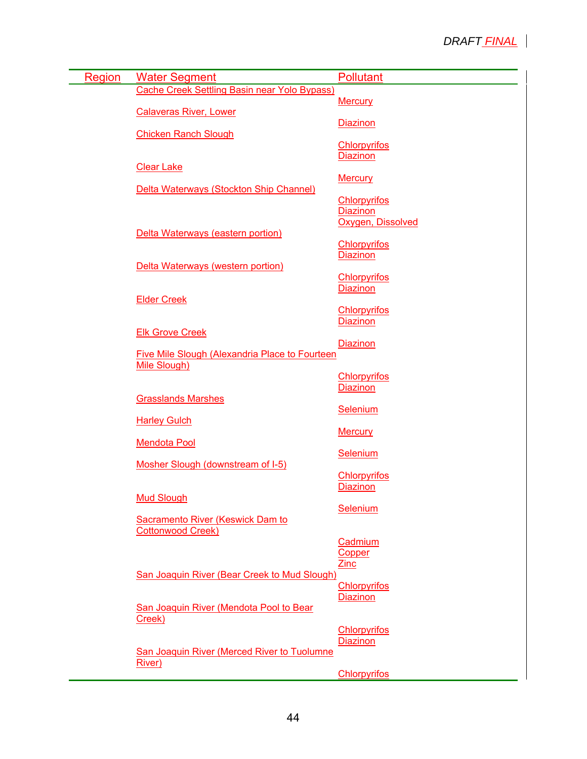| Region | Water Segment | Pollutant |
| --- | --- | --- |
| | Cache Creek Settling Basin near Yolo Bypass) | Mercury |
| | Calaveras River, Lower | Diazinon |
| | Chicken Ranch Slough | Chlorpyrifos<br>Diazinon |
| | Clear Lake | Mercury |
| | Delta Waterways (Stockton Ship Channel) | Chlorpyrifos<br>Diazinon<br>Oxygen, Dissolved |
| | Delta Waterways (eastern portion) | Chlorpyrifos<br>Diazinon |
| | Delta Waterways (western portion) | Chlorpyrifos<br>Diazinon |
| | Elder Creek | Chlorpyrifos<br>Diazinon |
| | Elk Grove Creek | Diazinon |
| | Five Mile Slough (Alexandria Place to Fourteen Mile Slough) | Chlorpyrifos<br>Diazinon |
| | Grasslands Marshes | Selenium |
| | Harley Gulch | Mercury |
| | Mendota Pool | Selenium |
| | Mosher Slough (downstream of I-5) | Chlorpyrifos<br>Diazinon |
| | Mud Slough | Selenium |
| | Sacramento River (Keswick Dam to Cottonwood Creek) | Cadmium<br>Copper<br>Zinc |
| | San Joaquin River (Bear Creek to Mud Slough) | Chlorpyrifos<br>Diazinon |
| | San Joaquin River (Mendota Pool to Bear Creek) | Chlorpyrifos<br>Diazinon |
| | San Joaquin River (Merced River to Tuolumne River) | Chlorpyrifos |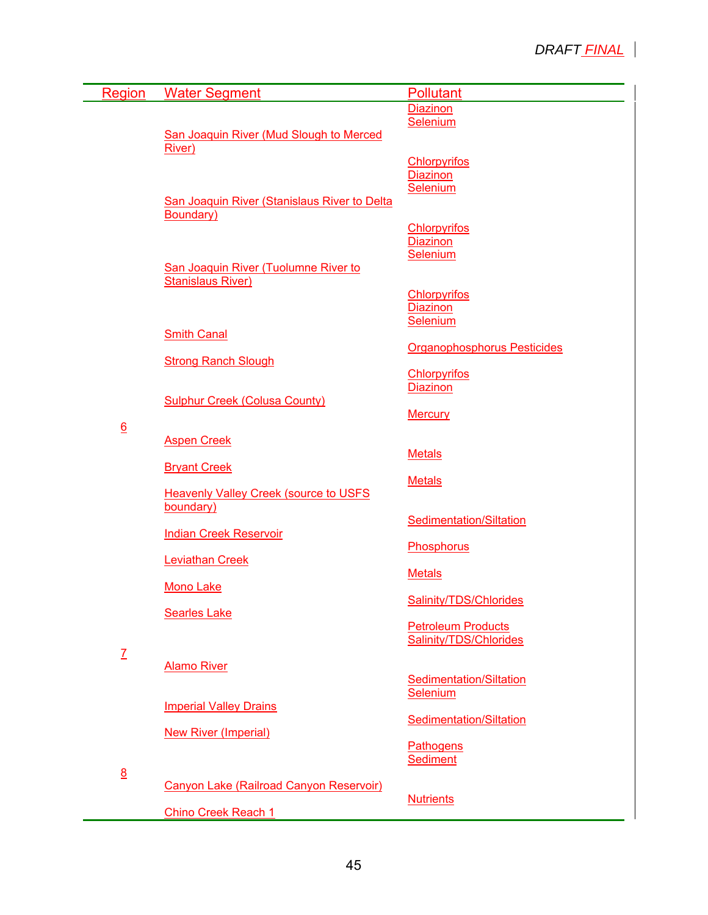| Region | Water Segment | Pollutant |
|---|---|---|
| | | Diazinon<br>Selenium |
| | San Joaquin River (Mud Slough to Merced River) | Chlorpyrifos<br>Diazinon<br>Selenium |
| | San Joaquin River (Stanislaus River to Delta Boundary) | Chlorpyrifos<br>Diazinon<br>Selenium |
| | San Joaquin River (Tuolumne River to Stanislaus River) | Chlorpyrifos<br>Diazinon<br>Selenium |
| | Smith Canal | Organophosphorus Pesticides |
| | Strong Ranch Slough | Chlorpyrifos<br>Diazinon |
| | Sulphur Creek (Colusa County) | Mercury |
| 6 | | |
| | Aspen Creek | Metals |
| | Bryant Creek | Metals |
| | Heavenly Valley Creek (source to USFS boundary) | Sedimentation/Siltation |
| | Indian Creek Reservoir | Phosphorus |
| | Leviathan Creek | Metals |
| | Mono Lake | Salinity/TDS/Chlorides |
| | Searles Lake | Petroleum Products<br>Salinity/TDS/Chlorides |
| 7 | | |
| | Alamo River | Sedimentation/Siltation<br>Selenium |
| | Imperial Valley Drains | Sedimentation/Siltation |
| | New River (Imperial) | Pathogens<br>Sediment |
| 8 | | |
| | Canyon Lake (Railroad Canyon Reservoir) | Nutrients |
| | Chino Creek Reach 1 | |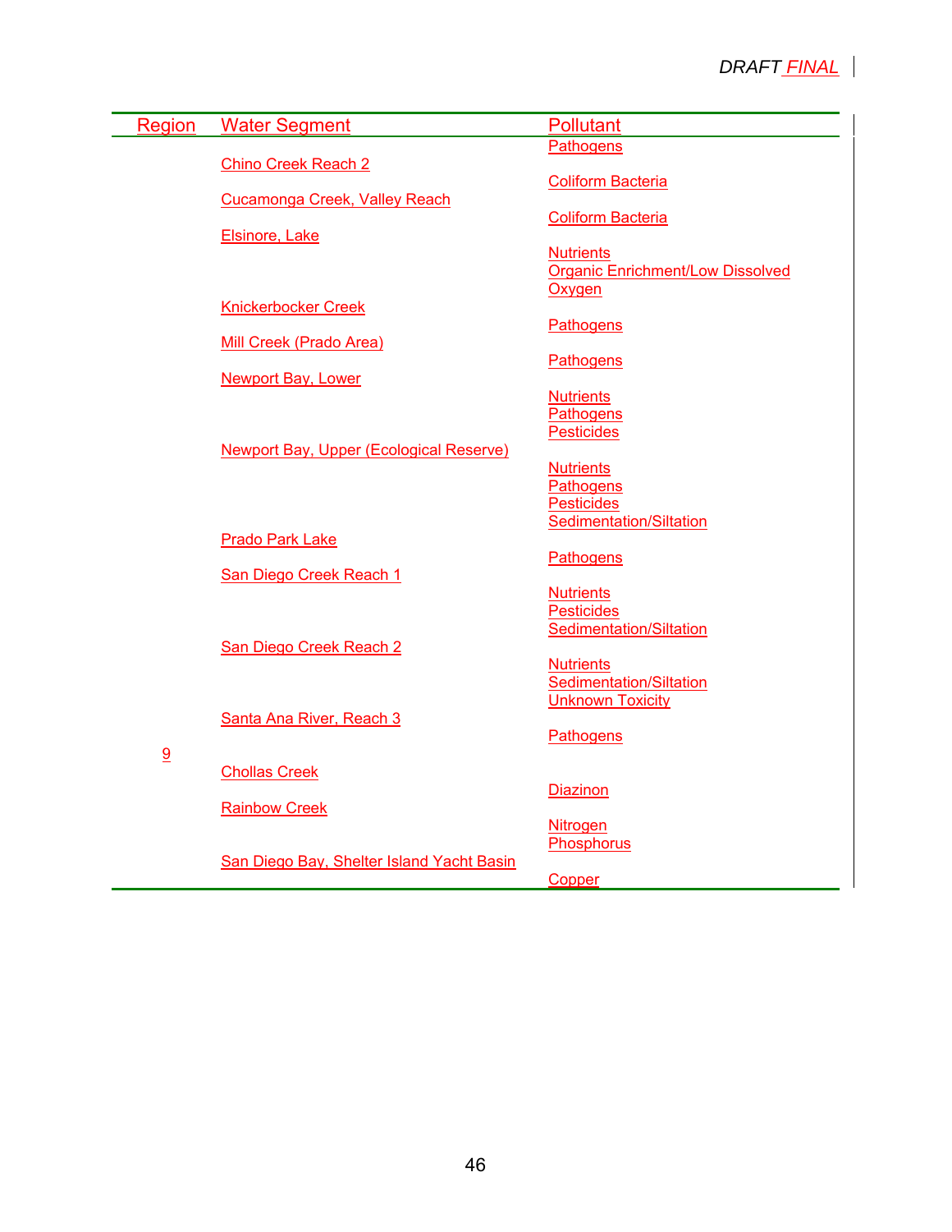| Region | Water Segment | Pollutant |
|---|---|---|
| | | Pathogens |
| | Chino Creek Reach 2 | Coliform Bacteria |
| | Cucamonga Creek, Valley Reach | Coliform Bacteria |
| | Elsinore, Lake | Nutrients<br>Organic Enrichment/Low Dissolved Oxygen |
| | Knickerbocker Creek | Pathogens |
| | Mill Creek (Prado Area) | Pathogens |
| | Newport Bay, Lower | Nutrients<br>Pathogens<br>Pesticides |
| | Newport Bay, Upper (Ecological Reserve) | Nutrients<br>Pathogens<br>Pesticides<br>Sedimentation/Siltation |
| | Prado Park Lake | Pathogens |
| | San Diego Creek Reach 1 | Nutrients<br>Pesticides<br>Sedimentation/Siltation |
| | San Diego Creek Reach 2 | Nutrients<br>Sedimentation/Siltation<br>Unknown Toxicity |
| | Santa Ana River, Reach 3 | Pathogens |
| 9 | | |
| | Chollas Creek | Diazinon |
| | Rainbow Creek | Nitrogen<br>Phosphorus |
| | San Diego Bay, Shelter Island Yacht Basin | Copper |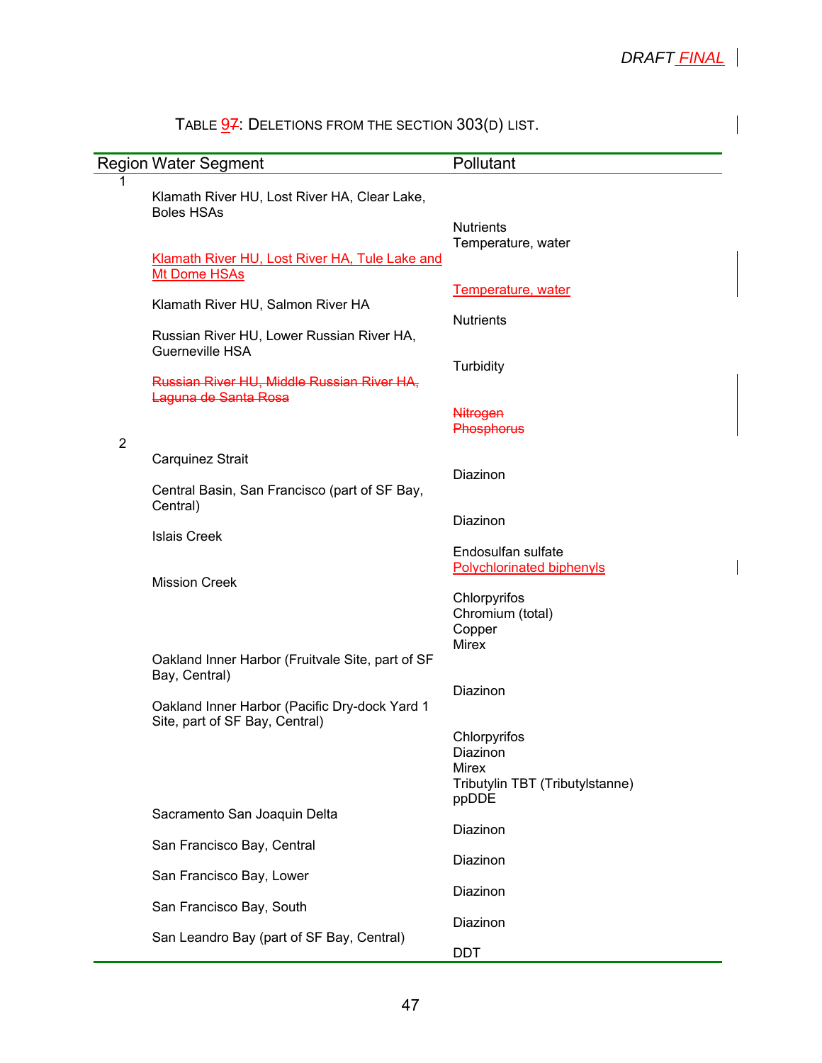DRAFT ~~FINAL~~

Table 9~~7~~: Deletions from the section 303(d) list.

| Region | Water Segment | Pollutant |
| --- | --- | --- |
| 1 | | |
| | Klamath River HU, Lost River HA, Clear Lake, Boles HSAs | Nutrients<br>Temperature, water |
| | Klamath River HU, Lost River HA, Tule Lake and Mt Dome HSAs | Temperature, water |
| | Klamath River HU, Salmon River HA | Nutrients |
| | Russian River HU, Lower Russian River HA, Guerneville HSA | Turbidity |
| | ~~Russian River HU, Middle Russian River HA, Laguna de Santa Rosa~~ | ~~Nitrogen~~<br>~~Phosphorus~~ |
| 2 | | |
| | Carquinez Strait | Diazinon |
| | Central Basin, San Francisco (part of SF Bay, Central) | Diazinon |
| | Islais Creek | Endosulfan sulfate<br>Polychlorinated biphenyls |
| | Mission Creek | Chlorpyrifos<br>Chromium (total)<br>Copper<br>Mirex |
| | Oakland Inner Harbor (Fruitvale Site, part of SF Bay, Central) | Diazinon |
| | Oakland Inner Harbor (Pacific Dry-dock Yard 1 Site, part of SF Bay, Central) | Chlorpyrifos<br>Diazinon<br>Mirex<br>Tributylin TBT (Tributylstanne)<br>ppDDE |
| | Sacramento San Joaquin Delta | Diazinon |
| | San Francisco Bay, Central | Diazinon |
| | San Francisco Bay, Lower | Diazinon |
| | San Francisco Bay, South | Diazinon |
| | San Leandro Bay (part of SF Bay, Central) | DDT |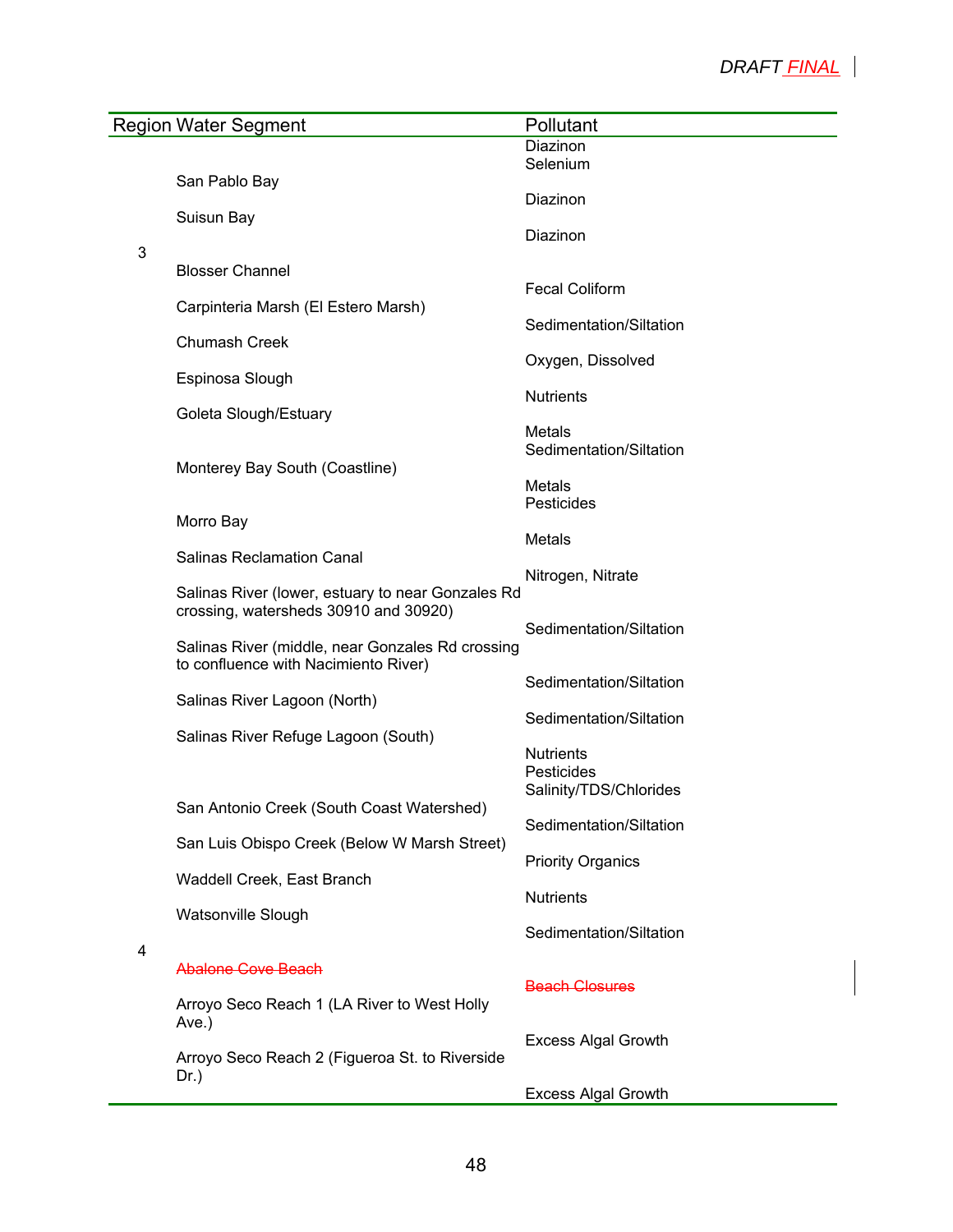| Region | Water Segment | Pollutant |
|---|---|---|
| | | Diazinon<br>Selenium |
| | San Pablo Bay | Diazinon |
| | Suisun Bay | Diazinon |
| 3 | | |
| | Blosser Channel | Fecal Coliform |
| | Carpinteria Marsh (El Estero Marsh) | Sedimentation/Siltation |
| | Chumash Creek | Oxygen, Dissolved |
| | Espinosa Slough | Nutrients |
| | Goleta Slough/Estuary | Metals<br>Sedimentation/Siltation |
| | Monterey Bay South (Coastline) | Metals<br>Pesticides |
| | Morro Bay | Metals |
| | Salinas Reclamation Canal | Nitrogen, Nitrate |
| | Salinas River (lower, estuary to near Gonzales Rd crossing, watersheds 30910 and 30920) | Sedimentation/Siltation |
| | Salinas River (middle, near Gonzales Rd crossing to confluence with Nacimiento River) | Sedimentation/Siltation |
| | Salinas River Lagoon (North) | Sedimentation/Siltation |
| | Salinas River Refuge Lagoon (South) | Nutrients<br>Pesticides<br>Salinity/TDS/Chlorides |
| | San Antonio Creek (South Coast Watershed) | Sedimentation/Siltation |
| | San Luis Obispo Creek (Below W Marsh Street) | Priority Organics |
| | Waddell Creek, East Branch | Nutrients |
| | Watsonville Slough | Sedimentation/Siltation |
| 4 | | |
| | ~~Abalone Cove Beach~~ | ~~Beach Closures~~ |
| | Arroyo Seco Reach 1 (LA River to West Holly Ave.) | Excess Algal Growth |
| | Arroyo Seco Reach 2 (Figueroa St. to Riverside Dr.) | Excess Algal Growth |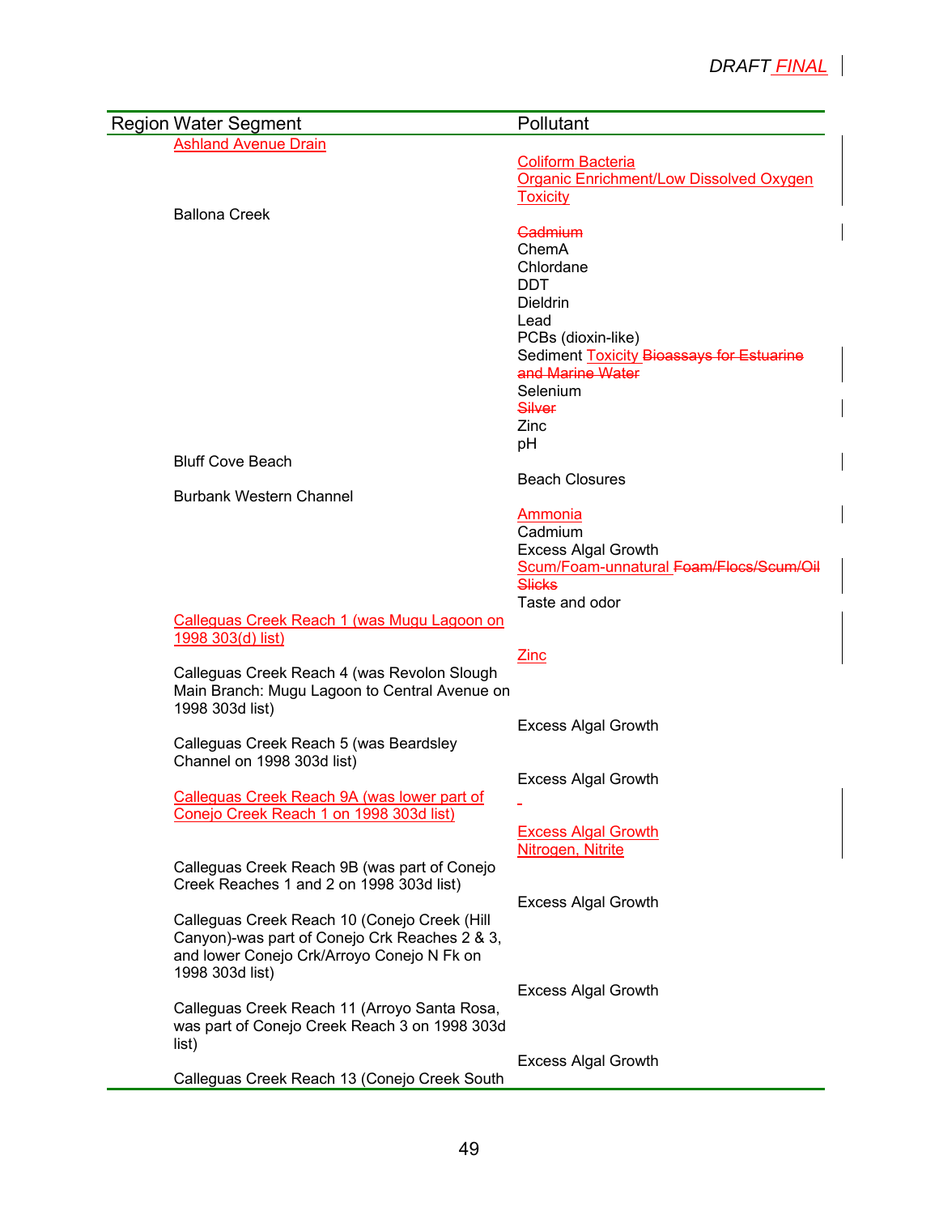| Region | Water Segment | Pollutant |
|---|---|---|
| | Ashland Avenue Drain | |
| | | Coliform Bacteria |
| | | Organic Enrichment/Low Dissolved Oxygen |
| | | Toxicity |
| | Ballona Creek | |
| | | ~~Cadmium~~ |
| | | ChemA |
| | | Chlordane |
| | | DDT |
| | | Dieldrin |
| | | Lead |
| | | PCBs (dioxin-like) |
| | | Sediment Toxicity ~~Bioassays for Estuarine and Marine Water~~ |
| | | Selenium |
| | | ~~Silver~~ |
| | | Zinc |
| | | pH |
| | Bluff Cove Beach | |
| | | Beach Closures |
| | Burbank Western Channel | |
| | | Ammonia |
| | | Cadmium |
| | | Excess Algal Growth |
| | | Scum/Foam-unnatural ~~Foam/Flocs/Scum/Oil Slicks~~ |
| | | Taste and odor |
| | Calleguas Creek Reach 1 (was Mugu Lagoon on 1998 303(d) list) | |
| | | Zinc |
| | Calleguas Creek Reach 4 (was Revolon Slough Main Branch: Mugu Lagoon to Central Avenue on 1998 303d list) | |
| | | Excess Algal Growth |
| | Calleguas Creek Reach 5 (was Beardsley Channel on 1998 303d list) | |
| | | Excess Algal Growth |
| | Calleguas Creek Reach 9A (was lower part of Conejo Creek Reach 1 on 1998 303d list) | |
| | | Excess Algal Growth |
| | | Nitrogen, Nitrite |
| | Calleguas Creek Reach 9B (was part of Conejo Creek Reaches 1 and 2 on 1998 303d list) | |
| | | Excess Algal Growth |
| | Calleguas Creek Reach 10 (Conejo Creek (Hill Canyon)-was part of Conejo Crk Reaches 2 & 3, and lower Conejo Crk/Arroyo Conejo N Fk on 1998 303d list) | |
| | | Excess Algal Growth |
| | Calleguas Creek Reach 11 (Arroyo Santa Rosa, was part of Conejo Creek Reach 3 on 1998 303d list) | |
| | | Excess Algal Growth |
| | Calleguas Creek Reach 13 (Conejo Creek South | |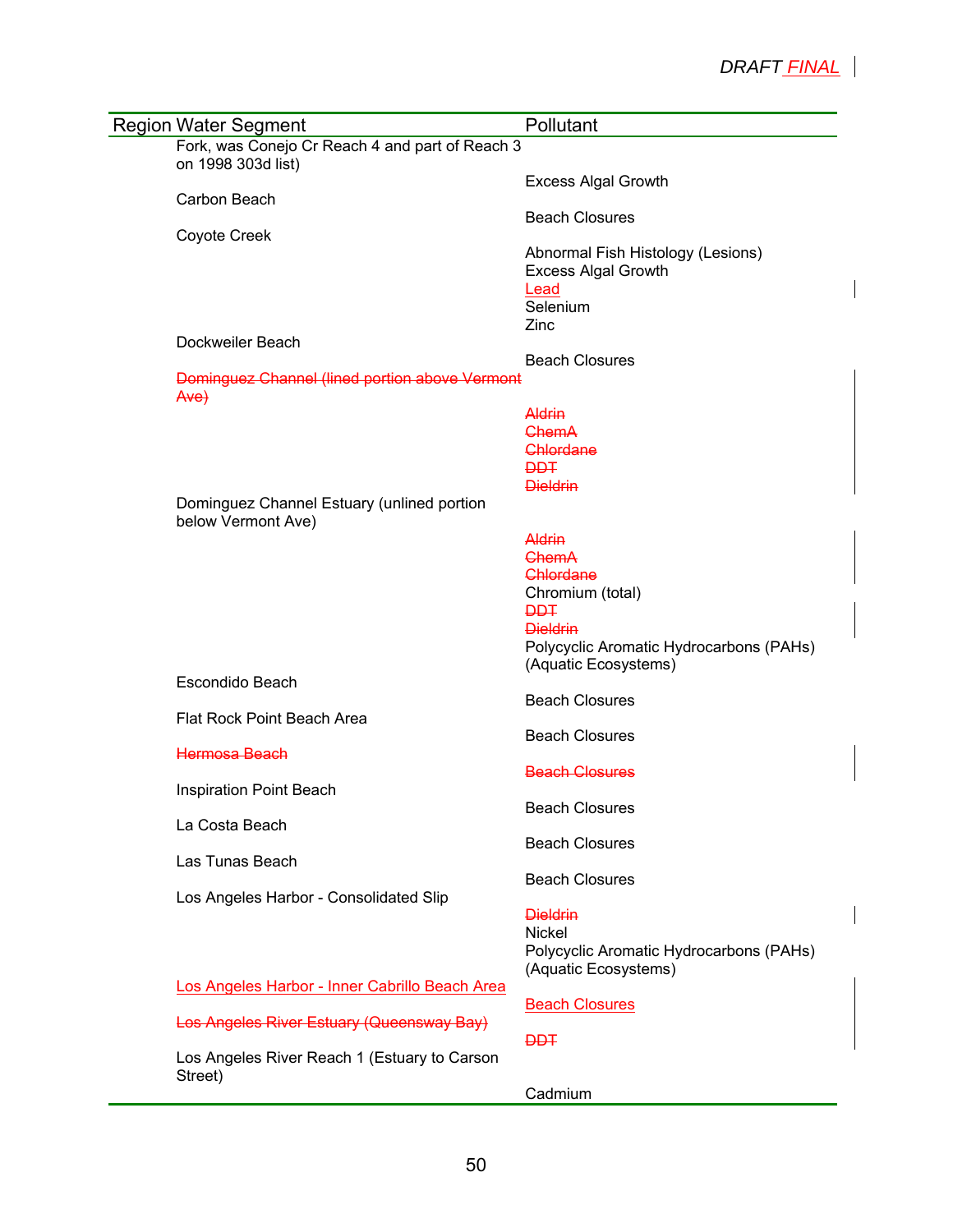| Region | Water Segment | Pollutant |
|---|---|---|
| | Fork, was Conejo Cr Reach 4 and part of Reach 3 on 1998 303d list) | |
| | | Excess Algal Growth |
| | Carbon Beach | |
| | | Beach Closures |
| | Coyote Creek | |
| | | Abnormal Fish Histology (Lesions) |
| | | Excess Algal Growth |
| | | Lead |
| | | Selenium |
| | | Zinc |
| | Dockweiler Beach | |
| | | Beach Closures |
| | ~~Dominguez Channel (lined portion above Vermont Ave)~~ | |
| | | ~~Aldrin~~ |
| | | ~~ChemA~~ |
| | | ~~Chlordane~~ |
| | | ~~DDT~~ |
| | | ~~Dieldrin~~ |
| | Dominguez Channel Estuary (unlined portion below Vermont Ave) | |
| | | ~~Aldrin~~ |
| | | ~~ChemA~~ |
| | | ~~Chlordane~~ |
| | | Chromium (total) |
| | | ~~DDT~~ |
| | | ~~Dieldrin~~ |
| | | Polycyclic Aromatic Hydrocarbons (PAHs) (Aquatic Ecosystems) |
| | Escondido Beach | |
| | | Beach Closures |
| | Flat Rock Point Beach Area | |
| | | Beach Closures |
| | ~~Hermosa Beach~~ | |
| | | ~~Beach Closures~~ |
| | Inspiration Point Beach | |
| | | Beach Closures |
| | La Costa Beach | |
| | | Beach Closures |
| | Las Tunas Beach | |
| | | Beach Closures |
| | Los Angeles Harbor - Consolidated Slip | |
| | | ~~Dieldrin~~ |
| | | Nickel |
| | | Polycyclic Aromatic Hydrocarbons (PAHs) (Aquatic Ecosystems) |
| | Los Angeles Harbor - Inner Cabrillo Beach Area | |
| | | Beach Closures |
| | ~~Los Angeles River Estuary (Queensway Bay)~~ | |
| | | ~~DDT~~ |
| | Los Angeles River Reach 1 (Estuary to Carson Street) | |
| | | Cadmium |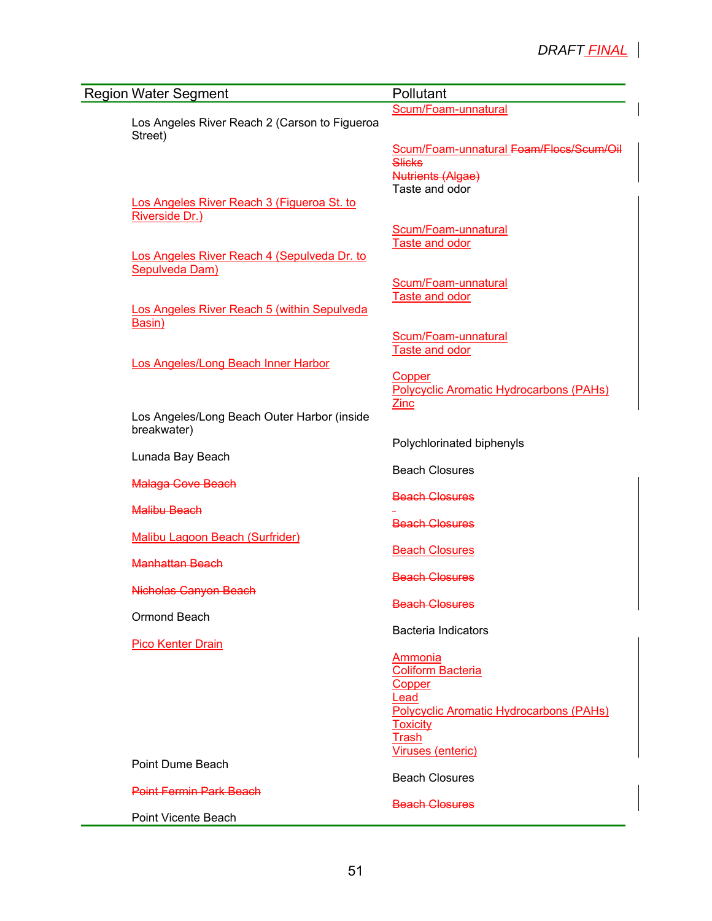| Region Water Segment | Pollutant |
|---|---|
| | Scum/Foam-unnatural |
| Los Angeles River Reach 2 (Carson to Figueroa Street) | Scum/Foam-unnatural ~~Foam/Flocs/Scum/Oil Slicks~~ ~~Nutrients (Algae)~~ Taste and odor |
| Los Angeles River Reach 3 (Figueroa St. to Riverside Dr.) | Scum/Foam-unnatural Taste and odor |
| Los Angeles River Reach 4 (Sepulveda Dr. to Sepulveda Dam) | Scum/Foam-unnatural Taste and odor |
| Los Angeles River Reach 5 (within Sepulveda Basin) | Scum/Foam-unnatural Taste and odor |
| Los Angeles/Long Beach Inner Harbor | Copper Polycyclic Aromatic Hydrocarbons (PAHs) Zinc |
| Los Angeles/Long Beach Outer Harbor (inside breakwater) | Polychlorinated biphenyls |
| Lunada Bay Beach | Beach Closures |
| ~~Malaga Cove Beach~~ | ~~Beach Closures~~ |
| ~~Malibu Beach~~ | ~~Beach Closures~~ |
| Malibu Lagoon Beach (Surfrider) | Beach Closures |
| ~~Manhattan Beach~~ | ~~Beach Closures~~ |
| ~~Nicholas Canyon Beach~~ | ~~Beach Closures~~ |
| Ormond Beach | Bacteria Indicators |
| Pico Kenter Drain | Ammonia Coliform Bacteria Copper Lead Polycyclic Aromatic Hydrocarbons (PAHs) Toxicity Trash Viruses (enteric) |
| Point Dume Beach | Beach Closures |
| ~~Point Fermin Park Beach~~ | ~~Beach Closures~~ |
| Point Vicente Beach | |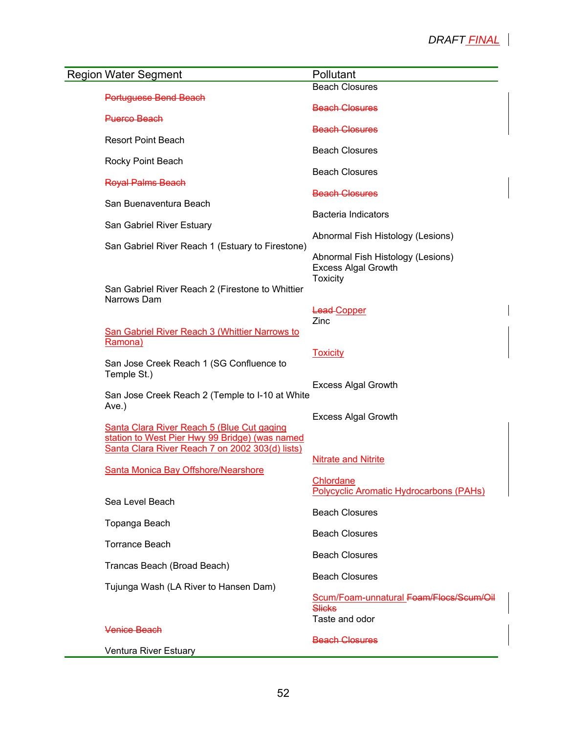| Region Water Segment | Pollutant |
|---|---|
| | Beach Closures |
| ~~Portuguese Bend Beach~~ | ~~Beach Closures~~ |
| ~~Puerco Beach~~ | ~~Beach Closures~~ |
| Resort Point Beach | Beach Closures |
| Rocky Point Beach | Beach Closures |
| ~~Royal Palms Beach~~ | ~~Beach Closures~~ |
| San Buenaventura Beach | Bacteria Indicators |
| San Gabriel River Estuary | Abnormal Fish Histology (Lesions) |
| San Gabriel River Reach 1 (Estuary to Firestone) | Abnormal Fish Histology (Lesions)<br>Excess Algal Growth<br>Toxicity |
| San Gabriel River Reach 2 (Firestone to Whittier Narrows Dam | ~~Lead~~ <u>Copper</u><br>Zinc |
| <u>San Gabriel River Reach 3 (Whittier Narrows to Ramona)</u> | <u>Toxicity</u> |
| San Jose Creek Reach 1 (SG Confluence to Temple St.) | Excess Algal Growth |
| San Jose Creek Reach 2 (Temple to I-10 at White Ave.) | Excess Algal Growth |
| <u>Santa Clara River Reach 5 (Blue Cut gaging station to West Pier Hwy 99 Bridge) (was named Santa Clara River Reach 7 on 2002 303(d) lists)</u> | <u>Nitrate and Nitrite</u> |
| <u>Santa Monica Bay Offshore/Nearshore</u> | <u>Chlordane</u><br><u>Polycyclic Aromatic Hydrocarbons (PAHs)</u> |
| Sea Level Beach | Beach Closures |
| Topanga Beach | Beach Closures |
| Torrance Beach | Beach Closures |
| Trancas Beach (Broad Beach) | Beach Closures |
| Tujunga Wash (LA River to Hansen Dam) | <u>Scum/Foam-unnatural</u> ~~Foam/Flocs/Scum/Oil Slicks~~<br>Taste and odor |
| ~~Venice Beach~~ | ~~Beach Closures~~ |
| Ventura River Estuary | |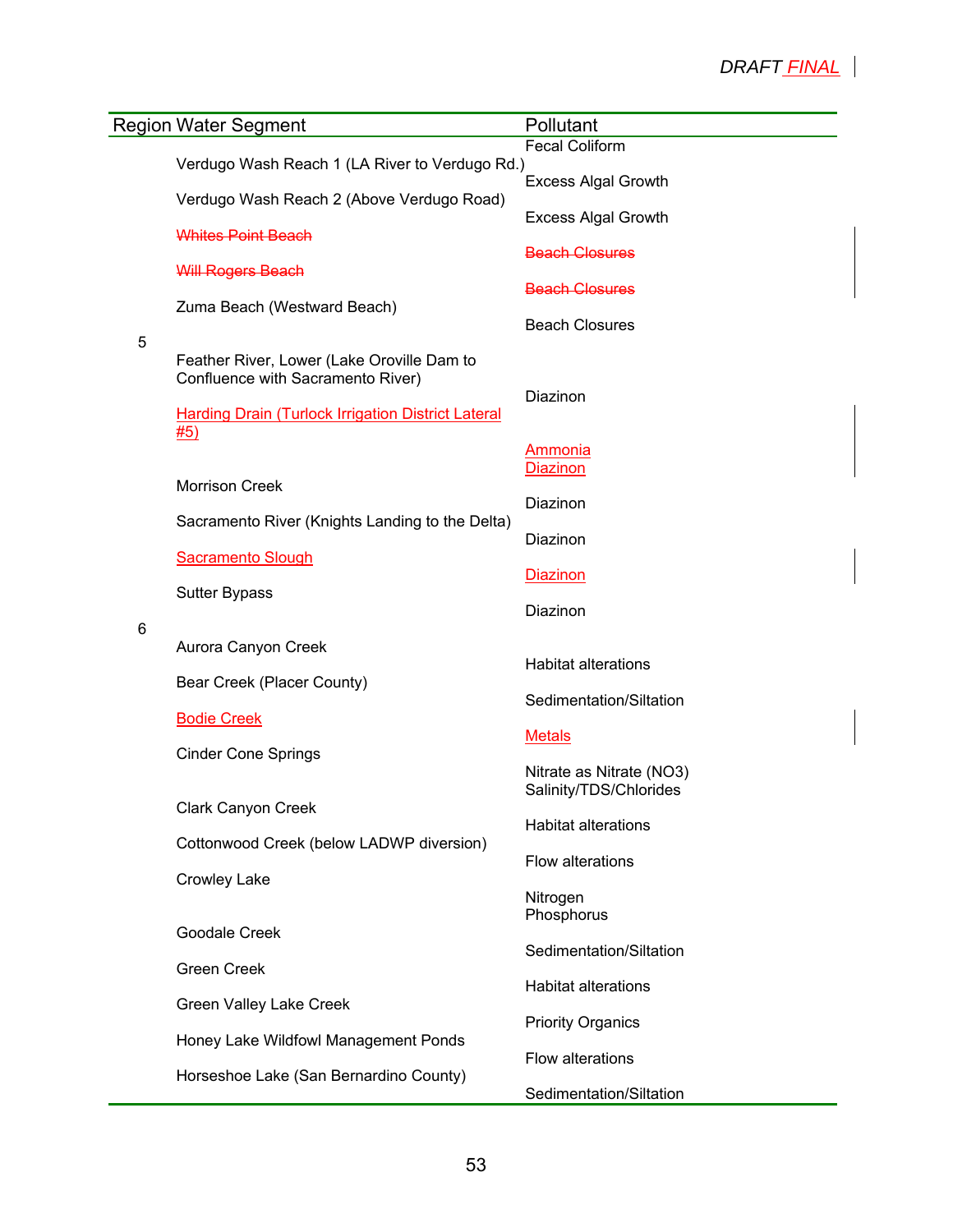| Region | Water Segment | Pollutant |
|---|---|---|
| | Verdugo Wash Reach 1 (LA River to Verdugo Rd.) | Fecal Coliform |
| | Verdugo Wash Reach 2 (Above Verdugo Road) | Excess Algal Growth |
| | | Excess Algal Growth |
| | ~~Whites Point Beach~~ | ~~Beach Closures~~ |
| | ~~Will Rogers Beach~~ | ~~Beach Closures~~ |
| | Zuma Beach (Westward Beach) | Beach Closures |
| 5 | Feather River, Lower (Lake Oroville Dam to Confluence with Sacramento River) | Diazinon |
| | Harding Drain (Turlock Irrigation District Lateral #5) | Ammonia<br>Diazinon |
| | Morrison Creek | Diazinon |
| | Sacramento River (Knights Landing to the Delta) | Diazinon |
| | Sacramento Slough | Diazinon |
| | Sutter Bypass | Diazinon |
| 6 | Aurora Canyon Creek | Habitat alterations |
| | Bear Creek (Placer County) | Sedimentation/Siltation |
| | Bodie Creek | Metals |
| | Cinder Cone Springs | Nitrate as Nitrate (NO3)<br>Salinity/TDS/Chlorides |
| | Clark Canyon Creek | Habitat alterations |
| | Cottonwood Creek (below LADWP diversion) | Flow alterations |
| | Crowley Lake | Nitrogen<br>Phosphorus |
| | Goodale Creek | Sedimentation/Siltation |
| | Green Creek | Habitat alterations |
| | Green Valley Lake Creek | Priority Organics |
| | Honey Lake Wildfowl Management Ponds | Flow alterations |
| | Horseshoe Lake (San Bernardino County) | Sedimentation/Siltation |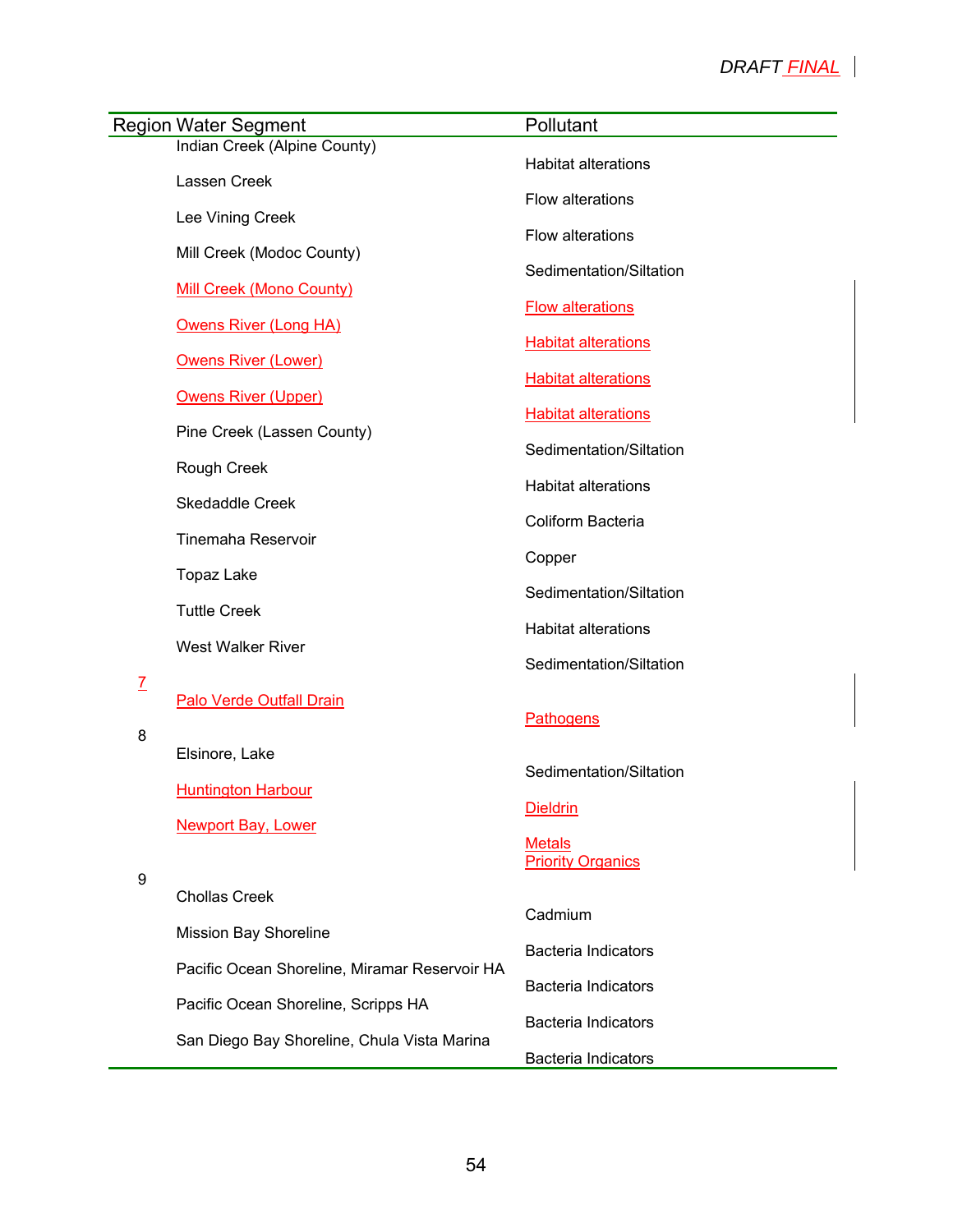| Region | Water Segment | Pollutant |
|---|---|---|
| | Indian Creek (Alpine County) | Habitat alterations |
| | Lassen Creek | Flow alterations |
| | Lee Vining Creek | Flow alterations |
| | Mill Creek (Modoc County) | Sedimentation/Siltation |
| | Mill Creek (Mono County) | Flow alterations |
| | Owens River (Long HA) | Habitat alterations |
| | Owens River (Lower) | Habitat alterations |
| | Owens River (Upper) | Habitat alterations |
| | Pine Creek (Lassen County) | Sedimentation/Siltation |
| | Rough Creek | Habitat alterations |
| | Skedaddle Creek | Coliform Bacteria |
| | Tinemaha Reservoir | Copper |
| | Topaz Lake | Sedimentation/Siltation |
| | Tuttle Creek | Habitat alterations |
| | West Walker River | Sedimentation/Siltation |
| 7 | Palo Verde Outfall Drain | Pathogens |
| 8 | Elsinore, Lake | Sedimentation/Siltation |
| | Huntington Harbour | Dieldrin |
| | Newport Bay, Lower | Metals<br>Priority Organics |
| 9 | Chollas Creek | Cadmium |
| | Mission Bay Shoreline | Bacteria Indicators |
| | Pacific Ocean Shoreline, Miramar Reservoir HA | Bacteria Indicators |
| | Pacific Ocean Shoreline, Scripps HA | Bacteria Indicators |
| | San Diego Bay Shoreline, Chula Vista Marina | Bacteria Indicators |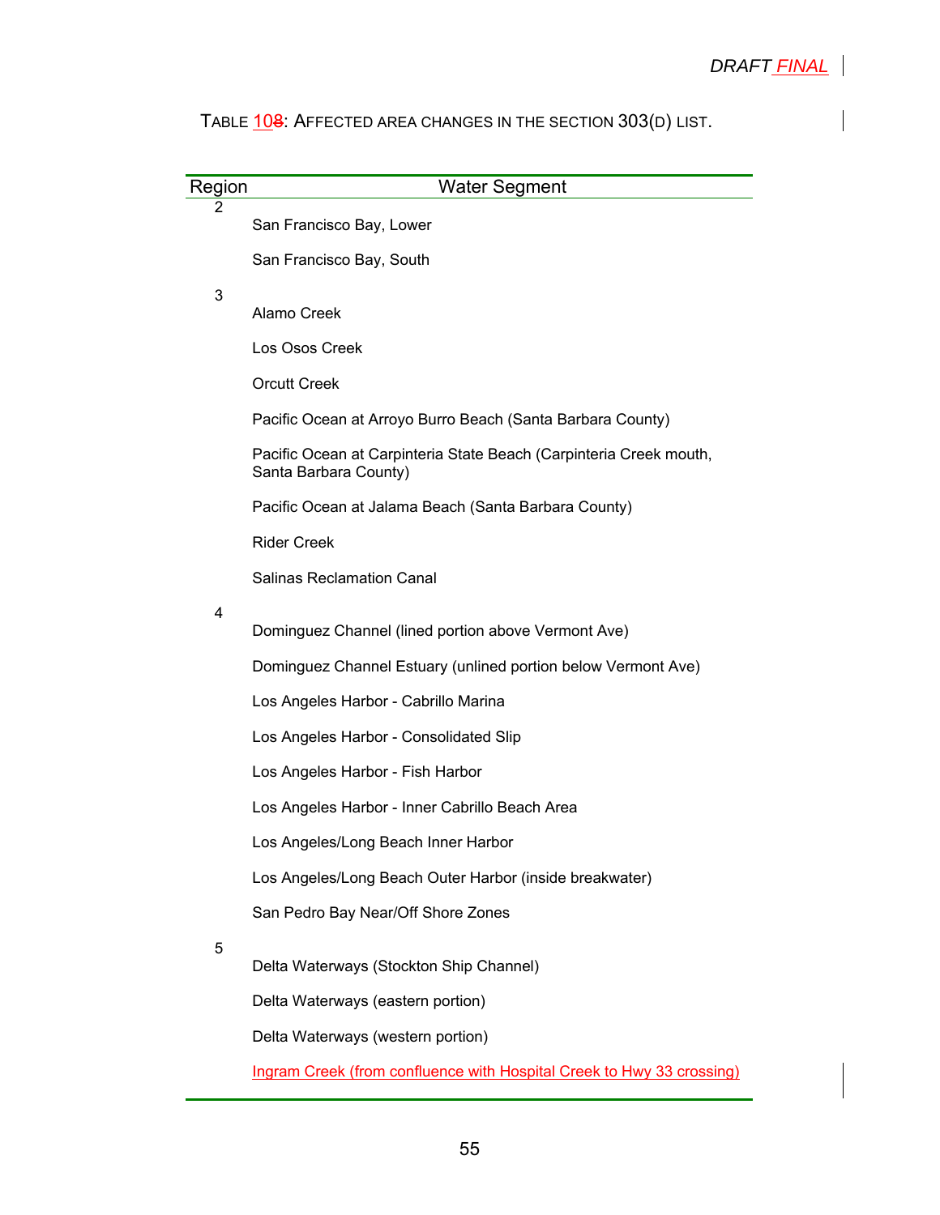TABLE 108: AFFECTED AREA CHANGES IN THE SECTION 303(D) LIST.

| Region | Water Segment |
|---|---|
| 2 | San Francisco Bay, Lower |
| | San Francisco Bay, South |
| 3 | Alamo Creek |
| | Los Osos Creek |
| | Orcutt Creek |
| | Pacific Ocean at Arroyo Burro Beach (Santa Barbara County) |
| | Pacific Ocean at Carpinteria State Beach (Carpinteria Creek mouth, Santa Barbara County) |
| | Pacific Ocean at Jalama Beach (Santa Barbara County) |
| | Rider Creek |
| | Salinas Reclamation Canal |
| 4 | Dominguez Channel (lined portion above Vermont Ave) |
| | Dominguez Channel Estuary (unlined portion below Vermont Ave) |
| | Los Angeles Harbor - Cabrillo Marina |
| | Los Angeles Harbor - Consolidated Slip |
| | Los Angeles Harbor - Fish Harbor |
| | Los Angeles Harbor - Inner Cabrillo Beach Area |
| | Los Angeles/Long Beach Inner Harbor |
| | Los Angeles/Long Beach Outer Harbor (inside breakwater) |
| | San Pedro Bay Near/Off Shore Zones |
| 5 | Delta Waterways (Stockton Ship Channel) |
| | Delta Waterways (eastern portion) |
| | Delta Waterways (western portion) |
| | Ingram Creek (from confluence with Hospital Creek to Hwy 33 crossing) |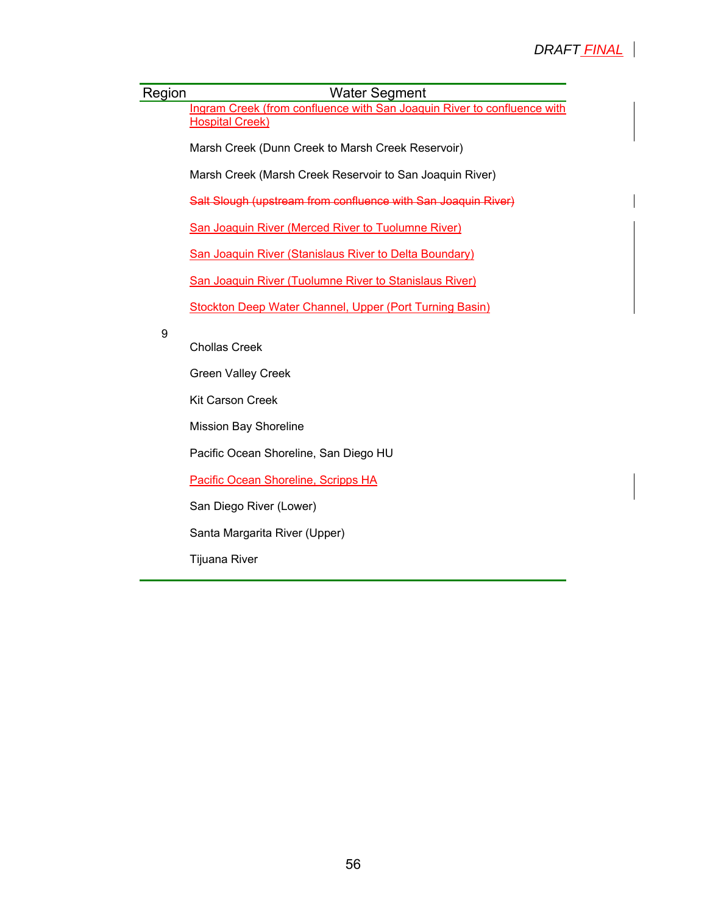| Region | Water Segment |
|---|---|
| | Ingram Creek (from confluence with San Joaquin River to confluence with Hospital Creek) |
| | Marsh Creek (Dunn Creek to Marsh Creek Reservoir) |
| | Marsh Creek (Marsh Creek Reservoir to San Joaquin River) |
| | ~~Salt Slough (upstream from confluence with San Joaquin River)~~ |
| | San Joaquin River (Merced River to Tuolumne River) |
| | San Joaquin River (Stanislaus River to Delta Boundary) |
| | San Joaquin River (Tuolumne River to Stanislaus River) |
| | Stockton Deep Water Channel, Upper (Port Turning Basin) |
| 9 | |
| | Chollas Creek |
| | Green Valley Creek |
| | Kit Carson Creek |
| | Mission Bay Shoreline |
| | Pacific Ocean Shoreline, San Diego HU |
| | Pacific Ocean Shoreline, Scripps HA |
| | San Diego River (Lower) |
| | Santa Margarita River (Upper) |
| | Tijuana River |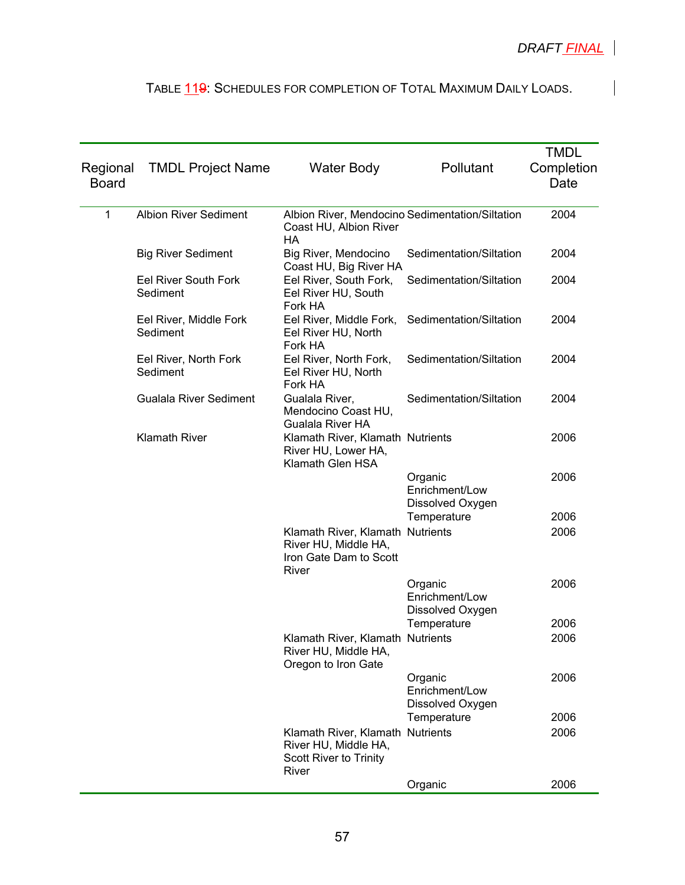DRAFT FINAL

TABLE 119: SCHEDULES FOR COMPLETION OF TOTAL MAXIMUM DAILY LOADS.

| Regional Board | TMDL Project Name | Water Body | Pollutant | TMDL Completion Date |
|---|---|---|---|---|
| 1 | Albion River Sediment | Albion River, Mendocino Coast HU, Albion River HA | Sedimentation/Siltation | 2004 |
| | Big River Sediment | Big River, Mendocino Coast HU, Big River HA | Sedimentation/Siltation | 2004 |
| | Eel River South Fork Sediment | Eel River, South Fork, Eel River HU, South Fork HA | Sedimentation/Siltation | 2004 |
| | Eel River, Middle Fork Sediment | Eel River, Middle Fork, Eel River HU, North Fork HA | Sedimentation/Siltation | 2004 |
| | Eel River, North Fork Sediment | Eel River, North Fork, Eel River HU, North Fork HA | Sedimentation/Siltation | 2004 |
| | Gualala River Sediment | Gualala River, Mendocino Coast HU, Gualala River HA | Sedimentation/Siltation | 2004 |
| | Klamath River | Klamath River, Klamath River HU, Lower HA, Klamath Glen HSA | Nutrients | 2006 |
| | | | Organic Enrichment/Low Dissolved Oxygen | 2006 |
| | | | Temperature | 2006 |
| | | Klamath River, Klamath River HU, Middle HA, Iron Gate Dam to Scott River | Nutrients | 2006 |
| | | | Organic Enrichment/Low Dissolved Oxygen | 2006 |
| | | | Temperature | 2006 |
| | | Klamath River, Klamath River HU, Middle HA, Oregon to Iron Gate | Nutrients | 2006 |
| | | | Organic Enrichment/Low Dissolved Oxygen | 2006 |
| | | | Temperature | 2006 |
| | | Klamath River, Klamath River HU, Middle HA, Scott River to Trinity River | Nutrients | 2006 |
| | | | Organic | 2006 |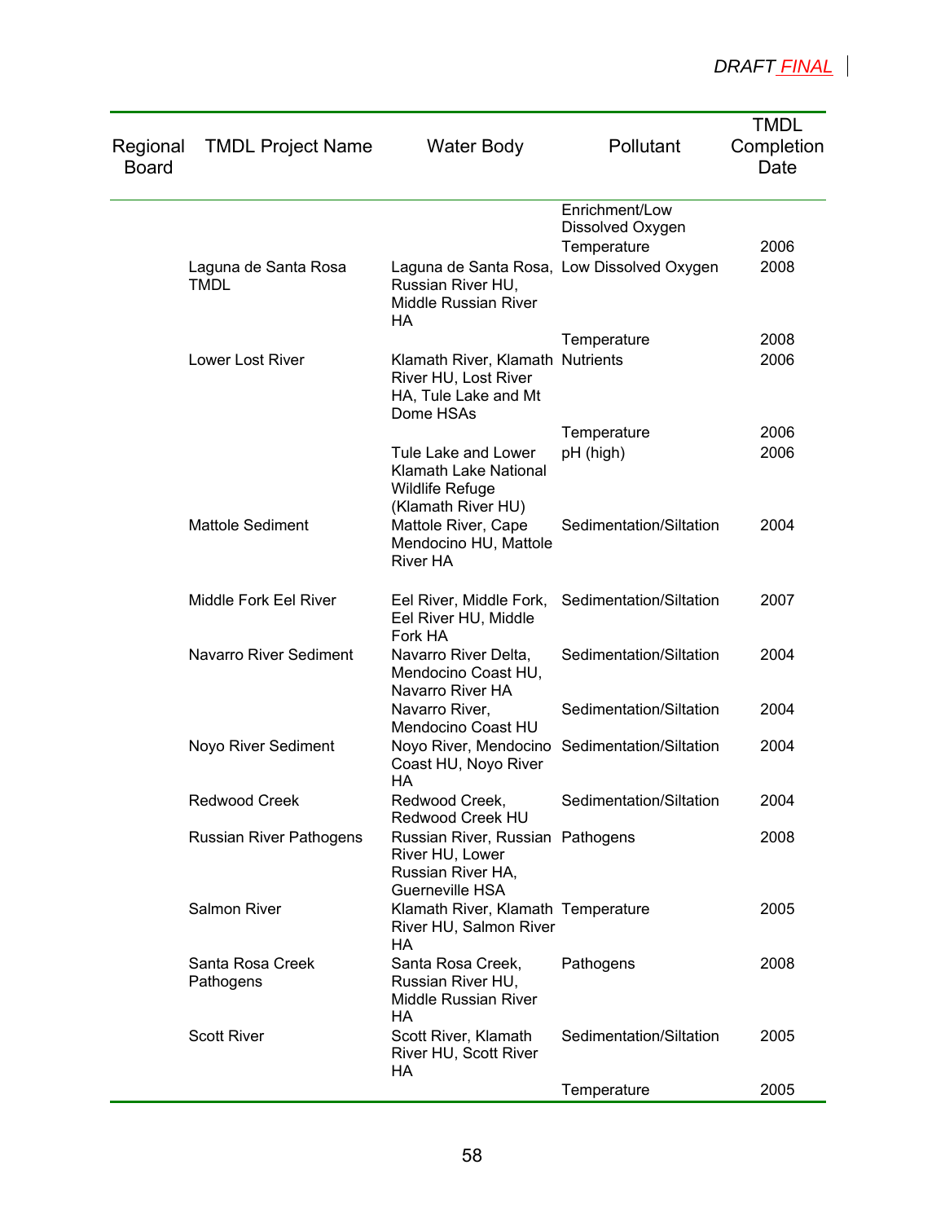| Regional Board | TMDL Project Name | Water Body | Pollutant | TMDL Completion Date |
|---|---|---|---|---|
| | | | Enrichment/Low Dissolved Oxygen | |
| | | | Temperature | 2006 |
| | Laguna de Santa Rosa TMDL | Laguna de Santa Rosa, Russian River HU, Middle Russian River HA | Low Dissolved Oxygen | 2008 |
| | | | Temperature | 2008 |
| | Lower Lost River | Klamath River, Klamath River HU, Lost River HA, Tule Lake and Mt Dome HSAs | Nutrients | 2006 |
| | | | Temperature | 2006 |
| | | Tule Lake and Lower Klamath Lake National Wildlife Refuge (Klamath River HU) | pH (high) | 2006 |
| | Mattole Sediment | Mattole River, Cape Mendocino HU, Mattole River HA | Sedimentation/Siltation | 2004 |
| | Middle Fork Eel River | Eel River, Middle Fork, Eel River HU, Middle Fork HA | Sedimentation/Siltation | 2007 |
| | Navarro River Sediment | Navarro River Delta, Mendocino Coast HU, Navarro River HA | Sedimentation/Siltation | 2004 |
| | | Navarro River, Mendocino Coast HU | Sedimentation/Siltation | 2004 |
| | Noyo River Sediment | Noyo River, Mendocino Coast HU, Noyo River HA | Sedimentation/Siltation | 2004 |
| | Redwood Creek | Redwood Creek, Redwood Creek HU | Sedimentation/Siltation | 2004 |
| | Russian River Pathogens | Russian River, Russian River HU, Lower Russian River HA, Guerneville HSA | Pathogens | 2008 |
| | Salmon River | Klamath River, Klamath River HU, Salmon River HA | Temperature | 2005 |
| | Santa Rosa Creek Pathogens | Santa Rosa Creek, Russian River HU, Middle Russian River HA | Pathogens | 2008 |
| | Scott River | Scott River, Klamath River HU, Scott River HA | Sedimentation/Siltation | 2005 |
| | | | Temperature | 2005 |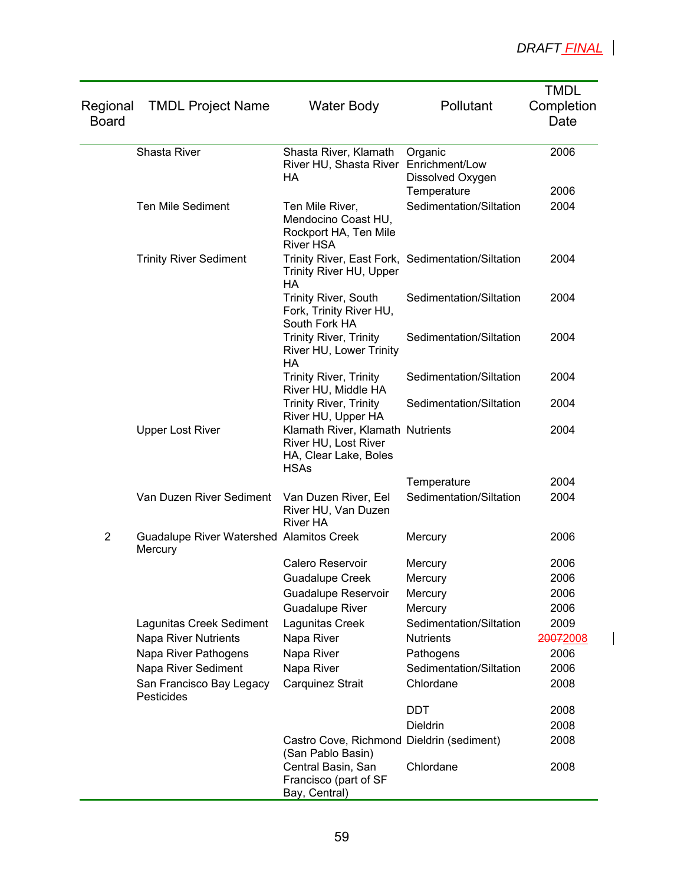| Regional Board | TMDL Project Name | Water Body | Pollutant | TMDL Completion Date |
|---|---|---|---|---|
| | Shasta River | Shasta River, Klamath River HU, Shasta River HA | Organic Enrichment/Low Dissolved Oxygen | 2006 |
| | | | Temperature | 2006 |
| | Ten Mile Sediment | Ten Mile River, Mendocino Coast HU, Rockport HA, Ten Mile River HSA | Sedimentation/Siltation | 2004 |
| | Trinity River Sediment | Trinity River, East Fork, Trinity River HU, Upper HA | Sedimentation/Siltation | 2004 |
| | | Trinity River, South Fork, Trinity River HU, South Fork HA | Sedimentation/Siltation | 2004 |
| | | Trinity River, Trinity River HU, Lower Trinity HA | Sedimentation/Siltation | 2004 |
| | | Trinity River, Trinity River HU, Middle HA | Sedimentation/Siltation | 2004 |
| | | Trinity River, Trinity River HU, Upper HA | Sedimentation/Siltation | 2004 |
| | Upper Lost River | Klamath River, Klamath River HU, Lost River HA, Clear Lake, Boles HSAs | Nutrients | 2004 |
| | | | Temperature | 2004 |
| | Van Duzen River Sediment | Van Duzen River, Eel River HU, Van Duzen River HA | Sedimentation/Siltation | 2004 |
| 2 | Guadalupe River Watershed Mercury | Alamitos Creek | Mercury | 2006 |
| | | Calero Reservoir | Mercury | 2006 |
| | | Guadalupe Creek | Mercury | 2006 |
| | | Guadalupe Reservoir | Mercury | 2006 |
| | | Guadalupe River | Mercury | 2006 |
| | Lagunitas Creek Sediment | Lagunitas Creek | Sedimentation/Siltation | 2009 |
| | Napa River Nutrients | Napa River | Nutrients | ~~2007~~2008 |
| | Napa River Pathogens | Napa River | Pathogens | 2006 |
| | Napa River Sediment | Napa River | Sedimentation/Siltation | 2006 |
| | San Francisco Bay Legacy Pesticides | Carquinez Strait | Chlordane | 2008 |
| | | | DDT | 2008 |
| | | | Dieldrin | 2008 |
| | | Castro Cove, Richmond (San Pablo Basin) | Dieldrin (sediment) | 2008 |
| | | Central Basin, San Francisco (part of SF Bay, Central) | Chlordane | 2008 |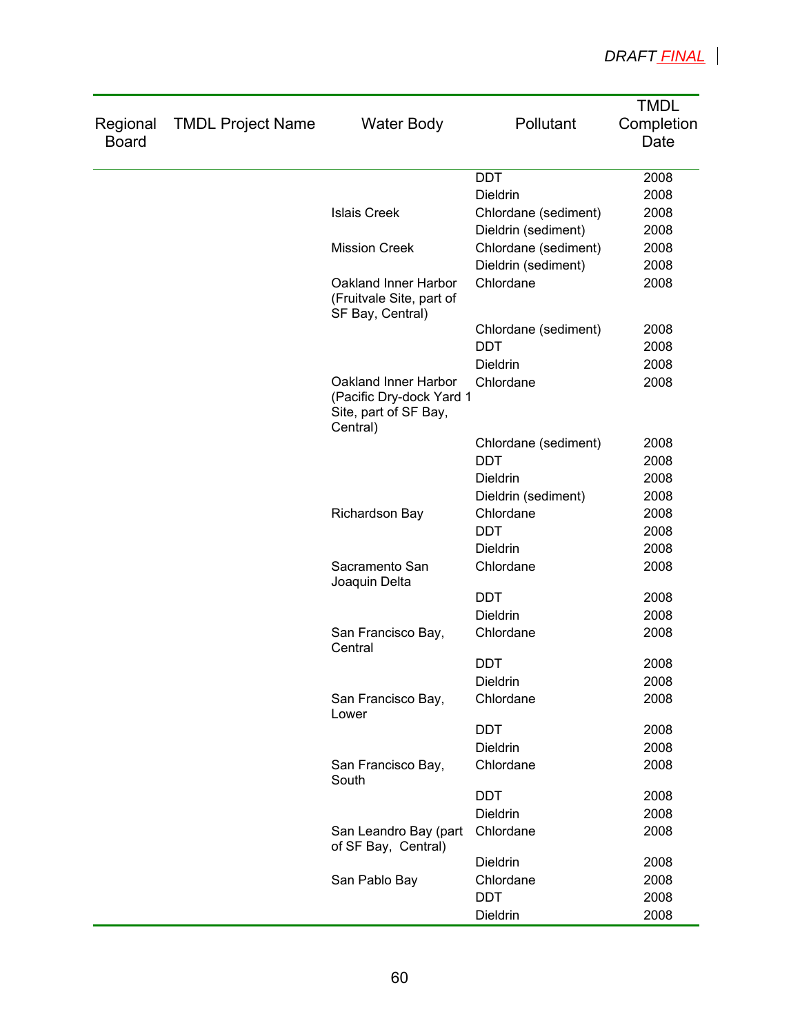DRAFT FINAL

| Regional Board | TMDL Project Name | Water Body | Pollutant | TMDL Completion Date |
|---|---|---|---|---|
| | | | DDT | 2008 |
| | | | Dieldrin | 2008 |
| | | Islais Creek | Chlordane (sediment) | 2008 |
| | | | Dieldrin (sediment) | 2008 |
| | | Mission Creek | Chlordane (sediment) | 2008 |
| | | | Dieldrin (sediment) | 2008 |
| | | Oakland Inner Harbor (Fruitvale Site, part of SF Bay, Central) | Chlordane | 2008 |
| | | | Chlordane (sediment) | 2008 |
| | | | DDT | 2008 |
| | | | Dieldrin | 2008 |
| | | Oakland Inner Harbor (Pacific Dry-dock Yard 1 Site, part of SF Bay, Central) | Chlordane | 2008 |
| | | | Chlordane (sediment) | 2008 |
| | | | DDT | 2008 |
| | | | Dieldrin | 2008 |
| | | | Dieldrin (sediment) | 2008 |
| | | Richardson Bay | Chlordane | 2008 |
| | | | DDT | 2008 |
| | | | Dieldrin | 2008 |
| | | Sacramento San Joaquin Delta | Chlordane | 2008 |
| | | | DDT | 2008 |
| | | | Dieldrin | 2008 |
| | | San Francisco Bay, Central | Chlordane | 2008 |
| | | | DDT | 2008 |
| | | | Dieldrin | 2008 |
| | | San Francisco Bay, Lower | Chlordane | 2008 |
| | | | DDT | 2008 |
| | | | Dieldrin | 2008 |
| | | San Francisco Bay, South | Chlordane | 2008 |
| | | | DDT | 2008 |
| | | | Dieldrin | 2008 |
| | | San Leandro Bay (part of SF Bay, Central) | Chlordane | 2008 |
| | | | Dieldrin | 2008 |
| | | San Pablo Bay | Chlordane | 2008 |
| | | | DDT | 2008 |
| | | | Dieldrin | 2008 |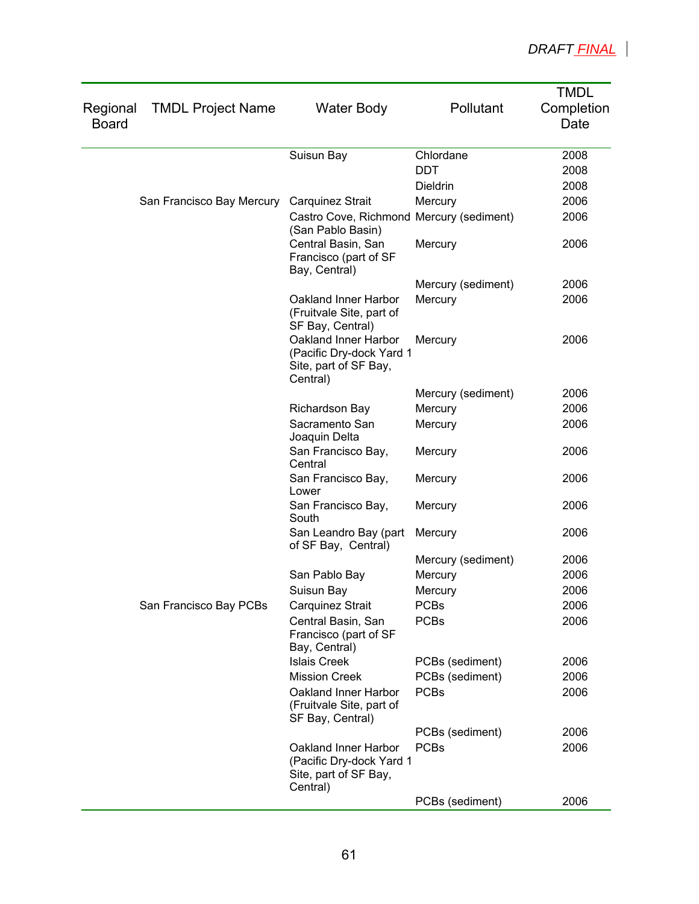| Regional Board | TMDL Project Name | Water Body | Pollutant | TMDL Completion Date |
|---|---|---|---|---|
| | | Suisun Bay | Chlordane | 2008 |
| | | | DDT | 2008 |
| | | | Dieldrin | 2008 |
| | San Francisco Bay Mercury | Carquinez Strait | Mercury | 2006 |
| | | Castro Cove, Richmond (San Pablo Basin) | Mercury (sediment) | 2006 |
| | | Central Basin, San Francisco (part of SF Bay, Central) | Mercury | 2006 |
| | | | Mercury (sediment) | 2006 |
| | | Oakland Inner Harbor (Fruitvale Site, part of SF Bay, Central) | Mercury | 2006 |
| | | Oakland Inner Harbor (Pacific Dry-dock Yard 1 Site, part of SF Bay, Central) | Mercury | 2006 |
| | | | Mercury (sediment) | 2006 |
| | | Richardson Bay | Mercury | 2006 |
| | | Sacramento San Joaquin Delta | Mercury | 2006 |
| | | San Francisco Bay, Central | Mercury | 2006 |
| | | San Francisco Bay, Lower | Mercury | 2006 |
| | | San Francisco Bay, South | Mercury | 2006 |
| | | San Leandro Bay (part of SF Bay, Central) | Mercury | 2006 |
| | | | Mercury (sediment) | 2006 |
| | | San Pablo Bay | Mercury | 2006 |
| | | Suisun Bay | Mercury | 2006 |
| | San Francisco Bay PCBs | Carquinez Strait | PCBs | 2006 |
| | | Central Basin, San Francisco (part of SF Bay, Central) | PCBs | 2006 |
| | | Islais Creek | PCBs (sediment) | 2006 |
| | | Mission Creek | PCBs (sediment) | 2006 |
| | | Oakland Inner Harbor (Fruitvale Site, part of SF Bay, Central) | PCBs | 2006 |
| | | | PCBs (sediment) | 2006 |
| | | Oakland Inner Harbor (Pacific Dry-dock Yard 1 Site, part of SF Bay, Central) | PCBs | 2006 |
| | | | PCBs (sediment) | 2006 |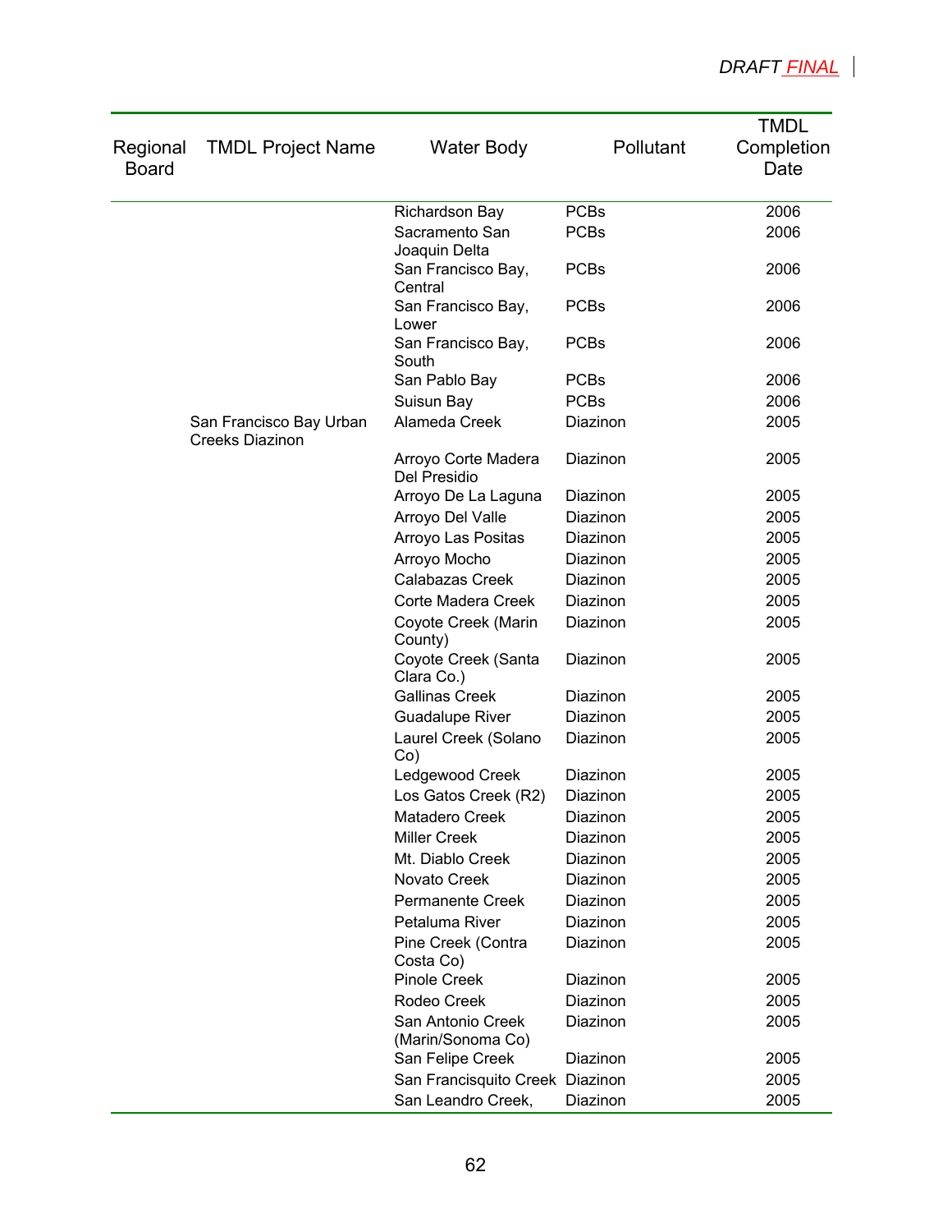| Regional Board | TMDL Project Name | Water Body | Pollutant | TMDL Completion Date |
|---|---|---|---|---|
| | | Richardson Bay | PCBs | 2006 |
| | | Sacramento San Joaquin Delta | PCBs | 2006 |
| | | San Francisco Bay, Central | PCBs | 2006 |
| | | San Francisco Bay, Lower | PCBs | 2006 |
| | | San Francisco Bay, South | PCBs | 2006 |
| | | San Pablo Bay | PCBs | 2006 |
| | | Suisun Bay | PCBs | 2006 |
| | San Francisco Bay Urban Creeks Diazinon | Alameda Creek | Diazinon | 2005 |
| | | Arroyo Corte Madera Del Presidio | Diazinon | 2005 |
| | | Arroyo De La Laguna | Diazinon | 2005 |
| | | Arroyo Del Valle | Diazinon | 2005 |
| | | Arroyo Las Positas | Diazinon | 2005 |
| | | Arroyo Mocho | Diazinon | 2005 |
| | | Calabazas Creek | Diazinon | 2005 |
| | | Corte Madera Creek | Diazinon | 2005 |
| | | Coyote Creek (Marin County) | Diazinon | 2005 |
| | | Coyote Creek (Santa Clara Co.) | Diazinon | 2005 |
| | | Gallinas Creek | Diazinon | 2005 |
| | | Guadalupe River | Diazinon | 2005 |
| | | Laurel Creek (Solano Co) | Diazinon | 2005 |
| | | Ledgewood Creek | Diazinon | 2005 |
| | | Los Gatos Creek (R2) | Diazinon | 2005 |
| | | Matadero Creek | Diazinon | 2005 |
| | | Miller Creek | Diazinon | 2005 |
| | | Mt. Diablo Creek | Diazinon | 2005 |
| | | Novato Creek | Diazinon | 2005 |
| | | Permanente Creek | Diazinon | 2005 |
| | | Petaluma River | Diazinon | 2005 |
| | | Pine Creek (Contra Costa Co) | Diazinon | 2005 |
| | | Pinole Creek | Diazinon | 2005 |
| | | Rodeo Creek | Diazinon | 2005 |
| | | San Antonio Creek (Marin/Sonoma Co) | Diazinon | 2005 |
| | | San Felipe Creek | Diazinon | 2005 |
| | | San Francisquito Creek | Diazinon | 2005 |
| | | San Leandro Creek, | Diazinon | 2005 |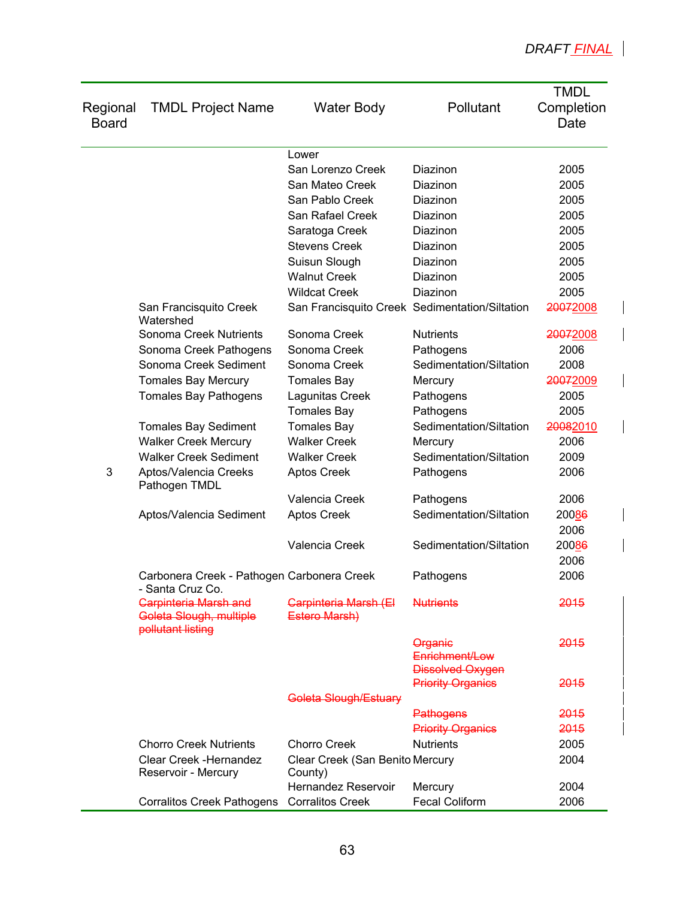| Regional Board | TMDL Project Name | Water Body | Pollutant | TMDL Completion Date |
|---|---|---|---|---|
| | | Lower San Lorenzo Creek | Diazinon | 2005 |
| | | San Mateo Creek | Diazinon | 2005 |
| | | San Pablo Creek | Diazinon | 2005 |
| | | San Rafael Creek | Diazinon | 2005 |
| | | Saratoga Creek | Diazinon | 2005 |
| | | Stevens Creek | Diazinon | 2005 |
| | | Suisun Slough | Diazinon | 2005 |
| | | Walnut Creek | Diazinon | 2005 |
| | | Wildcat Creek | Diazinon | 2005 |
| | San Francisquito Creek Watershed | San Francisquito Creek | Sedimentation/Siltation | ~~2007~~2008 |
| | Sonoma Creek Nutrients | Sonoma Creek | Nutrients | ~~2007~~2008 |
| | Sonoma Creek Pathogens | Sonoma Creek | Pathogens | 2006 |
| | Sonoma Creek Sediment | Sonoma Creek | Sedimentation/Siltation | 2008 |
| | Tomales Bay Mercury | Tomales Bay | Mercury | ~~2007~~2009 |
| | Tomales Bay Pathogens | Lagunitas Creek | Pathogens | 2005 |
| | | Tomales Bay | Pathogens | 2005 |
| | Tomales Bay Sediment | Tomales Bay | Sedimentation/Siltation | ~~2008~~2010 |
| | Walker Creek Mercury | Walker Creek | Mercury | 2006 |
| | Walker Creek Sediment | Walker Creek | Sedimentation/Siltation | 2009 |
| 3 | Aptos/Valencia Creeks Pathogen TMDL | Aptos Creek | Pathogens | 2006 |
| | | Valencia Creek | Pathogens | 2006 |
| | Aptos/Valencia Sediment | Aptos Creek | Sedimentation/Siltation | 200~~8~~6 2006 |
| | | Valencia Creek | Sedimentation/Siltation | 200~~8~~6 2006 |
| | Carbonera Creek - Pathogen - Santa Cruz Co. | Carbonera Creek | Pathogens | 2006 |
| | ~~Carpinteria Marsh and Goleta Slough, multiple pollutant listing~~ | ~~Carpinteria Marsh (El Estero Marsh)~~ | ~~Nutrients~~ | ~~2015~~ |
| | | | ~~Organic Enrichment/Low Dissolved Oxygen~~ | ~~2015~~ |
| | | | ~~Priority Organics~~ | ~~2015~~ |
| | | ~~Goleta Slough/Estuary~~ | | |
| | | | ~~Pathogens~~ | ~~2015~~ |
| | | | ~~Priority Organics~~ | ~~2015~~ |
| | Chorro Creek Nutrients | Chorro Creek | Nutrients | 2005 |
| | Clear Creek -Hernandez Reservoir - Mercury | Clear Creek (San Benito County) | Mercury | 2004 |
| | | Hernandez Reservoir | Mercury | 2004 |
| | Corralitos Creek Pathogens | Corralitos Creek | Fecal Coliform | 2006 |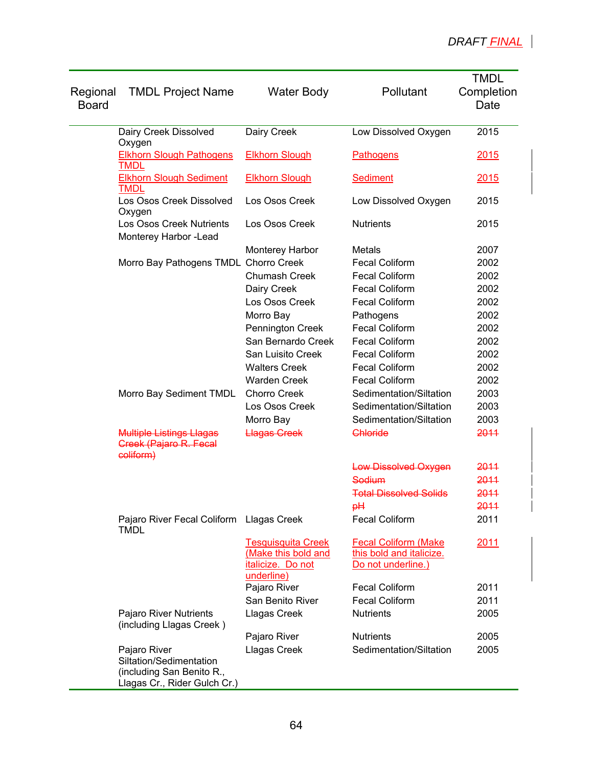| Regional Board | TMDL Project Name | Water Body | Pollutant | TMDL Completion Date |
|---|---|---|---|---|
| | Dairy Creek Dissolved Oxygen | Dairy Creek | Low Dissolved Oxygen | 2015 |
| | Elkhorn Slough Pathogens TMDL | Elkhorn Slough | Pathogens | 2015 |
| | Elkhorn Slough Sediment TMDL | Elkhorn Slough | Sediment | 2015 |
| | Los Osos Creek Dissolved Oxygen | Los Osos Creek | Low Dissolved Oxygen | 2015 |
| | Los Osos Creek Nutrients | Los Osos Creek | Nutrients | 2015 |
| | Monterey Harbor -Lead | | | |
| | | Monterey Harbor | Metals | 2007 |
| | Morro Bay Pathogens TMDL | Chorro Creek | Fecal Coliform | 2002 |
| | | Chumash Creek | Fecal Coliform | 2002 |
| | | Dairy Creek | Fecal Coliform | 2002 |
| | | Los Osos Creek | Fecal Coliform | 2002 |
| | | Morro Bay | Pathogens | 2002 |
| | | Pennington Creek | Fecal Coliform | 2002 |
| | | San Bernardo Creek | Fecal Coliform | 2002 |
| | | San Luisito Creek | Fecal Coliform | 2002 |
| | | Walters Creek | Fecal Coliform | 2002 |
| | | Warden Creek | Fecal Coliform | 2002 |
| | Morro Bay Sediment TMDL | Chorro Creek | Sedimentation/Siltation | 2003 |
| | | Los Osos Creek | Sedimentation/Siltation | 2003 |
| | | Morro Bay | Sedimentation/Siltation | 2003 |
| | ~~Multiple Listings Llagas Creek (Pajaro R. Fecal coliform)~~ | ~~Llagas Creek~~ | ~~Chloride~~ | ~~2011~~ |
| | | | ~~Low Dissolved Oxygen~~ | ~~2011~~ |
| | | | ~~Sodium~~ | ~~2011~~ |
| | | | ~~Total Dissolved Solids~~ | ~~2011~~ |
| | | | ~~pH~~ | ~~2011~~ |
| | Pajaro River Fecal Coliform TMDL | Llagas Creek | Fecal Coliform | 2011 |
| | | Tesquisquita Creek (Make this bold and italicize. Do not underline) | Fecal Coliform (Make this bold and italicize. Do not underline.) | 2011 |
| | | Pajaro River | Fecal Coliform | 2011 |
| | | San Benito River | Fecal Coliform | 2011 |
| | Pajaro River Nutrients (including Llagas Creek ) | Llagas Creek | Nutrients | 2005 |
| | | Pajaro River | Nutrients | 2005 |
| | Pajaro River Siltation/Sedimentation (including San Benito R., Llagas Cr., Rider Gulch Cr.) | Llagas Creek | Sedimentation/Siltation | 2005 |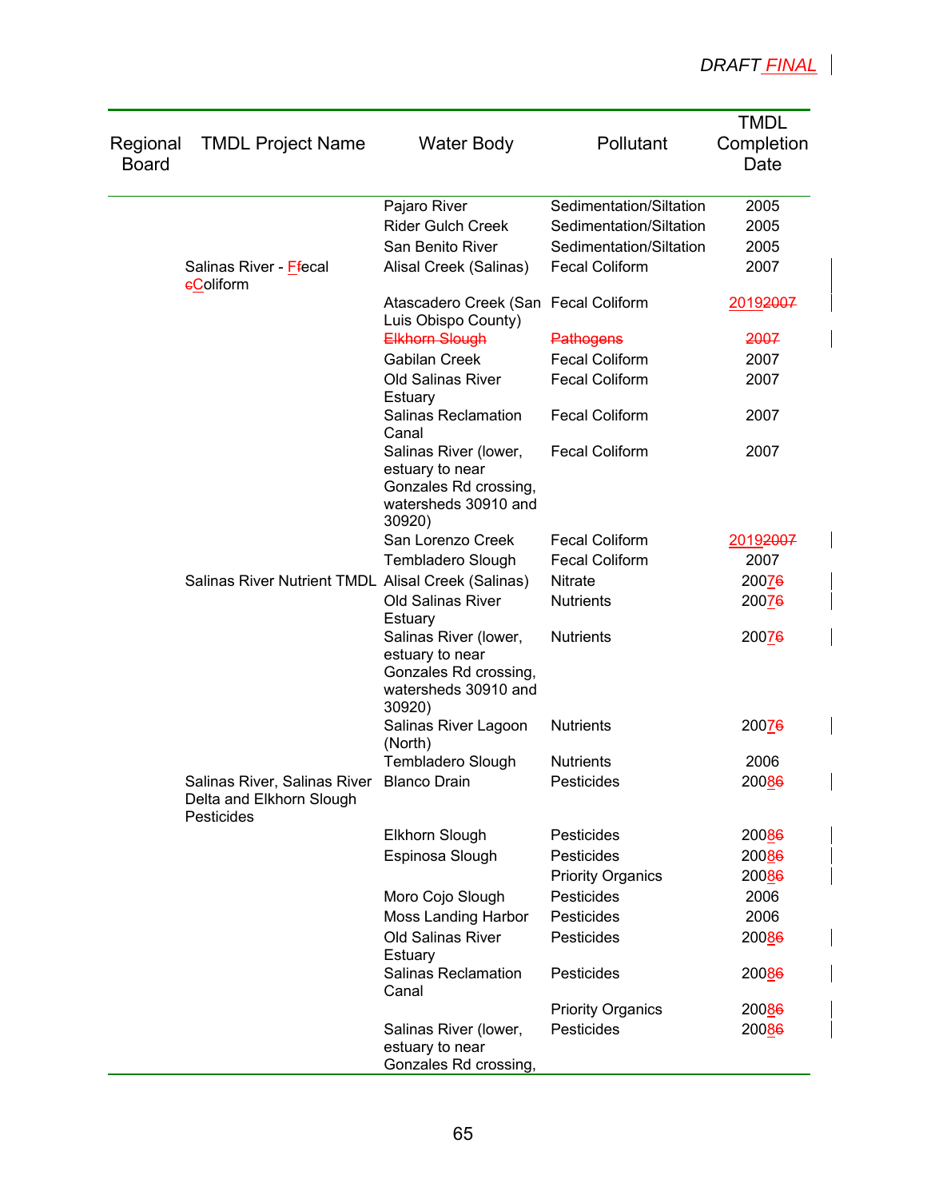| Regional Board | TMDL Project Name | Water Body | Pollutant | TMDL Completion Date |
|---|---|---|---|---|
| | | Pajaro River | Sedimentation/Siltation | 2005 |
| | | Rider Gulch Creek | Sedimentation/Siltation | 2005 |
| | | San Benito River | Sedimentation/Siltation | 2005 |
| | Salinas River - F~~f~~ecal ~~c~~Coliform | Alisal Creek (Salinas) | Fecal Coliform | 2007 |
| | | Atascadero Creek (San Luis Obispo County) | Fecal Coliform | 2019~~2007~~ |
| | | ~~Elkhorn Slough~~ | ~~Pathogens~~ | ~~2007~~ |
| | | Gabilan Creek | Fecal Coliform | 2007 |
| | | Old Salinas River Estuary | Fecal Coliform | 2007 |
| | | Salinas Reclamation Canal | Fecal Coliform | 2007 |
| | | Salinas River (lower, estuary to near Gonzales Rd crossing, watersheds 30910 and 30920) | Fecal Coliform | 2007 |
| | | San Lorenzo Creek | Fecal Coliform | 2019~~2007~~ |
| | | Tembladero Slough | Fecal Coliform | 2007 |
| | Salinas River Nutrient TMDL | Alisal Creek (Salinas) | Nitrate | 2007~~6~~ |
| | | Old Salinas River Estuary | Nutrients | 2007~~6~~ |
| | | Salinas River (lower, estuary to near Gonzales Rd crossing, watersheds 30910 and 30920) | Nutrients | 2007~~6~~ |
| | | Salinas River Lagoon (North) | Nutrients | 2007~~6~~ |
| | | Tembladero Slough | Nutrients | 2006 |
| | Salinas River, Salinas River Delta and Elkhorn Slough Pesticides | Blanco Drain | Pesticides | 2008~~6~~ |
| | | Elkhorn Slough | Pesticides | 2008~~6~~ |
| | | Espinosa Slough | Pesticides | 2008~~6~~ |
| | | | Priority Organics | 2008~~6~~ |
| | | Moro Cojo Slough | Pesticides | 2006 |
| | | Moss Landing Harbor | Pesticides | 2006 |
| | | Old Salinas River Estuary | Pesticides | 2008~~6~~ |
| | | Salinas Reclamation Canal | Pesticides | 2008~~6~~ |
| | | | Priority Organics | 2008~~6~~ |
| | | Salinas River (lower, estuary to near Gonzales Rd crossing, | Pesticides | 2008~~6~~ |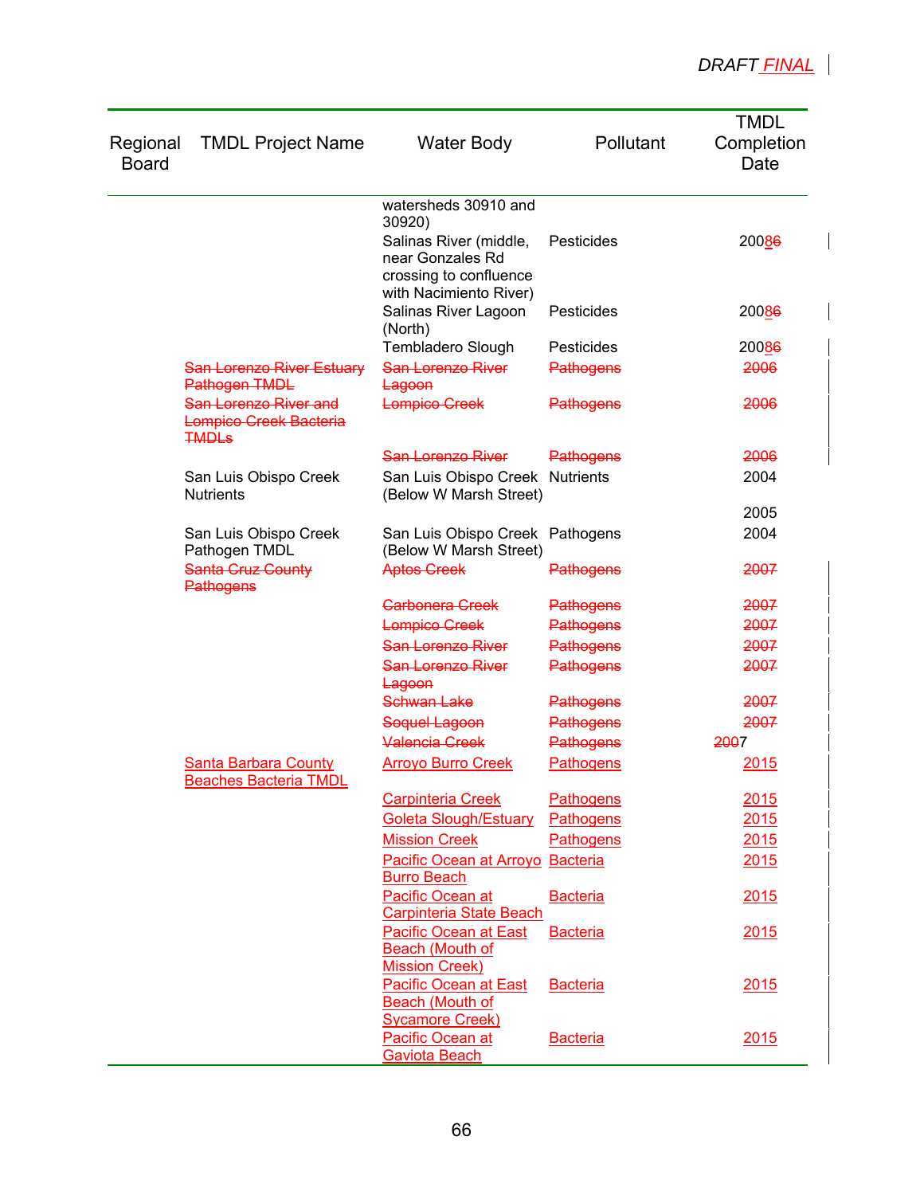| Regional Board | TMDL Project Name | Water Body | Pollutant | TMDL Completion Date |
|---|---|---|---|---|
| | | watersheds 30910 and 30920) | | |
| | | Salinas River (middle, near Gonzales Rd crossing to confluence with Nacimiento River) | Pesticides | 200~~6~~8 |
| | | Salinas River Lagoon (North) | Pesticides | 200~~6~~8 |
| | | Tembladero Slough | Pesticides | 200~~6~~8 |
| | ~~San Lorenzo River Estuary Pathogen TMDL~~ | ~~San Lorenzo River Lagoon~~ | ~~Pathogens~~ | ~~2006~~ |
| | ~~San Lorenzo River and Lompico Creek Bacteria TMDLs~~ | ~~Lompico Creek~~ | ~~Pathogens~~ | ~~2006~~ |
| | | ~~San Lorenzo River~~ | ~~Pathogens~~ | ~~2006~~ |
| | San Luis Obispo Creek Nutrients | San Luis Obispo Creek (Below W Marsh Street) | Nutrients | 2004<br>2005 |
| | San Luis Obispo Creek Pathogen TMDL | San Luis Obispo Creek (Below W Marsh Street) | Pathogens | 2004 |
| | ~~Santa Cruz County Pathogens~~ | ~~Aptos Creek~~ | ~~Pathogens~~ | ~~2007~~ |
| | | ~~Carbonera Creek~~ | ~~Pathogens~~ | ~~2007~~ |
| | | ~~Lompico Creek~~ | ~~Pathogens~~ | ~~2007~~ |
| | | ~~San Lorenzo River~~ | ~~Pathogens~~ | ~~2007~~ |
| | | ~~San Lorenzo River Lagoon~~ | ~~Pathogens~~ | ~~2007~~ |
| | | ~~Schwan Lake~~ | ~~Pathogens~~ | ~~2007~~ |
| | | ~~Soquel Lagoon~~ | ~~Pathogens~~ | ~~2007~~ |
| | | ~~Valencia Creek~~ | ~~Pathogens~~ | ~~200~~7 |
| | Santa Barbara County Beaches Bacteria TMDL | Arroyo Burro Creek | Pathogens | 2015 |
| | | Carpinteria Creek | Pathogens | 2015 |
| | | Goleta Slough/Estuary | Pathogens | 2015 |
| | | Mission Creek | Pathogens | 2015 |
| | | Pacific Ocean at Arroyo Burro Beach | Bacteria | 2015 |
| | | Pacific Ocean at Carpinteria State Beach | Bacteria | 2015 |
| | | Pacific Ocean at East Beach (Mouth of Mission Creek) | Bacteria | 2015 |
| | | Pacific Ocean at East Beach (Mouth of Sycamore Creek) | Bacteria | 2015 |
| | | Pacific Ocean at Gaviota Beach | Bacteria | 2015 |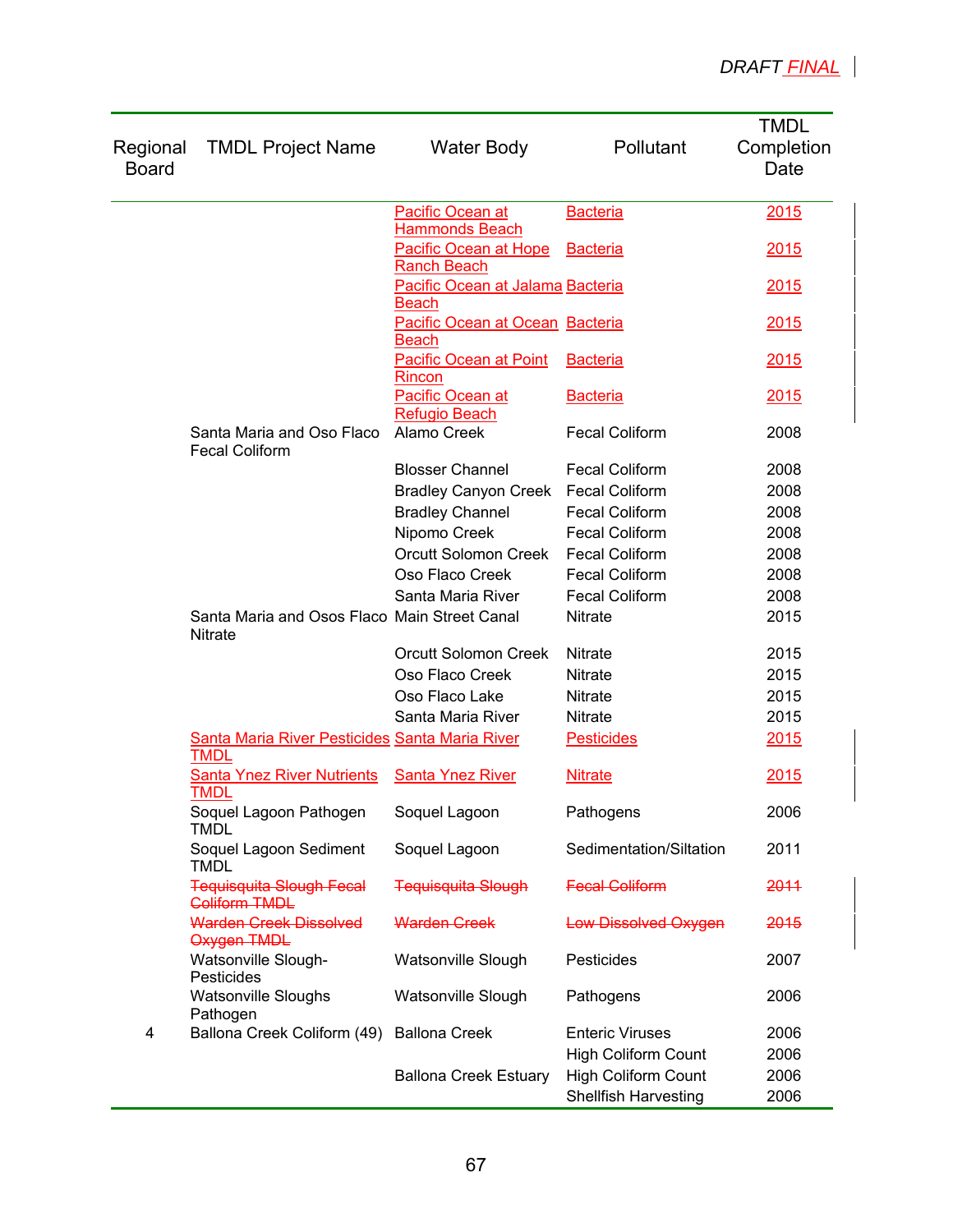| Regional Board | TMDL Project Name | Water Body | Pollutant | TMDL Completion Date |
|---|---|---|---|---|
| | | Pacific Ocean at Hammonds Beach | Bacteria | 2015 |
| | | Pacific Ocean at Hope Ranch Beach | Bacteria | 2015 |
| | | Pacific Ocean at Jalama Beach | Bacteria | 2015 |
| | | Pacific Ocean at Ocean Beach | Bacteria | 2015 |
| | | Pacific Ocean at Point Rincon | Bacteria | 2015 |
| | | Pacific Ocean at Refugio Beach | Bacteria | 2015 |
| | Santa Maria and Oso Flaco Fecal Coliform | Alamo Creek | Fecal Coliform | 2008 |
| | | Blosser Channel | Fecal Coliform | 2008 |
| | | Bradley Canyon Creek | Fecal Coliform | 2008 |
| | | Bradley Channel | Fecal Coliform | 2008 |
| | | Nipomo Creek | Fecal Coliform | 2008 |
| | | Orcutt Solomon Creek | Fecal Coliform | 2008 |
| | | Oso Flaco Creek | Fecal Coliform | 2008 |
| | | Santa Maria River | Fecal Coliform | 2008 |
| | Santa Maria and Osos Flaco Nitrate | Main Street Canal | Nitrate | 2015 |
| | | Orcutt Solomon Creek | Nitrate | 2015 |
| | | Oso Flaco Creek | Nitrate | 2015 |
| | | Oso Flaco Lake | Nitrate | 2015 |
| | | Santa Maria River | Nitrate | 2015 |
| | Santa Maria River Pesticides TMDL | Santa Maria River | Pesticides | 2015 |
| | Santa Ynez River Nutrients TMDL | Santa Ynez River | Nitrate | 2015 |
| | Soquel Lagoon Pathogen TMDL | Soquel Lagoon | Pathogens | 2006 |
| | Soquel Lagoon Sediment TMDL | Soquel Lagoon | Sedimentation/Siltation | 2011 |
| | ~~Tequisquita Slough Fecal Coliform TMDL~~ | ~~Tequisquita Slough~~ | ~~Fecal Coliform~~ | ~~2011~~ |
| | ~~Warden Creek Dissolved Oxygen TMDL~~ | ~~Warden Creek~~ | ~~Low Dissolved Oxygen~~ | ~~2015~~ |
| | Watsonville Slough-Pesticides | Watsonville Slough | Pesticides | 2007 |
| | Watsonville Sloughs Pathogen | Watsonville Slough | Pathogens | 2006 |
| 4 | Ballona Creek Coliform (49) | Ballona Creek | Enteric Viruses | 2006 |
| | | | High Coliform Count | 2006 |
| | | Ballona Creek Estuary | High Coliform Count | 2006 |
| | | | Shellfish Harvesting | 2006 |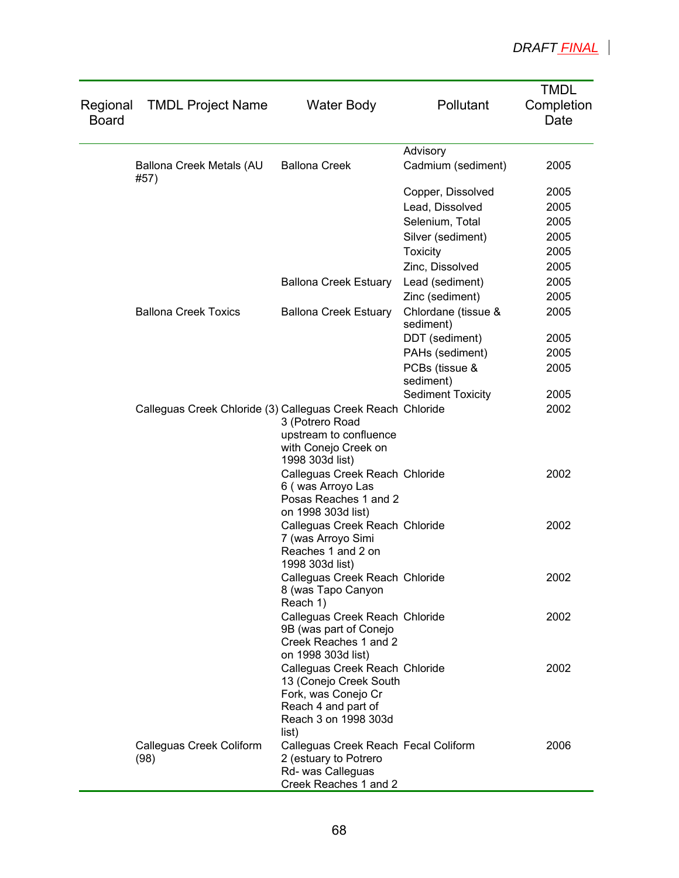| Regional Board | TMDL Project Name | Water Body | Pollutant | TMDL Completion Date |
|---|---|---|---|---|
| | | | Advisory | |
| | Ballona Creek Metals (AU #57) | Ballona Creek | Cadmium (sediment) | 2005 |
| | | | Copper, Dissolved | 2005 |
| | | | Lead, Dissolved | 2005 |
| | | | Selenium, Total | 2005 |
| | | | Silver (sediment) | 2005 |
| | | | Toxicity | 2005 |
| | | | Zinc, Dissolved | 2005 |
| | | Ballona Creek Estuary | Lead (sediment) | 2005 |
| | | | Zinc (sediment) | 2005 |
| | Ballona Creek Toxics | Ballona Creek Estuary | Chlordane (tissue & sediment) | 2005 |
| | | | DDT (sediment) | 2005 |
| | | | PAHs (sediment) | 2005 |
| | | | PCBs (tissue & sediment) | 2005 |
| | | | Sediment Toxicity | 2005 |
| | Calleguas Creek Chloride (3) | Calleguas Creek Reach 3 (Potrero Road upstream to confluence with Conejo Creek on 1998 303d list) | Chloride | 2002 |
| | | Calleguas Creek Reach 6 ( was Arroyo Las Posas Reaches 1 and 2 on 1998 303d list) | Chloride | 2002 |
| | | Calleguas Creek Reach 7 (was Arroyo Simi Reaches 1 and 2 on 1998 303d list) | Chloride | 2002 |
| | | Calleguas Creek Reach 8 (was Tapo Canyon Reach 1) | Chloride | 2002 |
| | | Calleguas Creek Reach 9B (was part of Conejo Creek Reaches 1 and 2 on 1998 303d list) | Chloride | 2002 |
| | | Calleguas Creek Reach 13 (Conejo Creek South Fork, was Conejo Cr Reach 4 and part of Reach 3 on 1998 303d list) | Chloride | 2002 |
| | Calleguas Creek Coliform (98) | Calleguas Creek Reach 2 (estuary to Potrero Rd- was Calleguas Creek Reaches 1 and 2 | Fecal Coliform | 2006 |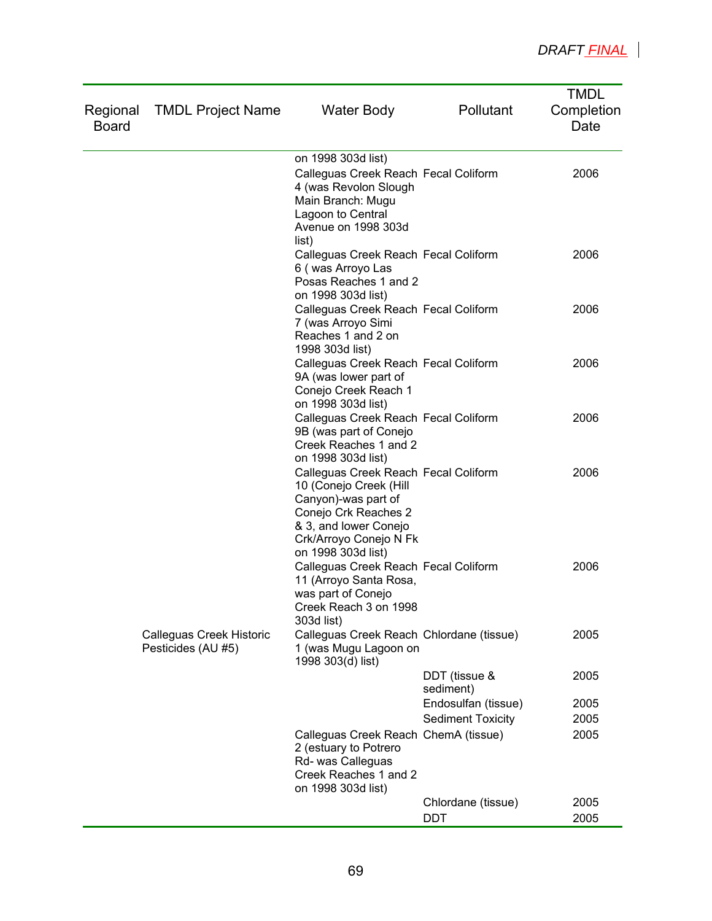| Regional Board | TMDL Project Name | Water Body | Pollutant | TMDL Completion Date |
|---|---|---|---|---|
| | | on 1998 303d list) | | |
| | | Calleguas Creek Reach 4 (was Revolon Slough Main Branch: Mugu Lagoon to Central Avenue on 1998 303d list) | Fecal Coliform | 2006 |
| | | Calleguas Creek Reach 6 ( was Arroyo Las Posas Reaches 1 and 2 on 1998 303d list) | Fecal Coliform | 2006 |
| | | Calleguas Creek Reach 7 (was Arroyo Simi Reaches 1 and 2 on 1998 303d list) | Fecal Coliform | 2006 |
| | | Calleguas Creek Reach 9A (was lower part of Conejo Creek Reach 1 on 1998 303d list) | Fecal Coliform | 2006 |
| | | Calleguas Creek Reach 9B (was part of Conejo Creek Reaches 1 and 2 on 1998 303d list) | Fecal Coliform | 2006 |
| | | Calleguas Creek Reach 10 (Conejo Creek (Hill Canyon)-was part of Conejo Crk Reaches 2 & 3, and lower Conejo Crk/Arroyo Conejo N Fk on 1998 303d list) | Fecal Coliform | 2006 |
| | | Calleguas Creek Reach 11 (Arroyo Santa Rosa, was part of Conejo Creek Reach 3 on 1998 303d list) | Fecal Coliform | 2006 |
| | Calleguas Creek Historic Pesticides (AU #5) | Calleguas Creek Reach 1 (was Mugu Lagoon on 1998 303(d) list) | Chlordane (tissue) | 2005 |
| | | | DDT (tissue & sediment) | 2005 |
| | | | Endosulfan (tissue) | 2005 |
| | | | Sediment Toxicity | 2005 |
| | | Calleguas Creek Reach 2 (estuary to Potrero Rd- was Calleguas Creek Reaches 1 and 2 on 1998 303d list) | ChemA (tissue) | 2005 |
| | | | Chlordane (tissue) | 2005 |
| | | | DDT | 2005 |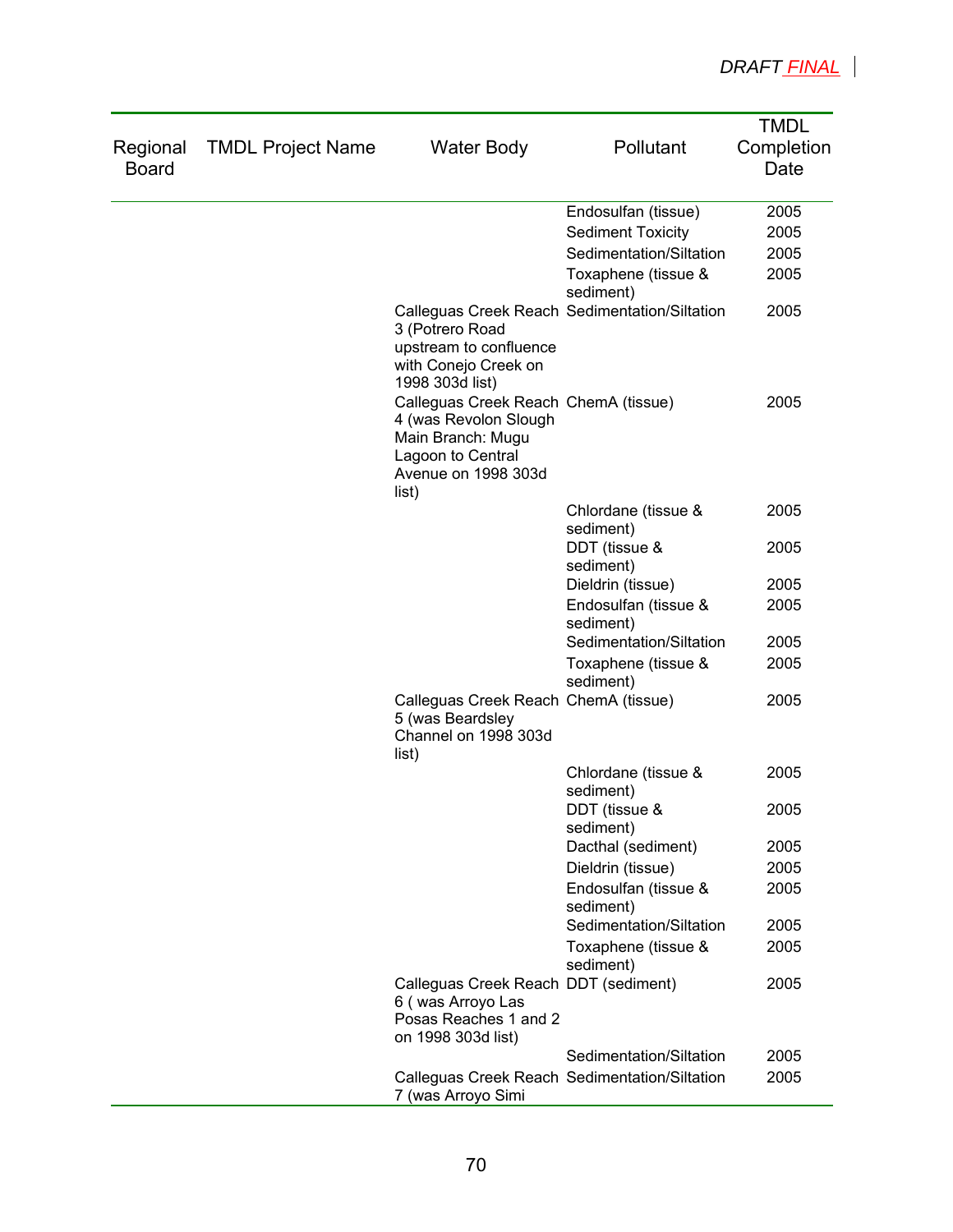| Regional Board | TMDL Project Name | Water Body | Pollutant | TMDL Completion Date |
|---|---|---|---|---|
| | | | Endosulfan (tissue) | 2005 |
| | | | Sediment Toxicity | 2005 |
| | | | Sedimentation/Siltation | 2005 |
| | | | Toxaphene (tissue & sediment) | 2005 |
| | | Calleguas Creek Reach 3 (Potrero Road upstream to confluence with Conejo Creek on 1998 303d list) | Sedimentation/Siltation | 2005 |
| | | Calleguas Creek Reach 4 (was Revolon Slough Main Branch: Mugu Lagoon to Central Avenue on 1998 303d list) | ChemA (tissue) | 2005 |
| | | | Chlordane (tissue & sediment) | 2005 |
| | | | DDT (tissue & sediment) | 2005 |
| | | | Dieldrin (tissue) | 2005 |
| | | | Endosulfan (tissue & sediment) | 2005 |
| | | | Sedimentation/Siltation | 2005 |
| | | | Toxaphene (tissue & sediment) | 2005 |
| | | Calleguas Creek Reach 5 (was Beardsley Channel on 1998 303d list) | ChemA (tissue) | 2005 |
| | | | Chlordane (tissue & sediment) | 2005 |
| | | | DDT (tissue & sediment) | 2005 |
| | | | Dacthal (sediment) | 2005 |
| | | | Dieldrin (tissue) | 2005 |
| | | | Endosulfan (tissue & sediment) | 2005 |
| | | | Sedimentation/Siltation | 2005 |
| | | | Toxaphene (tissue & sediment) | 2005 |
| | | Calleguas Creek Reach 6 ( was Arroyo Las Posas Reaches 1 and 2 on 1998 303d list) | DDT (sediment) | 2005 |
| | | | Sedimentation/Siltation | 2005 |
| | | Calleguas Creek Reach 7 (was Arroyo Simi | Sedimentation/Siltation | 2005 |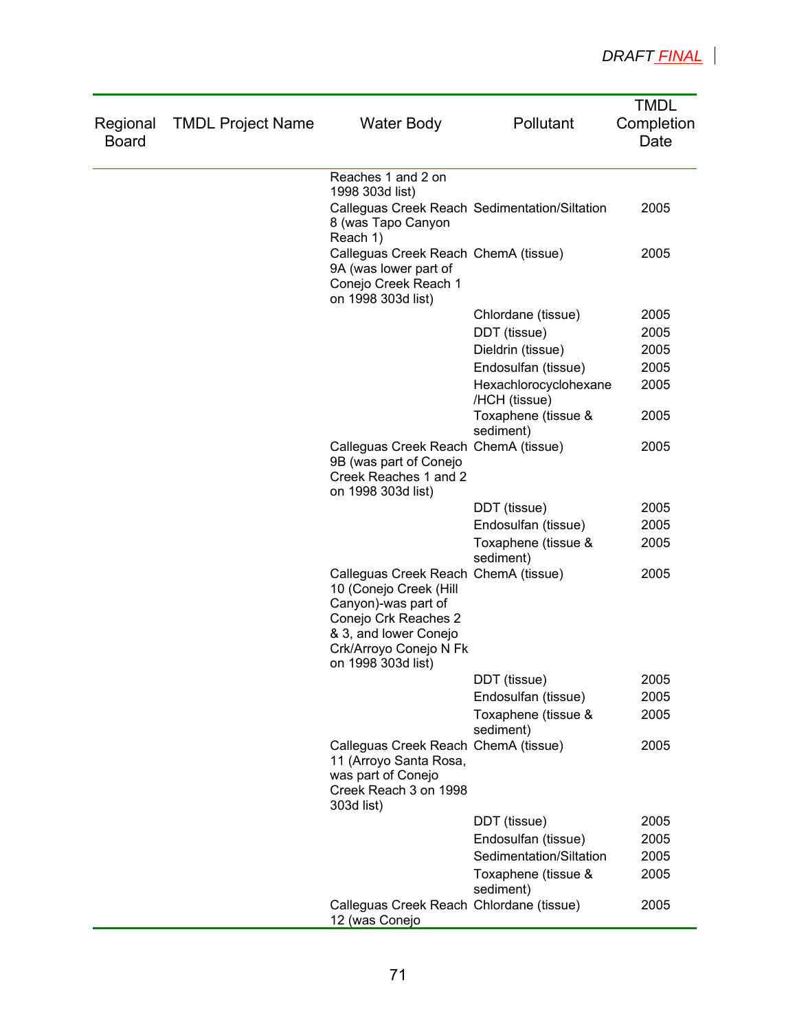DRAFT FINAL

| Regional Board | TMDL Project Name | Water Body | Pollutant | TMDL Completion Date |
|---|---|---|---|---|
| | | Reaches 1 and 2 on 1998 303d list) | | |
| | | Calleguas Creek Reach 8 (was Tapo Canyon Reach 1) | Sedimentation/Siltation | 2005 |
| | | Calleguas Creek Reach 9A (was lower part of Conejo Creek Reach 1 on 1998 303d list) | ChemA (tissue) | 2005 |
| | | | Chlordane (tissue) | 2005 |
| | | | DDT (tissue) | 2005 |
| | | | Dieldrin (tissue) | 2005 |
| | | | Endosulfan (tissue) | 2005 |
| | | | Hexachlorocyclohexane /HCH (tissue) | 2005 |
| | | | Toxaphene (tissue & sediment) | 2005 |
| | | Calleguas Creek Reach 9B (was part of Conejo Creek Reaches 1 and 2 on 1998 303d list) | ChemA (tissue) | 2005 |
| | | | DDT (tissue) | 2005 |
| | | | Endosulfan (tissue) | 2005 |
| | | | Toxaphene (tissue & sediment) | 2005 |
| | | Calleguas Creek Reach 10 (Conejo Creek (Hill Canyon)-was part of Conejo Crk Reaches 2 & 3, and lower Conejo Crk/Arroyo Conejo N Fk on 1998 303d list) | ChemA (tissue) | 2005 |
| | | | DDT (tissue) | 2005 |
| | | | Endosulfan (tissue) | 2005 |
| | | | Toxaphene (tissue & sediment) | 2005 |
| | | Calleguas Creek Reach 11 (Arroyo Santa Rosa, was part of Conejo Creek Reach 3 on 1998 303d list) | ChemA (tissue) | 2005 |
| | | | DDT (tissue) | 2005 |
| | | | Endosulfan (tissue) | 2005 |
| | | | Sedimentation/Siltation | 2005 |
| | | | Toxaphene (tissue & sediment) | 2005 |
| | | Calleguas Creek Reach 12 (was Conejo | Chlordane (tissue) | 2005 |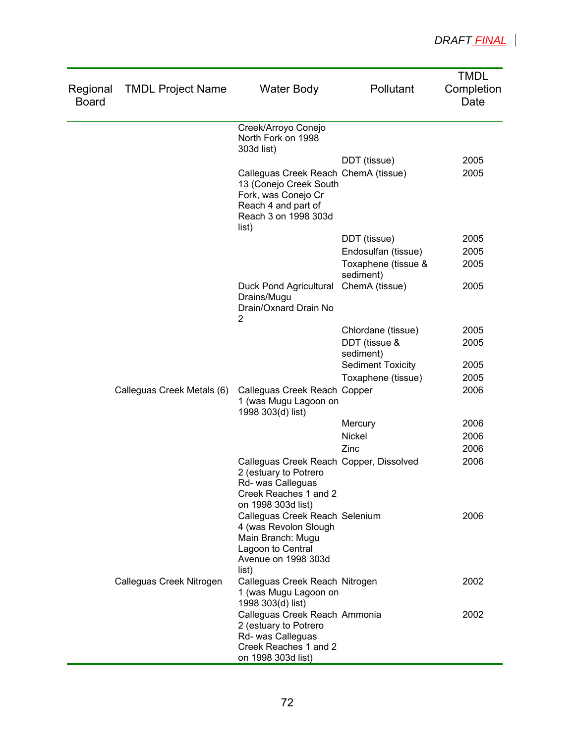DRAFT FINAL

| Regional Board | TMDL Project Name | Water Body | Pollutant | TMDL Completion Date |
|---|---|---|---|---|
| | | Creek/Arroyo Conejo North Fork on 1998 303d list) | | |
| | | | DDT (tissue) | 2005 |
| | | Calleguas Creek Reach 13 (Conejo Creek South Fork, was Conejo Cr Reach 4 and part of Reach 3 on 1998 303d list) | ChemA (tissue) | 2005 |
| | | | DDT (tissue) | 2005 |
| | | | Endosulfan (tissue) | 2005 |
| | | | Toxaphene (tissue & sediment) | 2005 |
| | | Duck Pond Agricultural Drains/Mugu Drain/Oxnard Drain No 2 | ChemA (tissue) | 2005 |
| | | | Chlordane (tissue) | 2005 |
| | | | DDT (tissue & sediment) | 2005 |
| | | | Sediment Toxicity | 2005 |
| | | | Toxaphene (tissue) | 2005 |
| | Calleguas Creek Metals (6) | Calleguas Creek Reach 1 (was Mugu Lagoon on 1998 303(d) list) | Copper | 2006 |
| | | | Mercury | 2006 |
| | | | Nickel | 2006 |
| | | | Zinc | 2006 |
| | | Calleguas Creek Reach 2 (estuary to Potrero Rd- was Calleguas Creek Reaches 1 and 2 on 1998 303d list) | Copper, Dissolved | 2006 |
| | | Calleguas Creek Reach 4 (was Revolon Slough Main Branch: Mugu Lagoon to Central Avenue on 1998 303d list) | Selenium | 2006 |
| | Calleguas Creek Nitrogen | Calleguas Creek Reach 1 (was Mugu Lagoon on 1998 303(d) list) | Nitrogen | 2002 |
| | | Calleguas Creek Reach 2 (estuary to Potrero Rd- was Calleguas Creek Reaches 1 and 2 on 1998 303d list) | Ammonia | 2002 |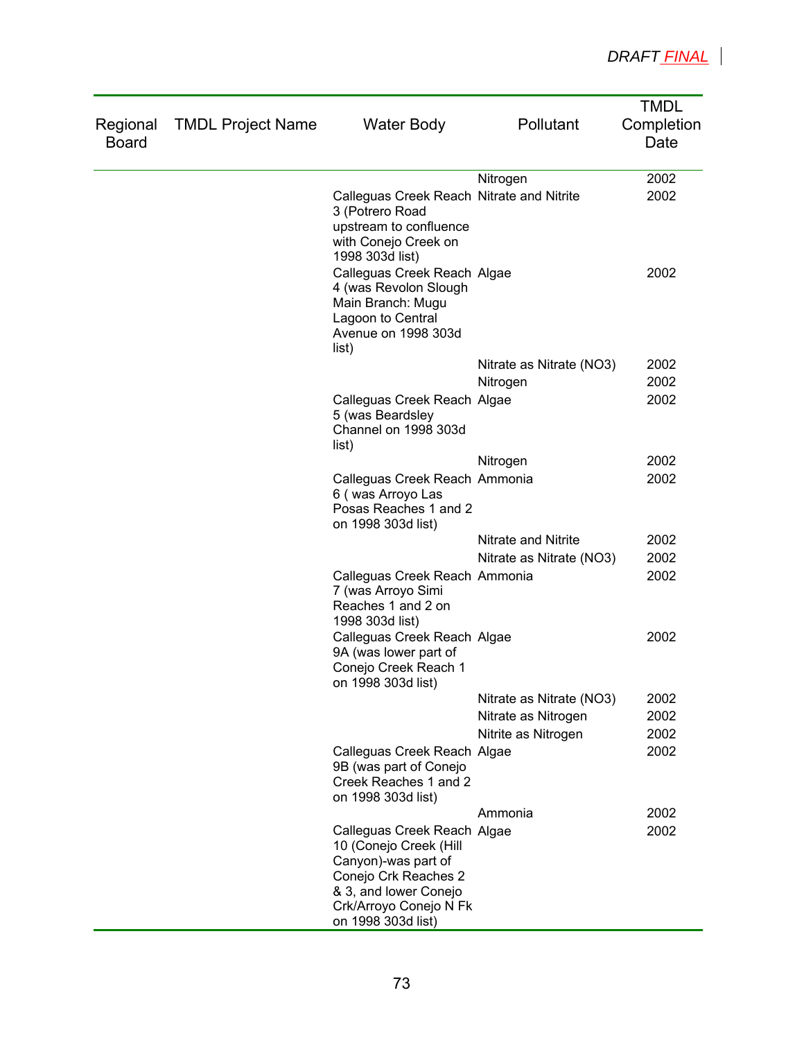| Regional Board | TMDL Project Name | Water Body | Pollutant | TMDL Completion Date |
|---|---|---|---|---|
| | | | Nitrogen | 2002 |
| | | Calleguas Creek Reach 3 (Potrero Road upstream to confluence with Conejo Creek on 1998 303d list) | Nitrate and Nitrite | 2002 |
| | | Calleguas Creek Reach 4 (was Revolon Slough Main Branch: Mugu Lagoon to Central Avenue on 1998 303d list) | Algae | 2002 |
| | | | Nitrate as Nitrate (NO3) | 2002 |
| | | | Nitrogen | 2002 |
| | | Calleguas Creek Reach 5 (was Beardsley Channel on 1998 303d list) | Algae | 2002 |
| | | | Nitrogen | 2002 |
| | | Calleguas Creek Reach 6 ( was Arroyo Las Posas Reaches 1 and 2 on 1998 303d list) | Ammonia | 2002 |
| | | | Nitrate and Nitrite | 2002 |
| | | | Nitrate as Nitrate (NO3) | 2002 |
| | | Calleguas Creek Reach 7 (was Arroyo Simi Reaches 1 and 2 on 1998 303d list) | Ammonia | 2002 |
| | | Calleguas Creek Reach 9A (was lower part of Conejo Creek Reach 1 on 1998 303d list) | Algae | 2002 |
| | | | Nitrate as Nitrate (NO3) | 2002 |
| | | | Nitrate as Nitrogen | 2002 |
| | | | Nitrite as Nitrogen | 2002 |
| | | Calleguas Creek Reach 9B (was part of Conejo Creek Reaches 1 and 2 on 1998 303d list) | Algae | 2002 |
| | | | Ammonia | 2002 |
| | | Calleguas Creek Reach 10 (Conejo Creek (Hill Canyon)-was part of Conejo Crk Reaches 2 & 3, and lower Conejo Crk/Arroyo Conejo N Fk on 1998 303d list) | Algae | 2002 |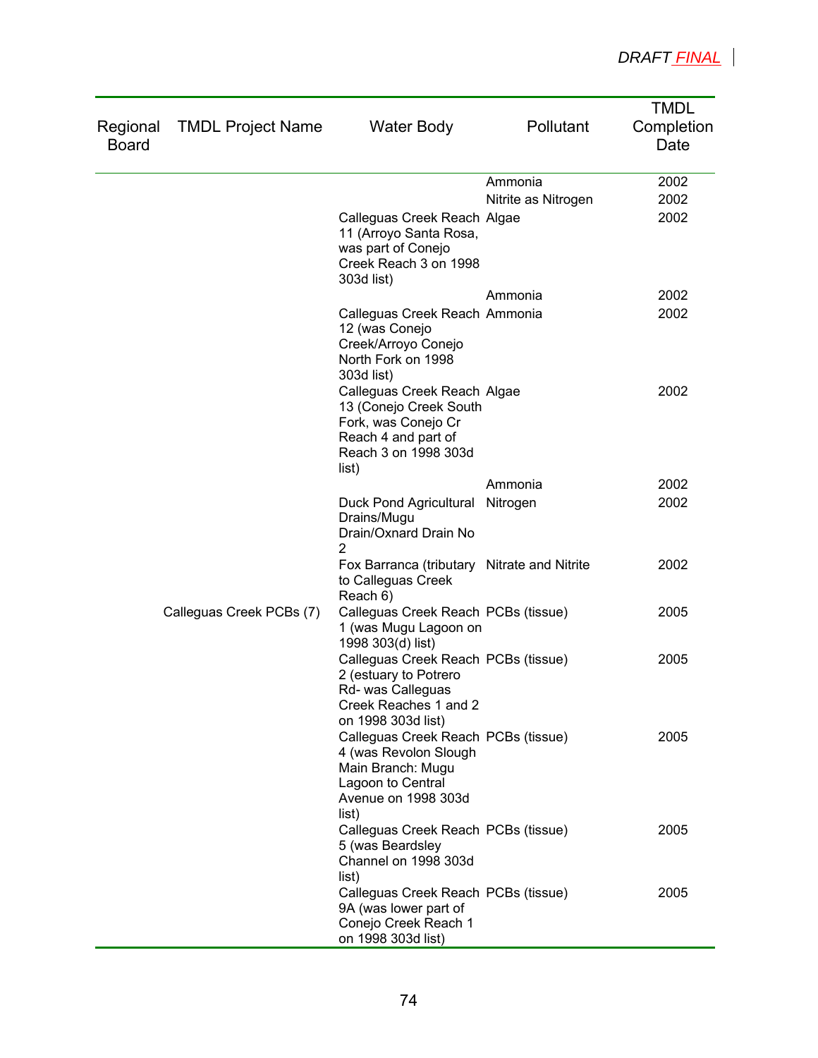| Regional Board | TMDL Project Name | Water Body | Pollutant | TMDL Completion Date |
|---|---|---|---|---|
| | | | Ammonia | 2002 |
| | | | Nitrite as Nitrogen | 2002 |
| | | Calleguas Creek Reach 11 (Arroyo Santa Rosa, was part of Conejo Creek Reach 3 on 1998 303d list) | Algae | 2002 |
| | | | Ammonia | 2002 |
| | | Calleguas Creek Reach 12 (was Conejo Creek/Arroyo Conejo North Fork on 1998 303d list) | Ammonia | 2002 |
| | | Calleguas Creek Reach 13 (Conejo Creek South Fork, was Conejo Cr Reach 4 and part of Reach 3 on 1998 303d list) | Algae | 2002 |
| | | | Ammonia | 2002 |
| | | Duck Pond Agricultural Drains/Mugu Drain/Oxnard Drain No 2 | Nitrogen | 2002 |
| | | Fox Barranca (tributary to Calleguas Creek Reach 6) | Nitrate and Nitrite | 2002 |
| | Calleguas Creek PCBs (7) | Calleguas Creek Reach 1 (was Mugu Lagoon on 1998 303(d) list) | PCBs (tissue) | 2005 |
| | | Calleguas Creek Reach 2 (estuary to Potrero Rd- was Calleguas Creek Reaches 1 and 2 on 1998 303d list) | PCBs (tissue) | 2005 |
| | | Calleguas Creek Reach 4 (was Revolon Slough Main Branch: Mugu Lagoon to Central Avenue on 1998 303d list) | PCBs (tissue) | 2005 |
| | | Calleguas Creek Reach 5 (was Beardsley Channel on 1998 303d list) | PCBs (tissue) | 2005 |
| | | Calleguas Creek Reach 9A (was lower part of Conejo Creek Reach 1 on 1998 303d list) | PCBs (tissue) | 2005 |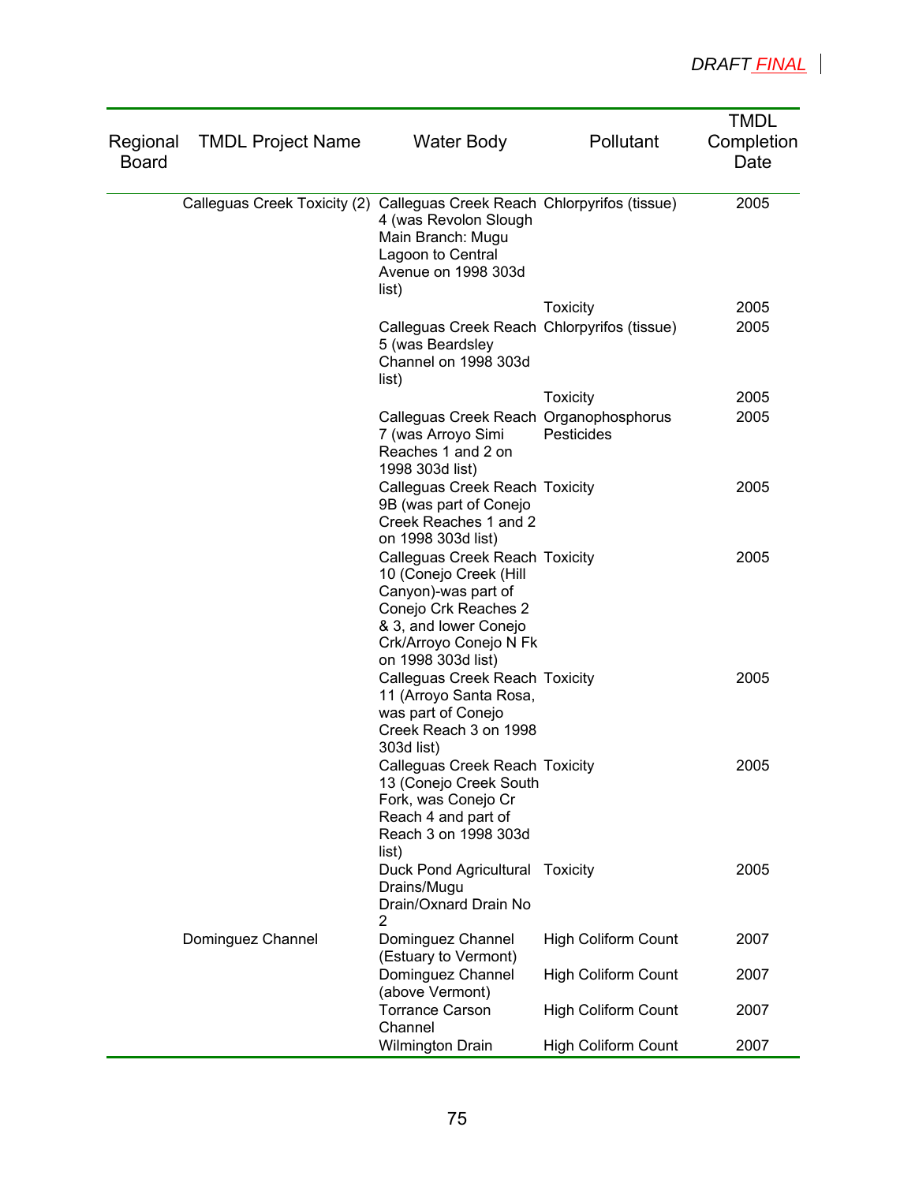DRAFT ~~FINAL~~

| Regional Board | TMDL Project Name | Water Body | Pollutant | TMDL Completion Date |
|---|---|---|---|---|
| | Calleguas Creek Toxicity (2) | Calleguas Creek Reach 4 (was Revolon Slough Main Branch: Mugu Lagoon to Central Avenue on 1998 303d list) | Chlorpyrifos (tissue) | 2005 |
| | | | Toxicity | 2005 |
| | | Calleguas Creek Reach 5 (was Beardsley Channel on 1998 303d list) | Chlorpyrifos (tissue) | 2005 |
| | | | Toxicity | 2005 |
| | | Calleguas Creek Reach 7 (was Arroyo Simi Reaches 1 and 2 on 1998 303d list) | Organophosphorus Pesticides | 2005 |
| | | Calleguas Creek Reach 9B (was part of Conejo Creek Reaches 1 and 2 on 1998 303d list) | Toxicity | 2005 |
| | | Calleguas Creek Reach 10 (Conejo Creek (Hill Canyon)-was part of Conejo Crk Reaches 2 & 3, and lower Conejo Crk/Arroyo Conejo N Fk on 1998 303d list) | Toxicity | 2005 |
| | | Calleguas Creek Reach 11 (Arroyo Santa Rosa, was part of Conejo Creek Reach 3 on 1998 303d list) | Toxicity | 2005 |
| | | Calleguas Creek Reach 13 (Conejo Creek South Fork, was Conejo Cr Reach 4 and part of Reach 3 on 1998 303d list) | Toxicity | 2005 |
| | | Duck Pond Agricultural Drains/Mugu Drain/Oxnard Drain No 2 | Toxicity | 2005 |
| | Dominguez Channel | Dominguez Channel (Estuary to Vermont) | High Coliform Count | 2007 |
| | | Dominguez Channel (above Vermont) | High Coliform Count | 2007 |
| | | Torrance Carson Channel | High Coliform Count | 2007 |
| | | Wilmington Drain | High Coliform Count | 2007 |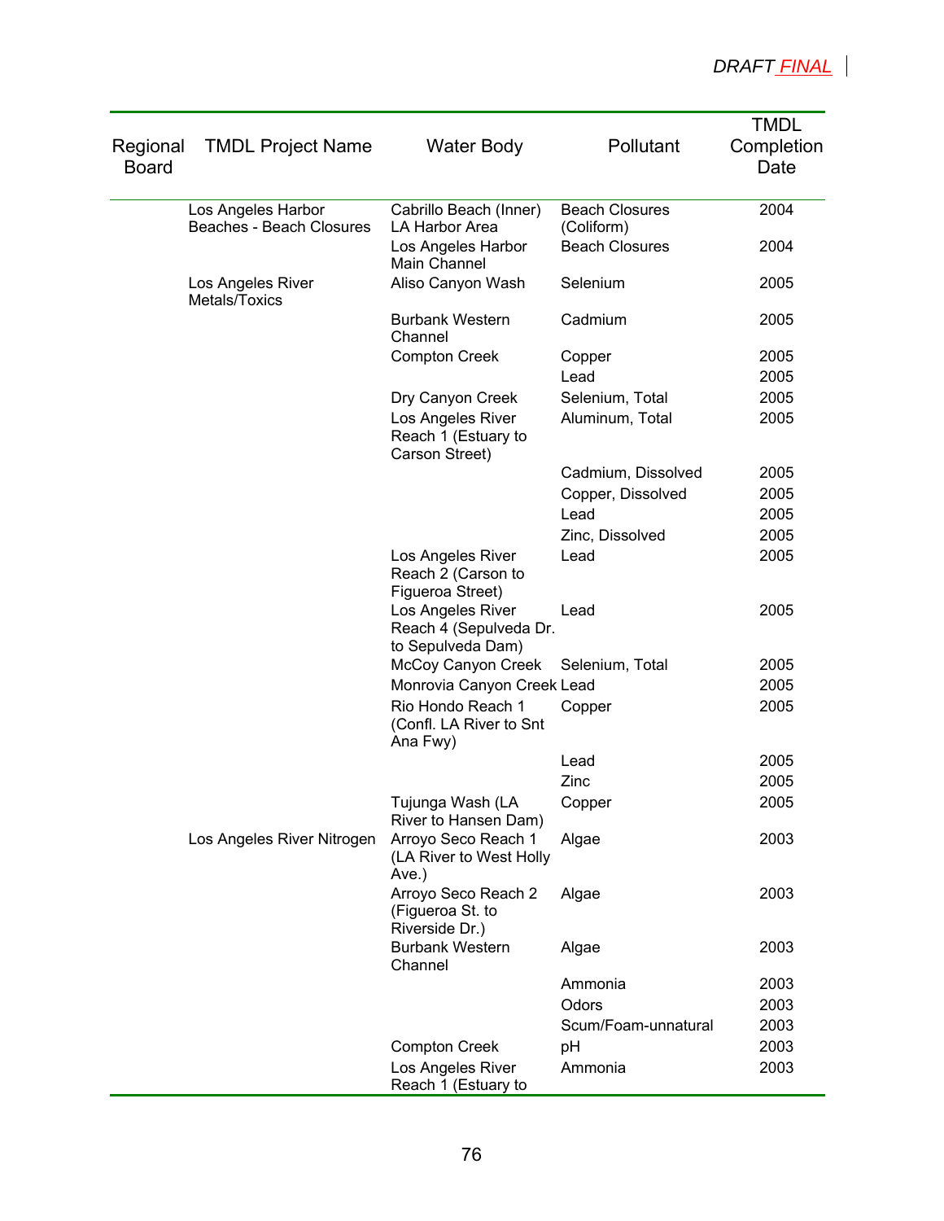| Regional Board | TMDL Project Name | Water Body | Pollutant | TMDL Completion Date |
|---|---|---|---|---|
| | Los Angeles Harbor Beaches - Beach Closures | Cabrillo Beach (Inner) LA Harbor Area | Beach Closures (Coliform) | 2004 |
| | | Los Angeles Harbor Main Channel | Beach Closures | 2004 |
| | Los Angeles River Metals/Toxics | Aliso Canyon Wash | Selenium | 2005 |
| | | Burbank Western Channel | Cadmium | 2005 |
| | | Compton Creek | Copper | 2005 |
| | | | Lead | 2005 |
| | | Dry Canyon Creek | Selenium, Total | 2005 |
| | | Los Angeles River Reach 1 (Estuary to Carson Street) | Aluminum, Total | 2005 |
| | | | Cadmium, Dissolved | 2005 |
| | | | Copper, Dissolved | 2005 |
| | | | Lead | 2005 |
| | | | Zinc, Dissolved | 2005 |
| | | Los Angeles River Reach 2 (Carson to Figueroa Street) | Lead | 2005 |
| | | Los Angeles River Reach 4 (Sepulveda Dr. to Sepulveda Dam) | Lead | 2005 |
| | | McCoy Canyon Creek | Selenium, Total | 2005 |
| | | Monrovia Canyon Creek | Lead | 2005 |
| | | Rio Hondo Reach 1 (Confl. LA River to Snt Ana Fwy) | Copper | 2005 |
| | | | Lead | 2005 |
| | | | Zinc | 2005 |
| | | Tujunga Wash (LA River to Hansen Dam) | Copper | 2005 |
| | Los Angeles River Nitrogen | Arroyo Seco Reach 1 (LA River to West Holly Ave.) | Algae | 2003 |
| | | Arroyo Seco Reach 2 (Figueroa St. to Riverside Dr.) | Algae | 2003 |
| | | Burbank Western Channel | Algae | 2003 |
| | | | Ammonia | 2003 |
| | | | Odors | 2003 |
| | | | Scum/Foam-unnatural | 2003 |
| | | Compton Creek | pH | 2003 |
| | | Los Angeles River Reach 1 (Estuary to | Ammonia | 2003 |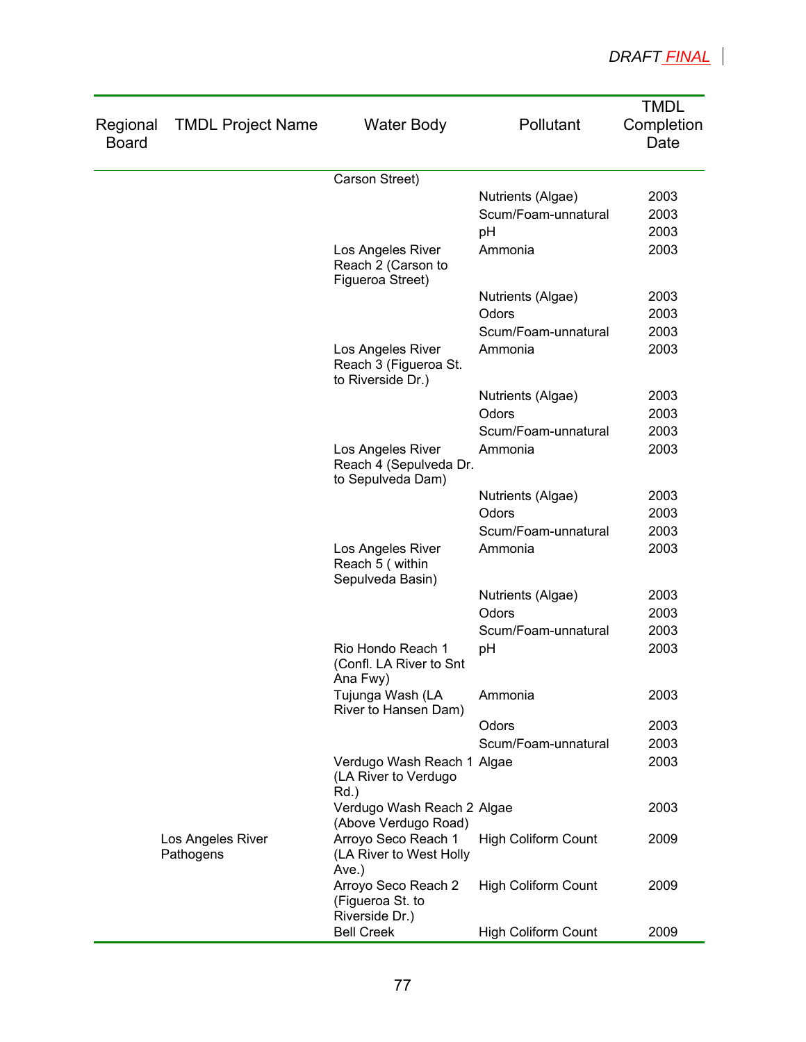| Regional Board | TMDL Project Name | Water Body | Pollutant | TMDL Completion Date |
|---|---|---|---|---|
| | | Carson Street) | | |
| | | | Nutrients (Algae) | 2003 |
| | | | Scum/Foam-unnatural | 2003 |
| | | | pH | 2003 |
| | | Los Angeles River Reach 2 (Carson to Figueroa Street) | Ammonia | 2003 |
| | | | Nutrients (Algae) | 2003 |
| | | | Odors | 2003 |
| | | | Scum/Foam-unnatural | 2003 |
| | | Los Angeles River Reach 3 (Figueroa St. to Riverside Dr.) | Ammonia | 2003 |
| | | | Nutrients (Algae) | 2003 |
| | | | Odors | 2003 |
| | | | Scum/Foam-unnatural | 2003 |
| | | Los Angeles River Reach 4 (Sepulveda Dr. to Sepulveda Dam) | Ammonia | 2003 |
| | | | Nutrients (Algae) | 2003 |
| | | | Odors | 2003 |
| | | | Scum/Foam-unnatural | 2003 |
| | | Los Angeles River Reach 5 ( within Sepulveda Basin) | Ammonia | 2003 |
| | | | Nutrients (Algae) | 2003 |
| | | | Odors | 2003 |
| | | | Scum/Foam-unnatural | 2003 |
| | | Rio Hondo Reach 1 (Confl. LA River to Snt Ana Fwy) | pH | 2003 |
| | | Tujunga Wash (LA River to Hansen Dam) | Ammonia | 2003 |
| | | | Odors | 2003 |
| | | | Scum/Foam-unnatural | 2003 |
| | | Verdugo Wash Reach 1 (LA River to Verdugo Rd.) | Algae | 2003 |
| | | Verdugo Wash Reach 2 (Above Verdugo Road) | Algae | 2003 |
| | Los Angeles River Pathogens | Arroyo Seco Reach 1 (LA River to West Holly Ave.) | High Coliform Count | 2009 |
| | | Arroyo Seco Reach 2 (Figueroa St. to Riverside Dr.) | High Coliform Count | 2009 |
| | | Bell Creek | High Coliform Count | 2009 |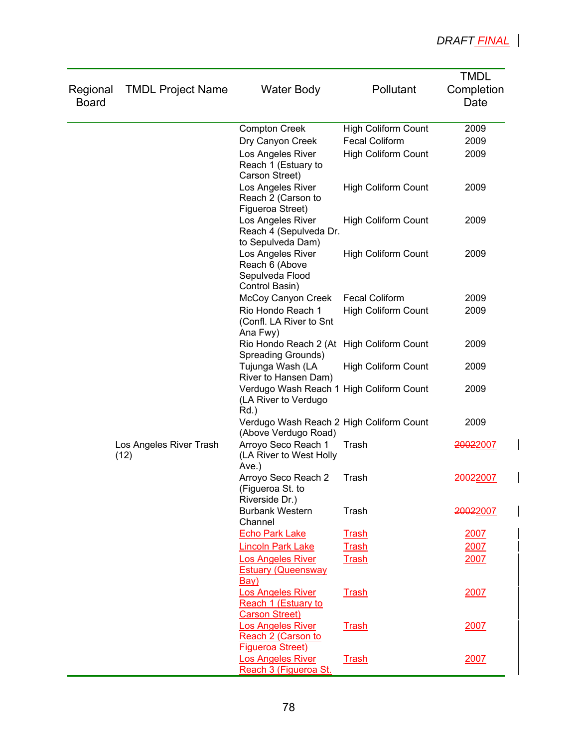| Regional Board | TMDL Project Name | Water Body | Pollutant | TMDL Completion Date |
|---|---|---|---|---|
| | | Compton Creek | High Coliform Count | 2009 |
| | | Dry Canyon Creek | Fecal Coliform | 2009 |
| | | Los Angeles River Reach 1 (Estuary to Carson Street) | High Coliform Count | 2009 |
| | | Los Angeles River Reach 2 (Carson to Figueroa Street) | High Coliform Count | 2009 |
| | | Los Angeles River Reach 4 (Sepulveda Dr. to Sepulveda Dam) | High Coliform Count | 2009 |
| | | Los Angeles River Reach 6 (Above Sepulveda Flood Control Basin) | High Coliform Count | 2009 |
| | | McCoy Canyon Creek | Fecal Coliform | 2009 |
| | | Rio Hondo Reach 1 (Confl. LA River to Snt Ana Fwy) | High Coliform Count | 2009 |
| | | Rio Hondo Reach 2 (At Spreading Grounds) | High Coliform Count | 2009 |
| | | Tujunga Wash (LA River to Hansen Dam) | High Coliform Count | 2009 |
| | | Verdugo Wash Reach 1 (LA River to Verdugo Rd.) | High Coliform Count | 2009 |
| | | Verdugo Wash Reach 2 (Above Verdugo Road) | High Coliform Count | 2009 |
| | Los Angeles River Trash (12) | Arroyo Seco Reach 1 (LA River to West Holly Ave.) | Trash | ~~2002~~2007 |
| | | Arroyo Seco Reach 2 (Figueroa St. to Riverside Dr.) | Trash | ~~2002~~2007 |
| | | Burbank Western Channel | Trash | ~~2002~~2007 |
| | | Echo Park Lake | Trash | 2007 |
| | | Lincoln Park Lake | Trash | 2007 |
| | | Los Angeles River Estuary (Queensway Bay) | Trash | 2007 |
| | | Los Angeles River Reach 1 (Estuary to Carson Street) | Trash | 2007 |
| | | Los Angeles River Reach 2 (Carson to Figueroa Street) | Trash | 2007 |
| | | Los Angeles River Reach 3 (Figueroa St. | Trash | 2007 |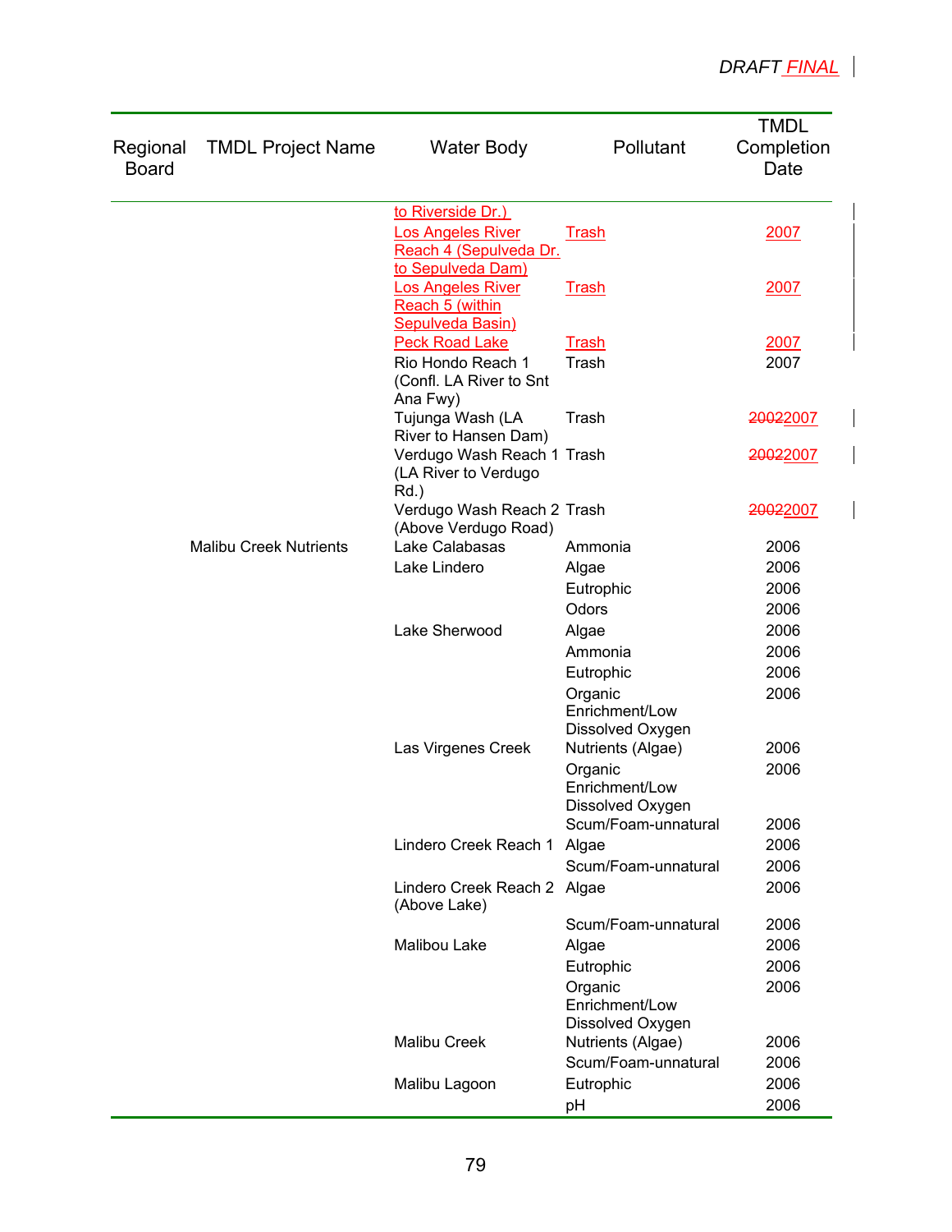| Regional Board | TMDL Project Name | Water Body | Pollutant | TMDL Completion Date |
|---|---|---|---|---|
| | | to Riverside Dr.) | | |
| | | Los Angeles River Reach 4 (Sepulveda Dr. to Sepulveda Dam) | Trash | 2007 |
| | | Los Angeles River Reach 5 (within Sepulveda Basin) | Trash | 2007 |
| | | Peck Road Lake | Trash | 2007 |
| | | Rio Hondo Reach 1 (Confl. LA River to Snt Ana Fwy) | Trash | 2007 |
| | | Tujunga Wash (LA River to Hansen Dam) | Trash | ~~2002~~2007 |
| | | Verdugo Wash Reach 1 (LA River to Verdugo Rd.) | Trash | ~~2002~~2007 |
| | | Verdugo Wash Reach 2 (Above Verdugo Road) | Trash | ~~2002~~2007 |
| | Malibu Creek Nutrients | Lake Calabasas | Ammonia | 2006 |
| | | Lake Lindero | Algae | 2006 |
| | | | Eutrophic | 2006 |
| | | | Odors | 2006 |
| | | Lake Sherwood | Algae | 2006 |
| | | | Ammonia | 2006 |
| | | | Eutrophic | 2006 |
| | | | Organic Enrichment/Low Dissolved Oxygen | 2006 |
| | | Las Virgenes Creek | Nutrients (Algae) | 2006 |
| | | | Organic Enrichment/Low Dissolved Oxygen | 2006 |
| | | | Scum/Foam-unnatural | 2006 |
| | | Lindero Creek Reach 1 | Algae | 2006 |
| | | | Scum/Foam-unnatural | 2006 |
| | | Lindero Creek Reach 2 (Above Lake) | Algae | 2006 |
| | | | Scum/Foam-unnatural | 2006 |
| | | Malibou Lake | Algae | 2006 |
| | | | Eutrophic | 2006 |
| | | | Organic Enrichment/Low Dissolved Oxygen | 2006 |
| | | Malibu Creek | Nutrients (Algae) | 2006 |
| | | | Scum/Foam-unnatural | 2006 |
| | | Malibu Lagoon | Eutrophic | 2006 |
| | | | pH | 2006 |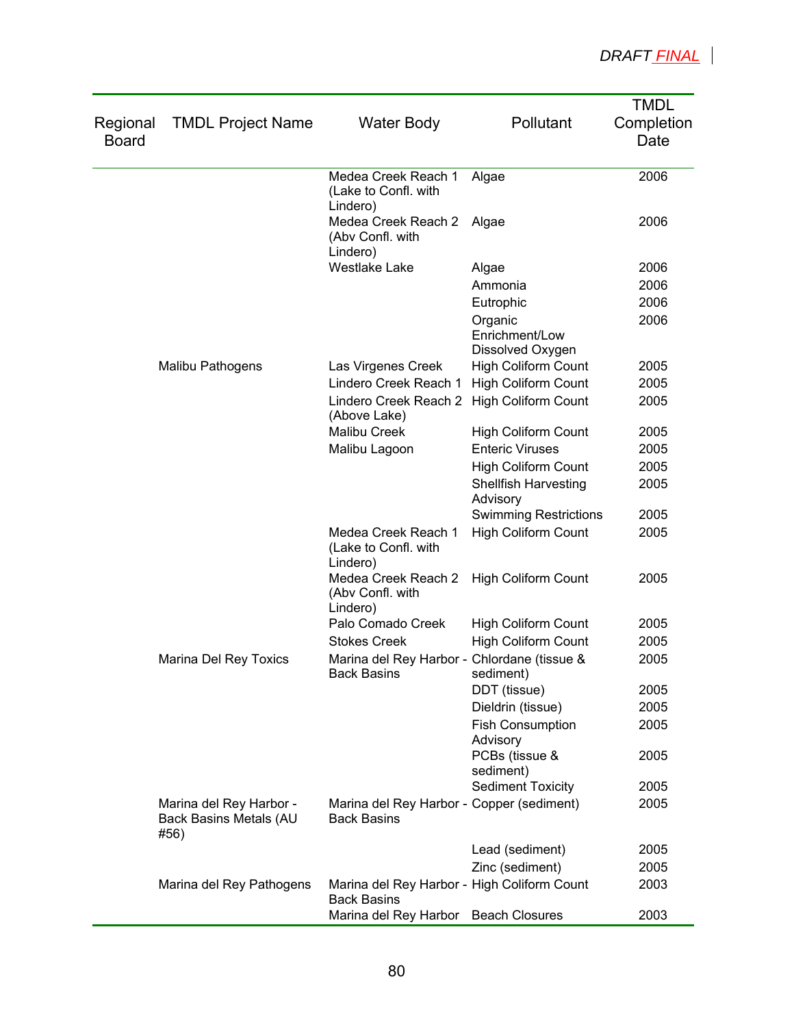| Regional Board | TMDL Project Name | Water Body | Pollutant | TMDL Completion Date |
|---|---|---|---|---|
| | | Medea Creek Reach 1 (Lake to Confl. with Lindero) | Algae | 2006 |
| | | Medea Creek Reach 2 (Abv Confl. with Lindero) | Algae | 2006 |
| | | Westlake Lake | Algae | 2006 |
| | | | Ammonia | 2006 |
| | | | Eutrophic | 2006 |
| | | | Organic Enrichment/Low Dissolved Oxygen | 2006 |
| | Malibu Pathogens | Las Virgenes Creek | High Coliform Count | 2005 |
| | | Lindero Creek Reach 1 | High Coliform Count | 2005 |
| | | Lindero Creek Reach 2 (Above Lake) | High Coliform Count | 2005 |
| | | Malibu Creek | High Coliform Count | 2005 |
| | | Malibu Lagoon | Enteric Viruses | 2005 |
| | | | High Coliform Count | 2005 |
| | | | Shellfish Harvesting Advisory | 2005 |
| | | | Swimming Restrictions | 2005 |
| | | Medea Creek Reach 1 (Lake to Confl. with Lindero) | High Coliform Count | 2005 |
| | | Medea Creek Reach 2 (Abv Confl. with Lindero) | High Coliform Count | 2005 |
| | | Palo Comado Creek | High Coliform Count | 2005 |
| | | Stokes Creek | High Coliform Count | 2005 |
| | Marina Del Rey Toxics | Marina del Rey Harbor - Back Basins | Chlordane (tissue & sediment) | 2005 |
| | | | DDT (tissue) | 2005 |
| | | | Dieldrin (tissue) | 2005 |
| | | | Fish Consumption Advisory | 2005 |
| | | | PCBs (tissue & sediment) | 2005 |
| | | | Sediment Toxicity | 2005 |
| | Marina del Rey Harbor - Back Basins Metals (AU #56) | Marina del Rey Harbor - Back Basins | Copper (sediment) | 2005 |
| | | | Lead (sediment) | 2005 |
| | | | Zinc (sediment) | 2005 |
| | Marina del Rey Pathogens | Marina del Rey Harbor - Back Basins | High Coliform Count | 2003 |
| | | Marina del Rey Harbor | Beach Closures | 2003 |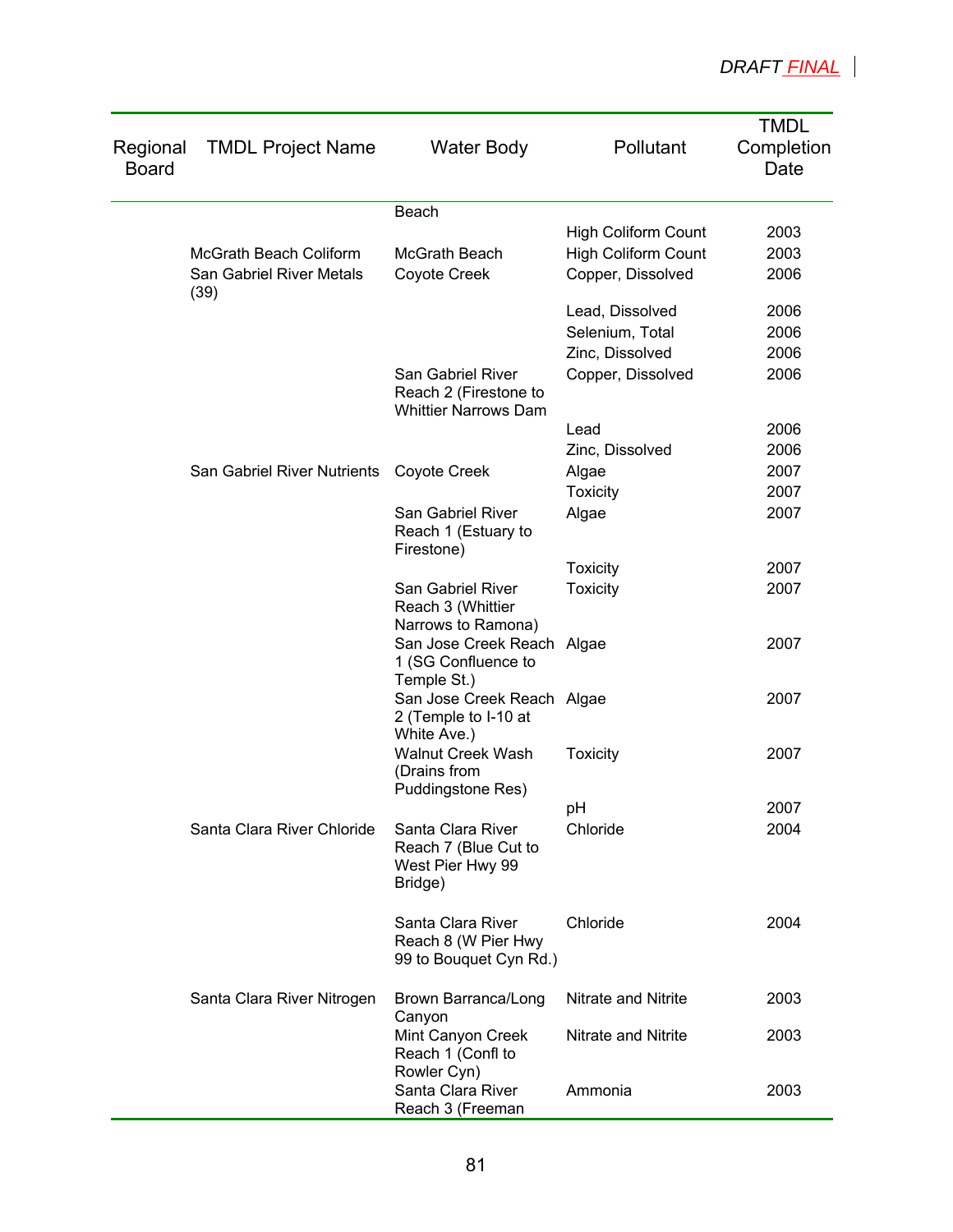| Regional Board | TMDL Project Name | Water Body | Pollutant | TMDL Completion Date |
|---|---|---|---|---|
| | | Beach | | |
| | | | High Coliform Count | 2003 |
| | McGrath Beach Coliform | McGrath Beach | High Coliform Count | 2003 |
| | San Gabriel River Metals (39) | Coyote Creek | Copper, Dissolved | 2006 |
| | | | Lead, Dissolved | 2006 |
| | | | Selenium, Total | 2006 |
| | | | Zinc, Dissolved | 2006 |
| | | San Gabriel River Reach 2 (Firestone to Whittier Narrows Dam | Copper, Dissolved | 2006 |
| | | | Lead | 2006 |
| | | | Zinc, Dissolved | 2006 |
| | San Gabriel River Nutrients | Coyote Creek | Algae | 2007 |
| | | | Toxicity | 2007 |
| | | San Gabriel River Reach 1 (Estuary to Firestone) | Algae | 2007 |
| | | | Toxicity | 2007 |
| | | San Gabriel River Reach 3 (Whittier Narrows to Ramona) | Toxicity | 2007 |
| | | San Jose Creek Reach 1 (SG Confluence to Temple St.) | Algae | 2007 |
| | | San Jose Creek Reach 2 (Temple to I-10 at White Ave.) | Algae | 2007 |
| | | Walnut Creek Wash (Drains from Puddingstone Res) | Toxicity | 2007 |
| | | | pH | 2007 |
| | Santa Clara River Chloride | Santa Clara River Reach 7 (Blue Cut to West Pier Hwy 99 Bridge) | Chloride | 2004 |
| | | Santa Clara River Reach 8 (W Pier Hwy 99 to Bouquet Cyn Rd.) | Chloride | 2004 |
| | Santa Clara River Nitrogen | Brown Barranca/Long Canyon | Nitrate and Nitrite | 2003 |
| | | Mint Canyon Creek Reach 1 (Confl to Rowler Cyn) | Nitrate and Nitrite | 2003 |
| | | Santa Clara River Reach 3 (Freeman | Ammonia | 2003 |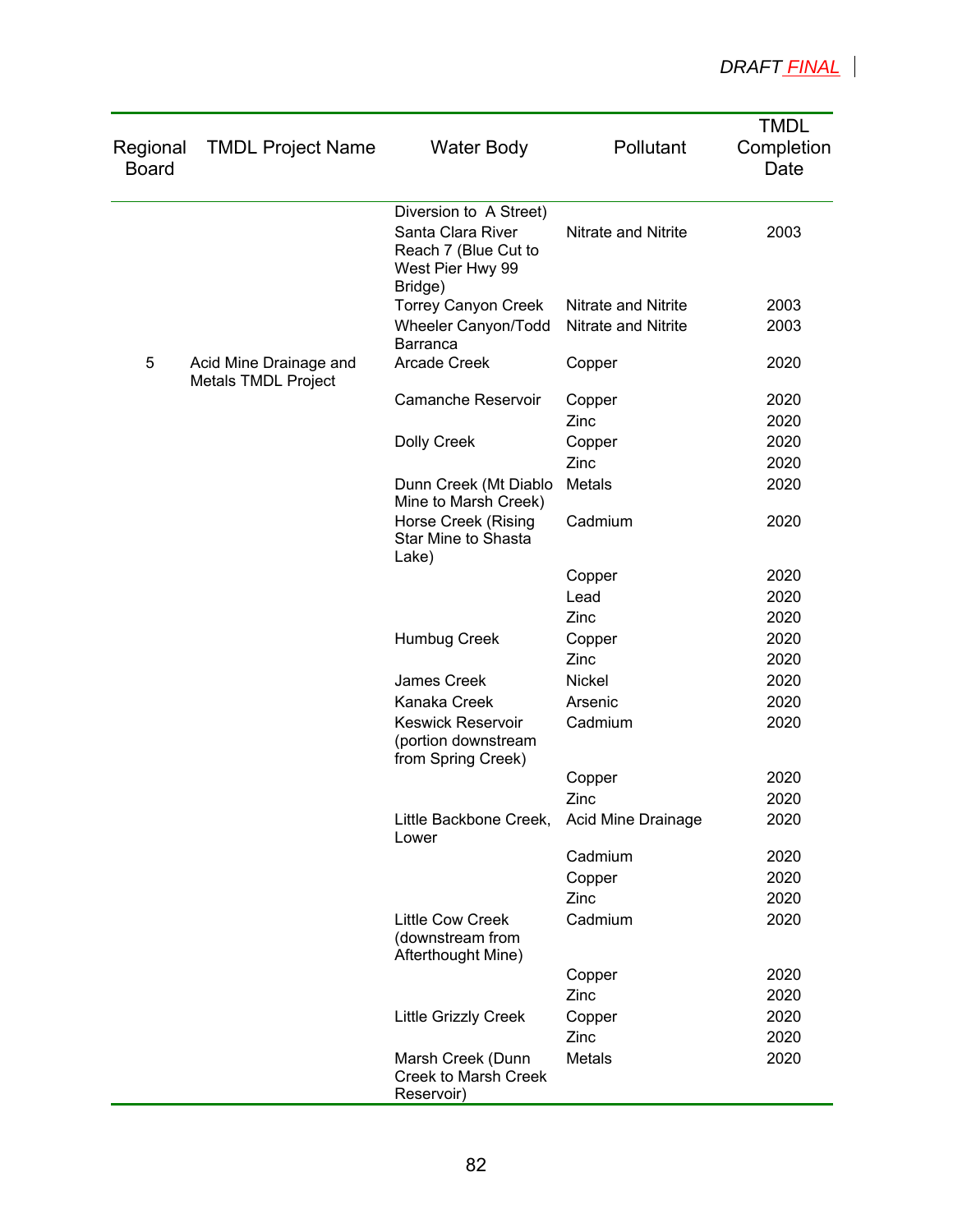| Regional Board | TMDL Project Name | Water Body | Pollutant | TMDL Completion Date |
|---|---|---|---|---|
| | | Diversion to A Street) | | |
| | | Santa Clara River Reach 7 (Blue Cut to West Pier Hwy 99 Bridge) | Nitrate and Nitrite | 2003 |
| | | Torrey Canyon Creek | Nitrate and Nitrite | 2003 |
| | | Wheeler Canyon/Todd Barranca | Nitrate and Nitrite | 2003 |
| 5 | Acid Mine Drainage and Metals TMDL Project | Arcade Creek | Copper | 2020 |
| | | Camanche Reservoir | Copper | 2020 |
| | | | Zinc | 2020 |
| | | Dolly Creek | Copper | 2020 |
| | | | Zinc | 2020 |
| | | Dunn Creek (Mt Diablo Mine to Marsh Creek) | Metals | 2020 |
| | | Horse Creek (Rising Star Mine to Shasta Lake) | Cadmium | 2020 |
| | | | Copper | 2020 |
| | | | Lead | 2020 |
| | | | Zinc | 2020 |
| | | Humbug Creek | Copper | 2020 |
| | | | Zinc | 2020 |
| | | James Creek | Nickel | 2020 |
| | | Kanaka Creek | Arsenic | 2020 |
| | | Keswick Reservoir (portion downstream from Spring Creek) | Cadmium | 2020 |
| | | | Copper | 2020 |
| | | | Zinc | 2020 |
| | | Little Backbone Creek, Lower | Acid Mine Drainage | 2020 |
| | | | Cadmium | 2020 |
| | | | Copper | 2020 |
| | | | Zinc | 2020 |
| | | Little Cow Creek (downstream from Afterthought Mine) | Cadmium | 2020 |
| | | | Copper | 2020 |
| | | | Zinc | 2020 |
| | | Little Grizzly Creek | Copper | 2020 |
| | | | Zinc | 2020 |
| | | Marsh Creek (Dunn Creek to Marsh Creek Reservoir) | Metals | 2020 |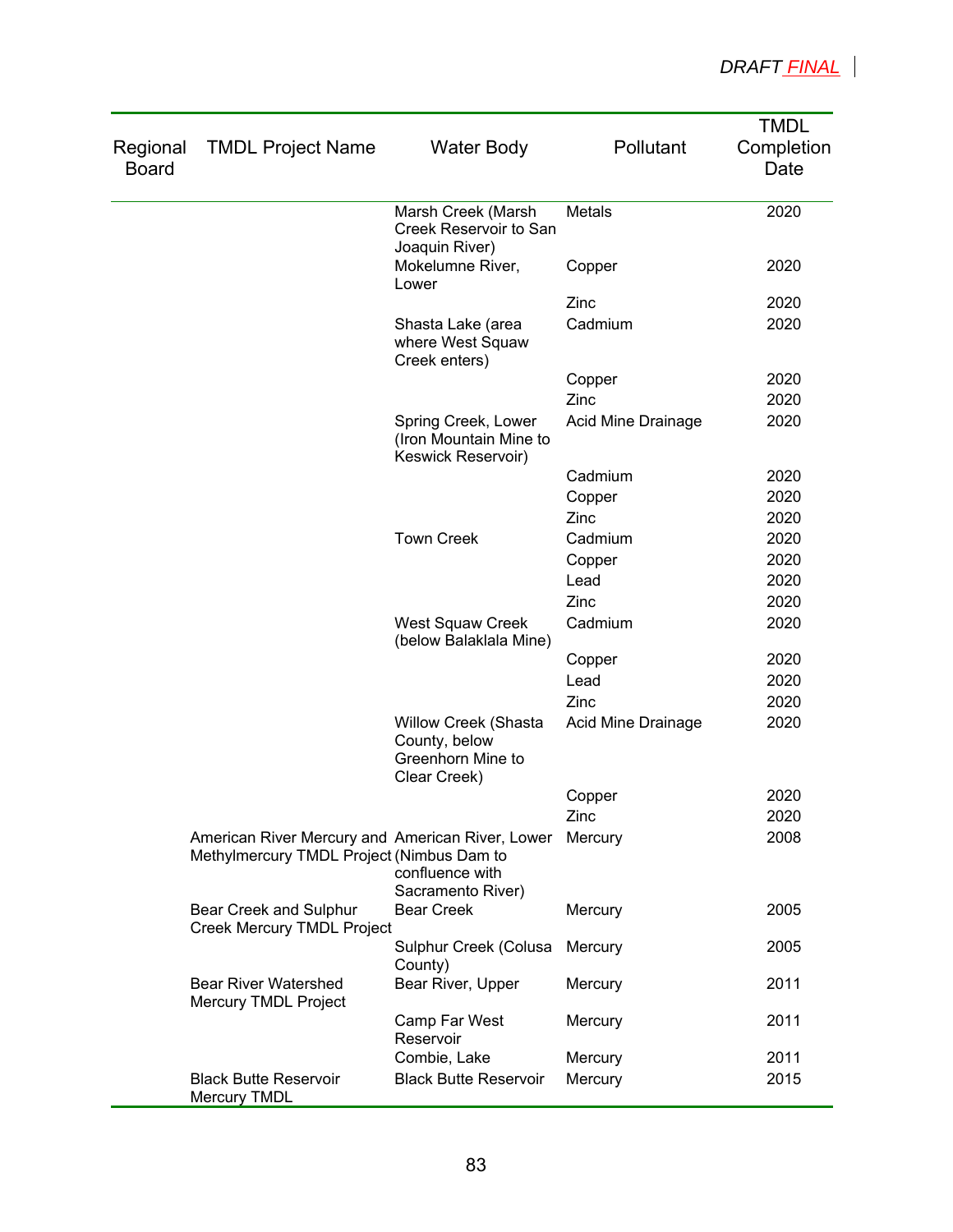| Regional Board | TMDL Project Name | Water Body | Pollutant | TMDL Completion Date |
|---|---|---|---|---|
| | | Marsh Creek (Marsh Creek Reservoir to San Joaquin River) | Metals | 2020 |
| | | Mokelumne River, Lower | Copper | 2020 |
| | | | Zinc | 2020 |
| | | Shasta Lake (area where West Squaw Creek enters) | Cadmium | 2020 |
| | | | Copper | 2020 |
| | | | Zinc | 2020 |
| | | Spring Creek, Lower (Iron Mountain Mine to Keswick Reservoir) | Acid Mine Drainage | 2020 |
| | | | Cadmium | 2020 |
| | | | Copper | 2020 |
| | | | Zinc | 2020 |
| | | Town Creek | Cadmium | 2020 |
| | | | Copper | 2020 |
| | | | Lead | 2020 |
| | | | Zinc | 2020 |
| | | West Squaw Creek (below Balaklala Mine) | Cadmium | 2020 |
| | | | Copper | 2020 |
| | | | Lead | 2020 |
| | | | Zinc | 2020 |
| | | Willow Creek (Shasta County, below Greenhorn Mine to Clear Creek) | Acid Mine Drainage | 2020 |
| | | | Copper | 2020 |
| | | | Zinc | 2020 |
| | American River Mercury and Methylmercury TMDL Project | American River, Lower (Nimbus Dam to confluence with Sacramento River) | Mercury | 2008 |
| | Bear Creek and Sulphur Creek Mercury TMDL Project | Bear Creek | Mercury | 2005 |
| | | Sulphur Creek (Colusa County) | Mercury | 2005 |
| | Bear River Watershed Mercury TMDL Project | Bear River, Upper | Mercury | 2011 |
| | | Camp Far West Reservoir | Mercury | 2011 |
| | | Combie, Lake | Mercury | 2011 |
| | Black Butte Reservoir Mercury TMDL | Black Butte Reservoir | Mercury | 2015 |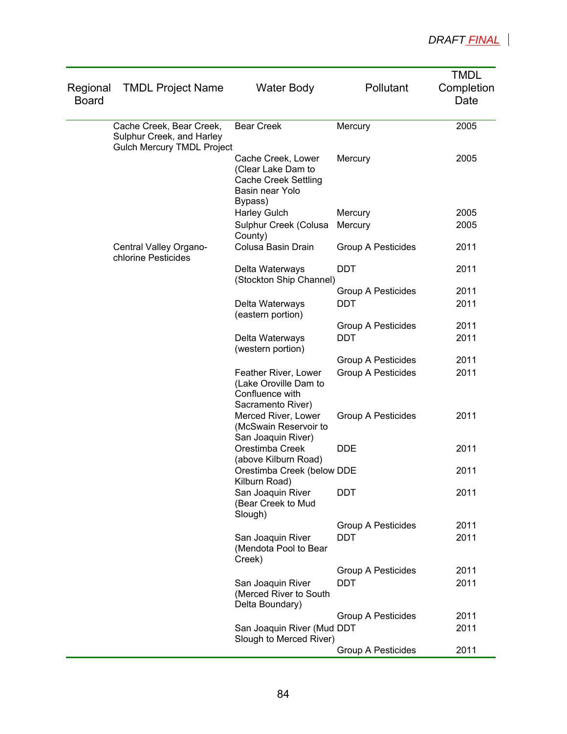| Regional Board | TMDL Project Name | Water Body | Pollutant | TMDL Completion Date |
|---|---|---|---|---|
| | Cache Creek, Bear Creek, Sulphur Creek, and Harley Gulch Mercury TMDL Project | Bear Creek | Mercury | 2005 |
| | | Cache Creek, Lower (Clear Lake Dam to Cache Creek Settling Basin near Yolo Bypass) | Mercury | 2005 |
| | | Harley Gulch | Mercury | 2005 |
| | | Sulphur Creek (Colusa County) | Mercury | 2005 |
| | Central Valley Organo-chlorine Pesticides | Colusa Basin Drain | Group A Pesticides | 2011 |
| | | Delta Waterways (Stockton Ship Channel) | DDT | 2011 |
| | | | Group A Pesticides | 2011 |
| | | Delta Waterways (eastern portion) | DDT | 2011 |
| | | | Group A Pesticides | 2011 |
| | | Delta Waterways (western portion) | DDT | 2011 |
| | | | Group A Pesticides | 2011 |
| | | Feather River, Lower (Lake Oroville Dam to Confluence with Sacramento River) | Group A Pesticides | 2011 |
| | | Merced River, Lower (McSwain Reservoir to San Joaquin River) | Group A Pesticides | 2011 |
| | | Orestimba Creek (above Kilburn Road) | DDE | 2011 |
| | | Orestimba Creek (below Kilburn Road) | DDE | 2011 |
| | | San Joaquin River (Bear Creek to Mud Slough) | DDT | 2011 |
| | | | Group A Pesticides | 2011 |
| | | San Joaquin River (Mendota Pool to Bear Creek) | DDT | 2011 |
| | | | Group A Pesticides | 2011 |
| | | San Joaquin River (Merced River to South Delta Boundary) | DDT | 2011 |
| | | | Group A Pesticides | 2011 |
| | | San Joaquin River (Mud Slough to Merced River) | DDT | 2011 |
| | | | Group A Pesticides | 2011 |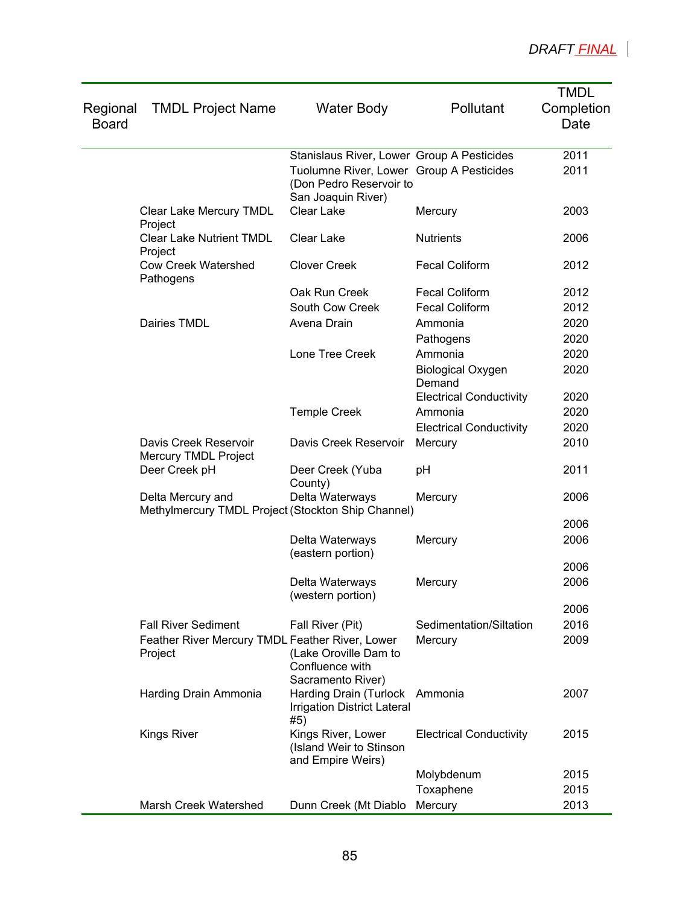*DRAFT FINAL*

| Regional Board | TMDL Project Name | Water Body | Pollutant | TMDL Completion Date |
|---|---|---|---|---|
| | | Stanislaus River, Lower | Group A Pesticides | 2011 |
| | | Tuolumne River, Lower (Don Pedro Reservoir to San Joaquin River) | Group A Pesticides | 2011 |
| | Clear Lake Mercury TMDL Project | Clear Lake | Mercury | 2003 |
| | Clear Lake Nutrient TMDL Project | Clear Lake | Nutrients | 2006 |
| | Cow Creek Watershed Pathogens | Clover Creek | Fecal Coliform | 2012 |
| | | Oak Run Creek | Fecal Coliform | 2012 |
| | | South Cow Creek | Fecal Coliform | 2012 |
| | Dairies TMDL | Avena Drain | Ammonia | 2020 |
| | | | Pathogens | 2020 |
| | | Lone Tree Creek | Ammonia | 2020 |
| | | | Biological Oxygen Demand | 2020 |
| | | | Electrical Conductivity | 2020 |
| | | Temple Creek | Ammonia | 2020 |
| | | | Electrical Conductivity | 2020 |
| | Davis Creek Reservoir Mercury TMDL Project | Davis Creek Reservoir | Mercury | 2010 |
| | Deer Creek pH | Deer Creek (Yuba County) | pH | 2011 |
| | Delta Mercury and Methylmercury TMDL Project | Delta Waterways (Stockton Ship Channel) | Mercury | 2006 |
| | | | | 2006 |
| | | Delta Waterways (eastern portion) | Mercury | 2006 |
| | | | | 2006 |
| | | Delta Waterways (western portion) | Mercury | 2006 |
| | | | | 2006 |
| | Fall River Sediment | Fall River (Pit) | Sedimentation/Siltation | 2016 |
| | Feather River Mercury TMDL Project | Feather River, Lower (Lake Oroville Dam to Confluence with Sacramento River) | Mercury | 2009 |
| | Harding Drain Ammonia | Harding Drain (Turlock Irrigation District Lateral #5) | Ammonia | 2007 |
| | Kings River | Kings River, Lower (Island Weir to Stinson and Empire Weirs) | Electrical Conductivity | 2015 |
| | | | Molybdenum | 2015 |
| | | | Toxaphene | 2015 |
| | Marsh Creek Watershed | Dunn Creek (Mt Diablo | Mercury | 2013 |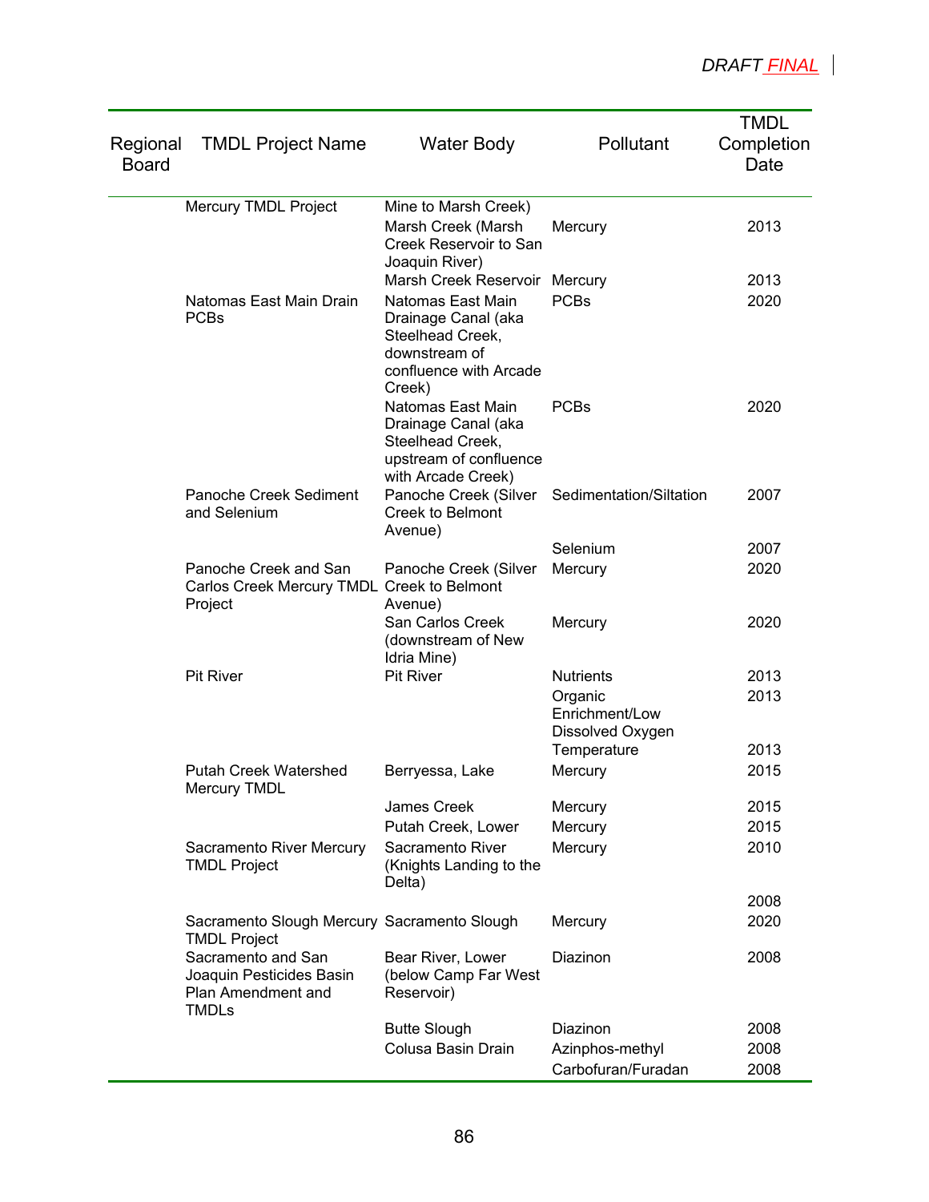| Regional Board | TMDL Project Name | Water Body | Pollutant | TMDL Completion Date |
|---|---|---|---|---|
| | Mercury TMDL Project | Mine to Marsh Creek) | | |
| | | Marsh Creek (Marsh Creek Reservoir to San Joaquin River) | Mercury | 2013 |
| | | Marsh Creek Reservoir | Mercury | 2013 |
| | Natomas East Main Drain PCBs | Natomas East Main Drainage Canal (aka Steelhead Creek, downstream of confluence with Arcade Creek) | PCBs | 2020 |
| | | Natomas East Main Drainage Canal (aka Steelhead Creek, upstream of confluence with Arcade Creek) | PCBs | 2020 |
| | Panoche Creek Sediment and Selenium | Panoche Creek (Silver Creek to Belmont Avenue) | Sedimentation/Siltation | 2007 |
| | | | Selenium | 2007 |
| | Panoche Creek and San Carlos Creek Mercury TMDL Project | Panoche Creek (Silver Creek to Belmont Avenue) | Mercury | 2020 |
| | | San Carlos Creek (downstream of New Idria Mine) | Mercury | 2020 |
| | Pit River | Pit River | Nutrients | 2013 |
| | | | Organic Enrichment/Low Dissolved Oxygen | 2013 |
| | | | Temperature | 2013 |
| | Putah Creek Watershed Mercury TMDL | Berryessa, Lake | Mercury | 2015 |
| | | James Creek | Mercury | 2015 |
| | | Putah Creek, Lower | Mercury | 2015 |
| | Sacramento River Mercury TMDL Project | Sacramento River (Knights Landing to the Delta) | Mercury | 2010 |
| | | | | 2008 |
| | Sacramento Slough Mercury TMDL Project | Sacramento Slough | Mercury | 2020 |
| | Sacramento and San Joaquin Pesticides Basin Plan Amendment and TMDLs | Bear River, Lower (below Camp Far West Reservoir) | Diazinon | 2008 |
| | | Butte Slough | Diazinon | 2008 |
| | | Colusa Basin Drain | Azinphos-methyl | 2008 |
| | | | Carbofuran/Furadan | 2008 |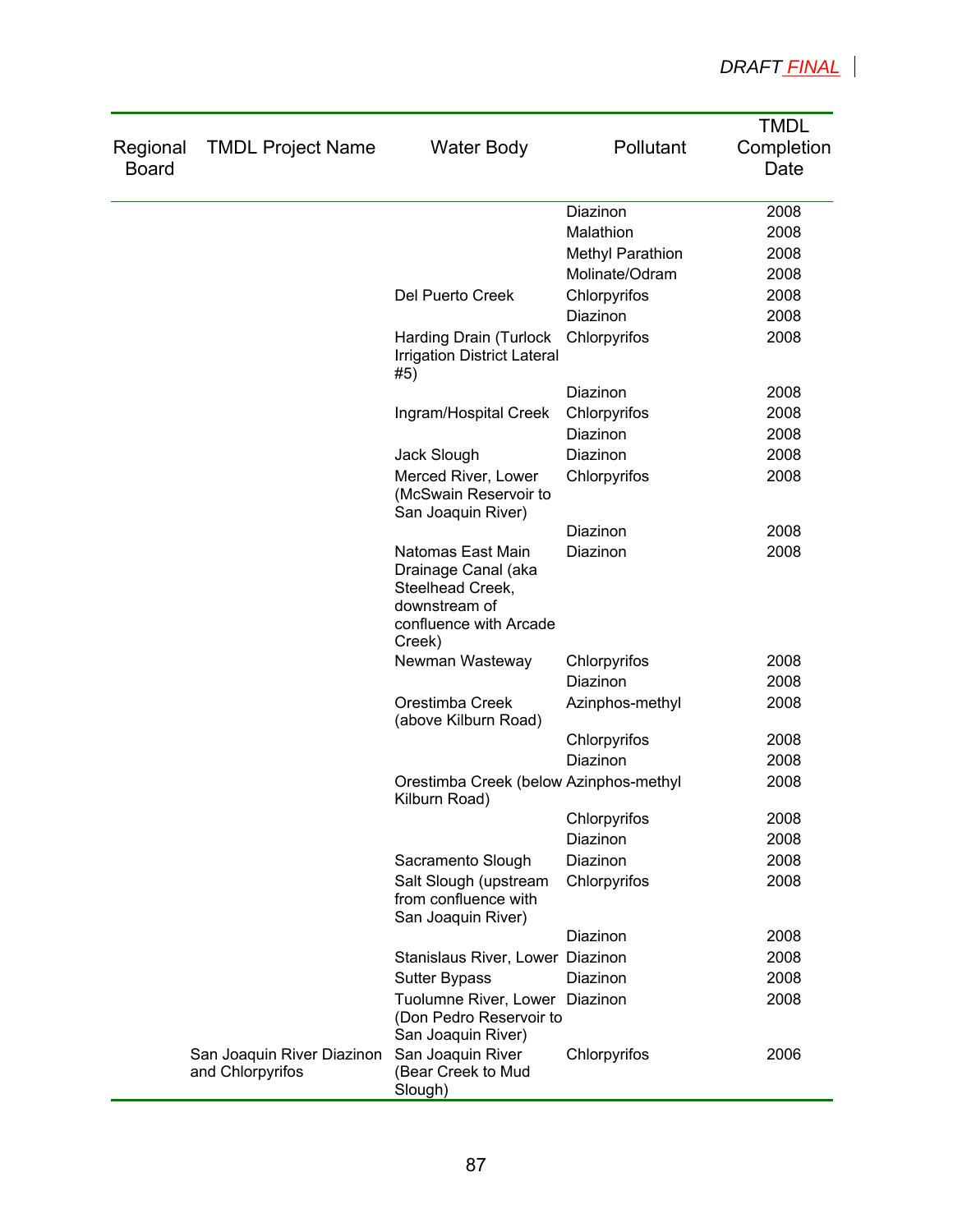| Regional Board | TMDL Project Name | Water Body | Pollutant | TMDL Completion Date |
|---|---|---|---|---|
| | | | Diazinon | 2008 |
| | | | Malathion | 2008 |
| | | | Methyl Parathion | 2008 |
| | | | Molinate/Odram | 2008 |
| | | Del Puerto Creek | Chlorpyrifos | 2008 |
| | | | Diazinon | 2008 |
| | | Harding Drain (Turlock Irrigation District Lateral #5) | Chlorpyrifos | 2008 |
| | | | Diazinon | 2008 |
| | | Ingram/Hospital Creek | Chlorpyrifos | 2008 |
| | | | Diazinon | 2008 |
| | | Jack Slough | Diazinon | 2008 |
| | | Merced River, Lower (McSwain Reservoir to San Joaquin River) | Chlorpyrifos | 2008 |
| | | | Diazinon | 2008 |
| | | Natomas East Main Drainage Canal (aka Steelhead Creek, downstream of confluence with Arcade Creek) | Diazinon | 2008 |
| | | Newman Wasteway | Chlorpyrifos | 2008 |
| | | | Diazinon | 2008 |
| | | Orestimba Creek (above Kilburn Road) | Azinphos-methyl | 2008 |
| | | | Chlorpyrifos | 2008 |
| | | | Diazinon | 2008 |
| | | Orestimba Creek (below Kilburn Road) | Azinphos-methyl | 2008 |
| | | | Chlorpyrifos | 2008 |
| | | | Diazinon | 2008 |
| | | Sacramento Slough | Diazinon | 2008 |
| | | Salt Slough (upstream from confluence with San Joaquin River) | Chlorpyrifos | 2008 |
| | | | Diazinon | 2008 |
| | | Stanislaus River, Lower | Diazinon | 2008 |
| | | Sutter Bypass | Diazinon | 2008 |
| | | Tuolumne River, Lower (Don Pedro Reservoir to San Joaquin River) | Diazinon | 2008 |
| | San Joaquin River Diazinon and Chlorpyrifos | San Joaquin River (Bear Creek to Mud Slough) | Chlorpyrifos | 2006 |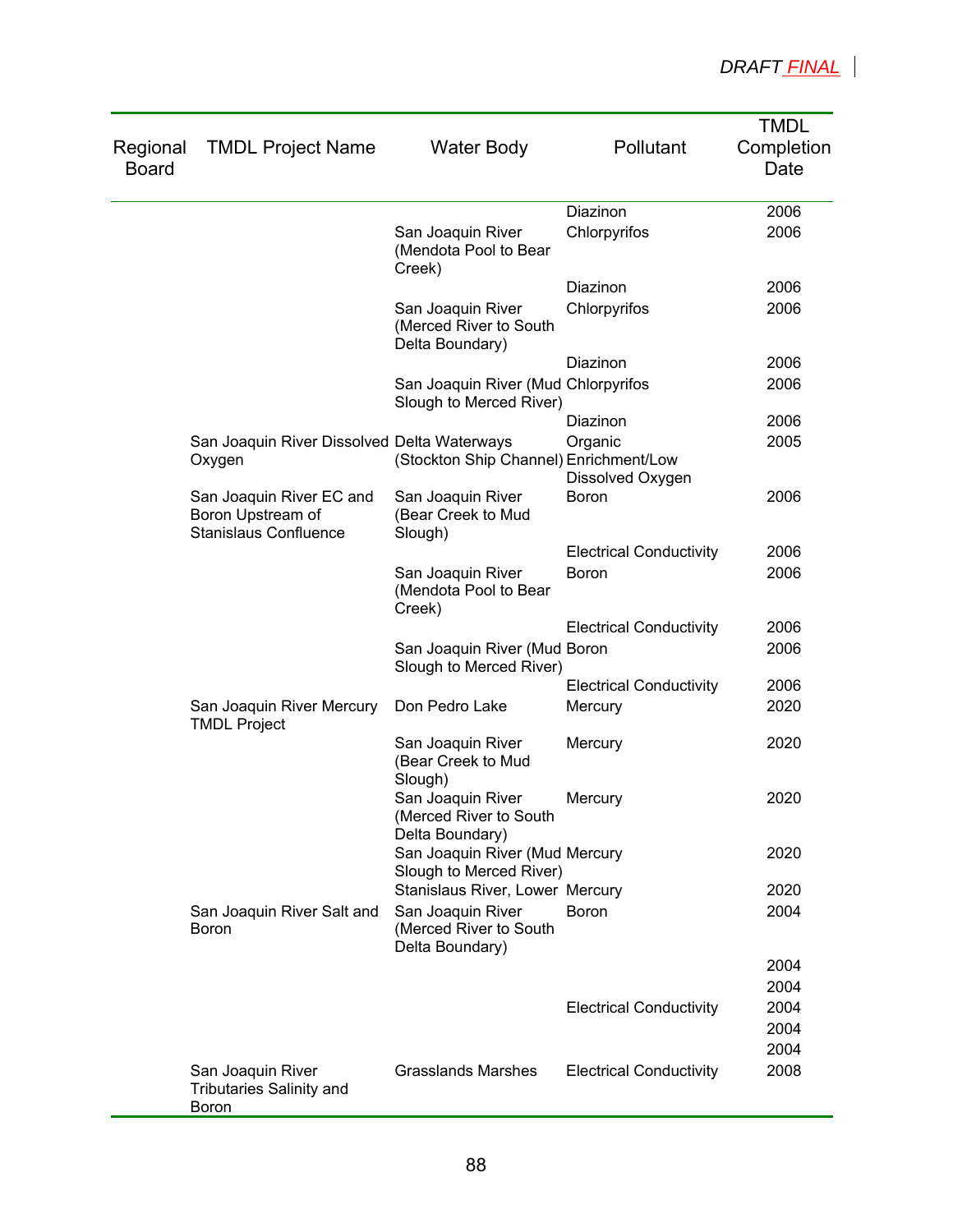DRAFT FINAL

| Regional Board | TMDL Project Name | Water Body | Pollutant | TMDL Completion Date |
|---|---|---|---|---|
| | | | Diazinon | 2006 |
| | | San Joaquin River (Mendota Pool to Bear Creek) | Chlorpyrifos | 2006 |
| | | | Diazinon | 2006 |
| | | San Joaquin River (Merced River to South Delta Boundary) | Chlorpyrifos | 2006 |
| | | | Diazinon | 2006 |
| | | San Joaquin River (Mud Slough to Merced River) | Chlorpyrifos | 2006 |
| | | | Diazinon | 2006 |
| | San Joaquin River Dissolved Oxygen | Delta Waterways (Stockton Ship Channel) | Organic Enrichment/Low Dissolved Oxygen | 2005 |
| | San Joaquin River EC and Boron Upstream of Stanislaus Confluence | San Joaquin River (Bear Creek to Mud Slough) | Boron | 2006 |
| | | | Electrical Conductivity | 2006 |
| | | San Joaquin River (Mendota Pool to Bear Creek) | Boron | 2006 |
| | | | Electrical Conductivity | 2006 |
| | | San Joaquin River (Mud Slough to Merced River) | Boron | 2006 |
| | | | Electrical Conductivity | 2006 |
| | San Joaquin River Mercury TMDL Project | Don Pedro Lake | Mercury | 2020 |
| | | San Joaquin River (Bear Creek to Mud Slough) | Mercury | 2020 |
| | | San Joaquin River (Merced River to South Delta Boundary) | Mercury | 2020 |
| | | San Joaquin River (Mud Slough to Merced River) | Mercury | 2020 |
| | | Stanislaus River, Lower | Mercury | 2020 |
| | San Joaquin River Salt and Boron | San Joaquin River (Merced River to South Delta Boundary) | Boron | 2004 |
| | | | | 2004 |
| | | | | 2004 |
| | | | Electrical Conductivity | 2004 |
| | | | | 2004 |
| | | | | 2004 |
| | San Joaquin River Tributaries Salinity and Boron | Grasslands Marshes | Electrical Conductivity | 2008 |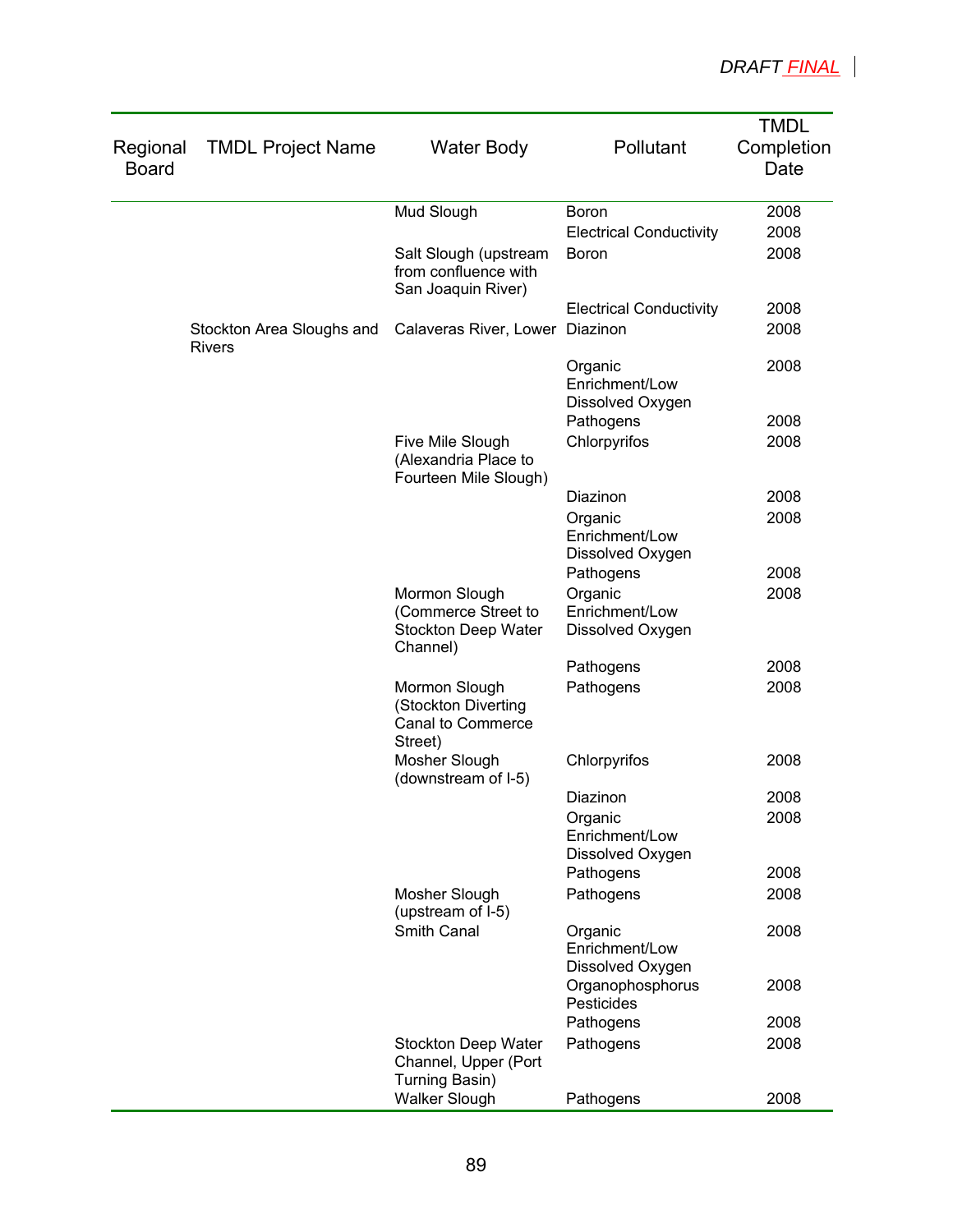DRAFT FINAL

| Regional Board | TMDL Project Name | Water Body | Pollutant | TMDL Completion Date |
|---|---|---|---|---|
| | | Mud Slough | Boron | 2008 |
| | | | Electrical Conductivity | 2008 |
| | | Salt Slough (upstream from confluence with San Joaquin River) | Boron | 2008 |
| | | | Electrical Conductivity | 2008 |
| | Stockton Area Sloughs and Rivers | Calaveras River, Lower | Diazinon | 2008 |
| | | | Organic Enrichment/Low Dissolved Oxygen | 2008 |
| | | | Pathogens | 2008 |
| | | Five Mile Slough (Alexandria Place to Fourteen Mile Slough) | Chlorpyrifos | 2008 |
| | | | Diazinon | 2008 |
| | | | Organic Enrichment/Low Dissolved Oxygen | 2008 |
| | | | Pathogens | 2008 |
| | | Mormon Slough (Commerce Street to Stockton Deep Water Channel) | Organic Enrichment/Low Dissolved Oxygen | 2008 |
| | | | Pathogens | 2008 |
| | | Mormon Slough (Stockton Diverting Canal to Commerce Street) | Pathogens | 2008 |
| | | Mosher Slough (downstream of I-5) | Chlorpyrifos | 2008 |
| | | | Diazinon | 2008 |
| | | | Organic Enrichment/Low Dissolved Oxygen | 2008 |
| | | | Pathogens | 2008 |
| | | Mosher Slough (upstream of I-5) | Pathogens | 2008 |
| | | Smith Canal | Organic Enrichment/Low Dissolved Oxygen | 2008 |
| | | | Organophosphorus Pesticides | 2008 |
| | | | Pathogens | 2008 |
| | | Stockton Deep Water Channel, Upper (Port Turning Basin) | Pathogens | 2008 |
| | | Walker Slough | Pathogens | 2008 |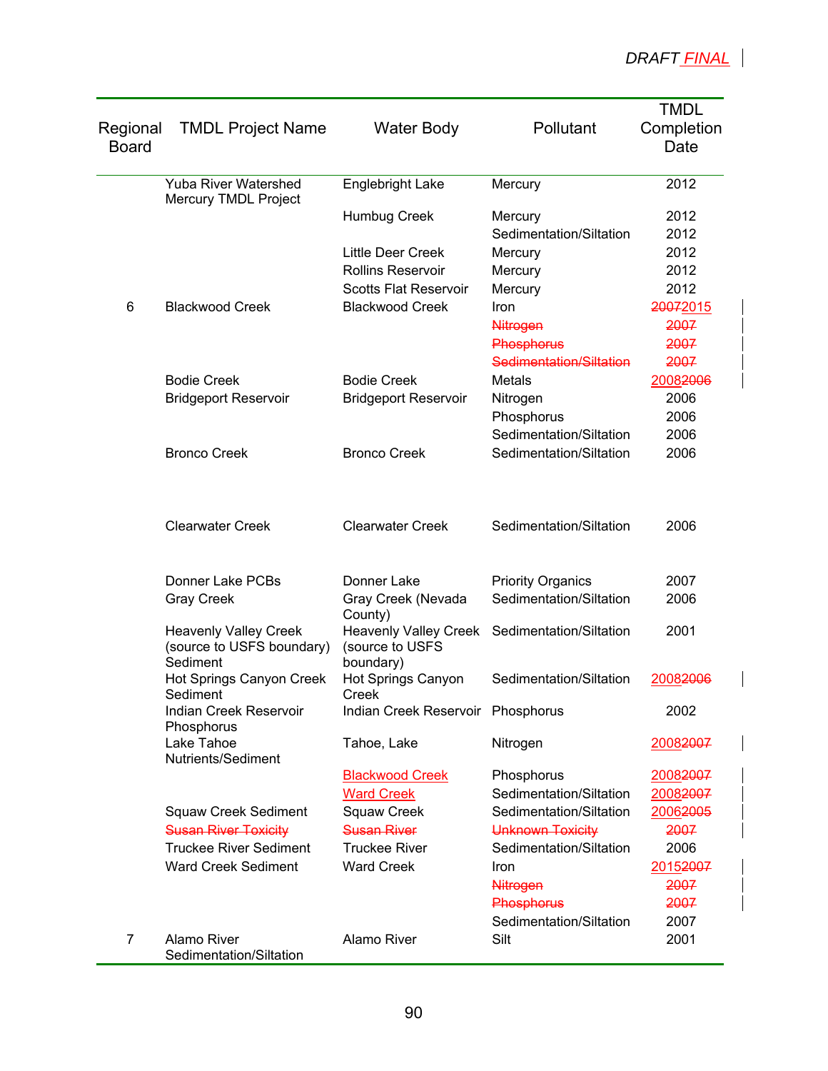| Regional Board | TMDL Project Name | Water Body | Pollutant | TMDL Completion Date |
|---|---|---|---|---|
| | Yuba River Watershed Mercury TMDL Project | Englebright Lake | Mercury | 2012 |
| | | Humbug Creek | Mercury | 2012 |
| | | | Sedimentation/Siltation | 2012 |
| | | Little Deer Creek | Mercury | 2012 |
| | | Rollins Reservoir | Mercury | 2012 |
| | | Scotts Flat Reservoir | Mercury | 2012 |
| 6 | Blackwood Creek | Blackwood Creek | Iron | ~~2007~~2015 |
| | | | ~~Nitrogen~~ | ~~2007~~ |
| | | | ~~Phosphorus~~ | ~~2007~~ |
| | | | ~~Sedimentation/Siltation~~ | ~~2007~~ |
| | Bodie Creek | Bodie Creek | Metals | 2008~~2006~~ |
| | Bridgeport Reservoir | Bridgeport Reservoir | Nitrogen | 2006 |
| | | | Phosphorus | 2006 |
| | | | Sedimentation/Siltation | 2006 |
| | Bronco Creek | Bronco Creek | Sedimentation/Siltation | 2006 |
| | Clearwater Creek | Clearwater Creek | Sedimentation/Siltation | 2006 |
| | Donner Lake PCBs | Donner Lake | Priority Organics | 2007 |
| | Gray Creek | Gray Creek (Nevada County) | Sedimentation/Siltation | 2006 |
| | Heavenly Valley Creek (source to USFS boundary) Sediment | Heavenly Valley Creek (source to USFS boundary) | Sedimentation/Siltation | 2001 |
| | Hot Springs Canyon Creek Sediment | Hot Springs Canyon Creek | Sedimentation/Siltation | 2008~~2006~~ |
| | Indian Creek Reservoir Phosphorus | Indian Creek Reservoir | Phosphorus | 2002 |
| | Lake Tahoe Nutrients/Sediment | Tahoe, Lake | Nitrogen | 2008~~2007~~ |
| | | Blackwood Creek | Phosphorus | 2008~~2007~~ |
| | | Ward Creek | Sedimentation/Siltation | 2008~~2007~~ |
| | Squaw Creek Sediment | Squaw Creek | Sedimentation/Siltation | 2006~~2005~~ |
| | ~~Susan River Toxicity~~ | ~~Susan River~~ | ~~Unknown Toxicity~~ | ~~2007~~ |
| | Truckee River Sediment | Truckee River | Sedimentation/Siltation | 2006 |
| | Ward Creek Sediment | Ward Creek | Iron | 2015~~2007~~ |
| | | | ~~Nitrogen~~ | ~~2007~~ |
| | | | ~~Phosphorus~~ | ~~2007~~ |
| | | | Sedimentation/Siltation | 2007 |
| 7 | Alamo River Sedimentation/Siltation | Alamo River | Silt | 2001 |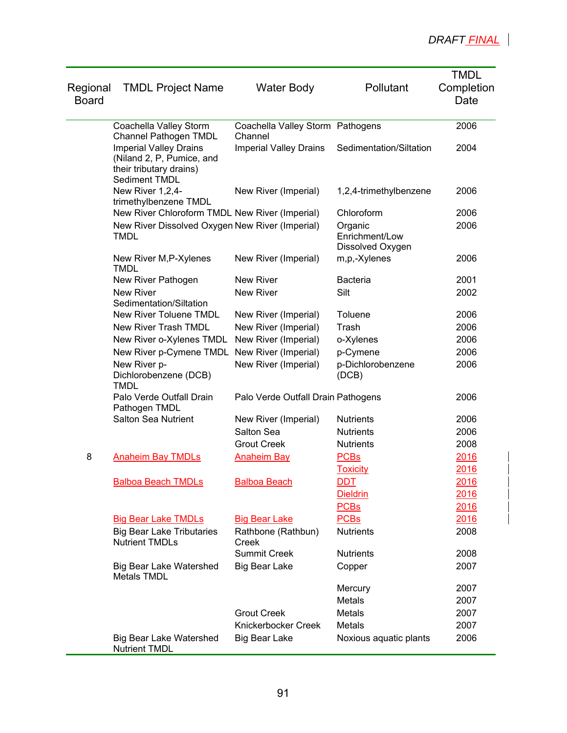DRAFT FINAL

| Regional Board | TMDL Project Name | Water Body | Pollutant | TMDL Completion Date |
|---|---|---|---|---|
| | Coachella Valley Storm Channel Pathogen TMDL | Coachella Valley Storm Channel | Pathogens | 2006 |
| | Imperial Valley Drains (Niland 2, P, Pumice, and their tributary drains) Sediment TMDL | Imperial Valley Drains | Sedimentation/Siltation | 2004 |
| | New River 1,2,4-trimethylbenzene TMDL | New River (Imperial) | 1,2,4-trimethylbenzene | 2006 |
| | New River Chloroform TMDL | New River (Imperial) | Chloroform | 2006 |
| | New River Dissolved Oxygen TMDL | New River (Imperial) | Organic Enrichment/Low Dissolved Oxygen | 2006 |
| | New River M,P-Xylenes TMDL | New River (Imperial) | m,p,-Xylenes | 2006 |
| | New River Pathogen | New River | Bacteria | 2001 |
| | New River Sedimentation/Siltation | New River | Silt | 2002 |
| | New River Toluene TMDL | New River (Imperial) | Toluene | 2006 |
| | New River Trash TMDL | New River (Imperial) | Trash | 2006 |
| | New River o-Xylenes TMDL | New River (Imperial) | o-Xylenes | 2006 |
| | New River p-Cymene TMDL | New River (Imperial) | p-Cymene | 2006 |
| | New River p-Dichlorobenzene (DCB) TMDL | New River (Imperial) | p-Dichlorobenzene (DCB) | 2006 |
| | Palo Verde Outfall Drain Pathogen TMDL | Palo Verde Outfall Drain | Pathogens | 2006 |
| | Salton Sea Nutrient | New River (Imperial) | Nutrients | 2006 |
| | | Salton Sea | Nutrients | 2006 |
| | | Grout Creek | Nutrients | 2008 |
| 8 | Anaheim Bay TMDLs | Anaheim Bay | PCBs | 2016 |
| | | | Toxicity | 2016 |
| | Balboa Beach TMDLs | Balboa Beach | DDT | 2016 |
| | | | Dieldrin | 2016 |
| | | | PCBs | 2016 |
| | Big Bear Lake TMDLs | Big Bear Lake | PCBs | 2016 |
| | Big Bear Lake Tributaries Nutrient TMDLs | Rathbone (Rathbun) Creek | Nutrients | 2008 |
| | | Summit Creek | Nutrients | 2008 |
| | Big Bear Lake Watershed Metals TMDL | Big Bear Lake | Copper | 2007 |
| | | | Mercury | 2007 |
| | | | Metals | 2007 |
| | | Grout Creek | Metals | 2007 |
| | | Knickerbocker Creek | Metals | 2007 |
| | Big Bear Lake Watershed Nutrient TMDL | Big Bear Lake | Noxious aquatic plants | 2006 |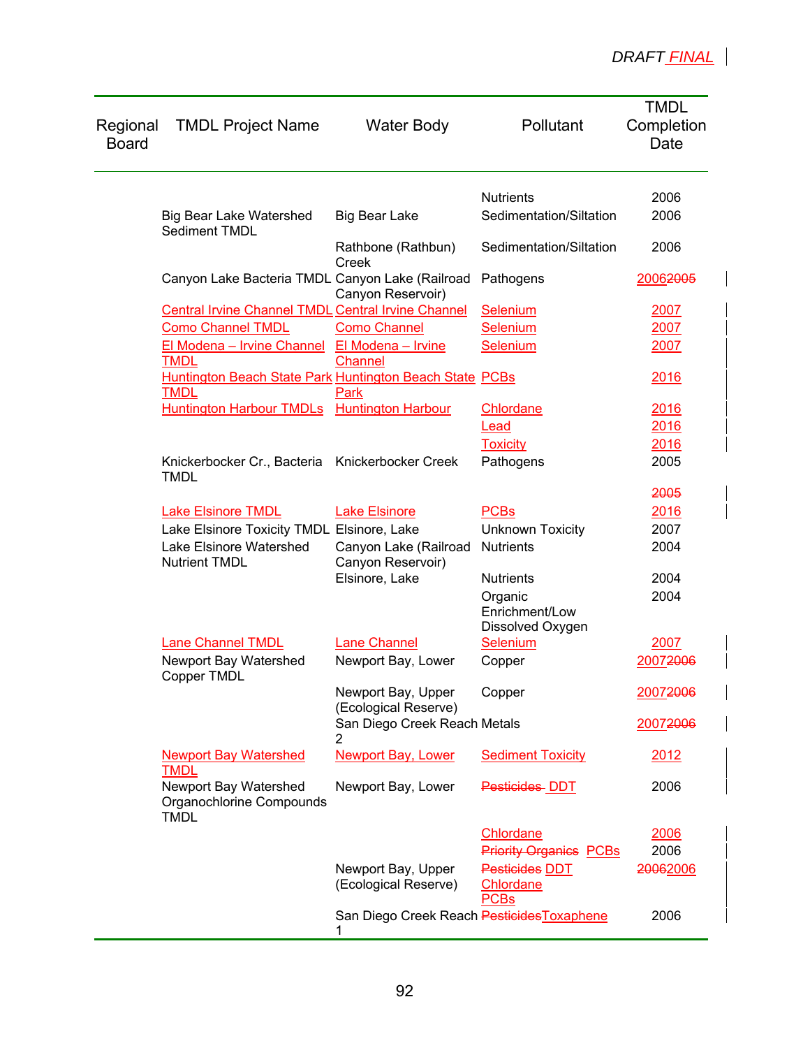DRAFT FINAL

| Regional Board | TMDL Project Name | Water Body | Pollutant | TMDL Completion Date |
|---|---|---|---|---|
| | | | Nutrients | 2006 |
| | Big Bear Lake Watershed Sediment TMDL | Big Bear Lake | Sedimentation/Siltation | 2006 |
| | | Rathbone (Rathbun) Creek | Sedimentation/Siltation | 2006 |
| | Canyon Lake Bacteria TMDL | Canyon Lake (Railroad Canyon Reservoir) | Pathogens | 2006 ~~2005~~ |
| | Central Irvine Channel TMDL | Central Irvine Channel | Selenium | 2007 |
| | Como Channel TMDL | Como Channel | Selenium | 2007 |
| | El Modena – Irvine Channel TMDL | El Modena – Irvine Channel | Selenium | 2007 |
| | Huntington Beach State Park TMDL | Huntington Beach State Park | PCBs | 2016 |
| | Huntington Harbour TMDLs | Huntington Harbour | Chlordane | 2016 |
| | | | Lead | 2016 |
| | | | Toxicity | 2016 |
| | Knickerbocker Cr., Bacteria TMDL | Knickerbocker Creek | Pathogens | 2005 |
| | | | | ~~2005~~ |
| | Lake Elsinore TMDL | Lake Elsinore | PCBs | 2016 |
| | Lake Elsinore Toxicity TMDL | Elsinore, Lake | Unknown Toxicity | 2007 |
| | Lake Elsinore Watershed Nutrient TMDL | Canyon Lake (Railroad Canyon Reservoir) | Nutrients | 2004 |
| | | Elsinore, Lake | Nutrients | 2004 |
| | | | Organic Enrichment/Low Dissolved Oxygen | 2004 |
| | Lane Channel TMDL | Lane Channel | Selenium | 2007 |
| | Newport Bay Watershed Copper TMDL | Newport Bay, Lower | Copper | 2007 ~~2006~~ |
| | | Newport Bay, Upper (Ecological Reserve) | Copper | 2007 ~~2006~~ |
| | | San Diego Creek Reach 2 | Metals | 2007 ~~2006~~ |
| | Newport Bay Watershed TMDL | Newport Bay, Lower | Sediment Toxicity | 2012 |
| | Newport Bay Watershed Organochlorine Compounds TMDL | Newport Bay, Lower | ~~Pesticides~~ DDT | 2006 |
| | | | Chlordane | 2006 |
| | | | ~~Priority Organics~~ PCBs | 2006 |
| | | Newport Bay, Upper (Ecological Reserve) | ~~Pesticides~~ DDT Chlordane PCBs | ~~2006~~ 2006 |
| | | San Diego Creek Reach 1 | ~~Pesticides~~ Toxaphene | 2006 |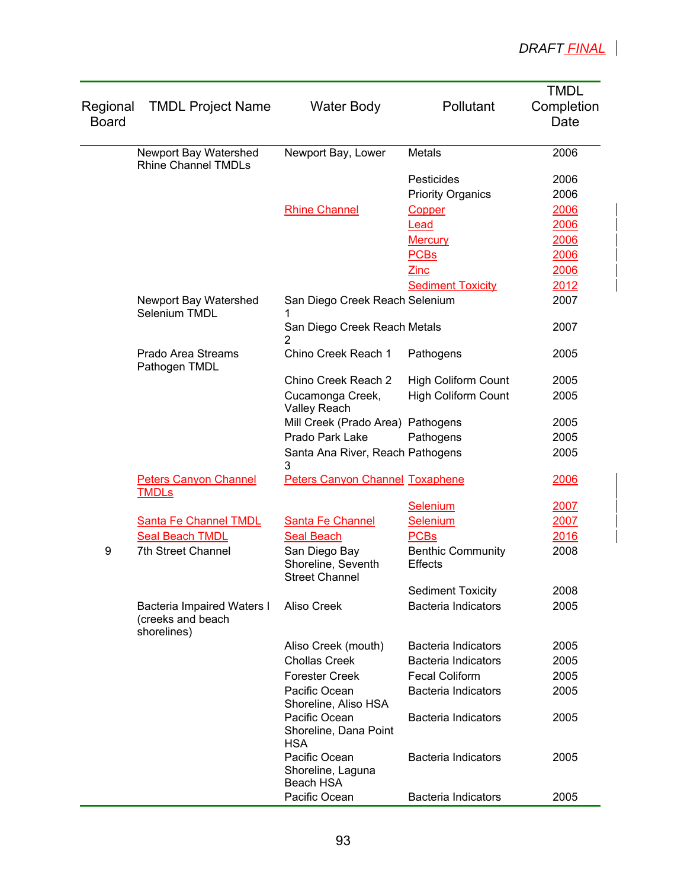| Regional Board | TMDL Project Name | Water Body | Pollutant | TMDL Completion Date |
|---|---|---|---|---|
| | Newport Bay Watershed Rhine Channel TMDLs | Newport Bay, Lower | Metals | 2006 |
| | | | Pesticides | 2006 |
| | | | Priority Organics | 2006 |
| | | Rhine Channel | Copper | 2006 |
| | | | Lead | 2006 |
| | | | Mercury | 2006 |
| | | | PCBs | 2006 |
| | | | Zinc | 2006 |
| | | | Sediment Toxicity | 2012 |
| | Newport Bay Watershed Selenium TMDL | San Diego Creek Reach 1 | Selenium | 2007 |
| | | San Diego Creek Reach 2 | Metals | 2007 |
| | Prado Area Streams Pathogen TMDL | Chino Creek Reach 1 | Pathogens | 2005 |
| | | Chino Creek Reach 2 | High Coliform Count | 2005 |
| | | Cucamonga Creek, Valley Reach | High Coliform Count | 2005 |
| | | Mill Creek (Prado Area) | Pathogens | 2005 |
| | | Prado Park Lake | Pathogens | 2005 |
| | | Santa Ana River, Reach 3 | Pathogens | 2005 |
| | Peters Canyon Channel TMDLs | Peters Canyon Channel | Toxaphene | 2006 |
| | | | Selenium | 2007 |
| | Santa Fe Channel TMDL | Santa Fe Channel | Selenium | 2007 |
| | Seal Beach TMDL | Seal Beach | PCBs | 2016 |
| 9 | 7th Street Channel | San Diego Bay Shoreline, Seventh Street Channel | Benthic Community Effects | 2008 |
| | | | Sediment Toxicity | 2008 |
| | Bacteria Impaired Waters I (creeks and beach shorelines) | Aliso Creek | Bacteria Indicators | 2005 |
| | | Aliso Creek (mouth) | Bacteria Indicators | 2005 |
| | | Chollas Creek | Bacteria Indicators | 2005 |
| | | Forester Creek | Fecal Coliform | 2005 |
| | | Pacific Ocean Shoreline, Aliso HSA | Bacteria Indicators | 2005 |
| | | Pacific Ocean Shoreline, Dana Point HSA | Bacteria Indicators | 2005 |
| | | Pacific Ocean Shoreline, Laguna Beach HSA | Bacteria Indicators | 2005 |
| | | Pacific Ocean | Bacteria Indicators | 2005 |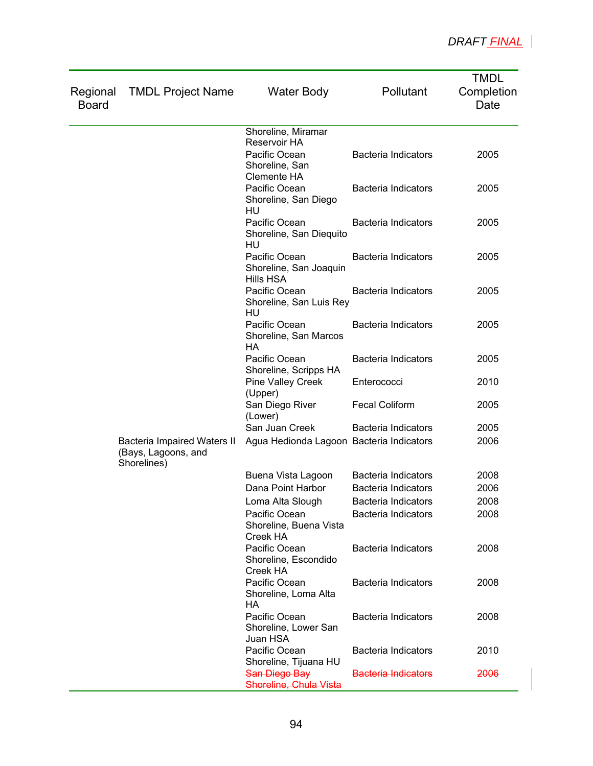| Regional Board | TMDL Project Name | Water Body | Pollutant | TMDL Completion Date |
|---|---|---|---|---|
| | | Shoreline, Miramar Reservoir HA | | |
| | | Pacific Ocean Shoreline, San Clemente HA | Bacteria Indicators | 2005 |
| | | Pacific Ocean Shoreline, San Diego HU | Bacteria Indicators | 2005 |
| | | Pacific Ocean Shoreline, San Diequito HU | Bacteria Indicators | 2005 |
| | | Pacific Ocean Shoreline, San Joaquin Hills HSA | Bacteria Indicators | 2005 |
| | | Pacific Ocean Shoreline, San Luis Rey HU | Bacteria Indicators | 2005 |
| | | Pacific Ocean Shoreline, San Marcos HA | Bacteria Indicators | 2005 |
| | | Pacific Ocean Shoreline, Scripps HA | Bacteria Indicators | 2005 |
| | | Pine Valley Creek (Upper) | Enterococci | 2010 |
| | | San Diego River (Lower) | Fecal Coliform | 2005 |
| | | San Juan Creek | Bacteria Indicators | 2005 |
| | Bacteria Impaired Waters II (Bays, Lagoons, and Shorelines) | Agua Hedionda Lagoon | Bacteria Indicators | 2006 |
| | | Buena Vista Lagoon | Bacteria Indicators | 2008 |
| | | Dana Point Harbor | Bacteria Indicators | 2006 |
| | | Loma Alta Slough | Bacteria Indicators | 2008 |
| | | Pacific Ocean Shoreline, Buena Vista Creek HA | Bacteria Indicators | 2008 |
| | | Pacific Ocean Shoreline, Escondido Creek HA | Bacteria Indicators | 2008 |
| | | Pacific Ocean Shoreline, Loma Alta HA | Bacteria Indicators | 2008 |
| | | Pacific Ocean Shoreline, Lower San Juan HSA | Bacteria Indicators | 2008 |
| | | Pacific Ocean Shoreline, Tijuana HU | Bacteria Indicators | 2010 |
| | | ~~San Diego Bay Shoreline, Chula Vista~~ | ~~Bacteria Indicators~~ | ~~2006~~ |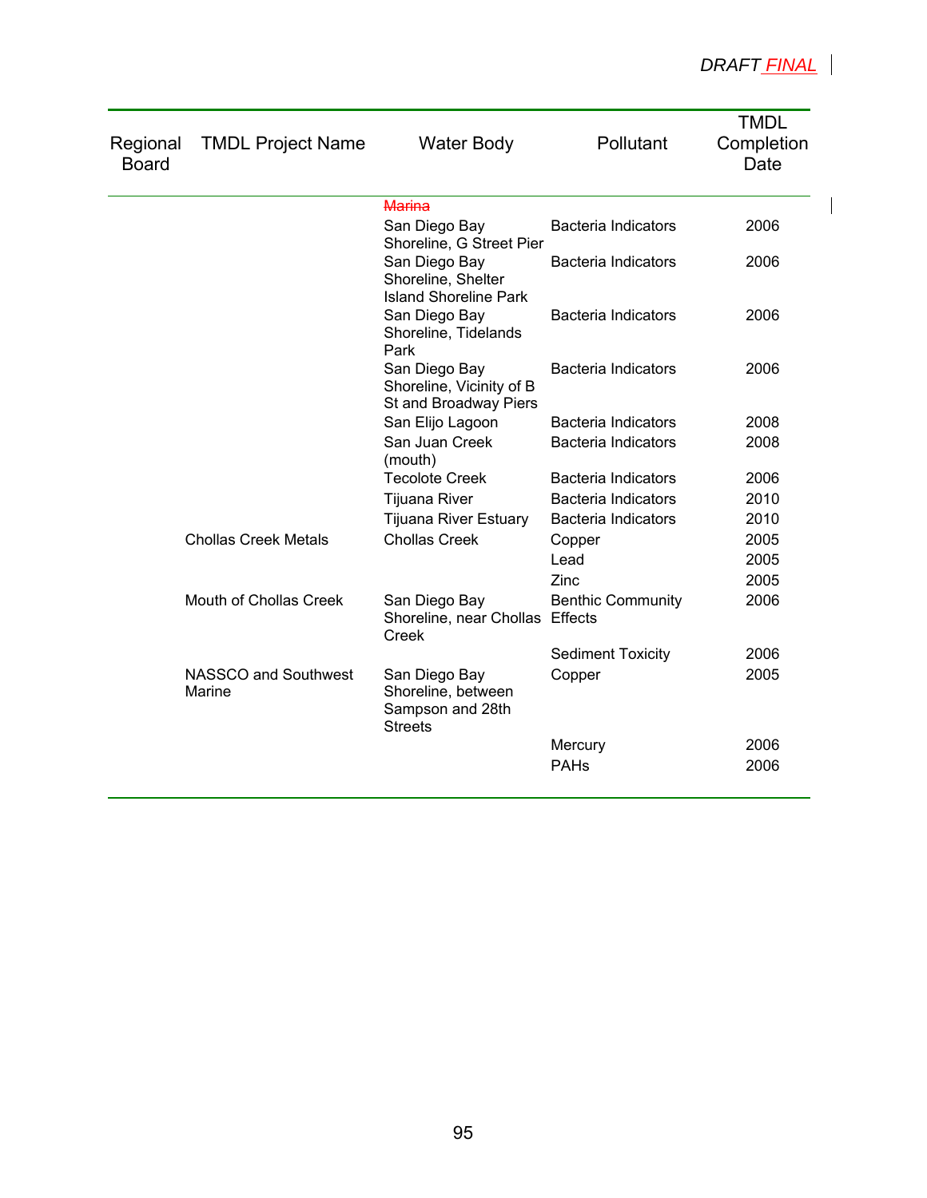| Regional Board | TMDL Project Name | Water Body | Pollutant | TMDL Completion Date |
|---|---|---|---|---|
| | | ~~Marina~~ | | |
| | | San Diego Bay Shoreline, G Street Pier | Bacteria Indicators | 2006 |
| | | San Diego Bay Shoreline, Shelter Island Shoreline Park | Bacteria Indicators | 2006 |
| | | San Diego Bay Shoreline, Tidelands Park | Bacteria Indicators | 2006 |
| | | San Diego Bay Shoreline, Vicinity of B St and Broadway Piers | Bacteria Indicators | 2006 |
| | | San Elijo Lagoon | Bacteria Indicators | 2008 |
| | | San Juan Creek (mouth) | Bacteria Indicators | 2008 |
| | | Tecolote Creek | Bacteria Indicators | 2006 |
| | | Tijuana River | Bacteria Indicators | 2010 |
| | | Tijuana River Estuary | Bacteria Indicators | 2010 |
| | Chollas Creek Metals | Chollas Creek | Copper | 2005 |
| | | | Lead | 2005 |
| | | | Zinc | 2005 |
| | Mouth of Chollas Creek | San Diego Bay Shoreline, near Chollas Creek | Benthic Community Effects | 2006 |
| | | | Sediment Toxicity | 2006 |
| | NASSCO and Southwest Marine | San Diego Bay Shoreline, between Sampson and 28th Streets | Copper | 2005 |
| | | | Mercury | 2006 |
| | | | PAHs | 2006 |